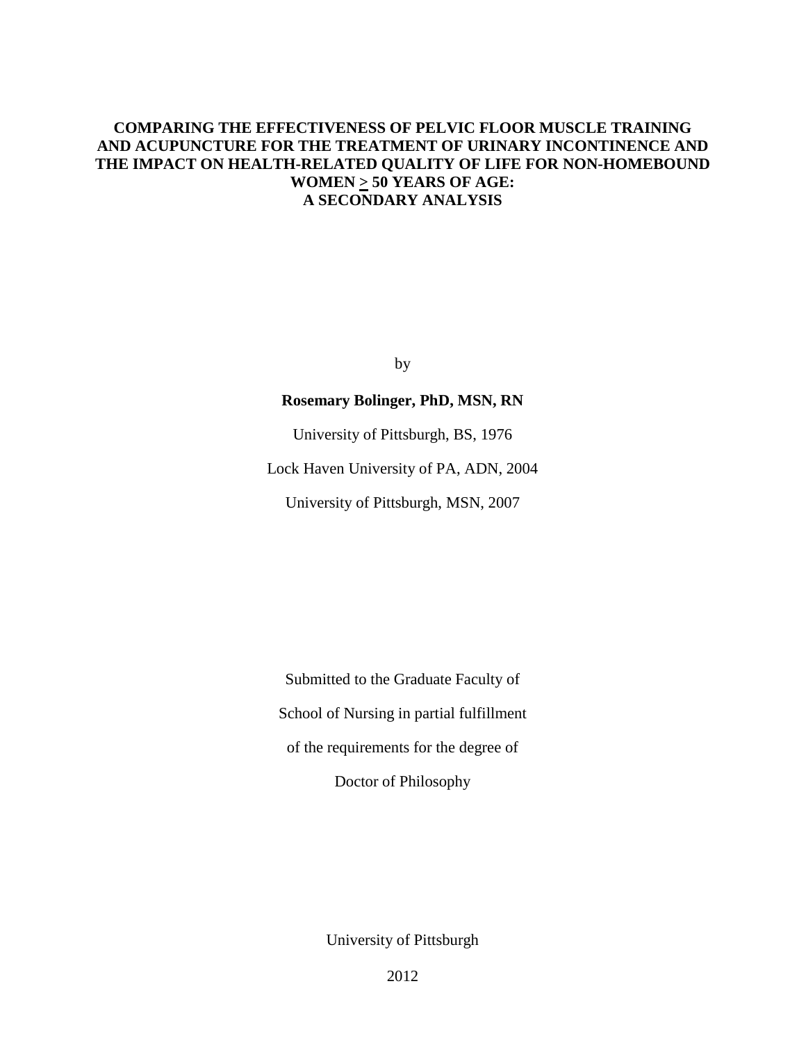# COMPARING THE EFFECTIVENESS OF PELVIC FLOOR MUSCLE TRAINING AND ACUPUNCTURE FOR THE TREATMENT OF URINARY INCONTINENCE AND THE IMPACT ON HEALTH-RELATED QUALITY OF LIFE FOR NON-HOMEBOUND WOMEN ≥ 50 YEARS OF AGE: A SECONDARY ANALYSIS

by

**Rosemary Bolinger, PhD, MSN, RN**

University of Pittsburgh, BS, 1976

Lock Haven University of PA, ADN, 2004

University of Pittsburgh, MSN, 2007

Submitted to the Graduate Faculty of

School of Nursing in partial fulfillment

of the requirements for the degree of

Doctor of Philosophy

University of Pittsburgh

2012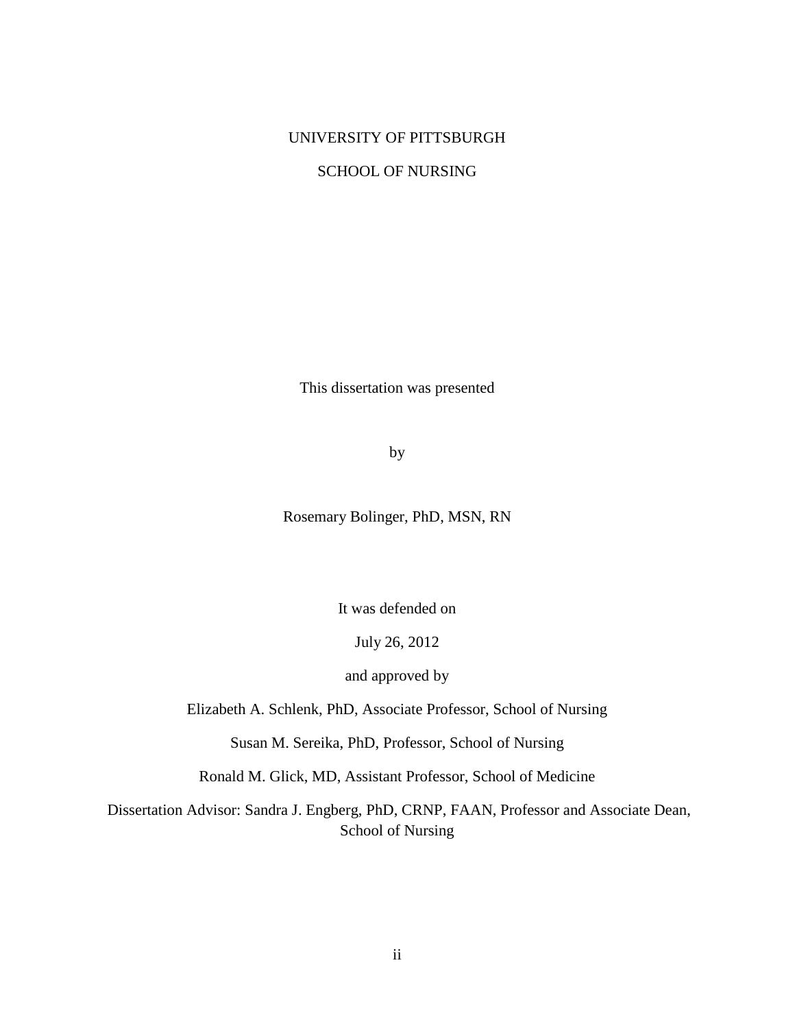UNIVERSITY OF PITTSBURGH

SCHOOL OF NURSING

This dissertation was presented

by

Rosemary Bolinger, PhD, MSN, RN

It was defended on

July 26, 2012

and approved by

Elizabeth A. Schlenk, PhD, Associate Professor, School of Nursing

Susan M. Sereika, PhD, Professor, School of Nursing

Ronald M. Glick, MD, Assistant Professor, School of Medicine

Dissertation Advisor: Sandra J. Engberg, PhD, CRNP, FAAN, Professor and Associate Dean, School of Nursing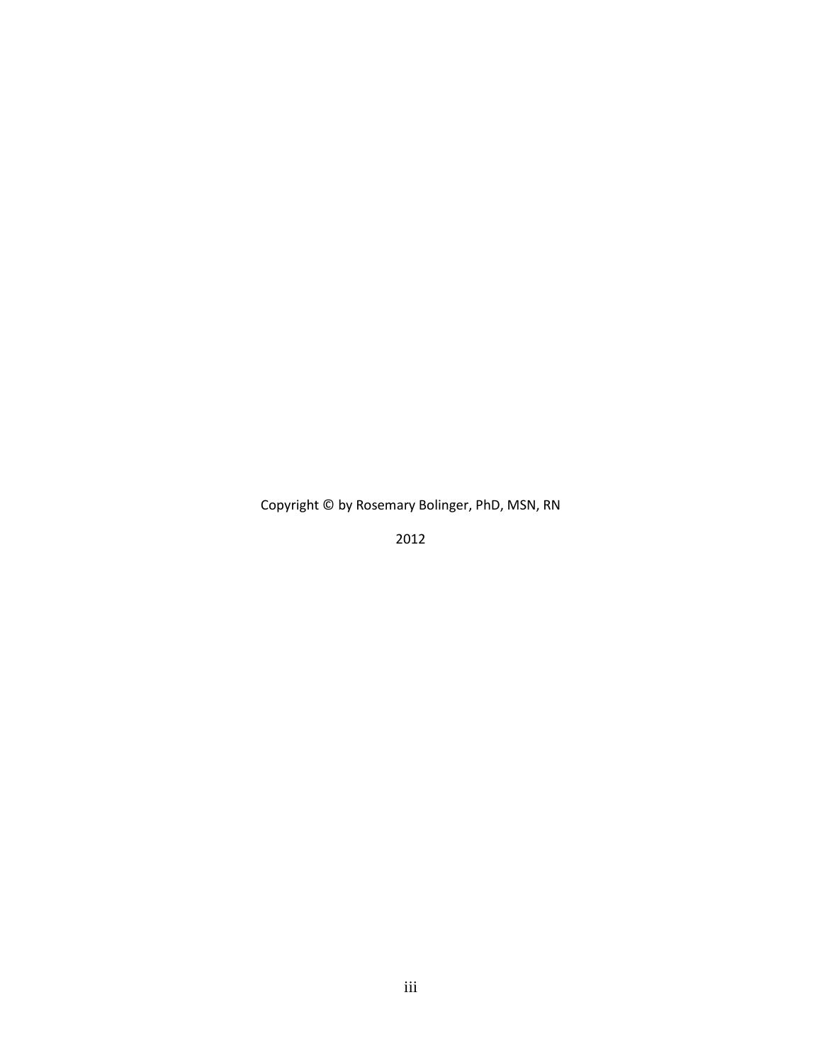Copyright © by Rosemary Bolinger, PhD, MSN, RN

2012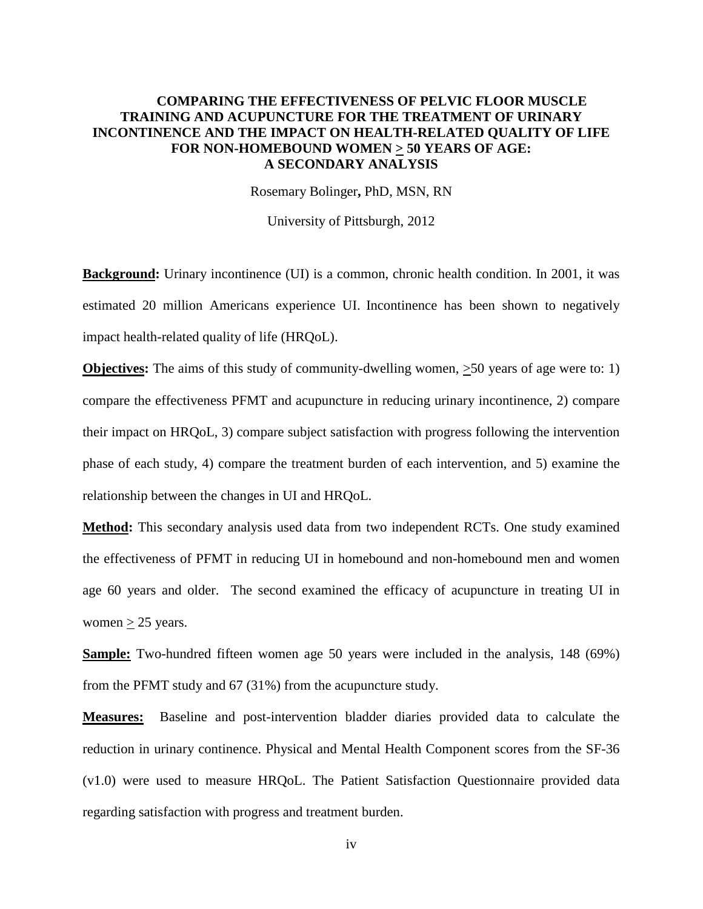# COMPARING THE EFFECTIVENESS OF PELVIC FLOOR MUSCLE TRAINING AND ACUPUNCTURE FOR THE TREATMENT OF URINARY INCONTINENCE AND THE IMPACT ON HEALTH-RELATED QUALITY OF LIFE FOR NON-HOMEBOUND WOMEN ≥ 50 YEARS OF AGE: A SECONDARY ANALYSIS

Rosemary Bolinger**,** PhD, MSN, RN

University of Pittsburgh, 2012

**Background:** Urinary incontinence (UI) is a common, chronic health condition. In 2001, it was estimated 20 million Americans experience UI. Incontinence has been shown to negatively impact health-related quality of life (HRQoL).

**Objectives:** The aims of this study of community-dwelling women, ≥50 years of age were to: 1) compare the effectiveness PFMT and acupuncture in reducing urinary incontinence, 2) compare their impact on HRQoL, 3) compare subject satisfaction with progress following the intervention phase of each study, 4) compare the treatment burden of each intervention, and 5) examine the relationship between the changes in UI and HRQoL.

**Method:** This secondary analysis used data from two independent RCTs. One study examined the effectiveness of PFMT in reducing UI in homebound and non-homebound men and women age 60 years and older. The second examined the efficacy of acupuncture in treating UI in women ≥ 25 years.

**Sample:** Two-hundred fifteen women age 50 years were included in the analysis, 148 (69%) from the PFMT study and 67 (31%) from the acupuncture study.

**Measures:** Baseline and post-intervention bladder diaries provided data to calculate the reduction in urinary continence. Physical and Mental Health Component scores from the SF-36 (v1.0) were used to measure HRQoL. The Patient Satisfaction Questionnaire provided data regarding satisfaction with progress and treatment burden.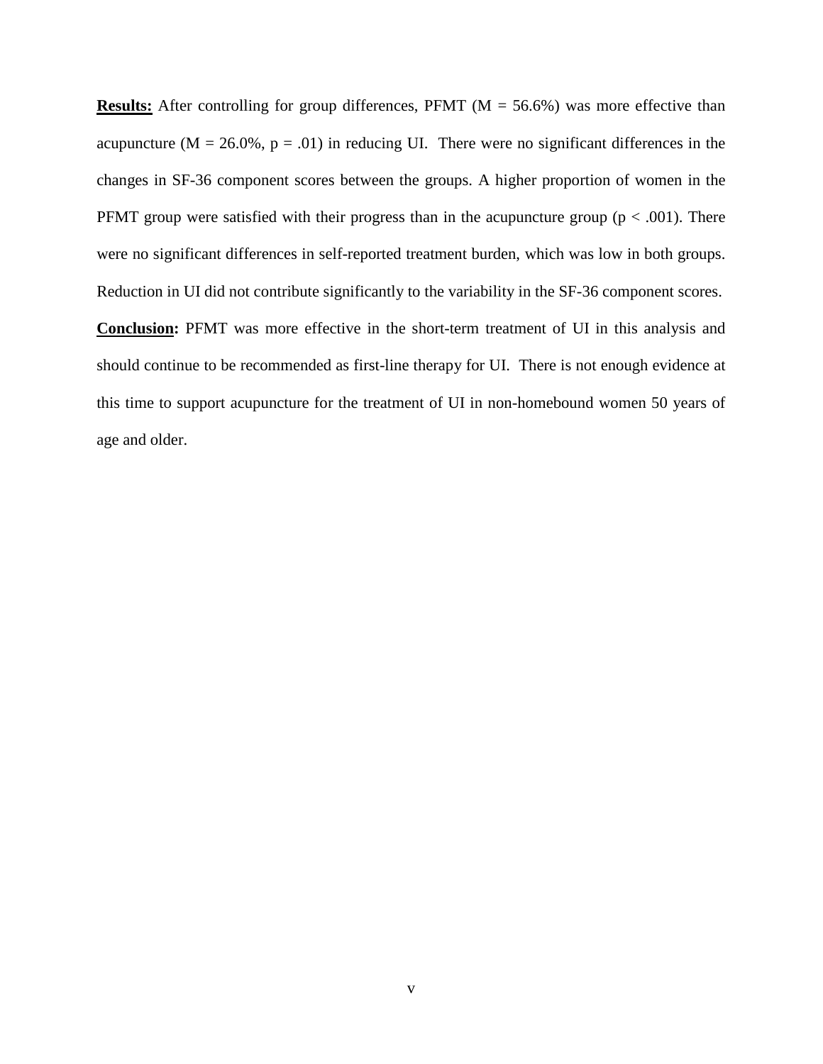**Results:** After controlling for group differences, PFMT ($M = 56.6\%$) was more effective than acupuncture ($M = 26.0\%$, $p = .01$) in reducing UI. There were no significant differences in the changes in SF-36 component scores between the groups. A higher proportion of women in the PFMT group were satisfied with their progress than in the acupuncture group ($p < .001$). There were no significant differences in self-reported treatment burden, which was low in both groups. Reduction in UI did not contribute significantly to the variability in the SF-36 component scores.

**Conclusion:** PFMT was more effective in the short-term treatment of UI in this analysis and should continue to be recommended as first-line therapy for UI. There is not enough evidence at this time to support acupuncture for the treatment of UI in non-homebound women 50 years of age and older.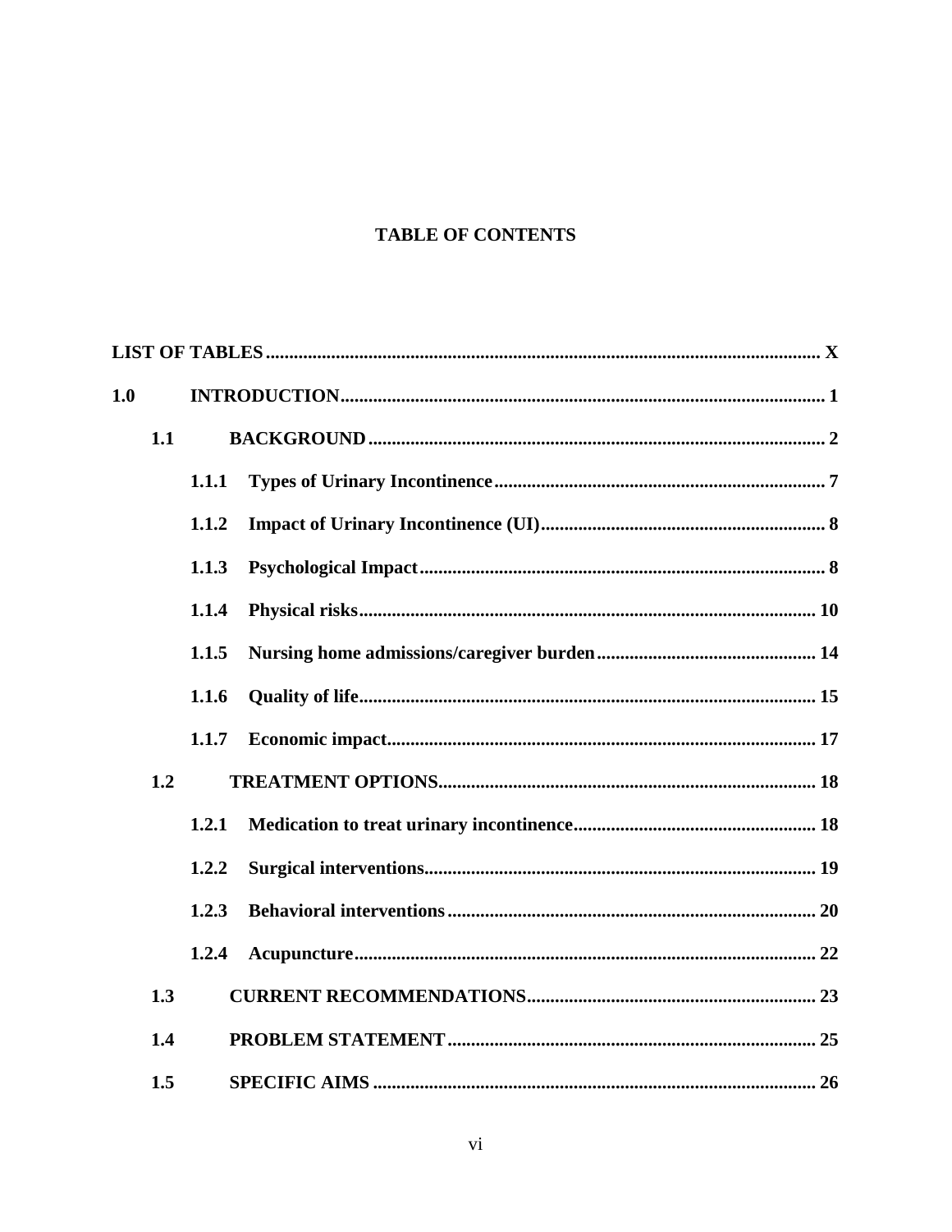# TABLE OF CONTENTS

**LIST OF TABLES** ..... **X**

**1.0 INTRODUCTION** ..... **1**

- **1.1 BACKGROUND** ..... **2**
  - **1.1.1 Types of Urinary Incontinence** ..... **7**
  - **1.1.2 Impact of Urinary Incontinence (UI)** ..... **8**
  - **1.1.3 Psychological Impact** ..... **8**
  - **1.1.4 Physical risks** ..... **10**
  - **1.1.5 Nursing home admissions/caregiver burden** ..... **14**
  - **1.1.6 Quality of life** ..... **15**
  - **1.1.7 Economic impact** ..... **17**
- **1.2 TREATMENT OPTIONS** ..... **18**
  - **1.2.1 Medication to treat urinary incontinence** ..... **18**
  - **1.2.2 Surgical interventions** ..... **19**
  - **1.2.3 Behavioral interventions** ..... **20**
  - **1.2.4 Acupuncture** ..... **22**
- **1.3 CURRENT RECOMMENDATIONS** ..... **23**
- **1.4 PROBLEM STATEMENT** ..... **25**
- **1.5 SPECIFIC AIMS** ..... **26**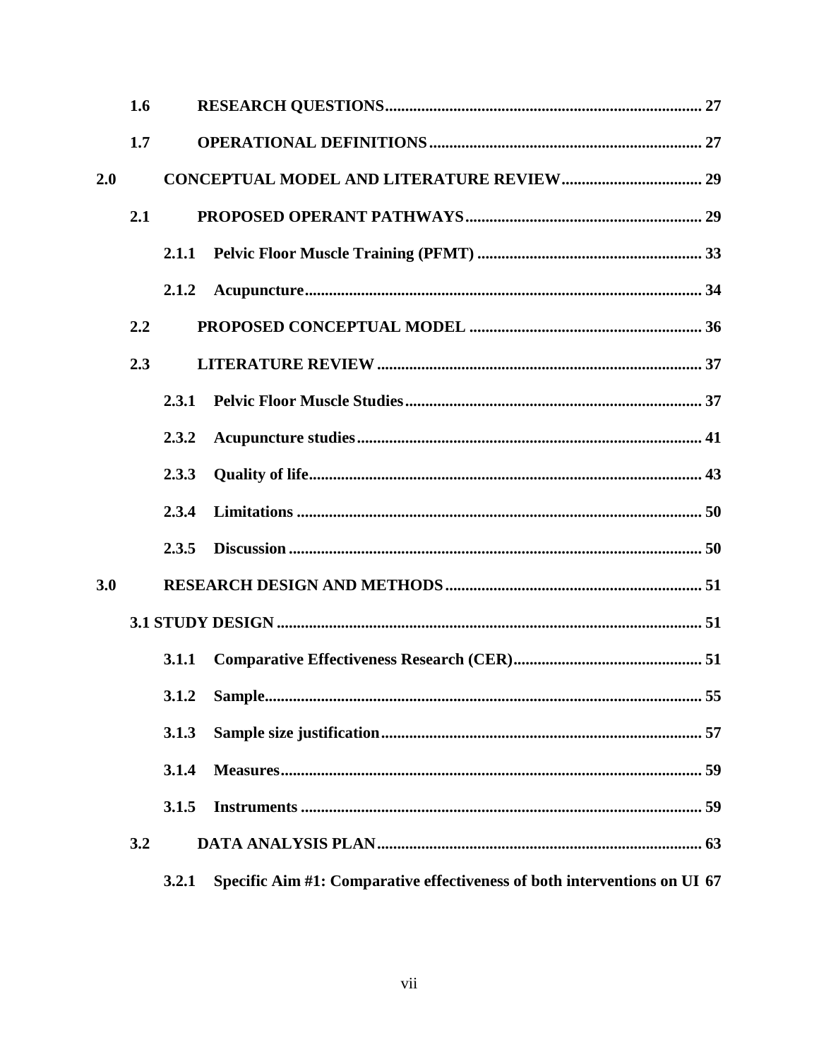1.6 RESEARCH QUESTIONS ..... 27

1.7 OPERATIONAL DEFINITIONS ..... 27

2.0 CONCEPTUAL MODEL AND LITERATURE REVIEW ..... 29

2.1 PROPOSED OPERANT PATHWAYS ..... 29

2.1.1 Pelvic Floor Muscle Training (PFMT) ..... 33

2.1.2 Acupuncture ..... 34

2.2 PROPOSED CONCEPTUAL MODEL ..... 36

2.3 LITERATURE REVIEW ..... 37

2.3.1 Pelvic Floor Muscle Studies ..... 37

2.3.2 Acupuncture studies ..... 41

2.3.3 Quality of life ..... 43

2.3.4 Limitations ..... 50

2.3.5 Discussion ..... 50

3.0 RESEARCH DESIGN AND METHODS ..... 51

3.1 STUDY DESIGN ..... 51

3.1.1 Comparative Effectiveness Research (CER) ..... 51

3.1.2 Sample ..... 55

3.1.3 Sample size justification ..... 57

3.1.4 Measures ..... 59

3.1.5 Instruments ..... 59

3.2 DATA ANALYSIS PLAN ..... 63

3.2.1 Specific Aim #1: Comparative effectiveness of both interventions on UI 67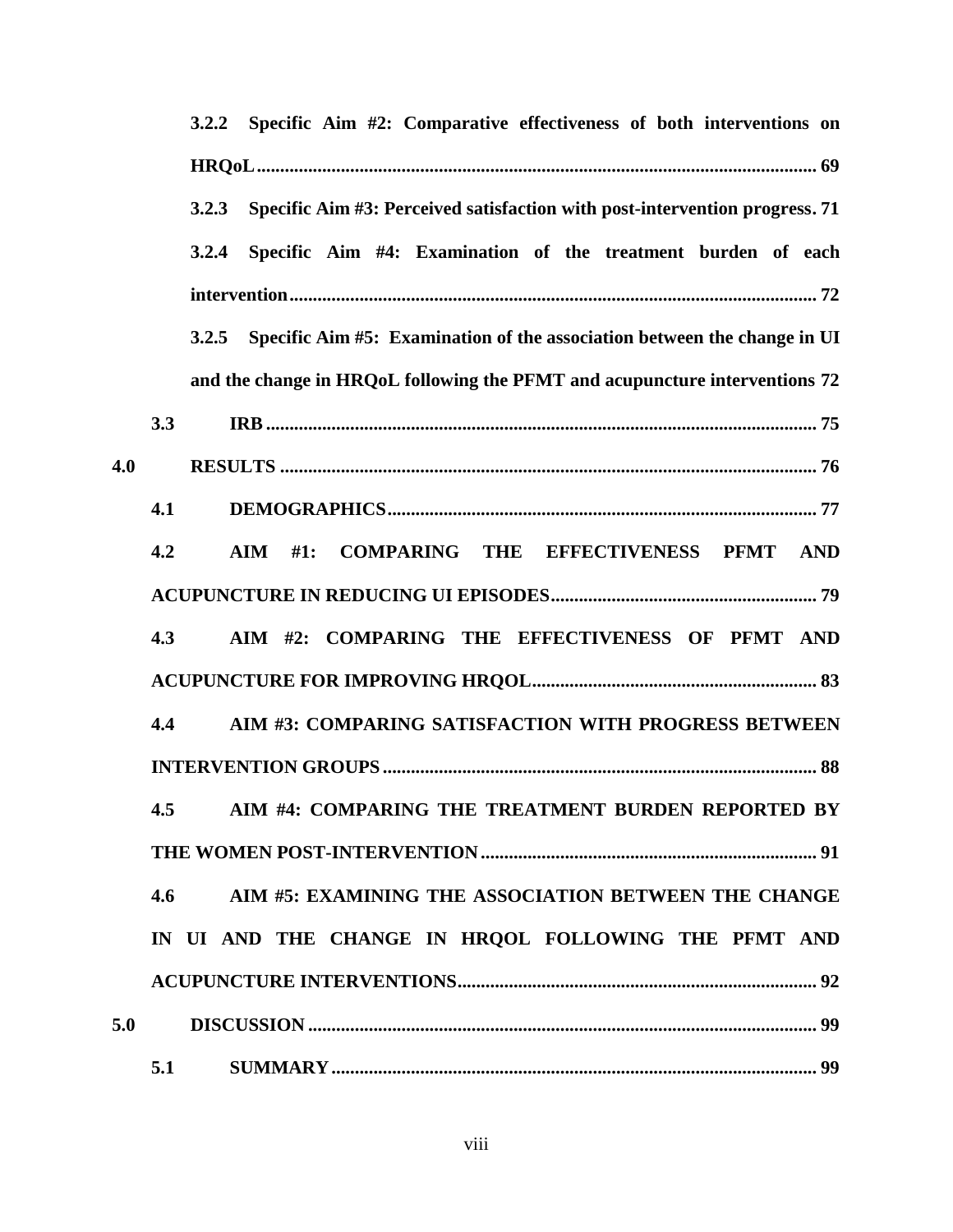3.2.2 Specific Aim #2: Comparative effectiveness of both interventions on HRQoL ........ 69

3.2.3 Specific Aim #3: Perceived satisfaction with post-intervention progress. 71

3.2.4 Specific Aim #4: Examination of the treatment burden of each intervention ........ 72

3.2.5 Specific Aim #5: Examination of the association between the change in UI and the change in HRQoL following the PFMT and acupuncture interventions 72

3.3 IRB ........ 75

4.0 RESULTS ........ 76

4.1 DEMOGRAPHICS ........ 77

4.2 AIM #1: COMPARING THE EFFECTIVENESS PFMT AND ACUPUNCTURE IN REDUCING UI EPISODES ........ 79

4.3 AIM #2: COMPARING THE EFFECTIVENESS OF PFMT AND ACUPUNCTURE FOR IMPROVING HRQOL ........ 83

4.4 AIM #3: COMPARING SATISFACTION WITH PROGRESS BETWEEN INTERVENTION GROUPS ........ 88

4.5 AIM #4: COMPARING THE TREATMENT BURDEN REPORTED BY THE WOMEN POST-INTERVENTION ........ 91

4.6 AIM #5: EXAMINING THE ASSOCIATION BETWEEN THE CHANGE IN UI AND THE CHANGE IN HRQOL FOLLOWING THE PFMT AND ACUPUNCTURE INTERVENTIONS ........ 92

5.0 DISCUSSION ........ 99

5.1 SUMMARY ........ 99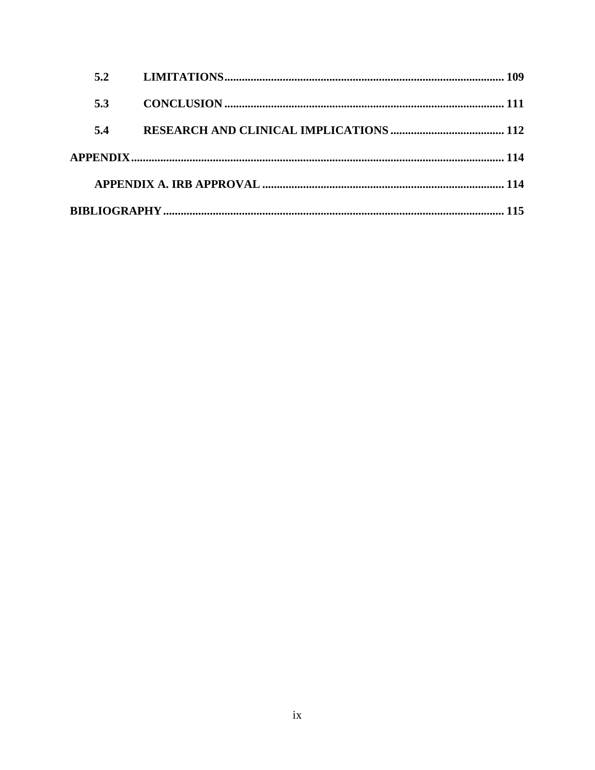**5.2 LIMITATIONS** ............................................................................................ **109**

**5.3 CONCLUSION** ............................................................................................ **111**

**5.4 RESEARCH AND CLINICAL IMPLICATIONS** ....................................... **112**

**APPENDIX** ............................................................................................................ **114**

**APPENDIX A. IRB APPROVAL** .................................................................... **114**

**BIBLIOGRAPHY** .................................................................................................. **115**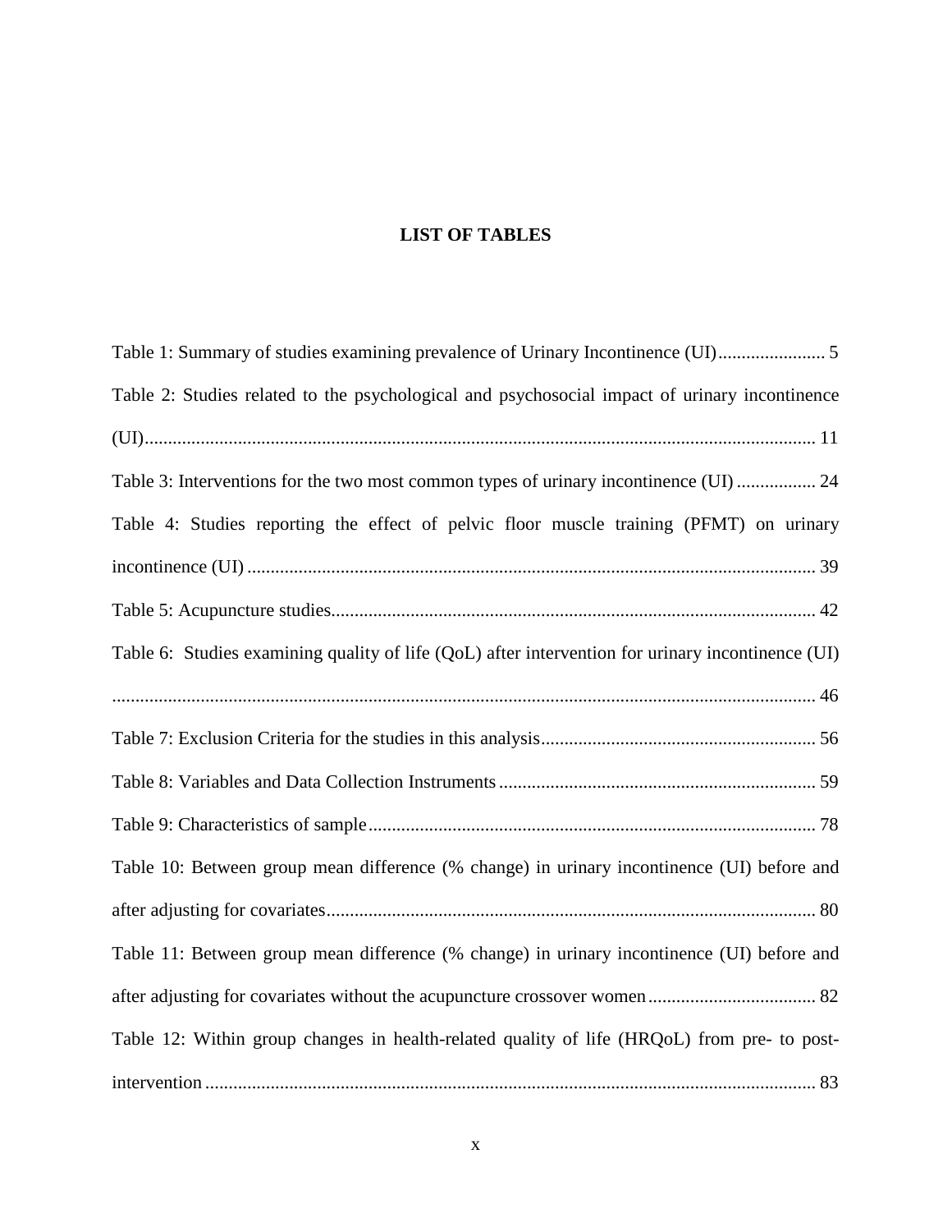# LIST OF TABLES

Table 1: Summary of studies examining prevalence of Urinary Incontinence (UI) ....................... 5

Table 2: Studies related to the psychological and psychosocial impact of urinary incontinence (UI) ............................................................................................................................... 11

Table 3: Interventions for the two most common types of urinary incontinence (UI) ................. 24

Table 4: Studies reporting the effect of pelvic floor muscle training (PFMT) on urinary incontinence (UI) ......................................................................................................................... 39

Table 5: Acupuncture studies ....................................................................................................... 42

Table 6: Studies examining quality of life (QoL) after intervention for urinary incontinence (UI) ...................................................................................................................................... 46

Table 7: Exclusion Criteria for the studies in this analysis ........................................................... 56

Table 8: Variables and Data Collection Instruments .................................................................... 59

Table 9: Characteristics of sample ................................................................................................ 78

Table 10: Between group mean difference (% change) in urinary incontinence (UI) before and after adjusting for covariates ........................................................................................................ 80

Table 11: Between group mean difference (% change) in urinary incontinence (UI) before and after adjusting for covariates without the acupuncture crossover women .................................... 82

Table 12: Within group changes in health-related quality of life (HRQoL) from pre- to post-intervention .................................................................................................................................. 83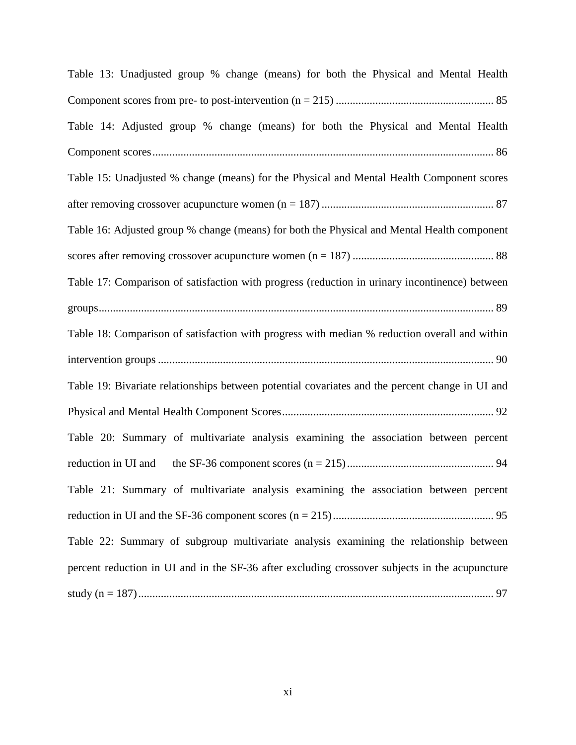Table 13: Unadjusted group % change (means) for both the Physical and Mental Health Component scores from pre- to post-intervention (n = 215) ........................................................ 85

Table 14: Adjusted group % change (means) for both the Physical and Mental Health Component scores........................................................................................................................ 86

Table 15: Unadjusted % change (means) for the Physical and Mental Health Component scores after removing crossover acupuncture women (n = 187) ............................................................. 87

Table 16: Adjusted group % change (means) for both the Physical and Mental Health component scores after removing crossover acupuncture women (n = 187) .................................................. 88

Table 17: Comparison of satisfaction with progress (reduction in urinary incontinence) between groups........................................................................................................................................... 89

Table 18: Comparison of satisfaction with progress with median % reduction overall and within intervention groups ...................................................................................................................... 90

Table 19: Bivariate relationships between potential covariates and the percent change in UI and Physical and Mental Health Component Scores........................................................................... 92

Table 20: Summary of multivariate analysis examining the association between percent reduction in UI and the SF-36 component scores (n = 215).................................................... 94

Table 21: Summary of multivariate analysis examining the association between percent reduction in UI and the SF-36 component scores (n = 215)......................................................... 95

Table 22: Summary of subgroup multivariate analysis examining the relationship between percent reduction in UI and in the SF-36 after excluding crossover subjects in the acupuncture study (n = 187)............................................................................................................................. 97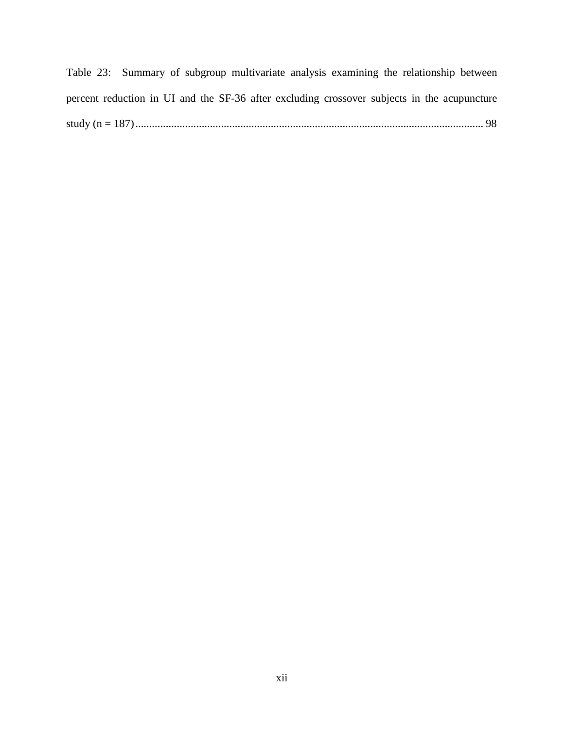Table 23: Summary of subgroup multivariate analysis examining the relationship between percent reduction in UI and the SF-36 after excluding crossover subjects in the acupuncture study (n = 187) ........................................................................................................................ 98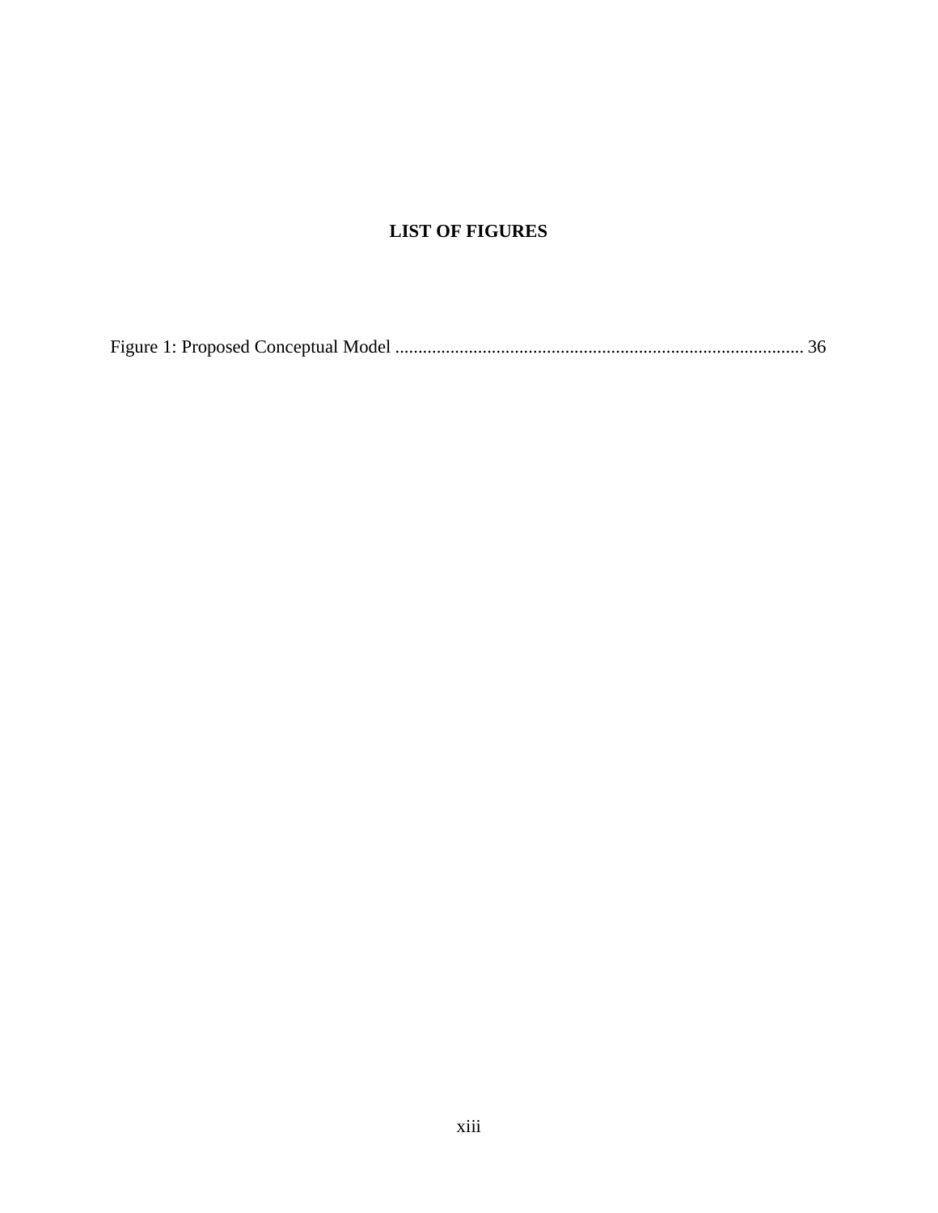# LIST OF FIGURES

Figure 1: Proposed Conceptual Model ........................................................................................ 36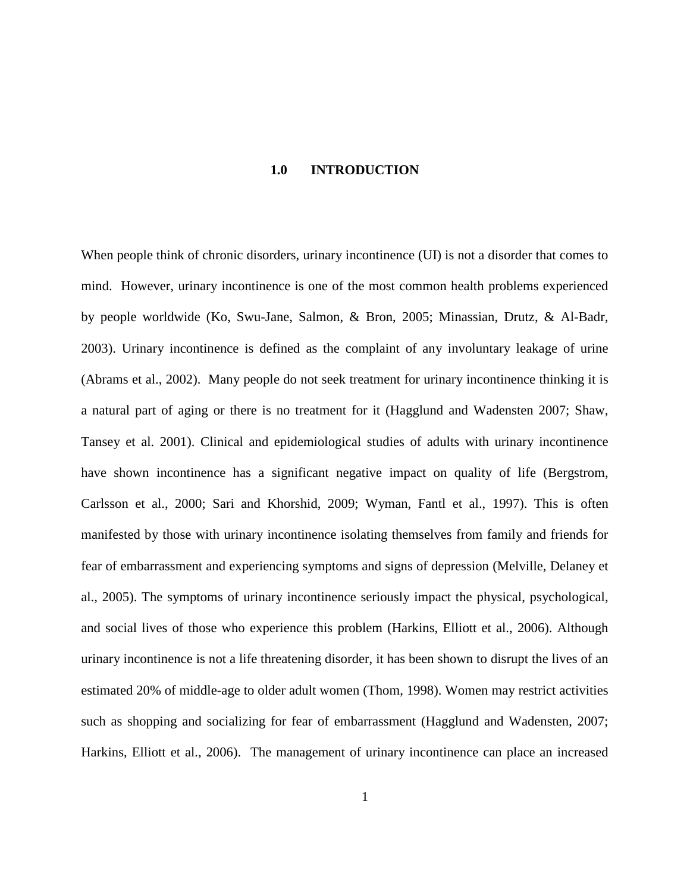# 1.0 INTRODUCTION

When people think of chronic disorders, urinary incontinence (UI) is not a disorder that comes to mind. However, urinary incontinence is one of the most common health problems experienced by people worldwide (Ko, Swu-Jane, Salmon, & Bron, 2005; Minassian, Drutz, & Al-Badr, 2003). Urinary incontinence is defined as the complaint of any involuntary leakage of urine (Abrams et al., 2002). Many people do not seek treatment for urinary incontinence thinking it is a natural part of aging or there is no treatment for it (Hagglund and Wadensten 2007; Shaw, Tansey et al. 2001). Clinical and epidemiological studies of adults with urinary incontinence have shown incontinence has a significant negative impact on quality of life (Bergstrom, Carlsson et al., 2000; Sari and Khorshid, 2009; Wyman, Fantl et al., 1997). This is often manifested by those with urinary incontinence isolating themselves from family and friends for fear of embarrassment and experiencing symptoms and signs of depression (Melville, Delaney et al., 2005). The symptoms of urinary incontinence seriously impact the physical, psychological, and social lives of those who experience this problem (Harkins, Elliott et al., 2006). Although urinary incontinence is not a life threatening disorder, it has been shown to disrupt the lives of an estimated 20% of middle-age to older adult women (Thom, 1998). Women may restrict activities such as shopping and socializing for fear of embarrassment (Hagglund and Wadensten, 2007; Harkins, Elliott et al., 2006). The management of urinary incontinence can place an increased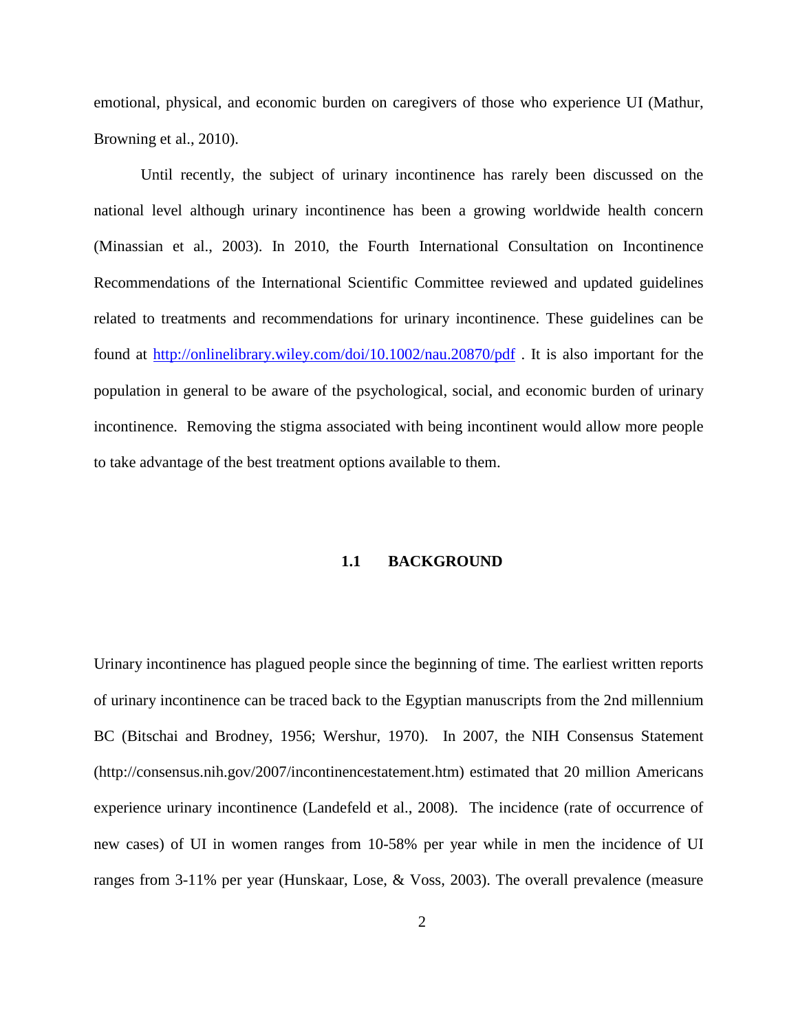emotional, physical, and economic burden on caregivers of those who experience UI (Mathur, Browning et al., 2010).

Until recently, the subject of urinary incontinence has rarely been discussed on the national level although urinary incontinence has been a growing worldwide health concern (Minassian et al., 2003). In 2010, the Fourth International Consultation on Incontinence Recommendations of the International Scientific Committee reviewed and updated guidelines related to treatments and recommendations for urinary incontinence. These guidelines can be found at http://onlinelibrary.wiley.com/doi/10.1002/nau.20870/pdf . It is also important for the population in general to be aware of the psychological, social, and economic burden of urinary incontinence. Removing the stigma associated with being incontinent would allow more people to take advantage of the best treatment options available to them.

## 1.1 BACKGROUND

Urinary incontinence has plagued people since the beginning of time. The earliest written reports of urinary incontinence can be traced back to the Egyptian manuscripts from the 2nd millennium BC (Bitschai and Brodney, 1956; Wershur, 1970). In 2007, the NIH Consensus Statement (http://consensus.nih.gov/2007/incontinencestatement.htm) estimated that 20 million Americans experience urinary incontinence (Landefeld et al., 2008). The incidence (rate of occurrence of new cases) of UI in women ranges from 10-58% per year while in men the incidence of UI ranges from 3-11% per year (Hunskaar, Lose, & Voss, 2003). The overall prevalence (measure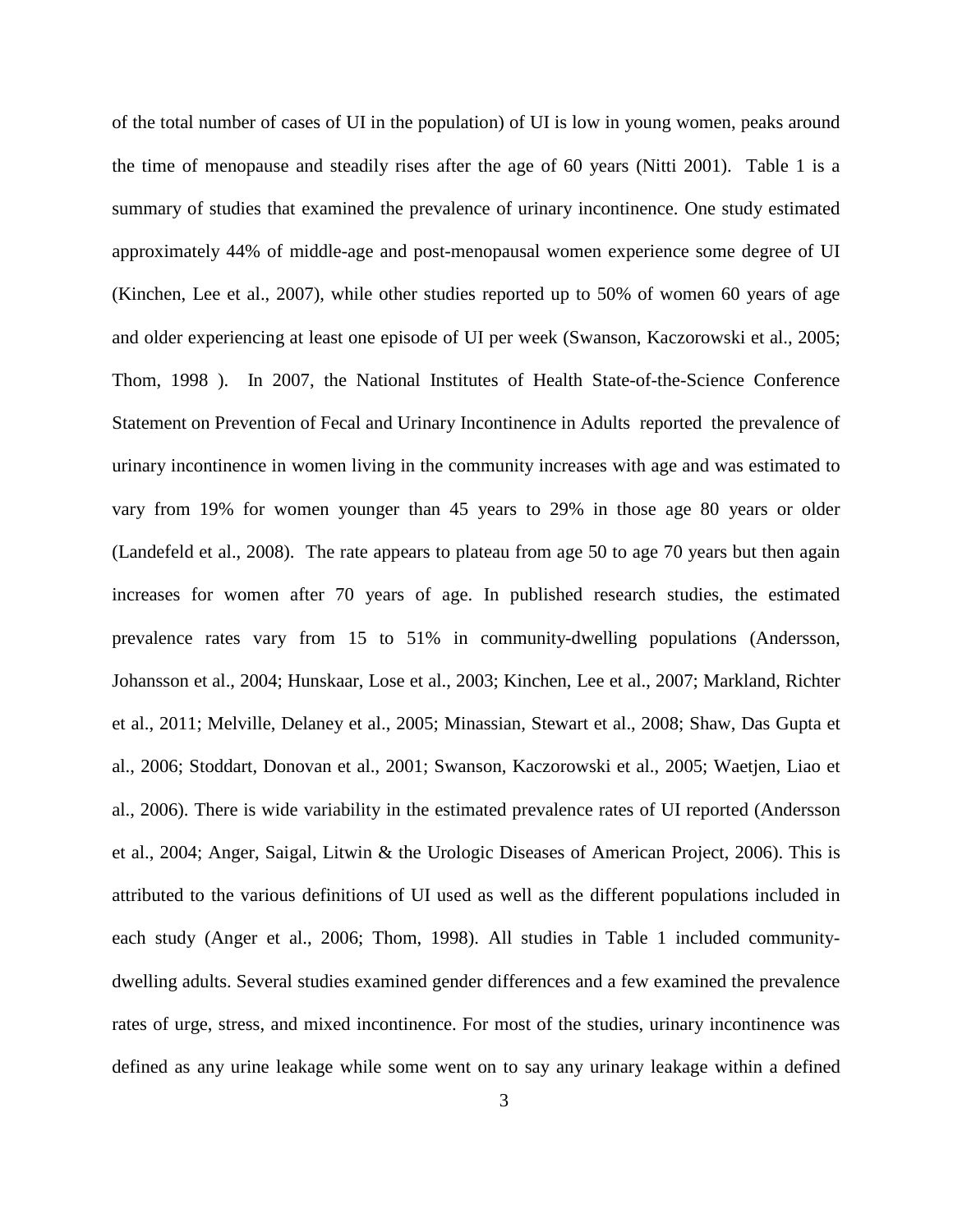of the total number of cases of UI in the population) of UI is low in young women, peaks around the time of menopause and steadily rises after the age of 60 years (Nitti 2001). Table 1 is a summary of studies that examined the prevalence of urinary incontinence. One study estimated approximately 44% of middle-age and post-menopausal women experience some degree of UI (Kinchen, Lee et al., 2007), while other studies reported up to 50% of women 60 years of age and older experiencing at least one episode of UI per week (Swanson, Kaczorowski et al., 2005; Thom, 1998 ). In 2007, the National Institutes of Health State-of-the-Science Conference Statement on Prevention of Fecal and Urinary Incontinence in Adults reported the prevalence of urinary incontinence in women living in the community increases with age and was estimated to vary from 19% for women younger than 45 years to 29% in those age 80 years or older (Landefeld et al., 2008). The rate appears to plateau from age 50 to age 70 years but then again increases for women after 70 years of age. In published research studies, the estimated prevalence rates vary from 15 to 51% in community-dwelling populations (Andersson, Johansson et al., 2004; Hunskaar, Lose et al., 2003; Kinchen, Lee et al., 2007; Markland, Richter et al., 2011; Melville, Delaney et al., 2005; Minassian, Stewart et al., 2008; Shaw, Das Gupta et al., 2006; Stoddart, Donovan et al., 2001; Swanson, Kaczorowski et al., 2005; Waetjen, Liao et al., 2006). There is wide variability in the estimated prevalence rates of UI reported (Andersson et al., 2004; Anger, Saigal, Litwin & the Urologic Diseases of American Project, 2006). This is attributed to the various definitions of UI used as well as the different populations included in each study (Anger et al., 2006; Thom, 1998). All studies in Table 1 included community-dwelling adults. Several studies examined gender differences and a few examined the prevalence rates of urge, stress, and mixed incontinence. For most of the studies, urinary incontinence was defined as any urine leakage while some went on to say any urinary leakage within a defined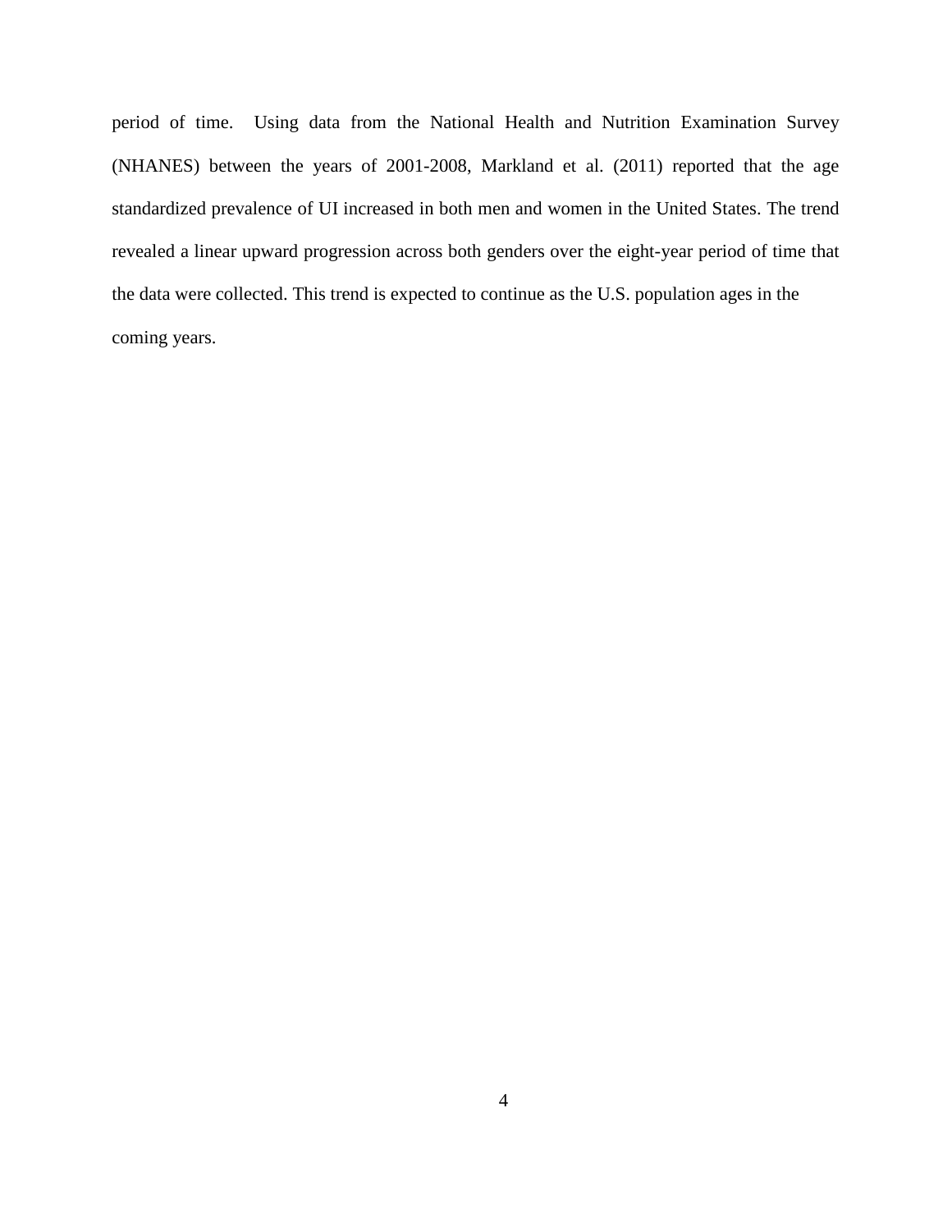period of time. Using data from the National Health and Nutrition Examination Survey (NHANES) between the years of 2001-2008, Markland et al. (2011) reported that the age standardized prevalence of UI increased in both men and women in the United States. The trend revealed a linear upward progression across both genders over the eight-year period of time that the data were collected. This trend is expected to continue as the U.S. population ages in the coming years.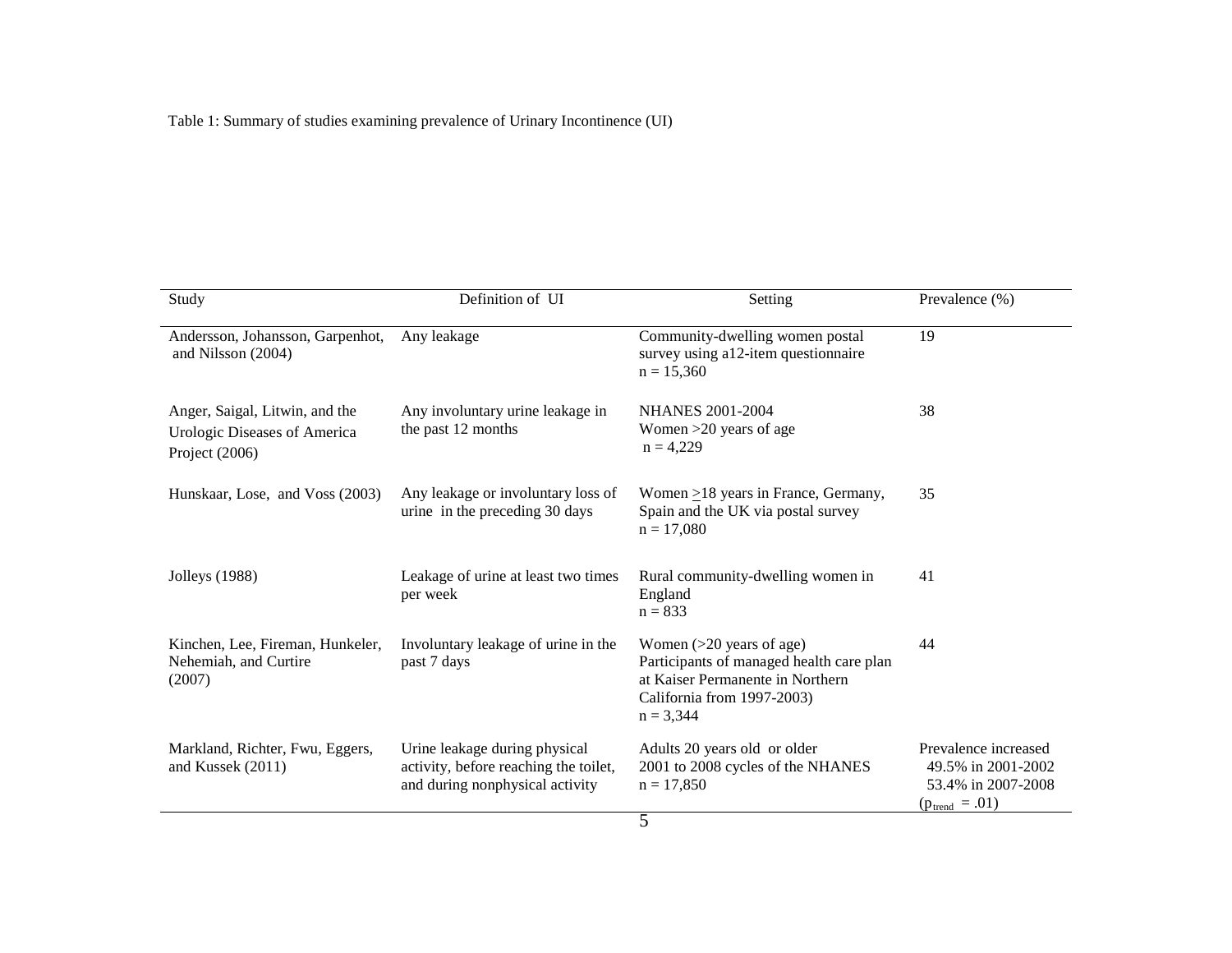Table 1: Summary of studies examining prevalence of Urinary Incontinence (UI)

| Study | Definition of UI | Setting | Prevalence (%) |
|---|---|---|---|
| Andersson, Johansson, Garpenhot, and Nilsson (2004) | Any leakage | Community-dwelling women postal survey using a12-item questionnaire n = 15,360 | 19 |
| Anger, Saigal, Litwin, and the Urologic Diseases of America Project (2006) | Any involuntary urine leakage in the past 12 months | NHANES 2001-2004 Women >20 years of age n = 4,229 | 38 |
| Hunskaar, Lose, and Voss (2003) | Any leakage or involuntary loss of urine in the preceding 30 days | Women $\geq$18 years in France, Germany, Spain and the UK via postal survey n = 17,080 | 35 |
| Jolleys (1988) | Leakage of urine at least two times per week | Rural community-dwelling women in England n = 833 | 41 |
| Kinchen, Lee, Fireman, Hunkeler, Nehemiah, and Curtire (2007) | Involuntary leakage of urine in the past 7 days | Women (>20 years of age) Participants of managed health care plan at Kaiser Permanente in Northern California from 1997-2003) n = 3,344 | 44 |
| Markland, Richter, Fwu, Eggers, and Kussek (2011) | Urine leakage during physical activity, before reaching the toilet, and during nonphysical activity | Adults 20 years old or older 2001 to 2008 cycles of the NHANES n = 17,850 | Prevalence increased 49.5% in 2001-2002 53.4% in 2007-2008 ($p_{trend}$ = .01) |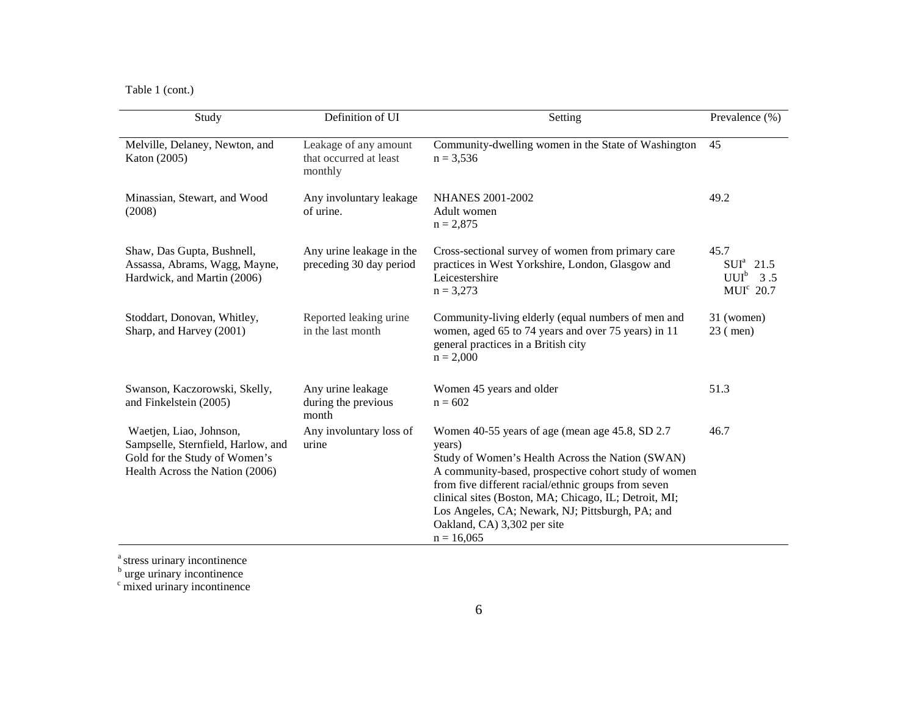Table 1 (cont.)

| Study | Definition of UI | Setting | Prevalence (%) |
|---|---|---|---|
| Melville, Delaney, Newton, and Katon (2005) | Leakage of any amount that occurred at least monthly | Community-dwelling women in the State of Washington<br>n = 3,536 | 45 |
| Minassian, Stewart, and Wood (2008) | Any involuntary leakage of urine. | NHANES 2001-2002<br>Adult women<br>n = 2,875 | 49.2 |
| Shaw, Das Gupta, Bushnell, Assassa, Abrams, Wagg, Mayne, Hardwick, and Martin (2006) | Any urine leakage in the preceding 30 day period | Cross-sectional survey of women from primary care practices in West Yorkshire, London, Glasgow and Leicestershire<br>n = 3,273 | 45.7<br>SUI[a] 21.5<br>UUI[b] 3.5<br>MUI[c] 20.7 |
| Stoddart, Donovan, Whitley, Sharp, and Harvey (2001) | Reported leaking urine in the last month | Community-living elderly (equal numbers of men and women, aged 65 to 74 years and over 75 years) in 11 general practices in a British city<br>n = 2,000 | 31 (women)<br>23 ( men) |
| Swanson, Kaczorowski, Skelly, and Finkelstein (2005) | Any urine leakage during the previous month | Women 45 years and older<br>n = 602 | 51.3 |
| Waetjen, Liao, Johnson, Sampselle, Sternfield, Harlow, and Gold for the Study of Women's Health Across the Nation (2006) | Any involuntary loss of urine | Women 40-55 years of age (mean age 45.8, SD 2.7 years)<br>Study of Women's Health Across the Nation (SWAN)<br>A community-based, prospective cohort study of women from five different racial/ethnic groups from seven clinical sites (Boston, MA; Chicago, IL; Detroit, MI; Los Angeles, CA; Newark, NJ; Pittsburgh, PA; and Oakland, CA) 3,302 per site<br>n = 16,065 | 46.7 |

[a] stress urinary incontinence
[b] urge urinary incontinence
[c] mixed urinary incontinence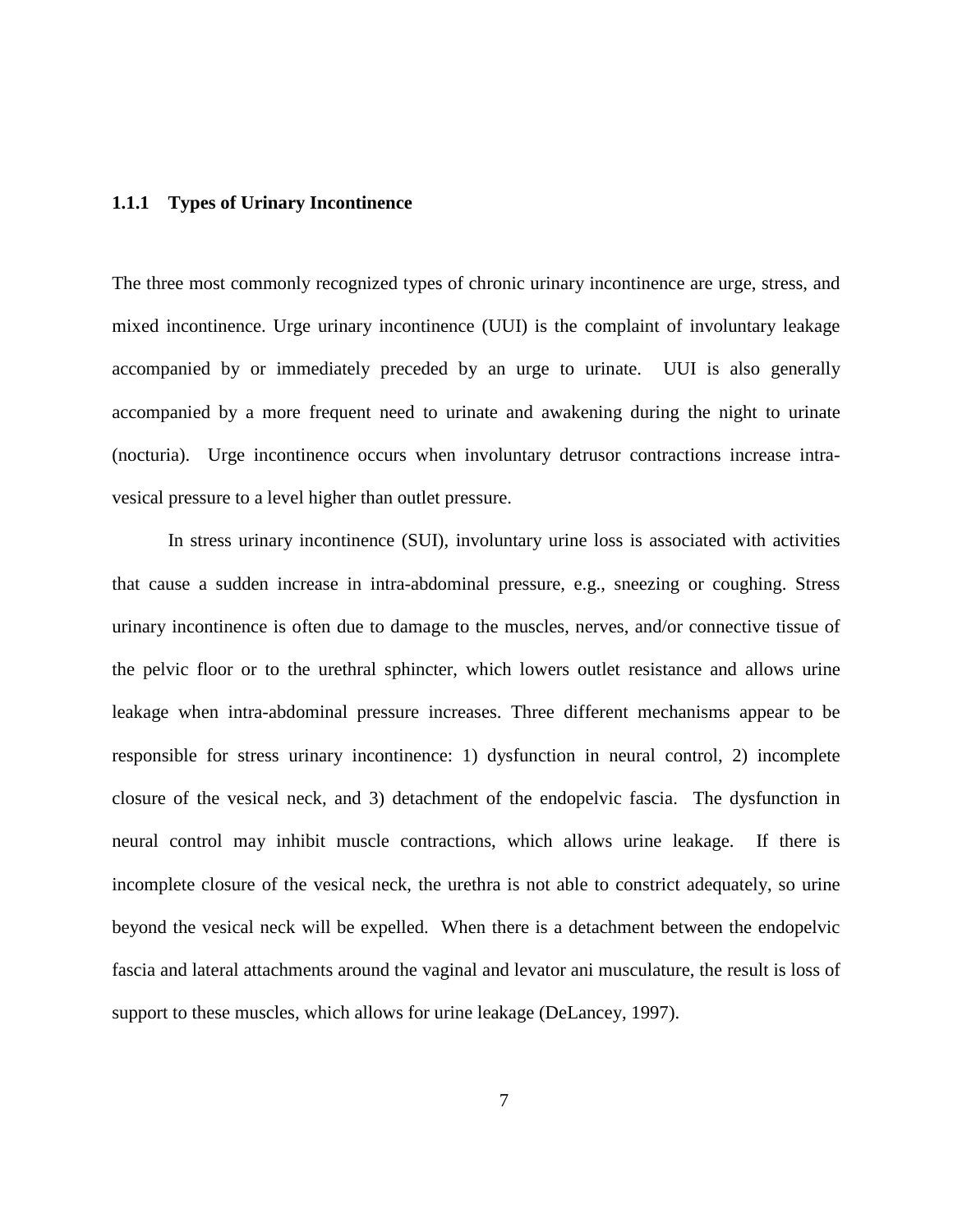### 1.1.1 Types of Urinary Incontinence

The three most commonly recognized types of chronic urinary incontinence are urge, stress, and mixed incontinence. Urge urinary incontinence (UUI) is the complaint of involuntary leakage accompanied by or immediately preceded by an urge to urinate. UUI is also generally accompanied by a more frequent need to urinate and awakening during the night to urinate (nocturia). Urge incontinence occurs when involuntary detrusor contractions increase intra-vesical pressure to a level higher than outlet pressure.

In stress urinary incontinence (SUI), involuntary urine loss is associated with activities that cause a sudden increase in intra-abdominal pressure, e.g., sneezing or coughing. Stress urinary incontinence is often due to damage to the muscles, nerves, and/or connective tissue of the pelvic floor or to the urethral sphincter, which lowers outlet resistance and allows urine leakage when intra-abdominal pressure increases. Three different mechanisms appear to be responsible for stress urinary incontinence: 1) dysfunction in neural control, 2) incomplete closure of the vesical neck, and 3) detachment of the endopelvic fascia. The dysfunction in neural control may inhibit muscle contractions, which allows urine leakage. If there is incomplete closure of the vesical neck, the urethra is not able to constrict adequately, so urine beyond the vesical neck will be expelled. When there is a detachment between the endopelvic fascia and lateral attachments around the vaginal and levator ani musculature, the result is loss of support to these muscles, which allows for urine leakage (DeLancey, 1997).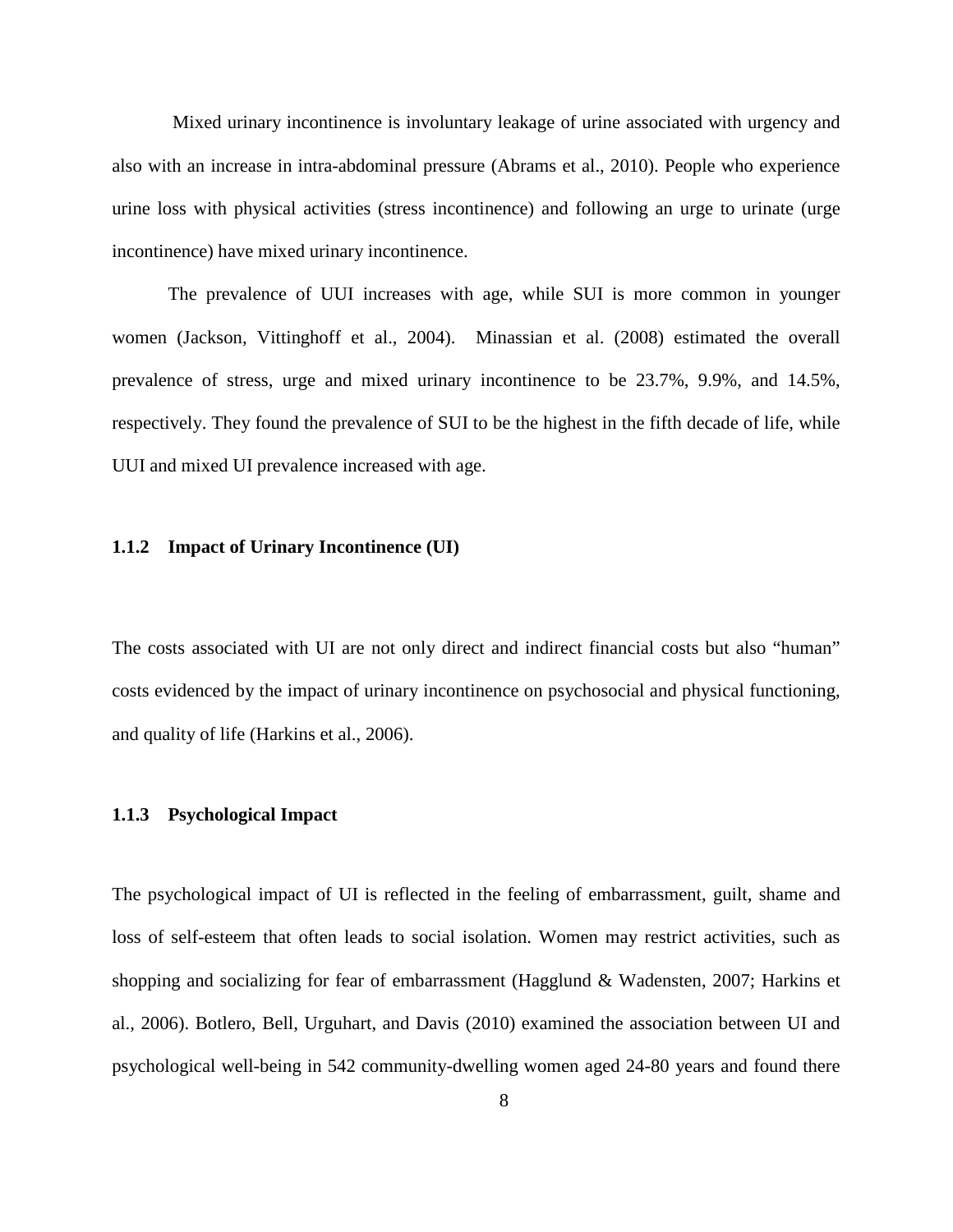Mixed urinary incontinence is involuntary leakage of urine associated with urgency and also with an increase in intra-abdominal pressure (Abrams et al., 2010). People who experience urine loss with physical activities (stress incontinence) and following an urge to urinate (urge incontinence) have mixed urinary incontinence.

The prevalence of UUI increases with age, while SUI is more common in younger women (Jackson, Vittinghoff et al., 2004). Minassian et al. (2008) estimated the overall prevalence of stress, urge and mixed urinary incontinence to be 23.7%, 9.9%, and 14.5%, respectively. They found the prevalence of SUI to be the highest in the fifth decade of life, while UUI and mixed UI prevalence increased with age.

### 1.1.2 Impact of Urinary Incontinence (UI)

The costs associated with UI are not only direct and indirect financial costs but also "human" costs evidenced by the impact of urinary incontinence on psychosocial and physical functioning, and quality of life (Harkins et al., 2006).

### 1.1.3 Psychological Impact

The psychological impact of UI is reflected in the feeling of embarrassment, guilt, shame and loss of self-esteem that often leads to social isolation. Women may restrict activities, such as shopping and socializing for fear of embarrassment (Hagglund & Wadensten, 2007; Harkins et al., 2006). Botlero, Bell, Urguhart, and Davis (2010) examined the association between UI and psychological well-being in 542 community-dwelling women aged 24-80 years and found there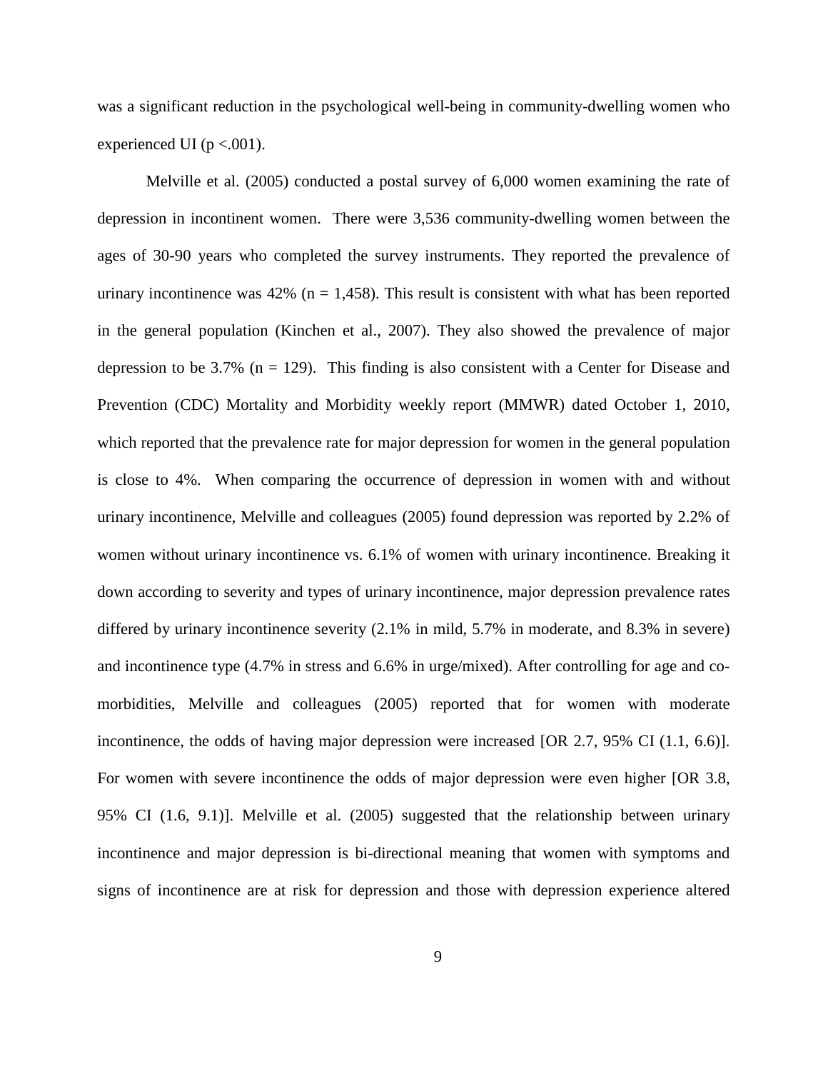was a significant reduction in the psychological well-being in community-dwelling women who experienced UI ($p < .001$).

Melville et al. (2005) conducted a postal survey of 6,000 women examining the rate of depression in incontinent women. There were 3,536 community-dwelling women between the ages of 30-90 years who completed the survey instruments. They reported the prevalence of urinary incontinence was 42% ($n = 1,458$). This result is consistent with what has been reported in the general population (Kinchen et al., 2007). They also showed the prevalence of major depression to be 3.7% ($n = 129$). This finding is also consistent with a Center for Disease and Prevention (CDC) Mortality and Morbidity weekly report (MMWR) dated October 1, 2010, which reported that the prevalence rate for major depression for women in the general population is close to 4%. When comparing the occurrence of depression in women with and without urinary incontinence, Melville and colleagues (2005) found depression was reported by 2.2% of women without urinary incontinence vs. 6.1% of women with urinary incontinence. Breaking it down according to severity and types of urinary incontinence, major depression prevalence rates differed by urinary incontinence severity (2.1% in mild, 5.7% in moderate, and 8.3% in severe) and incontinence type (4.7% in stress and 6.6% in urge/mixed). After controlling for age and co-morbidities, Melville and colleagues (2005) reported that for women with moderate incontinence, the odds of having major depression were increased [OR 2.7, 95% CI (1.1, 6.6)]. For women with severe incontinence the odds of major depression were even higher [OR 3.8, 95% CI (1.6, 9.1)]. Melville et al. (2005) suggested that the relationship between urinary incontinence and major depression is bi-directional meaning that women with symptoms and signs of incontinence are at risk for depression and those with depression experience altered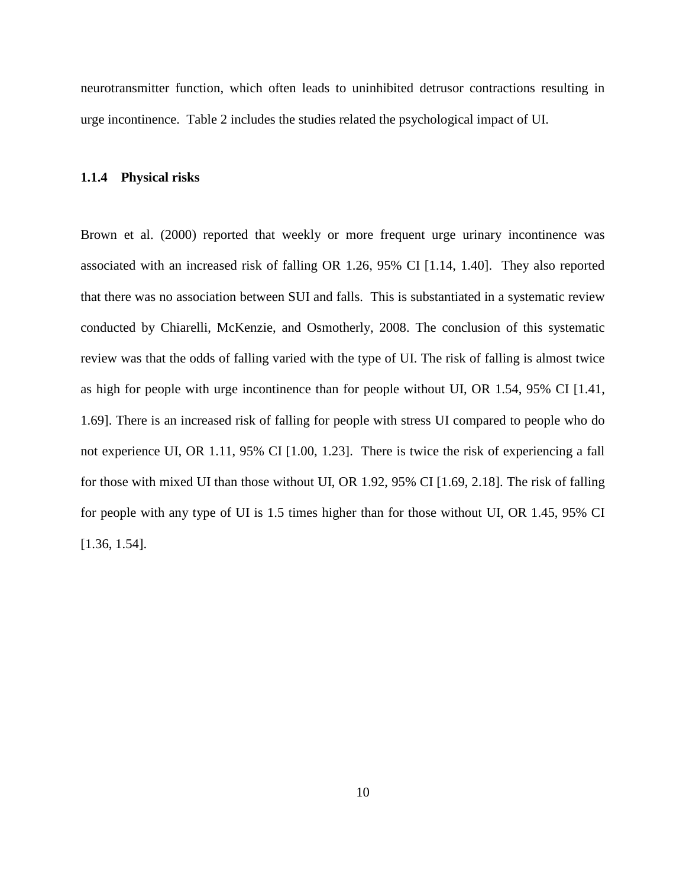neurotransmitter function, which often leads to uninhibited detrusor contractions resulting in urge incontinence. Table 2 includes the studies related the psychological impact of UI.

### 1.1.4 Physical risks

Brown et al. (2000) reported that weekly or more frequent urge urinary incontinence was associated with an increased risk of falling OR 1.26, 95% CI [1.14, 1.40]. They also reported that there was no association between SUI and falls. This is substantiated in a systematic review conducted by Chiarelli, McKenzie, and Osmotherly, 2008. The conclusion of this systematic review was that the odds of falling varied with the type of UI. The risk of falling is almost twice as high for people with urge incontinence than for people without UI, OR 1.54, 95% CI [1.41, 1.69]. There is an increased risk of falling for people with stress UI compared to people who do not experience UI, OR 1.11, 95% CI [1.00, 1.23]. There is twice the risk of experiencing a fall for those with mixed UI than those without UI, OR 1.92, 95% CI [1.69, 2.18]. The risk of falling for people with any type of UI is 1.5 times higher than for those without UI, OR 1.45, 95% CI [1.36, 1.54].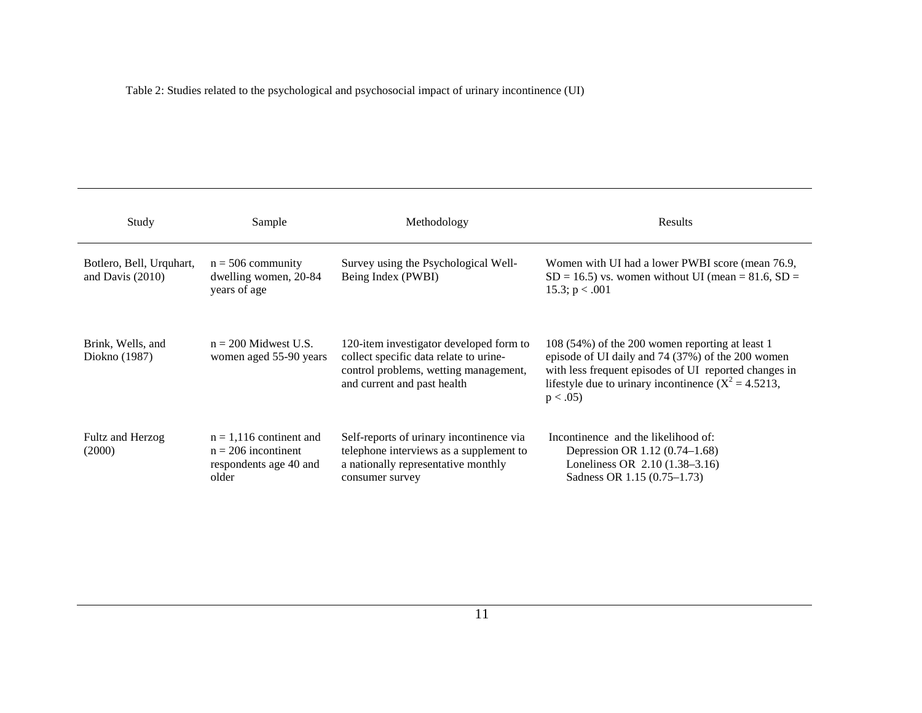Table 2: Studies related to the psychological and psychosocial impact of urinary incontinence (UI)

| Study | Sample | Methodology | Results |
|---|---|---|---|
| Botlero, Bell, Urquhart, and Davis (2010) | n = 506 community dwelling women, 20-84 years of age | Survey using the Psychological Well-Being Index (PWBI) | Women with UI had a lower PWBI score (mean 76.9, SD = 16.5) vs. women without UI (mean = 81.6, SD = 15.3; $p < .001$ |
| Brink, Wells, and Diokno (1987) | n = 200 Midwest U.S. women aged 55-90 years | 120-item investigator developed form to collect specific data relate to urine-control problems, wetting management, and current and past health | 108 (54%) of the 200 women reporting at least 1 episode of UI daily and 74 (37%) of the 200 women with less frequent episodes of UI reported changes in lifestyle due to urinary incontinence ($X^2 = 4.5213$, $p < .05$) |
| Fultz and Herzog (2000) | n = 1,116 continent and n = 206 incontinent respondents age 40 and older | Self-reports of urinary incontinence via telephone interviews as a supplement to a nationally representative monthly consumer survey | Incontinence and the likelihood of:<br>Depression OR 1.12 (0.74–1.68)<br>Loneliness OR 2.10 (1.38–3.16)<br>Sadness OR 1.15 (0.75–1.73) |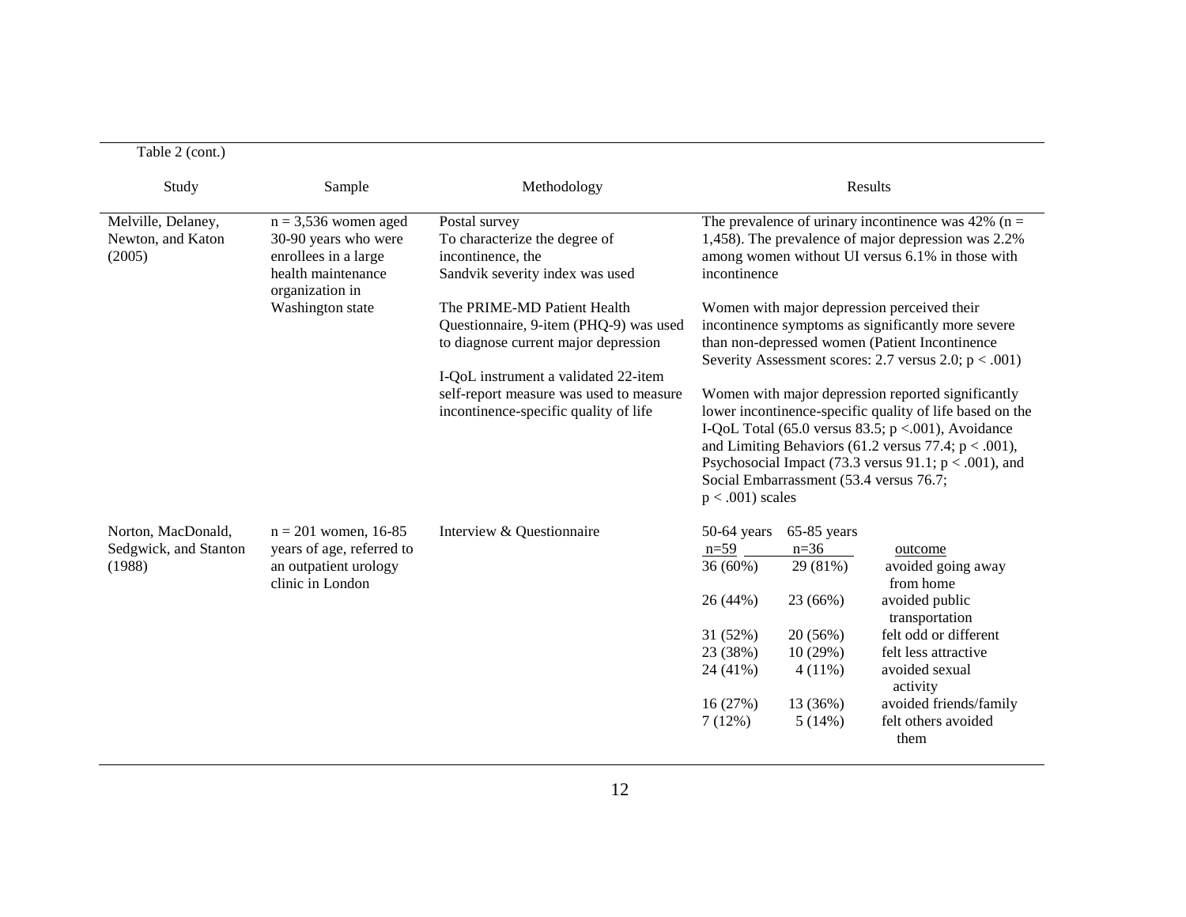Table 2 (cont.)

| Study | Sample | Methodology | Results |
|---|---|---|---|
| Melville, Delaney, Newton, and Katon (2005) | n = 3,536 women aged 30-90 years who were enrollees in a large health maintenance organization in Washington state | Postal survey<br>To characterize the degree of incontinence, the Sandvik severity index was used<br><br>The PRIME-MD Patient Health Questionnaire, 9-item (PHQ-9) was used to diagnose current major depression<br><br>I-QoL instrument a validated 22-item self-report measure was used to measure incontinence-specific quality of life | The prevalence of urinary incontinence was 42% (n = 1,458). The prevalence of major depression was 2.2% among women without UI versus 6.1% in those with incontinence<br><br>Women with major depression perceived their incontinence symptoms as significantly more severe than non-depressed women (Patient Incontinence Severity Assessment scores: 2.7 versus 2.0; $p < .001$)<br><br>Women with major depression reported significantly lower incontinence-specific quality of life based on the I-QoL Total (65.0 versus 83.5; $p <.001$), Avoidance and Limiting Behaviors (61.2 versus 77.4; $p < .001$), Psychosocial Impact (73.3 versus 91.1; $p < .001$), and Social Embarrassment (53.4 versus 76.7; $p < .001$) scales |
| Norton, MacDonald, Sedgwick, and Stanton (1988) | n = 201 women, 16-85 years of age, referred to an outpatient urology clinic in London | Interview & Questionnaire | 50-64 years n=59 / 65-85 years n=36 / outcome<br>36 (60%) / 29 (81%) / avoided going away from home<br>26 (44%) / 23 (66%) / avoided public transportation<br>31 (52%) / 20 (56%) / felt odd or different<br>23 (38%) / 10 (29%) / felt less attractive<br>24 (41%) / 4 (11%) / avoided sexual activity<br>16 (27%) / 13 (36%) / avoided friends/family<br>7 (12%) / 5 (14%) / felt others avoided them |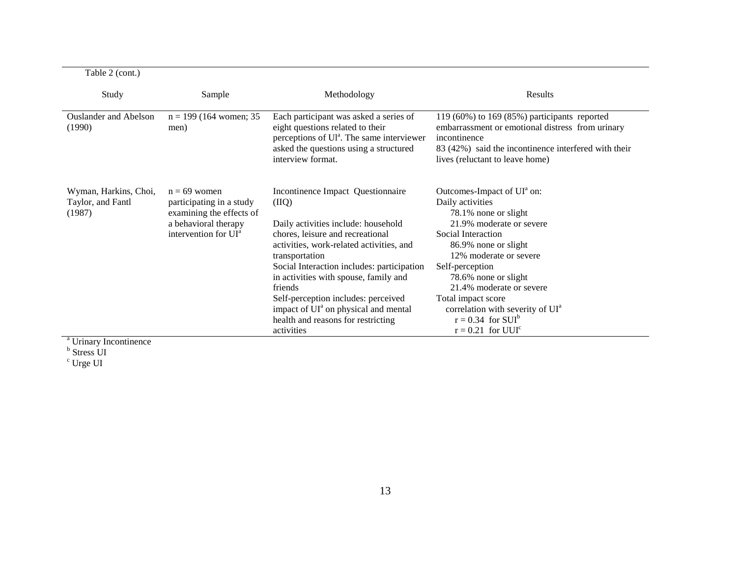Table 2 (cont.)

| Study | Sample | Methodology | Results |
|---|---|---|---|
| Ouslander and Abelson (1990) | n = 199 (164 women; 35 men) | Each participant was asked a series of eight questions related to their perceptions of Ul[a]. The same interviewer asked the questions using a structured interview format. | 119 (60%) to 169 (85%) participants reported embarrassment or emotional distress from urinary incontinence<br>83 (42%) said the incontinence interfered with their lives (reluctant to leave home) |
| Wyman, Harkins, Choi, Taylor, and Fantl (1987) | n = 69 women participating in a study examining the effects of a behavioral therapy intervention for UI[a] | Incontinence Impact Questionnaire (IIQ)<br><br>Daily activities include: household chores, leisure and recreational activities, work-related activities, and transportation<br>Social Interaction includes: participation in activities with spouse, family and friends<br>Self-perception includes: perceived impact of UI[a] on physical and mental health and reasons for restricting activities | Outcomes-Impact of UI[a] on:<br>Daily activities<br>78.1% none or slight<br>21.9% moderate or severe<br>Social Interaction<br>86.9% none or slight<br>12% moderate or severe<br>Self-perception<br>78.6% none or slight<br>21.4% moderate or severe<br>Total impact score<br>correlation with severity of UI[a]<br>$r = 0.34$ for SUI[b]<br>$r = 0.21$ for UUI[c] |

[a] Urinary Incontinence
[b] Stress UI
[c] Urge UI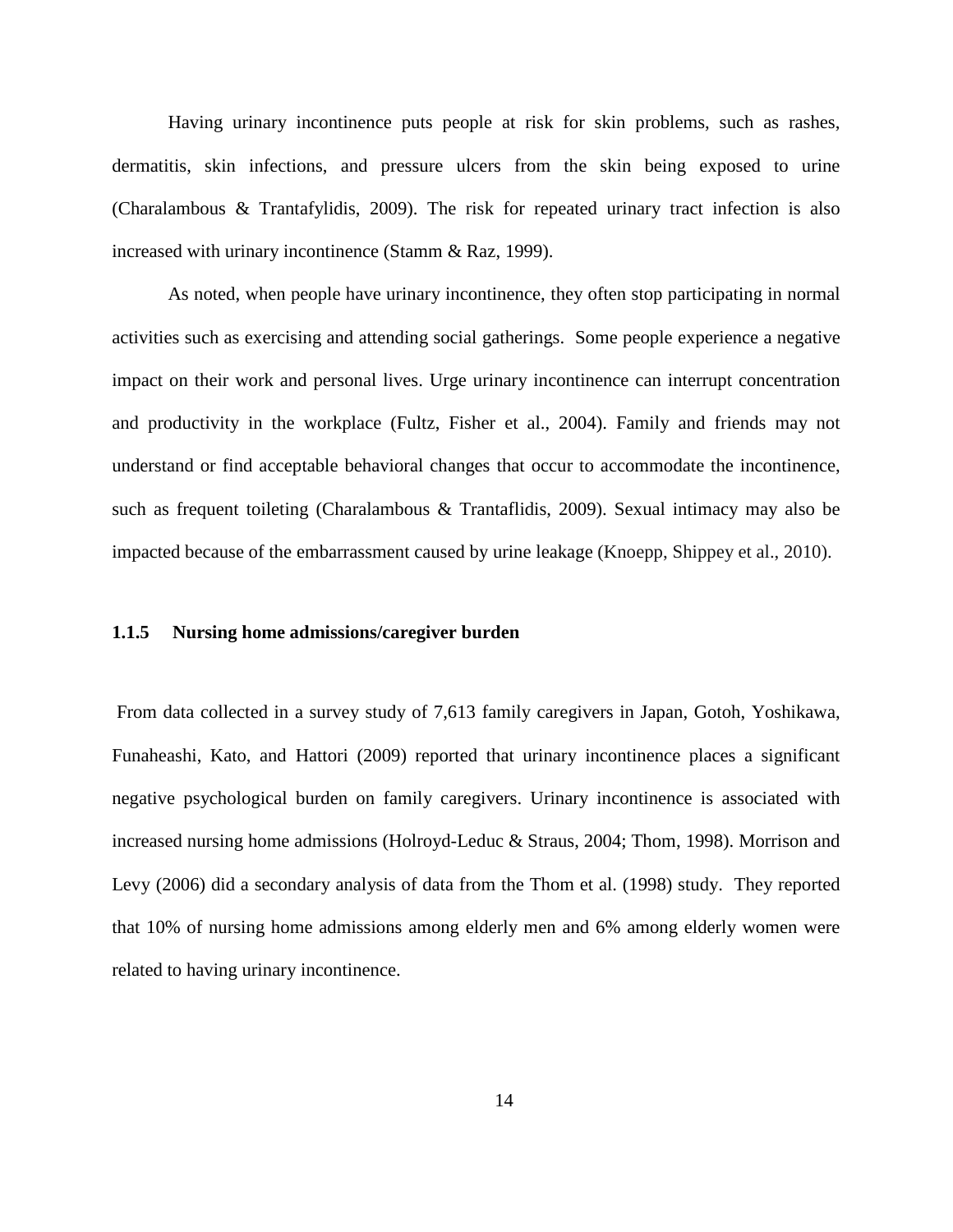Having urinary incontinence puts people at risk for skin problems, such as rashes, dermatitis, skin infections, and pressure ulcers from the skin being exposed to urine (Charalambous & Trantafylidis, 2009). The risk for repeated urinary tract infection is also increased with urinary incontinence (Stamm & Raz, 1999).

As noted, when people have urinary incontinence, they often stop participating in normal activities such as exercising and attending social gatherings. Some people experience a negative impact on their work and personal lives. Urge urinary incontinence can interrupt concentration and productivity in the workplace (Fultz, Fisher et al., 2004). Family and friends may not understand or find acceptable behavioral changes that occur to accommodate the incontinence, such as frequent toileting (Charalambous & Trantaflidis, 2009). Sexual intimacy may also be impacted because of the embarrassment caused by urine leakage (Knoepp, Shippey et al., 2010).

### 1.1.5 Nursing home admissions/caregiver burden

From data collected in a survey study of 7,613 family caregivers in Japan, Gotoh, Yoshikawa, Funaheashi, Kato, and Hattori (2009) reported that urinary incontinence places a significant negative psychological burden on family caregivers. Urinary incontinence is associated with increased nursing home admissions (Holroyd-Leduc & Straus, 2004; Thom, 1998). Morrison and Levy (2006) did a secondary analysis of data from the Thom et al. (1998) study. They reported that 10% of nursing home admissions among elderly men and 6% among elderly women were related to having urinary incontinence.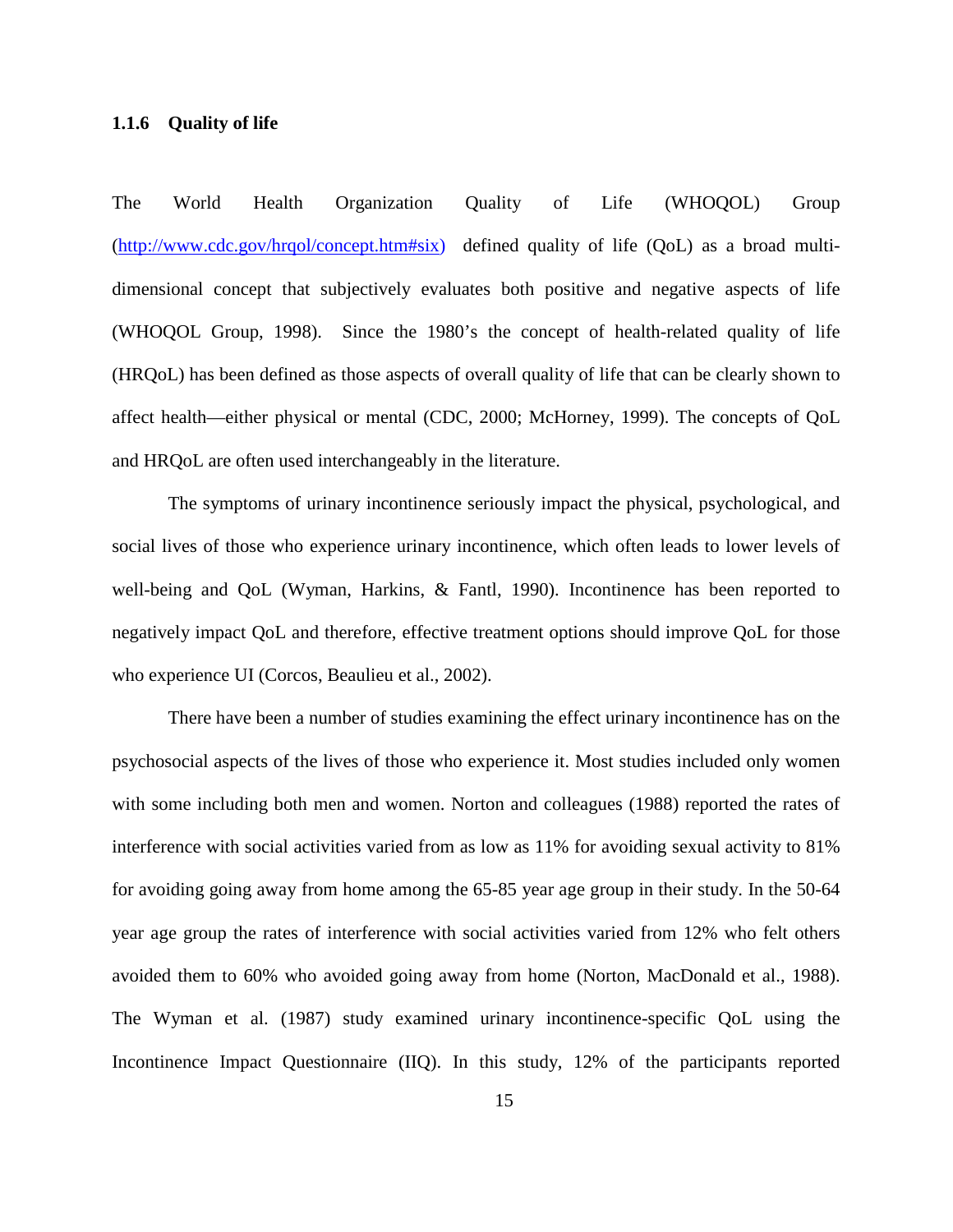### 1.1.6 Quality of life

The World Health Organization Quality of Life (WHOQOL) Group (http://www.cdc.gov/hrqol/concept.htm#six) defined quality of life (QoL) as a broad multi-dimensional concept that subjectively evaluates both positive and negative aspects of life (WHOQOL Group, 1998). Since the 1980's the concept of health-related quality of life (HRQoL) has been defined as those aspects of overall quality of life that can be clearly shown to affect health—either physical or mental (CDC, 2000; McHorney, 1999). The concepts of QoL and HRQoL are often used interchangeably in the literature.

The symptoms of urinary incontinence seriously impact the physical, psychological, and social lives of those who experience urinary incontinence, which often leads to lower levels of well-being and QoL (Wyman, Harkins, & Fantl, 1990). Incontinence has been reported to negatively impact QoL and therefore, effective treatment options should improve QoL for those who experience UI (Corcos, Beaulieu et al., 2002).

There have been a number of studies examining the effect urinary incontinence has on the psychosocial aspects of the lives of those who experience it. Most studies included only women with some including both men and women. Norton and colleagues (1988) reported the rates of interference with social activities varied from as low as 11% for avoiding sexual activity to 81% for avoiding going away from home among the 65-85 year age group in their study. In the 50-64 year age group the rates of interference with social activities varied from 12% who felt others avoided them to 60% who avoided going away from home (Norton, MacDonald et al., 1988). The Wyman et al. (1987) study examined urinary incontinence-specific QoL using the Incontinence Impact Questionnaire (IIQ). In this study, 12% of the participants reported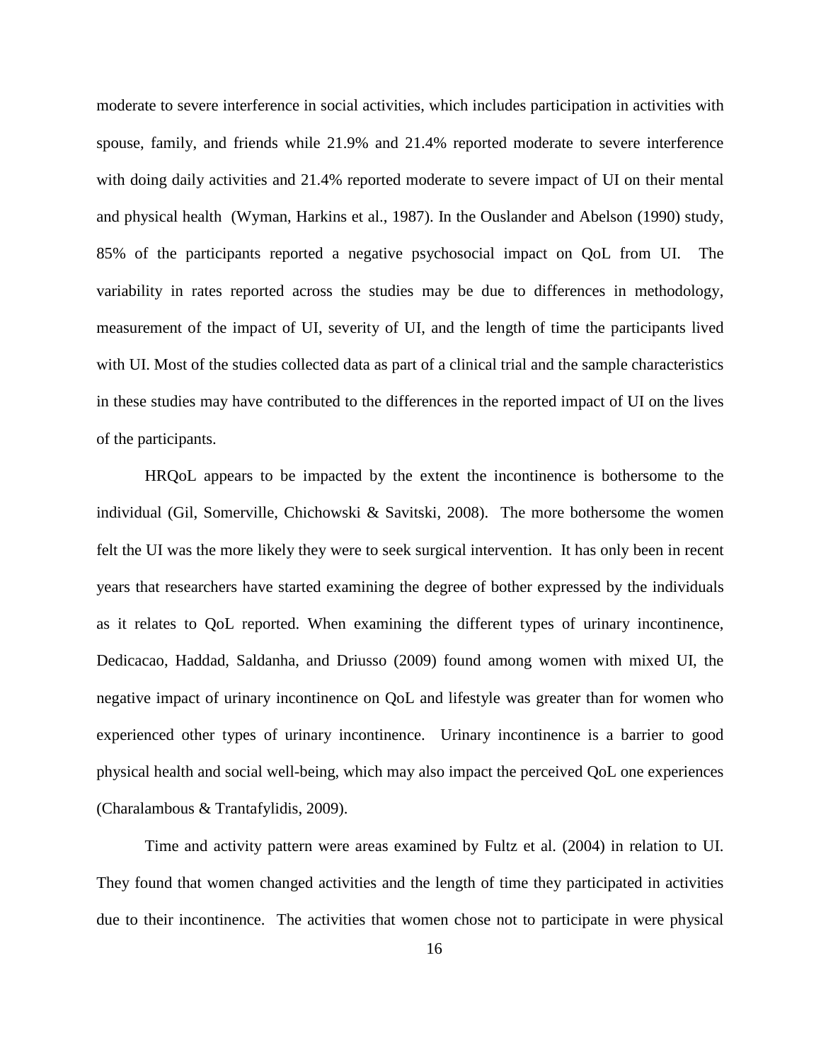moderate to severe interference in social activities, which includes participation in activities with spouse, family, and friends while 21.9% and 21.4% reported moderate to severe interference with doing daily activities and 21.4% reported moderate to severe impact of UI on their mental and physical health (Wyman, Harkins et al., 1987). In the Ouslander and Abelson (1990) study, 85% of the participants reported a negative psychosocial impact on QoL from UI. The variability in rates reported across the studies may be due to differences in methodology, measurement of the impact of UI, severity of UI, and the length of time the participants lived with UI. Most of the studies collected data as part of a clinical trial and the sample characteristics in these studies may have contributed to the differences in the reported impact of UI on the lives of the participants.

HRQoL appears to be impacted by the extent the incontinence is bothersome to the individual (Gil, Somerville, Chichowski & Savitski, 2008). The more bothersome the women felt the UI was the more likely they were to seek surgical intervention. It has only been in recent years that researchers have started examining the degree of bother expressed by the individuals as it relates to QoL reported. When examining the different types of urinary incontinence, Dedicacao, Haddad, Saldanha, and Driusso (2009) found among women with mixed UI, the negative impact of urinary incontinence on QoL and lifestyle was greater than for women who experienced other types of urinary incontinence. Urinary incontinence is a barrier to good physical health and social well-being, which may also impact the perceived QoL one experiences (Charalambous & Trantafylidis, 2009).

Time and activity pattern were areas examined by Fultz et al. (2004) in relation to UI. They found that women changed activities and the length of time they participated in activities due to their incontinence. The activities that women chose not to participate in were physical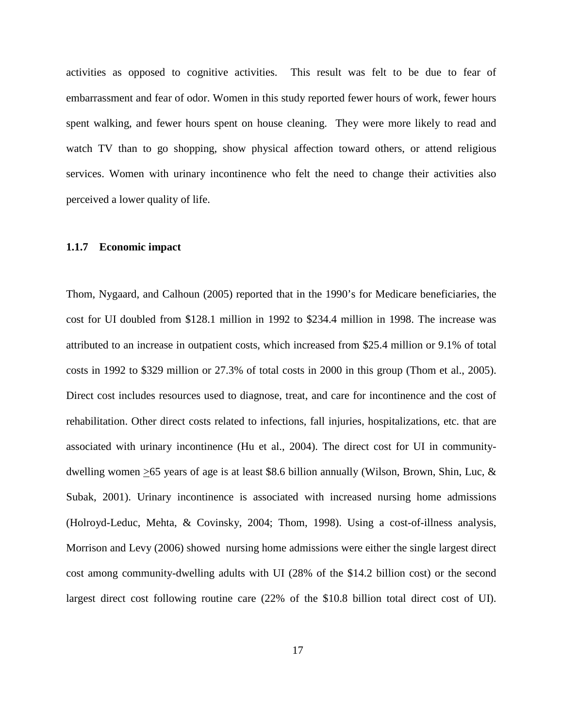activities as opposed to cognitive activities. This result was felt to be due to fear of embarrassment and fear of odor. Women in this study reported fewer hours of work, fewer hours spent walking, and fewer hours spent on house cleaning. They were more likely to read and watch TV than to go shopping, show physical affection toward others, or attend religious services. Women with urinary incontinence who felt the need to change their activities also perceived a lower quality of life.

### 1.1.7 Economic impact

Thom, Nygaard, and Calhoun (2005) reported that in the 1990's for Medicare beneficiaries, the cost for UI doubled from $128.1 million in 1992 to $234.4 million in 1998. The increase was attributed to an increase in outpatient costs, which increased from $25.4 million or 9.1% of total costs in 1992 to $329 million or 27.3% of total costs in 2000 in this group (Thom et al., 2005). Direct cost includes resources used to diagnose, treat, and care for incontinence and the cost of rehabilitation. Other direct costs related to infections, fall injuries, hospitalizations, etc. that are associated with urinary incontinence (Hu et al., 2004). The direct cost for UI in community-dwelling women ≥65 years of age is at least $8.6 billion annually (Wilson, Brown, Shin, Luc, & Subak, 2001). Urinary incontinence is associated with increased nursing home admissions (Holroyd-Leduc, Mehta, & Covinsky, 2004; Thom, 1998). Using a cost-of-illness analysis, Morrison and Levy (2006) showed nursing home admissions were either the single largest direct cost among community-dwelling adults with UI (28% of the $14.2 billion cost) or the second largest direct cost following routine care (22% of the $10.8 billion total direct cost of UI).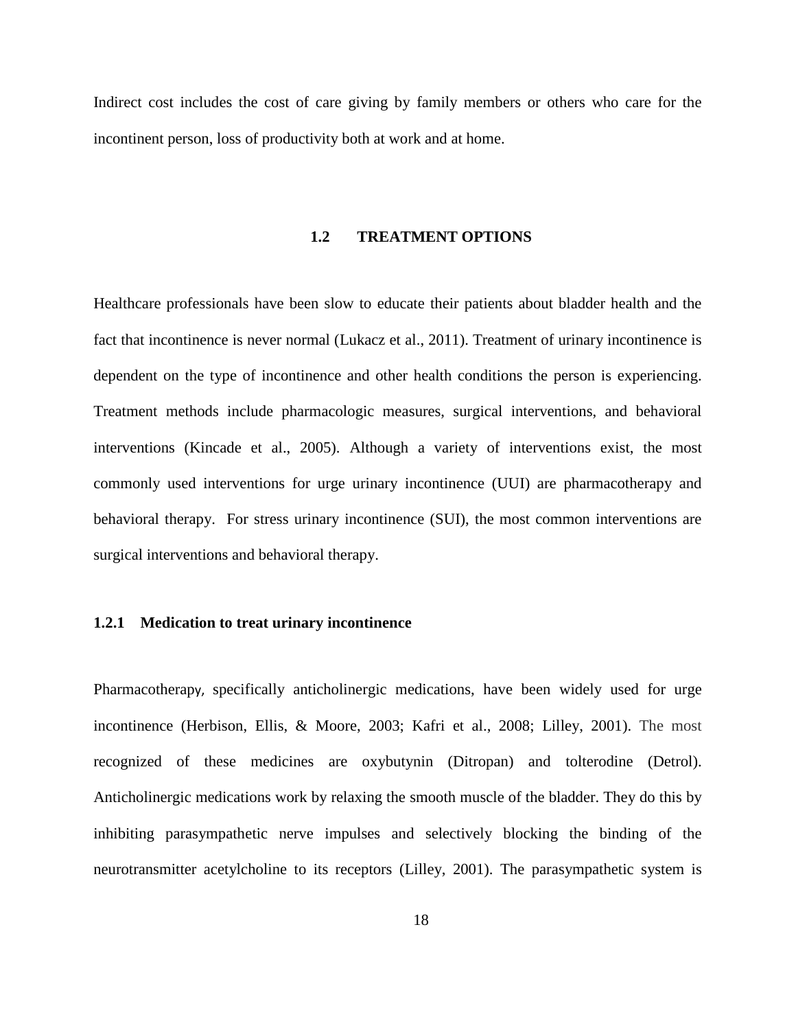Indirect cost includes the cost of care giving by family members or others who care for the incontinent person, loss of productivity both at work and at home.

## 1.2 TREATMENT OPTIONS

Healthcare professionals have been slow to educate their patients about bladder health and the fact that incontinence is never normal (Lukacz et al., 2011). Treatment of urinary incontinence is dependent on the type of incontinence and other health conditions the person is experiencing. Treatment methods include pharmacologic measures, surgical interventions, and behavioral interventions (Kincade et al., 2005). Although a variety of interventions exist, the most commonly used interventions for urge urinary incontinence (UUI) are pharmacotherapy and behavioral therapy. For stress urinary incontinence (SUI), the most common interventions are surgical interventions and behavioral therapy.

### 1.2.1 Medication to treat urinary incontinence

Pharmacotherapy, specifically anticholinergic medications, have been widely used for urge incontinence (Herbison, Ellis, & Moore, 2003; Kafri et al., 2008; Lilley, 2001). The most recognized of these medicines are oxybutynin (Ditropan) and tolterodine (Detrol). Anticholinergic medications work by relaxing the smooth muscle of the bladder. They do this by inhibiting parasympathetic nerve impulses and selectively blocking the binding of the neurotransmitter acetylcholine to its receptors (Lilley, 2001). The parasympathetic system is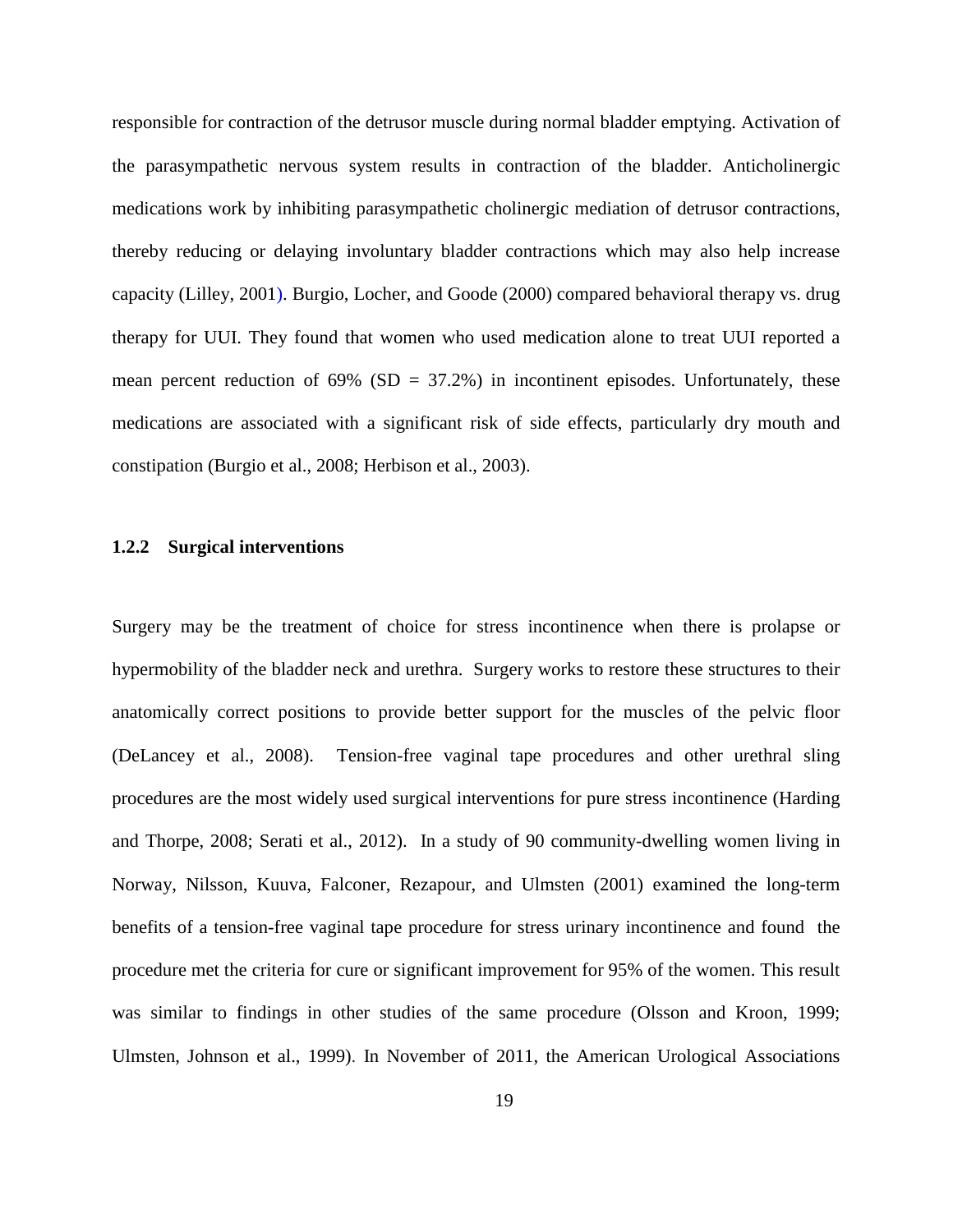responsible for contraction of the detrusor muscle during normal bladder emptying. Activation of the parasympathetic nervous system results in contraction of the bladder. Anticholinergic medications work by inhibiting parasympathetic cholinergic mediation of detrusor contractions, thereby reducing or delaying involuntary bladder contractions which may also help increase capacity (Lilley, 2001). Burgio, Locher, and Goode (2000) compared behavioral therapy vs. drug therapy for UUI. They found that women who used medication alone to treat UUI reported a mean percent reduction of 69% (SD = 37.2%) in incontinent episodes. Unfortunately, these medications are associated with a significant risk of side effects, particularly dry mouth and constipation (Burgio et al., 2008; Herbison et al., 2003).

### 1.2.2 Surgical interventions

Surgery may be the treatment of choice for stress incontinence when there is prolapse or hypermobility of the bladder neck and urethra. Surgery works to restore these structures to their anatomically correct positions to provide better support for the muscles of the pelvic floor (DeLancey et al., 2008). Tension-free vaginal tape procedures and other urethral sling procedures are the most widely used surgical interventions for pure stress incontinence (Harding and Thorpe, 2008; Serati et al., 2012). In a study of 90 community-dwelling women living in Norway, Nilsson, Kuuva, Falconer, Rezapour, and Ulmsten (2001) examined the long-term benefits of a tension-free vaginal tape procedure for stress urinary incontinence and found the procedure met the criteria for cure or significant improvement for 95% of the women. This result was similar to findings in other studies of the same procedure (Olsson and Kroon, 1999; Ulmsten, Johnson et al., 1999). In November of 2011, the American Urological Associations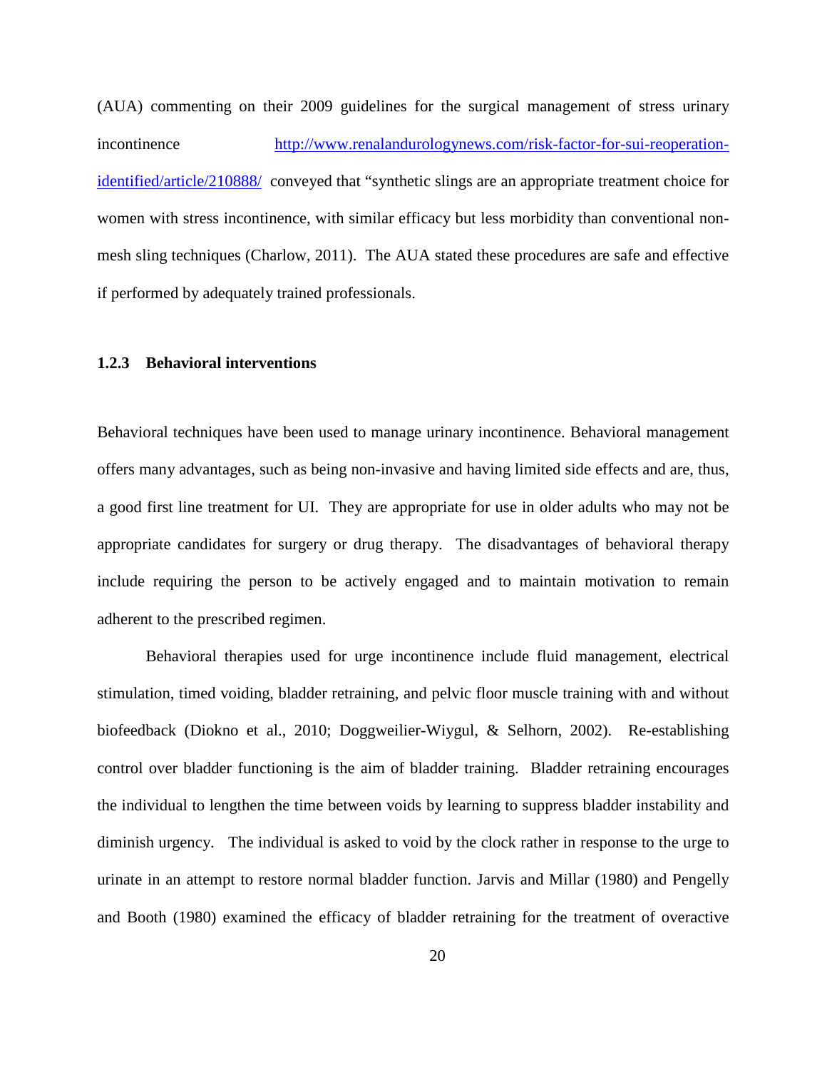(AUA) commenting on their 2009 guidelines for the surgical management of stress urinary incontinence http://www.renalandurologynews.com/risk-factor-for-sui-reoperation-identified/article/210888/ conveyed that "synthetic slings are an appropriate treatment choice for women with stress incontinence, with similar efficacy but less morbidity than conventional non-mesh sling techniques (Charlow, 2011). The AUA stated these procedures are safe and effective if performed by adequately trained professionals.

### 1.2.3 Behavioral interventions

Behavioral techniques have been used to manage urinary incontinence. Behavioral management offers many advantages, such as being non-invasive and having limited side effects and are, thus, a good first line treatment for UI. They are appropriate for use in older adults who may not be appropriate candidates for surgery or drug therapy. The disadvantages of behavioral therapy include requiring the person to be actively engaged and to maintain motivation to remain adherent to the prescribed regimen.

Behavioral therapies used for urge incontinence include fluid management, electrical stimulation, timed voiding, bladder retraining, and pelvic floor muscle training with and without biofeedback (Diokno et al., 2010; Doggweilier-Wiygul, & Selhorn, 2002). Re-establishing control over bladder functioning is the aim of bladder training. Bladder retraining encourages the individual to lengthen the time between voids by learning to suppress bladder instability and diminish urgency. The individual is asked to void by the clock rather in response to the urge to urinate in an attempt to restore normal bladder function. Jarvis and Millar (1980) and Pengelly and Booth (1980) examined the efficacy of bladder retraining for the treatment of overactive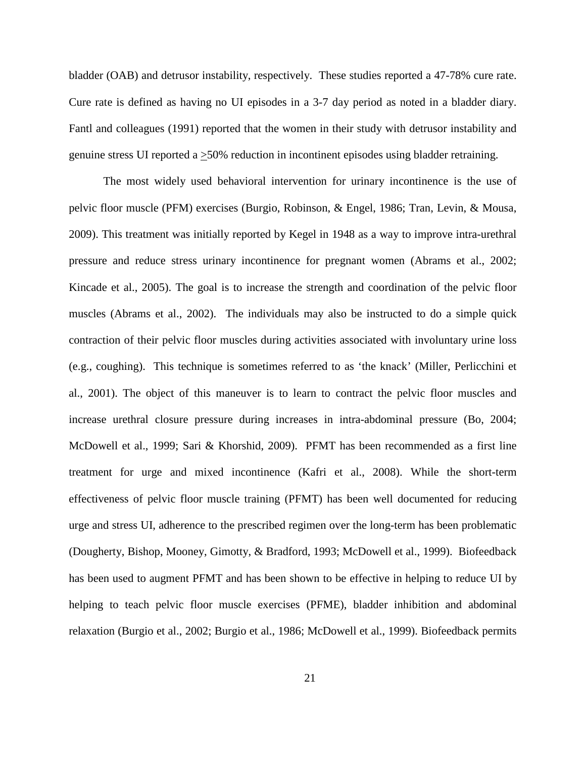bladder (OAB) and detrusor instability, respectively. These studies reported a 47-78% cure rate. Cure rate is defined as having no UI episodes in a 3-7 day period as noted in a bladder diary. Fantl and colleagues (1991) reported that the women in their study with detrusor instability and genuine stress UI reported a $\geq$50% reduction in incontinent episodes using bladder retraining.

The most widely used behavioral intervention for urinary incontinence is the use of pelvic floor muscle (PFM) exercises (Burgio, Robinson, & Engel, 1986; Tran, Levin, & Mousa, 2009). This treatment was initially reported by Kegel in 1948 as a way to improve intra-urethral pressure and reduce stress urinary incontinence for pregnant women (Abrams et al., 2002; Kincade et al., 2005). The goal is to increase the strength and coordination of the pelvic floor muscles (Abrams et al., 2002). The individuals may also be instructed to do a simple quick contraction of their pelvic floor muscles during activities associated with involuntary urine loss (e.g., coughing). This technique is sometimes referred to as 'the knack' (Miller, Perlicchini et al., 2001). The object of this maneuver is to learn to contract the pelvic floor muscles and increase urethral closure pressure during increases in intra-abdominal pressure (Bo, 2004; McDowell et al., 1999; Sari & Khorshid, 2009). PFMT has been recommended as a first line treatment for urge and mixed incontinence (Kafri et al., 2008). While the short-term effectiveness of pelvic floor muscle training (PFMT) has been well documented for reducing urge and stress UI, adherence to the prescribed regimen over the long-term has been problematic (Dougherty, Bishop, Mooney, Gimotty, & Bradford, 1993; McDowell et al., 1999). Biofeedback has been used to augment PFMT and has been shown to be effective in helping to reduce UI by helping to teach pelvic floor muscle exercises (PFME), bladder inhibition and abdominal relaxation (Burgio et al., 2002; Burgio et al., 1986; McDowell et al., 1999). Biofeedback permits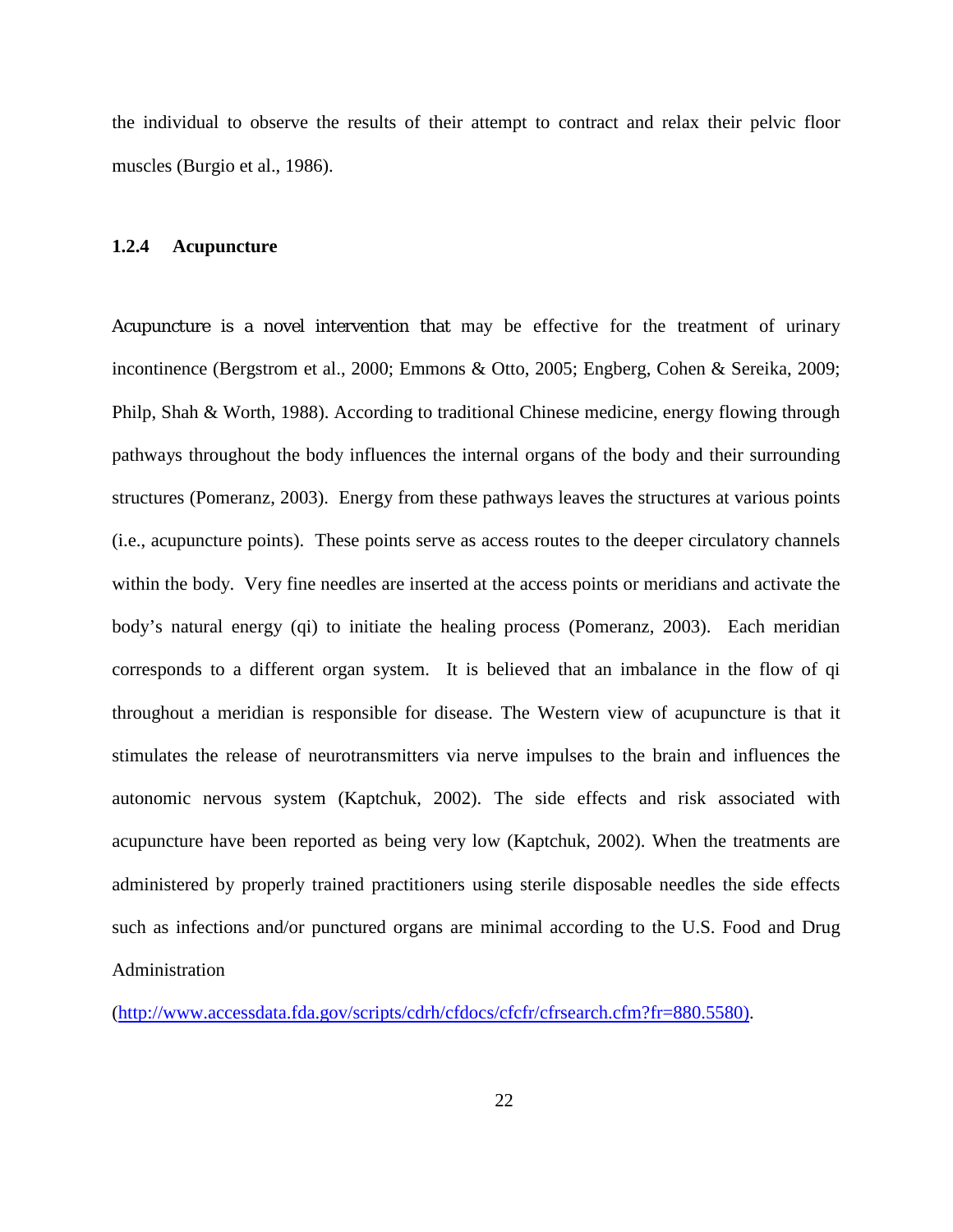the individual to observe the results of their attempt to contract and relax their pelvic floor muscles (Burgio et al., 1986).

### 1.2.4 Acupuncture

Acupuncture is a novel intervention that may be effective for the treatment of urinary incontinence (Bergstrom et al., 2000; Emmons & Otto, 2005; Engberg, Cohen & Sereika, 2009; Philp, Shah & Worth, 1988). According to traditional Chinese medicine, energy flowing through pathways throughout the body influences the internal organs of the body and their surrounding structures (Pomeranz, 2003). Energy from these pathways leaves the structures at various points (i.e., acupuncture points). These points serve as access routes to the deeper circulatory channels within the body. Very fine needles are inserted at the access points or meridians and activate the body's natural energy (qi) to initiate the healing process (Pomeranz, 2003). Each meridian corresponds to a different organ system. It is believed that an imbalance in the flow of qi throughout a meridian is responsible for disease. The Western view of acupuncture is that it stimulates the release of neurotransmitters via nerve impulses to the brain and influences the autonomic nervous system (Kaptchuk, 2002). The side effects and risk associated with acupuncture have been reported as being very low (Kaptchuk, 2002). When the treatments are administered by properly trained practitioners using sterile disposable needles the side effects such as infections and/or punctured organs are minimal according to the U.S. Food and Drug Administration (http://www.accessdata.fda.gov/scripts/cdrh/cfdocs/cfcfr/cfrsearch.cfm?fr=880.5580).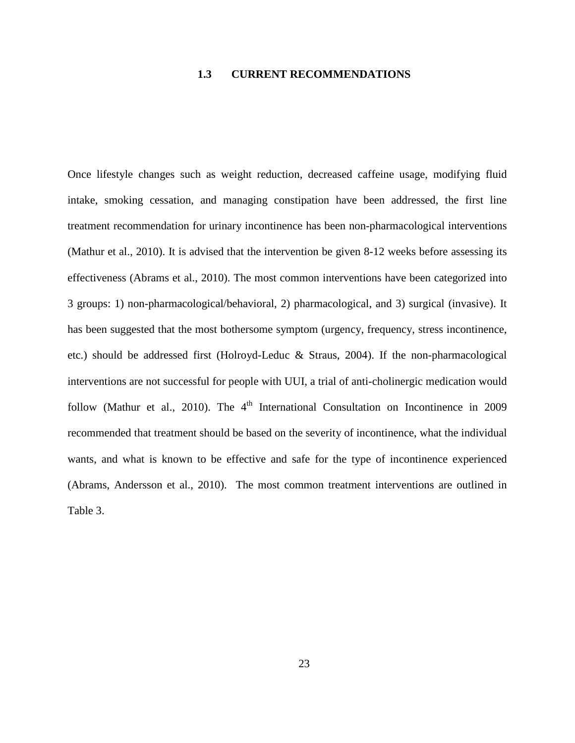## 1.3 CURRENT RECOMMENDATIONS

Once lifestyle changes such as weight reduction, decreased caffeine usage, modifying fluid intake, smoking cessation, and managing constipation have been addressed, the first line treatment recommendation for urinary incontinence has been non-pharmacological interventions (Mathur et al., 2010). It is advised that the intervention be given 8-12 weeks before assessing its effectiveness (Abrams et al., 2010). The most common interventions have been categorized into 3 groups: 1) non-pharmacological/behavioral, 2) pharmacological, and 3) surgical (invasive). It has been suggested that the most bothersome symptom (urgency, frequency, stress incontinence, etc.) should be addressed first (Holroyd-Leduc & Straus, 2004). If the non-pharmacological interventions are not successful for people with UUI, a trial of anti-cholinergic medication would follow (Mathur et al., 2010). The 4th International Consultation on Incontinence in 2009 recommended that treatment should be based on the severity of incontinence, what the individual wants, and what is known to be effective and safe for the type of incontinence experienced (Abrams, Andersson et al., 2010). The most common treatment interventions are outlined in Table 3.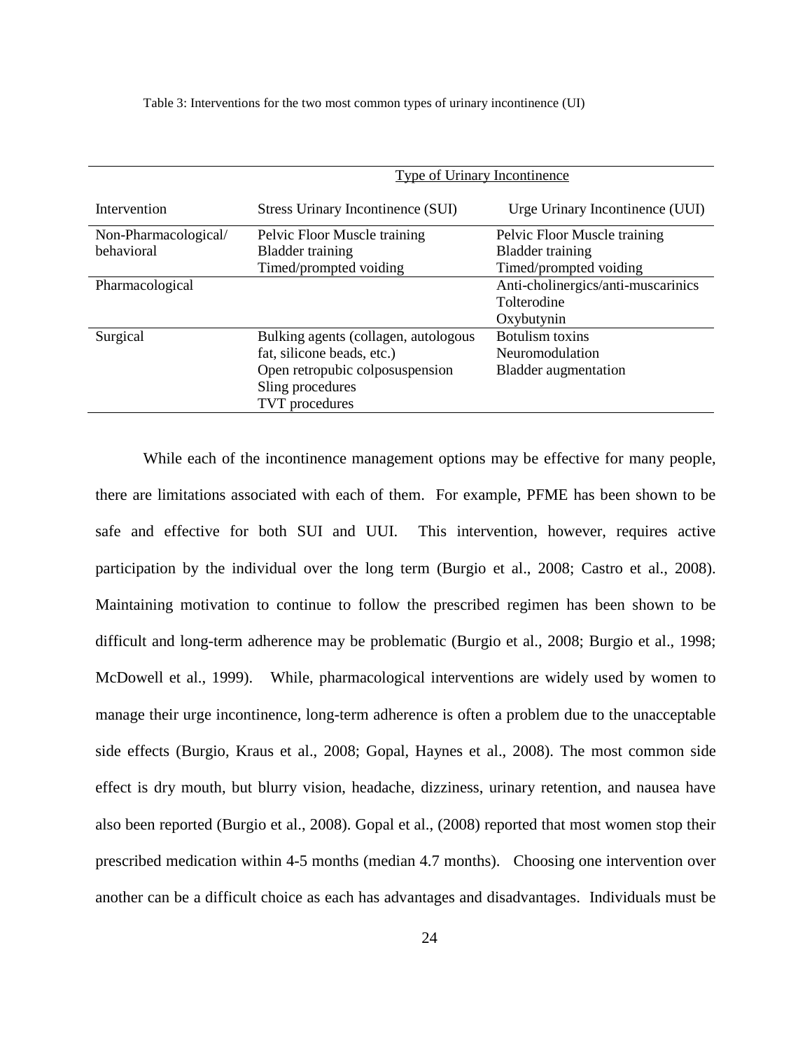Table 3: Interventions for the two most common types of urinary incontinence (UI)

| | Type of Urinary Incontinence | |
|---|---|---|
| Intervention | Stress Urinary Incontinence (SUI) | Urge Urinary Incontinence (UUI) |
| Non-Pharmacological/ behavioral | Pelvic Floor Muscle training<br>Bladder training<br>Timed/prompted voiding | Pelvic Floor Muscle training<br>Bladder training<br>Timed/prompted voiding |
| Pharmacological | | Anti-cholinergics/anti-muscarinics<br>Tolterodine<br>Oxybutynin |
| Surgical | Bulking agents (collagen, autologous fat, silicone beads, etc.)<br>Open retropubic colposuspension<br>Sling procedures<br>TVT procedures | Botulism toxins<br>Neuromodulation<br>Bladder augmentation |

While each of the incontinence management options may be effective for many people, there are limitations associated with each of them. For example, PFME has been shown to be safe and effective for both SUI and UUI. This intervention, however, requires active participation by the individual over the long term (Burgio et al., 2008; Castro et al., 2008). Maintaining motivation to continue to follow the prescribed regimen has been shown to be difficult and long-term adherence may be problematic (Burgio et al., 2008; Burgio et al., 1998; McDowell et al., 1999). While, pharmacological interventions are widely used by women to manage their urge incontinence, long-term adherence is often a problem due to the unacceptable side effects (Burgio, Kraus et al., 2008; Gopal, Haynes et al., 2008). The most common side effect is dry mouth, but blurry vision, headache, dizziness, urinary retention, and nausea have also been reported (Burgio et al., 2008). Gopal et al., (2008) reported that most women stop their prescribed medication within 4-5 months (median 4.7 months). Choosing one intervention over another can be a difficult choice as each has advantages and disadvantages. Individuals must be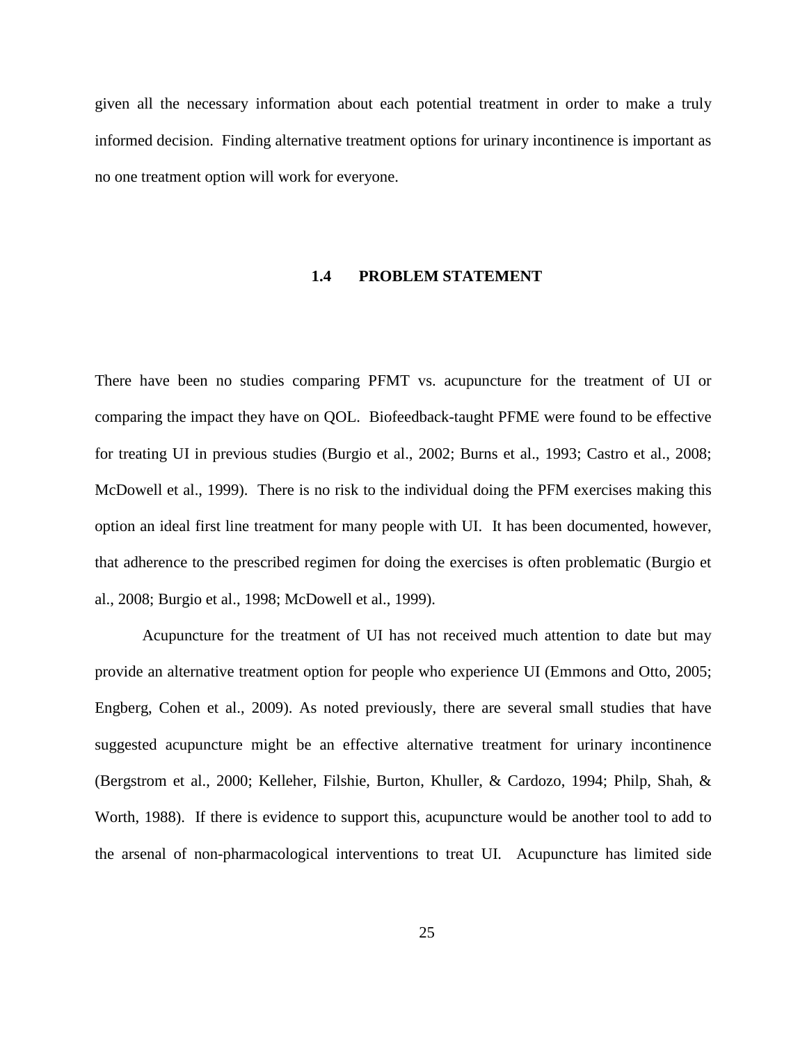given all the necessary information about each potential treatment in order to make a truly informed decision. Finding alternative treatment options for urinary incontinence is important as no one treatment option will work for everyone.

### 1.4 PROBLEM STATEMENT

There have been no studies comparing PFMT vs. acupuncture for the treatment of UI or comparing the impact they have on QOL. Biofeedback-taught PFME were found to be effective for treating UI in previous studies (Burgio et al., 2002; Burns et al., 1993; Castro et al., 2008; McDowell et al., 1999). There is no risk to the individual doing the PFM exercises making this option an ideal first line treatment for many people with UI. It has been documented, however, that adherence to the prescribed regimen for doing the exercises is often problematic (Burgio et al., 2008; Burgio et al., 1998; McDowell et al., 1999).

Acupuncture for the treatment of UI has not received much attention to date but may provide an alternative treatment option for people who experience UI (Emmons and Otto, 2005; Engberg, Cohen et al., 2009). As noted previously, there are several small studies that have suggested acupuncture might be an effective alternative treatment for urinary incontinence (Bergstrom et al., 2000; Kelleher, Filshie, Burton, Khuller, & Cardozo, 1994; Philp, Shah, & Worth, 1988). If there is evidence to support this, acupuncture would be another tool to add to the arsenal of non-pharmacological interventions to treat UI. Acupuncture has limited side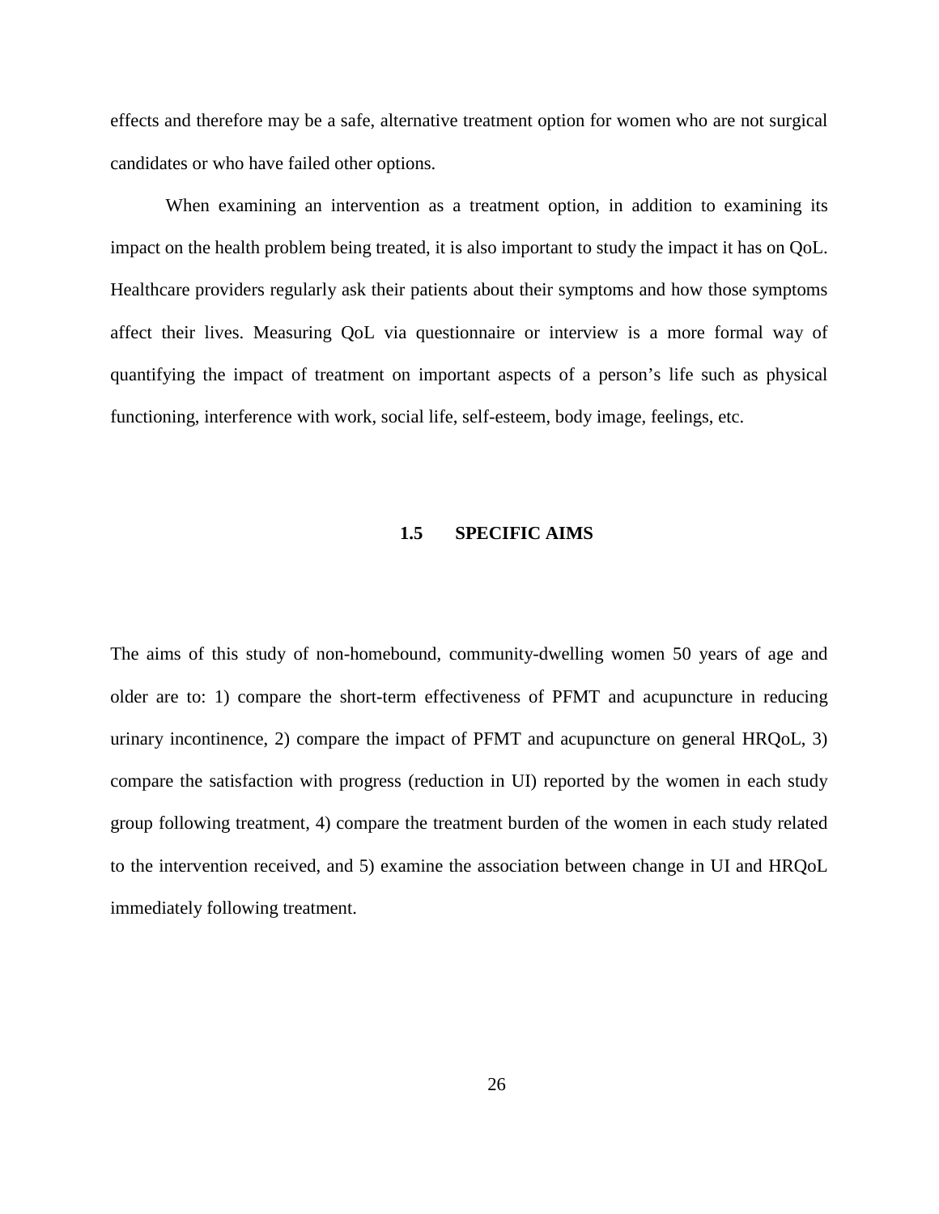effects and therefore may be a safe, alternative treatment option for women who are not surgical candidates or who have failed other options.

When examining an intervention as a treatment option, in addition to examining its impact on the health problem being treated, it is also important to study the impact it has on QoL. Healthcare providers regularly ask their patients about their symptoms and how those symptoms affect their lives. Measuring QoL via questionnaire or interview is a more formal way of quantifying the impact of treatment on important aspects of a person's life such as physical functioning, interference with work, social life, self-esteem, body image, feelings, etc.

## 1.5 SPECIFIC AIMS

The aims of this study of non-homebound, community-dwelling women 50 years of age and older are to: 1) compare the short-term effectiveness of PFMT and acupuncture in reducing urinary incontinence, 2) compare the impact of PFMT and acupuncture on general HRQoL, 3) compare the satisfaction with progress (reduction in UI) reported by the women in each study group following treatment, 4) compare the treatment burden of the women in each study related to the intervention received, and 5) examine the association between change in UI and HRQoL immediately following treatment.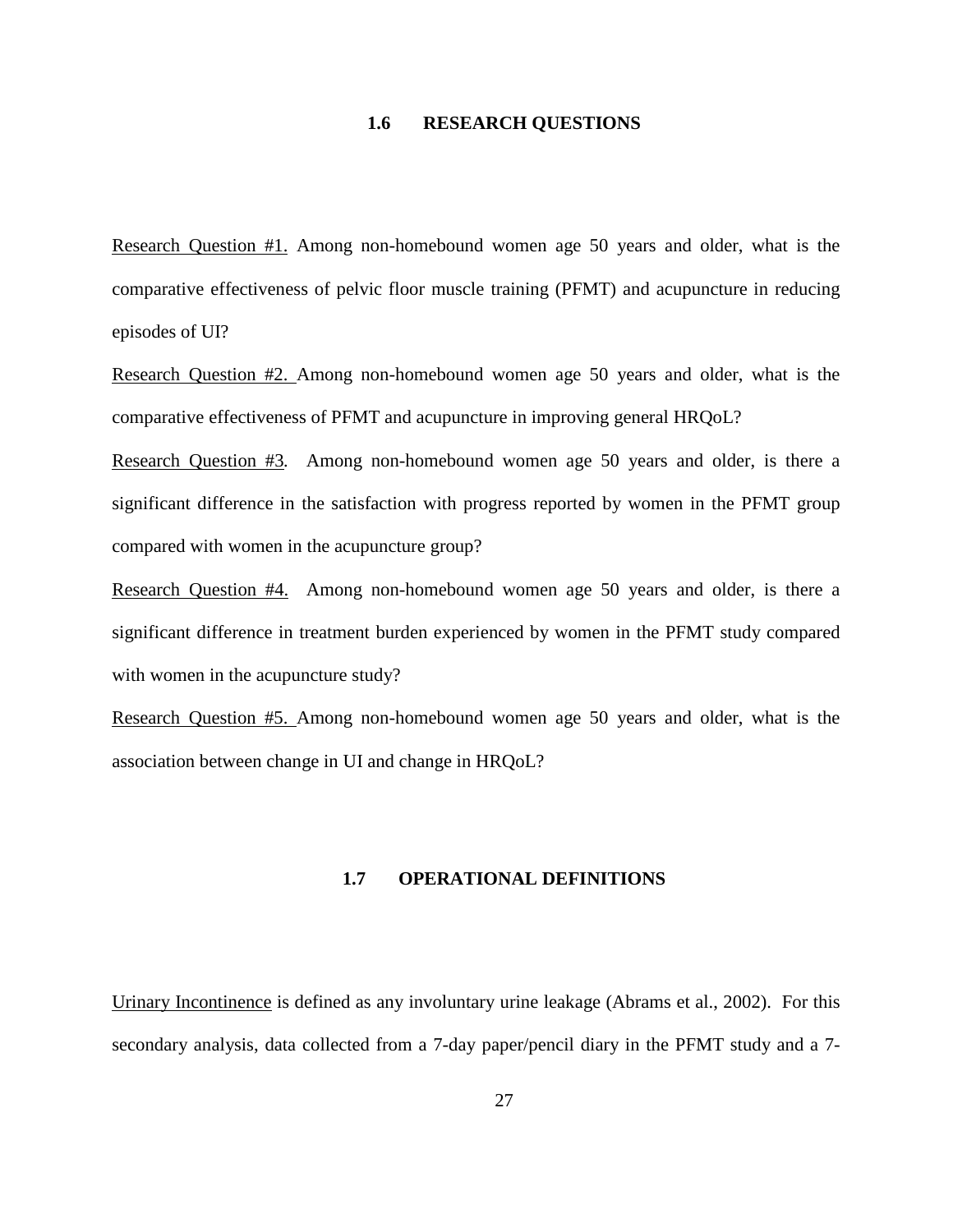## 1.6 RESEARCH QUESTIONS

Research Question #1. Among non-homebound women age 50 years and older, what is the comparative effectiveness of pelvic floor muscle training (PFMT) and acupuncture in reducing episodes of UI?

Research Question #2. Among non-homebound women age 50 years and older, what is the comparative effectiveness of PFMT and acupuncture in improving general HRQoL?

Research Question #3. Among non-homebound women age 50 years and older, is there a significant difference in the satisfaction with progress reported by women in the PFMT group compared with women in the acupuncture group?

Research Question #4. Among non-homebound women age 50 years and older, is there a significant difference in treatment burden experienced by women in the PFMT study compared with women in the acupuncture study?

Research Question #5. Among non-homebound women age 50 years and older, what is the association between change in UI and change in HRQoL?

## 1.7 OPERATIONAL DEFINITIONS

Urinary Incontinence is defined as any involuntary urine leakage (Abrams et al., 2002). For this secondary analysis, data collected from a 7-day paper/pencil diary in the PFMT study and a 7-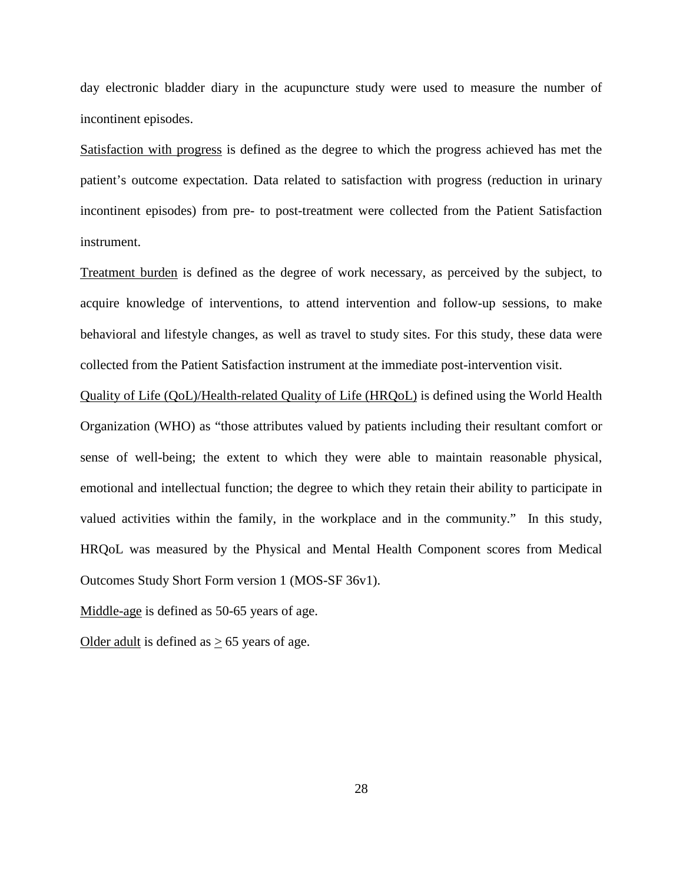day electronic bladder diary in the acupuncture study were used to measure the number of incontinent episodes.

<u>Satisfaction with progress</u> is defined as the degree to which the progress achieved has met the patient's outcome expectation. Data related to satisfaction with progress (reduction in urinary incontinent episodes) from pre- to post-treatment were collected from the Patient Satisfaction instrument.

<u>Treatment burden</u> is defined as the degree of work necessary, as perceived by the subject, to acquire knowledge of interventions, to attend intervention and follow-up sessions, to make behavioral and lifestyle changes, as well as travel to study sites. For this study, these data were collected from the Patient Satisfaction instrument at the immediate post-intervention visit.

<u>Quality of Life (QoL)/Health-related Quality of Life (HRQoL)</u> is defined using the World Health Organization (WHO) as "those attributes valued by patients including their resultant comfort or sense of well-being; the extent to which they were able to maintain reasonable physical, emotional and intellectual function; the degree to which they retain their ability to participate in valued activities within the family, in the workplace and in the community." In this study, HRQoL was measured by the Physical and Mental Health Component scores from Medical Outcomes Study Short Form version 1 (MOS-SF 36v1).

<u>Middle-age</u> is defined as 50-65 years of age.

<u>Older adult</u> is defined as $\geq$ 65 years of age.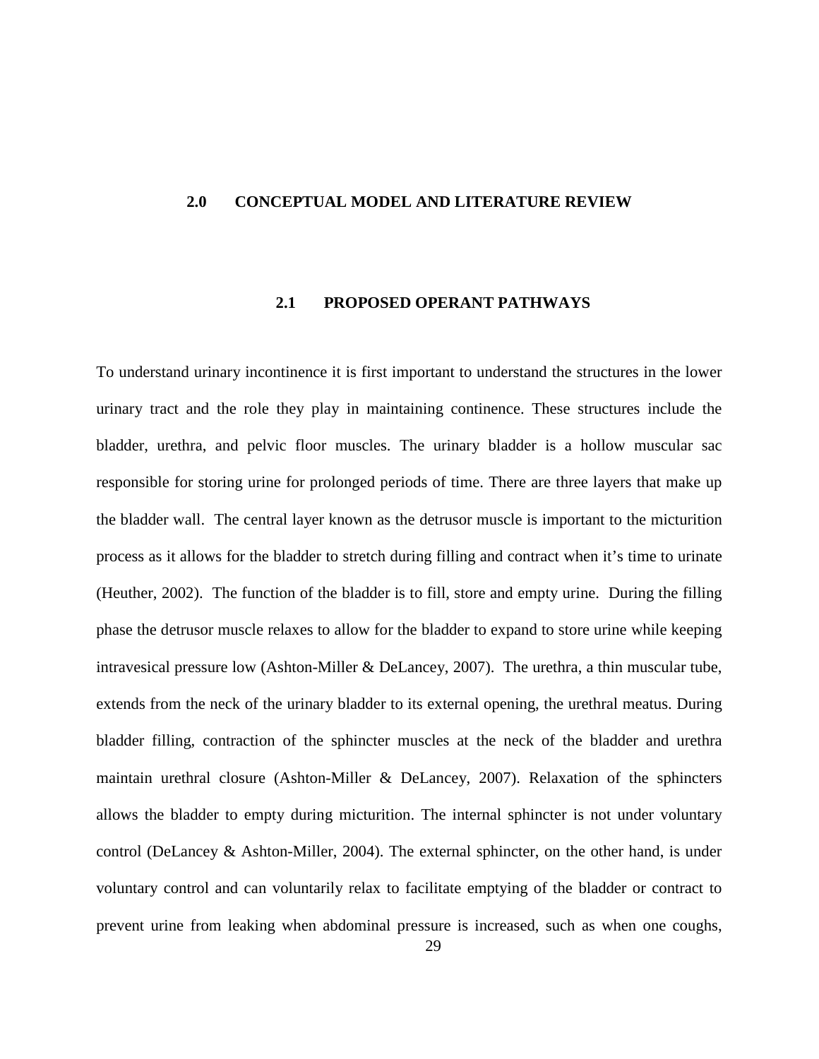# 2.0 CONCEPTUAL MODEL AND LITERATURE REVIEW

## 2.1 PROPOSED OPERANT PATHWAYS

To understand urinary incontinence it is first important to understand the structures in the lower urinary tract and the role they play in maintaining continence. These structures include the bladder, urethra, and pelvic floor muscles. The urinary bladder is a hollow muscular sac responsible for storing urine for prolonged periods of time. There are three layers that make up the bladder wall. The central layer known as the detrusor muscle is important to the micturition process as it allows for the bladder to stretch during filling and contract when it's time to urinate (Heuther, 2002). The function of the bladder is to fill, store and empty urine. During the filling phase the detrusor muscle relaxes to allow for the bladder to expand to store urine while keeping intravesical pressure low (Ashton-Miller & DeLancey, 2007). The urethra, a thin muscular tube, extends from the neck of the urinary bladder to its external opening, the urethral meatus. During bladder filling, contraction of the sphincter muscles at the neck of the bladder and urethra maintain urethral closure (Ashton-Miller & DeLancey, 2007). Relaxation of the sphincters allows the bladder to empty during micturition. The internal sphincter is not under voluntary control (DeLancey & Ashton-Miller, 2004). The external sphincter, on the other hand, is under voluntary control and can voluntarily relax to facilitate emptying of the bladder or contract to prevent urine from leaking when abdominal pressure is increased, such as when one coughs,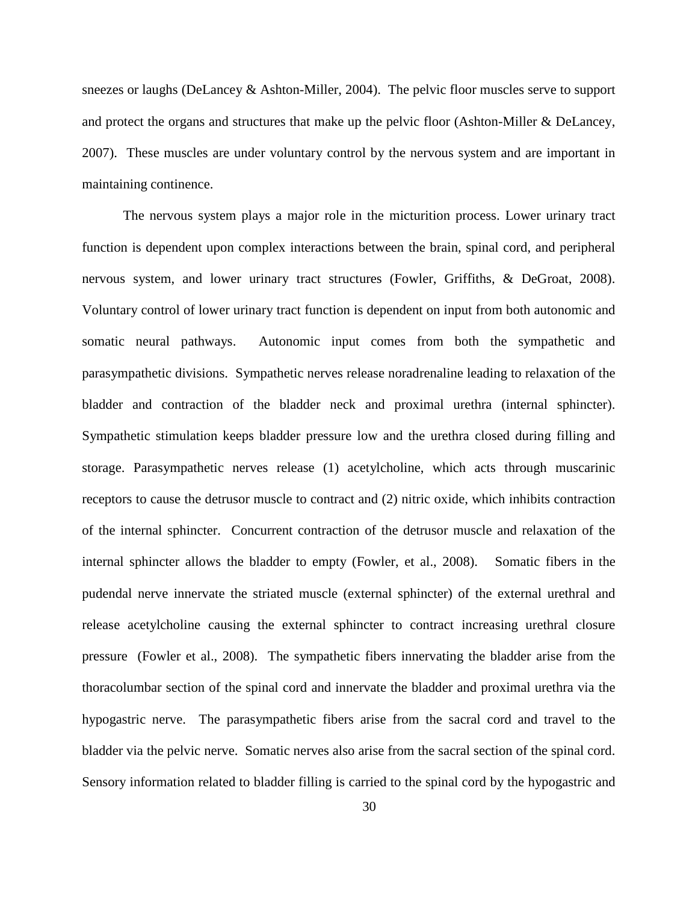sneezes or laughs (DeLancey & Ashton-Miller, 2004). The pelvic floor muscles serve to support and protect the organs and structures that make up the pelvic floor (Ashton-Miller & DeLancey, 2007). These muscles are under voluntary control by the nervous system and are important in maintaining continence.

The nervous system plays a major role in the micturition process. Lower urinary tract function is dependent upon complex interactions between the brain, spinal cord, and peripheral nervous system, and lower urinary tract structures (Fowler, Griffiths, & DeGroat, 2008). Voluntary control of lower urinary tract function is dependent on input from both autonomic and somatic neural pathways. Autonomic input comes from both the sympathetic and parasympathetic divisions. Sympathetic nerves release noradrenaline leading to relaxation of the bladder and contraction of the bladder neck and proximal urethra (internal sphincter). Sympathetic stimulation keeps bladder pressure low and the urethra closed during filling and storage. Parasympathetic nerves release (1) acetylcholine, which acts through muscarinic receptors to cause the detrusor muscle to contract and (2) nitric oxide, which inhibits contraction of the internal sphincter. Concurrent contraction of the detrusor muscle and relaxation of the internal sphincter allows the bladder to empty (Fowler, et al., 2008). Somatic fibers in the pudendal nerve innervate the striated muscle (external sphincter) of the external urethral and release acetylcholine causing the external sphincter to contract increasing urethral closure pressure (Fowler et al., 2008). The sympathetic fibers innervating the bladder arise from the thoracolumbar section of the spinal cord and innervate the bladder and proximal urethra via the hypogastric nerve. The parasympathetic fibers arise from the sacral cord and travel to the bladder via the pelvic nerve. Somatic nerves also arise from the sacral section of the spinal cord. Sensory information related to bladder filling is carried to the spinal cord by the hypogastric and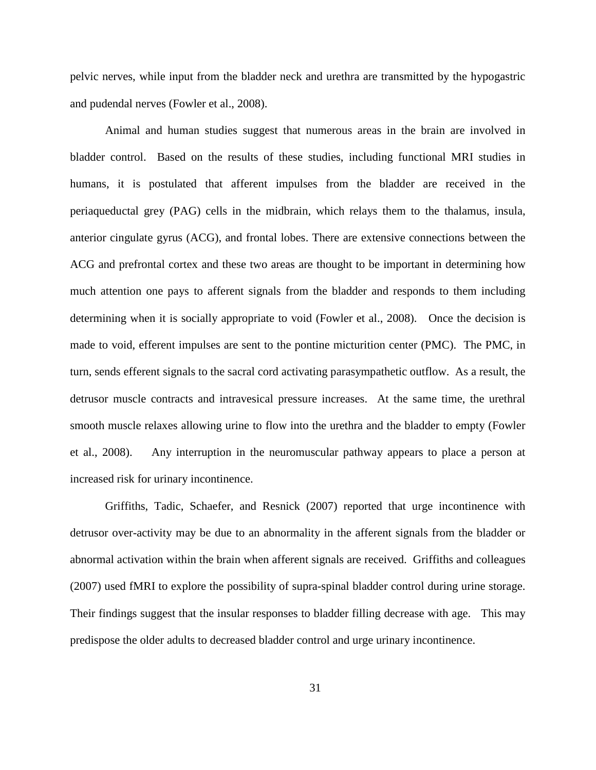pelvic nerves, while input from the bladder neck and urethra are transmitted by the hypogastric and pudendal nerves (Fowler et al., 2008).

Animal and human studies suggest that numerous areas in the brain are involved in bladder control. Based on the results of these studies, including functional MRI studies in humans, it is postulated that afferent impulses from the bladder are received in the periaqueductal grey (PAG) cells in the midbrain, which relays them to the thalamus, insula, anterior cingulate gyrus (ACG), and frontal lobes. There are extensive connections between the ACG and prefrontal cortex and these two areas are thought to be important in determining how much attention one pays to afferent signals from the bladder and responds to them including determining when it is socially appropriate to void (Fowler et al., 2008). Once the decision is made to void, efferent impulses are sent to the pontine micturition center (PMC). The PMC, in turn, sends efferent signals to the sacral cord activating parasympathetic outflow. As a result, the detrusor muscle contracts and intravesical pressure increases. At the same time, the urethral smooth muscle relaxes allowing urine to flow into the urethra and the bladder to empty (Fowler et al., 2008). Any interruption in the neuromuscular pathway appears to place a person at increased risk for urinary incontinence.

Griffiths, Tadic, Schaefer, and Resnick (2007) reported that urge incontinence with detrusor over-activity may be due to an abnormality in the afferent signals from the bladder or abnormal activation within the brain when afferent signals are received. Griffiths and colleagues (2007) used fMRI to explore the possibility of supra-spinal bladder control during urine storage. Their findings suggest that the insular responses to bladder filling decrease with age. This may predispose the older adults to decreased bladder control and urge urinary incontinence.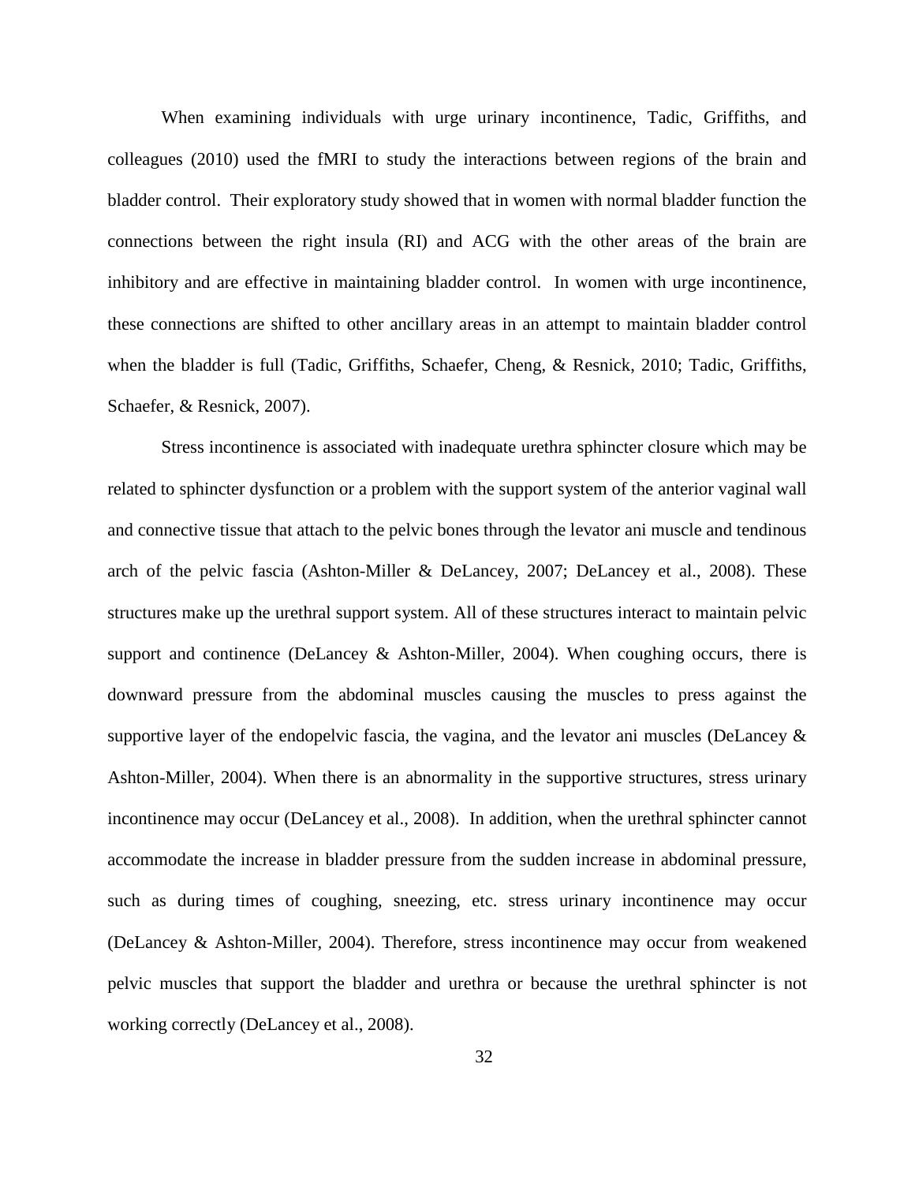When examining individuals with urge urinary incontinence, Tadic, Griffiths, and colleagues (2010) used the fMRI to study the interactions between regions of the brain and bladder control. Their exploratory study showed that in women with normal bladder function the connections between the right insula (RI) and ACG with the other areas of the brain are inhibitory and are effective in maintaining bladder control. In women with urge incontinence, these connections are shifted to other ancillary areas in an attempt to maintain bladder control when the bladder is full (Tadic, Griffiths, Schaefer, Cheng, & Resnick, 2010; Tadic, Griffiths, Schaefer, & Resnick, 2007).

Stress incontinence is associated with inadequate urethra sphincter closure which may be related to sphincter dysfunction or a problem with the support system of the anterior vaginal wall and connective tissue that attach to the pelvic bones through the levator ani muscle and tendinous arch of the pelvic fascia (Ashton-Miller & DeLancey, 2007; DeLancey et al., 2008). These structures make up the urethral support system. All of these structures interact to maintain pelvic support and continence (DeLancey & Ashton-Miller, 2004). When coughing occurs, there is downward pressure from the abdominal muscles causing the muscles to press against the supportive layer of the endopelvic fascia, the vagina, and the levator ani muscles (DeLancey & Ashton-Miller, 2004). When there is an abnormality in the supportive structures, stress urinary incontinence may occur (DeLancey et al., 2008). In addition, when the urethral sphincter cannot accommodate the increase in bladder pressure from the sudden increase in abdominal pressure, such as during times of coughing, sneezing, etc. stress urinary incontinence may occur (DeLancey & Ashton-Miller, 2004). Therefore, stress incontinence may occur from weakened pelvic muscles that support the bladder and urethra or because the urethral sphincter is not working correctly (DeLancey et al., 2008).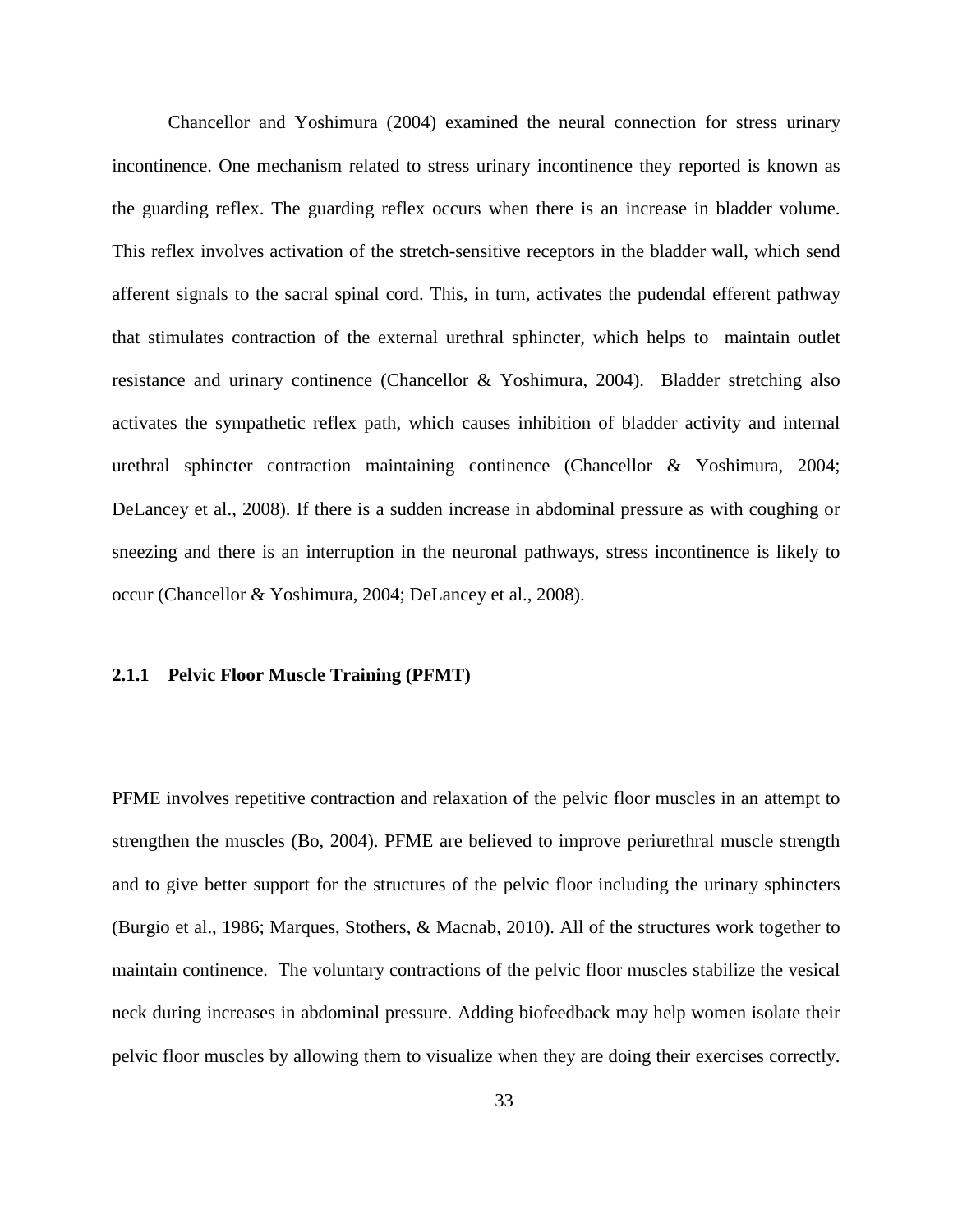Chancellor and Yoshimura (2004) examined the neural connection for stress urinary incontinence. One mechanism related to stress urinary incontinence they reported is known as the guarding reflex. The guarding reflex occurs when there is an increase in bladder volume. This reflex involves activation of the stretch-sensitive receptors in the bladder wall, which send afferent signals to the sacral spinal cord. This, in turn, activates the pudendal efferent pathway that stimulates contraction of the external urethral sphincter, which helps to maintain outlet resistance and urinary continence (Chancellor & Yoshimura, 2004). Bladder stretching also activates the sympathetic reflex path, which causes inhibition of bladder activity and internal urethral sphincter contraction maintaining continence (Chancellor & Yoshimura, 2004; DeLancey et al., 2008). If there is a sudden increase in abdominal pressure as with coughing or sneezing and there is an interruption in the neuronal pathways, stress incontinence is likely to occur (Chancellor & Yoshimura, 2004; DeLancey et al., 2008).

### 2.1.1 Pelvic Floor Muscle Training (PFMT)

PFME involves repetitive contraction and relaxation of the pelvic floor muscles in an attempt to strengthen the muscles (Bo, 2004). PFME are believed to improve periurethral muscle strength and to give better support for the structures of the pelvic floor including the urinary sphincters (Burgio et al., 1986; Marques, Stothers, & Macnab, 2010). All of the structures work together to maintain continence. The voluntary contractions of the pelvic floor muscles stabilize the vesical neck during increases in abdominal pressure. Adding biofeedback may help women isolate their pelvic floor muscles by allowing them to visualize when they are doing their exercises correctly.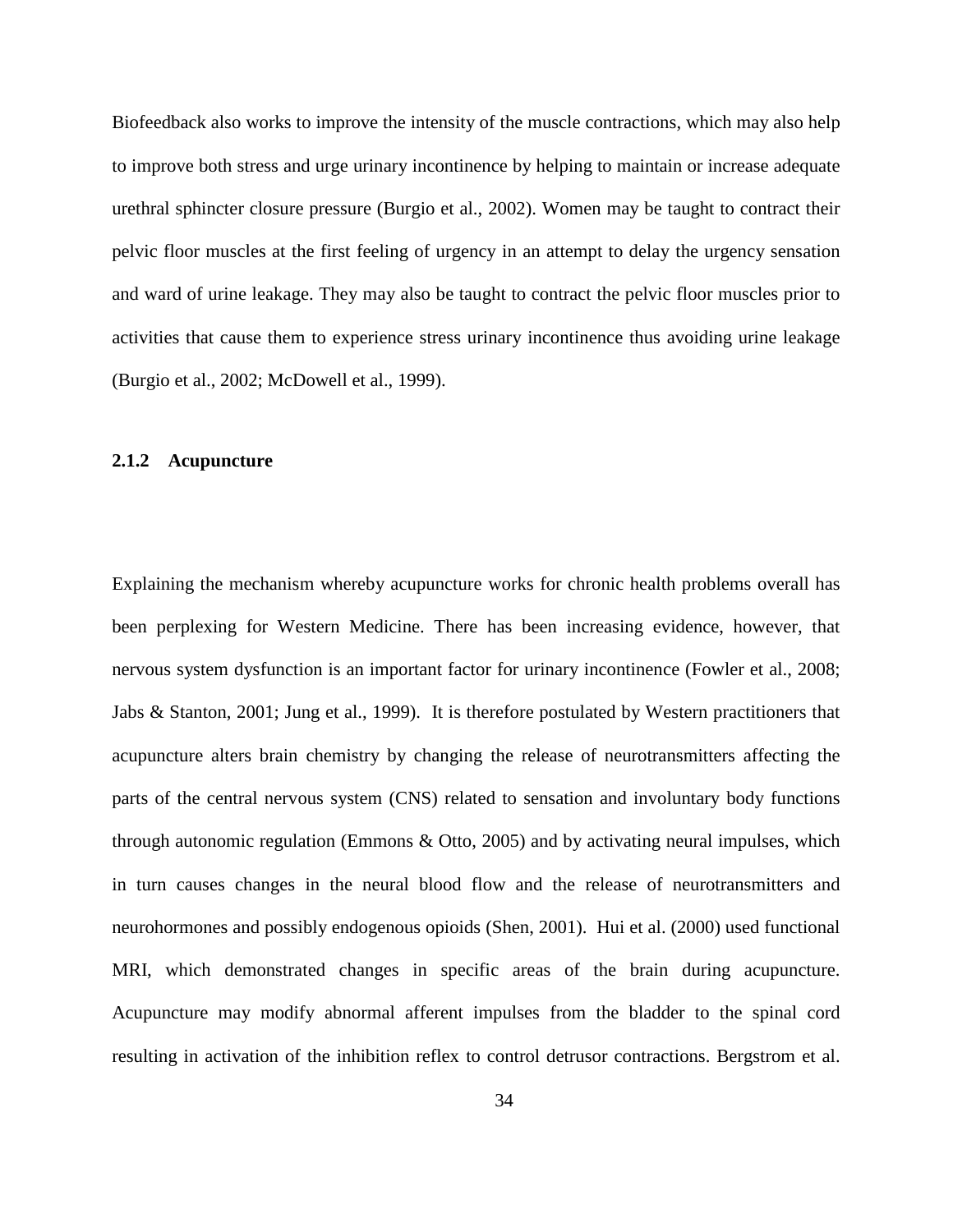Biofeedback also works to improve the intensity of the muscle contractions, which may also help to improve both stress and urge urinary incontinence by helping to maintain or increase adequate urethral sphincter closure pressure (Burgio et al., 2002). Women may be taught to contract their pelvic floor muscles at the first feeling of urgency in an attempt to delay the urgency sensation and ward of urine leakage. They may also be taught to contract the pelvic floor muscles prior to activities that cause them to experience stress urinary incontinence thus avoiding urine leakage (Burgio et al., 2002; McDowell et al., 1999).

### 2.1.2 Acupuncture

Explaining the mechanism whereby acupuncture works for chronic health problems overall has been perplexing for Western Medicine. There has been increasing evidence, however, that nervous system dysfunction is an important factor for urinary incontinence (Fowler et al., 2008; Jabs & Stanton, 2001; Jung et al., 1999). It is therefore postulated by Western practitioners that acupuncture alters brain chemistry by changing the release of neurotransmitters affecting the parts of the central nervous system (CNS) related to sensation and involuntary body functions through autonomic regulation (Emmons & Otto, 2005) and by activating neural impulses, which in turn causes changes in the neural blood flow and the release of neurotransmitters and neurohormones and possibly endogenous opioids (Shen, 2001). Hui et al. (2000) used functional MRI, which demonstrated changes in specific areas of the brain during acupuncture. Acupuncture may modify abnormal afferent impulses from the bladder to the spinal cord resulting in activation of the inhibition reflex to control detrusor contractions. Bergstrom et al.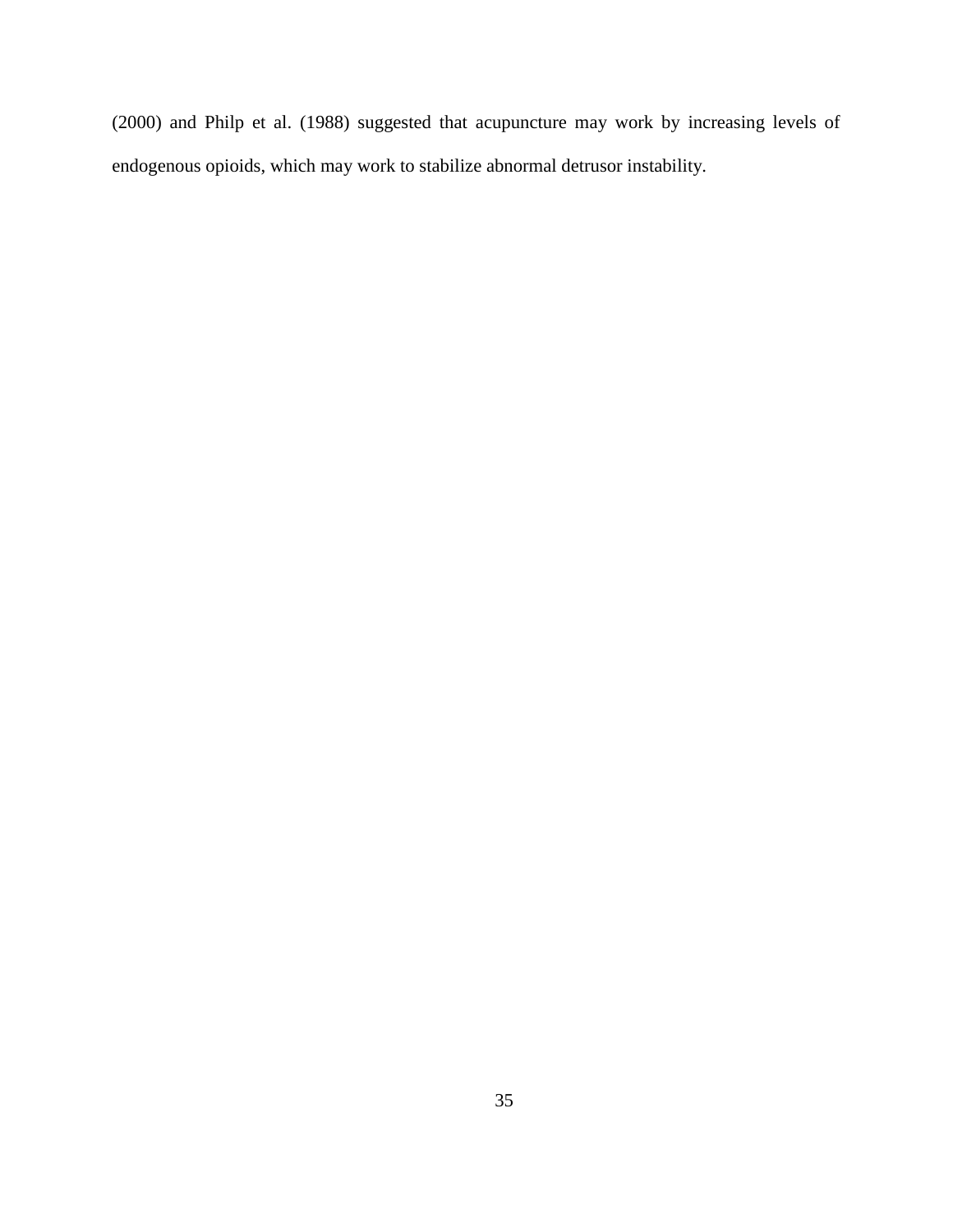(2000) and Philp et al. (1988) suggested that acupuncture may work by increasing levels of endogenous opioids, which may work to stabilize abnormal detrusor instability.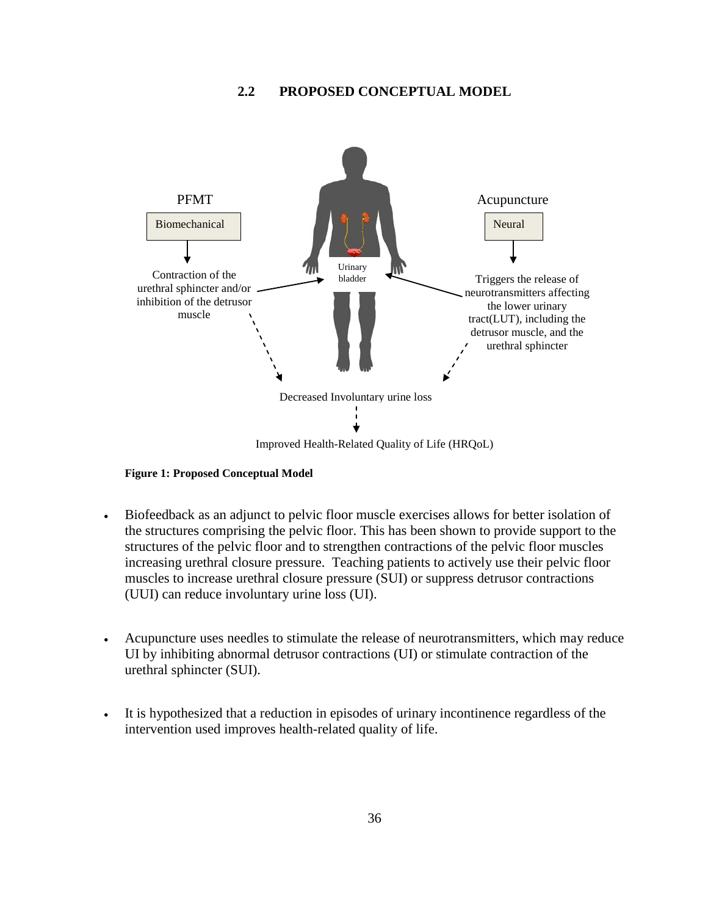## 2.2 PROPOSED CONCEPTUAL MODEL

PFMT

Biomechanical

Contraction of the urethral sphincter and/or inhibition of the detrusor muscle

Urinary bladder

Acupuncture

Neural

Triggers the release of neurotransmitters affecting the lower urinary tract(LUT), including the detrusor muscle, and the urethral sphincter

Decreased Involuntary urine loss

Improved Health-Related Quality of Life (HRQoL)

**Figure 1: Proposed Conceptual Model**

- Biofeedback as an adjunct to pelvic floor muscle exercises allows for better isolation of the structures comprising the pelvic floor. This has been shown to provide support to the structures of the pelvic floor and to strengthen contractions of the pelvic floor muscles increasing urethral closure pressure. Teaching patients to actively use their pelvic floor muscles to increase urethral closure pressure (SUI) or suppress detrusor contractions (UUI) can reduce involuntary urine loss (UI).

- Acupuncture uses needles to stimulate the release of neurotransmitters, which may reduce UI by inhibiting abnormal detrusor contractions (UI) or stimulate contraction of the urethral sphincter (SUI).

- It is hypothesized that a reduction in episodes of urinary incontinence regardless of the intervention used improves health-related quality of life.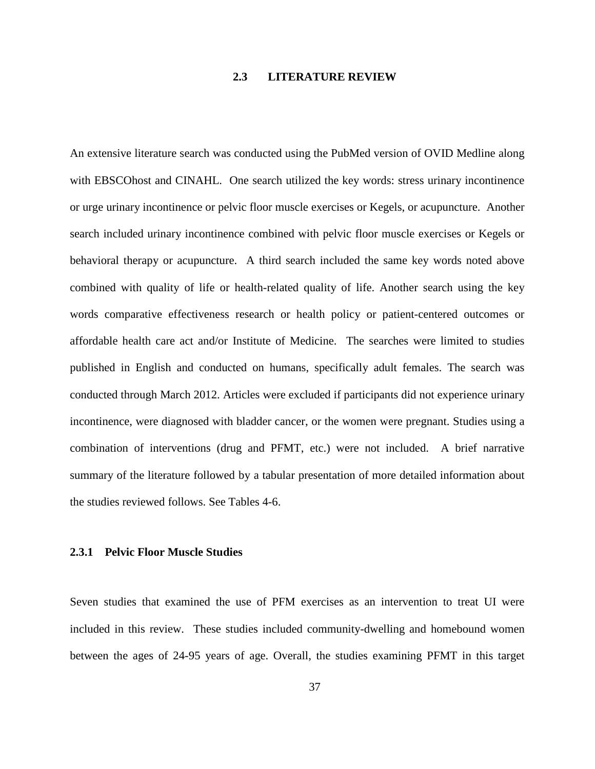## 2.3 LITERATURE REVIEW

An extensive literature search was conducted using the PubMed version of OVID Medline along with EBSCOhost and CINAHL. One search utilized the key words: stress urinary incontinence or urge urinary incontinence or pelvic floor muscle exercises or Kegels, or acupuncture. Another search included urinary incontinence combined with pelvic floor muscle exercises or Kegels or behavioral therapy or acupuncture. A third search included the same key words noted above combined with quality of life or health-related quality of life. Another search using the key words comparative effectiveness research or health policy or patient-centered outcomes or affordable health care act and/or Institute of Medicine. The searches were limited to studies published in English and conducted on humans, specifically adult females. The search was conducted through March 2012. Articles were excluded if participants did not experience urinary incontinence, were diagnosed with bladder cancer, or the women were pregnant. Studies using a combination of interventions (drug and PFMT, etc.) were not included. A brief narrative summary of the literature followed by a tabular presentation of more detailed information about the studies reviewed follows. See Tables 4-6.

### 2.3.1 Pelvic Floor Muscle Studies

Seven studies that examined the use of PFM exercises as an intervention to treat UI were included in this review. These studies included community-dwelling and homebound women between the ages of 24-95 years of age. Overall, the studies examining PFMT in this target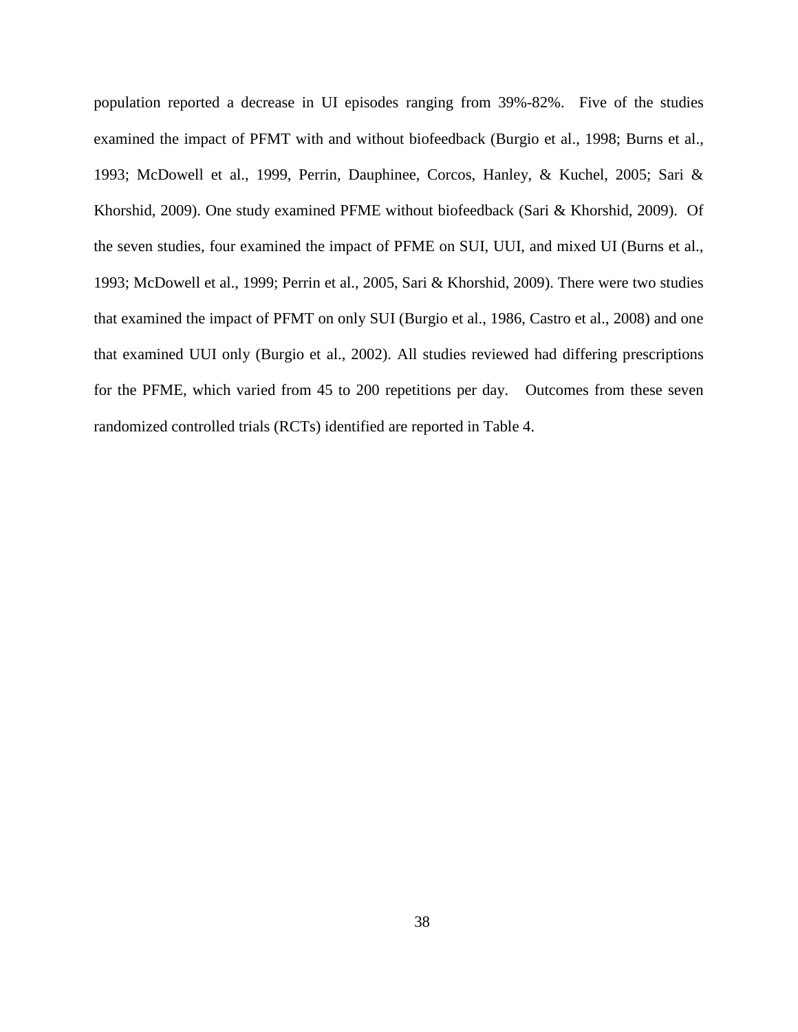population reported a decrease in UI episodes ranging from 39%-82%. Five of the studies examined the impact of PFMT with and without biofeedback (Burgio et al., 1998; Burns et al., 1993; McDowell et al., 1999, Perrin, Dauphinee, Corcos, Hanley, & Kuchel, 2005; Sari & Khorshid, 2009). One study examined PFME without biofeedback (Sari & Khorshid, 2009). Of the seven studies, four examined the impact of PFME on SUI, UUI, and mixed UI (Burns et al., 1993; McDowell et al., 1999; Perrin et al., 2005, Sari & Khorshid, 2009). There were two studies that examined the impact of PFMT on only SUI (Burgio et al., 1986, Castro et al., 2008) and one that examined UUI only (Burgio et al., 2002). All studies reviewed had differing prescriptions for the PFME, which varied from 45 to 200 repetitions per day. Outcomes from these seven randomized controlled trials (RCTs) identified are reported in Table 4.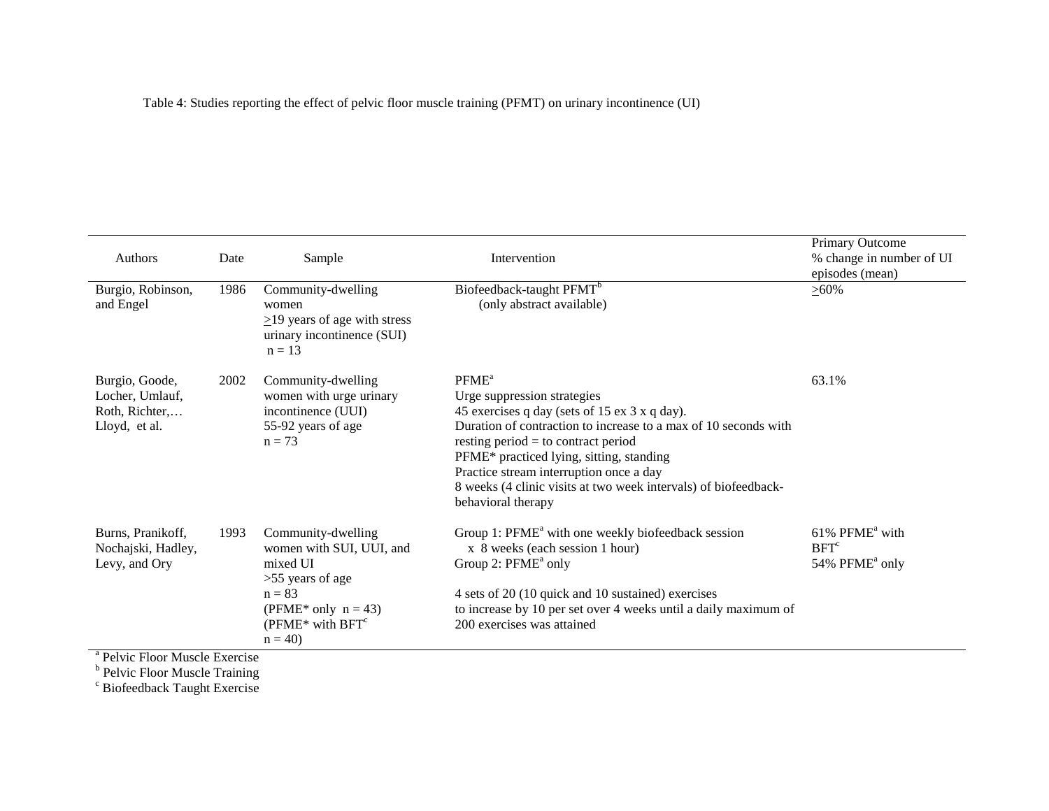Table 4: Studies reporting the effect of pelvic floor muscle training (PFMT) on urinary incontinence (UI)

| Authors | Date | Sample | Intervention | Primary Outcome % change in number of UI episodes (mean) |
|---|---|---|---|---|
| Burgio, Robinson, and Engel | 1986 | Community-dwelling women ≥19 years of age with stress urinary incontinence (SUI) n = 13 | Biofeedback-taught PFMT[b] (only abstract available) | ≥60% |
| Burgio, Goode, Locher, Umlauf, Roth, Richter,… Lloyd, et al. | 2002 | Community-dwelling women with urge urinary incontinence (UUI) 55-92 years of age n = 73 | PFME[a]<br>Urge suppression strategies<br>45 exercises q day (sets of 15 ex 3 x q day).<br>Duration of contraction to increase to a max of 10 seconds with resting period = to contract period<br>PFME* practiced lying, sitting, standing<br>Practice stream interruption once a day<br>8 weeks (4 clinic visits at two week intervals) of biofeedback-behavioral therapy | 63.1% |
| Burns, Pranikoff, Nochajski, Hadley, Levy, and Ory | 1993 | Community-dwelling women with SUI, UUI, and mixed UI >55 years of age n = 83 (PFME* only n = 43) (PFME* with BFT[c] n = 40) | Group 1: PFME[a] with one weekly biofeedback session x 8 weeks (each session 1 hour)<br>Group 2: PFME[a] only<br><br>4 sets of 20 (10 quick and 10 sustained) exercises to increase by 10 per set over 4 weeks until a daily maximum of 200 exercises was attained | 61% PFME[a] with BFT[c]<br>54% PFME[a] only |

[a] Pelvic Floor Muscle Exercise
[b] Pelvic Floor Muscle Training
[c] Biofeedback Taught Exercise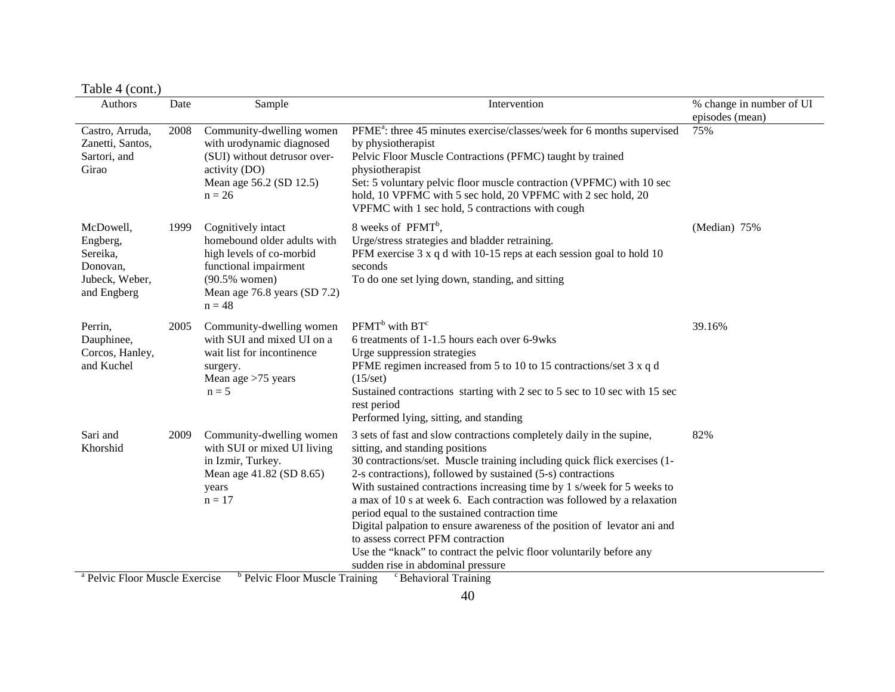Table 4 (cont.)

| Authors | Date | Sample | Intervention | % change in number of UI episodes (mean) |
|---|---|---|---|---|
| Castro, Arruda, Zanetti, Santos, Sartori, and Girao | 2008 | Community-dwelling women with urodynamic diagnosed (SUI) without detrusor over-activity (DO)<br>Mean age 56.2 (SD 12.5)<br>n = 26 | PFME[a]: three 45 minutes exercise/classes/week for 6 months supervised by physiotherapist<br>Pelvic Floor Muscle Contractions (PFMC) taught by trained physiotherapist<br>Set: 5 voluntary pelvic floor muscle contraction (VPFMC) with 10 sec hold, 10 VPFMC with 5 sec hold, 20 VPFMC with 2 sec hold, 20 VPFMC with 1 sec hold, 5 contractions with cough | 75% |
| McDowell, Engberg, Sereika, Donovan, Jubeck, Weber, and Engberg | 1999 | Cognitively intact homebound older adults with high levels of co-morbid functional impairment (90.5% women)<br>Mean age 76.8 years (SD 7.2)<br>n = 48 | 8 weeks of PFMT[b],<br>Urge/stress strategies and bladder retraining.<br>PFM exercise 3 x q d with 10-15 reps at each session goal to hold 10 seconds<br>To do one set lying down, standing, and sitting | (Median) 75% |
| Perrin, Dauphinee, Corcos, Hanley, and Kuchel | 2005 | Community-dwelling women with SUI and mixed UI on a wait list for incontinence surgery.<br>Mean age >75 years<br>n = 5 | PFMT[b] with BT[c]<br>6 treatments of 1-1.5 hours each over 6-9wks<br>Urge suppression strategies<br>PFME regimen increased from 5 to 10 to 15 contractions/set 3 x q d (15/set)<br>Sustained contractions starting with 2 sec to 5 sec to 10 sec with 15 sec rest period<br>Performed lying, sitting, and standing | 39.16% |
| Sari and Khorshid | 2009 | Community-dwelling women with SUI or mixed UI living in Izmir, Turkey.<br>Mean age 41.82 (SD 8.65) years<br>n = 17 | 3 sets of fast and slow contractions completely daily in the supine, sitting, and standing positions<br>30 contractions/set. Muscle training including quick flick exercises (1-2-s contractions), followed by sustained (5-s) contractions<br>With sustained contractions increasing time by 1 s/week for 5 weeks to a max of 10 s at week 6. Each contraction was followed by a relaxation period equal to the sustained contraction time<br>Digital palpation to ensure awareness of the position of levator ani and to assess correct PFM contraction<br>Use the "knack" to contract the pelvic floor voluntarily before any sudden rise in abdominal pressure | 82% |

[a] Pelvic Floor Muscle Exercise [b] Pelvic Floor Muscle Training [c] Behavioral Training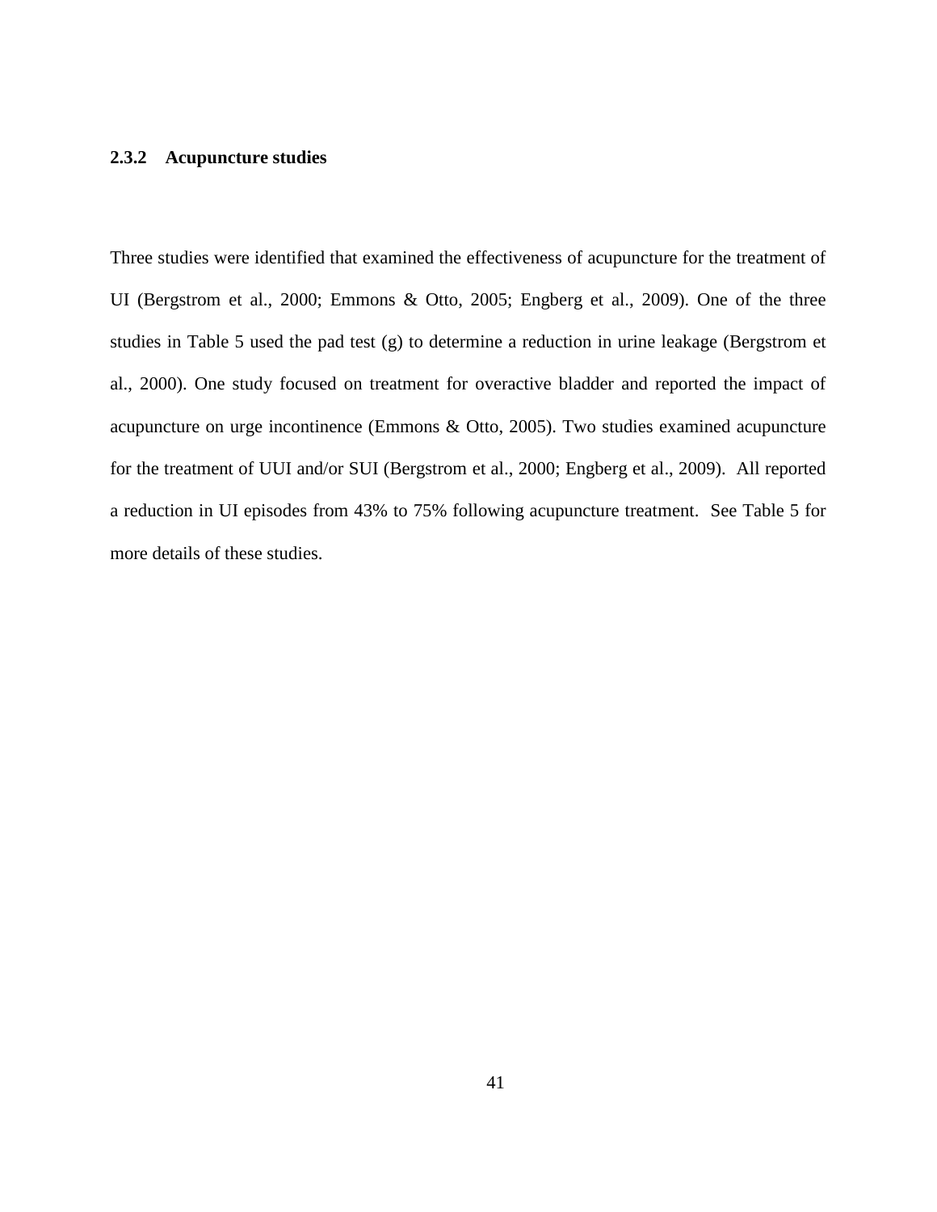### 2.3.2 Acupuncture studies

Three studies were identified that examined the effectiveness of acupuncture for the treatment of UI (Bergstrom et al., 2000; Emmons & Otto, 2005; Engberg et al., 2009). One of the three studies in Table 5 used the pad test (g) to determine a reduction in urine leakage (Bergstrom et al., 2000). One study focused on treatment for overactive bladder and reported the impact of acupuncture on urge incontinence (Emmons & Otto, 2005). Two studies examined acupuncture for the treatment of UUI and/or SUI (Bergstrom et al., 2000; Engberg et al., 2009). All reported a reduction in UI episodes from 43% to 75% following acupuncture treatment. See Table 5 for more details of these studies.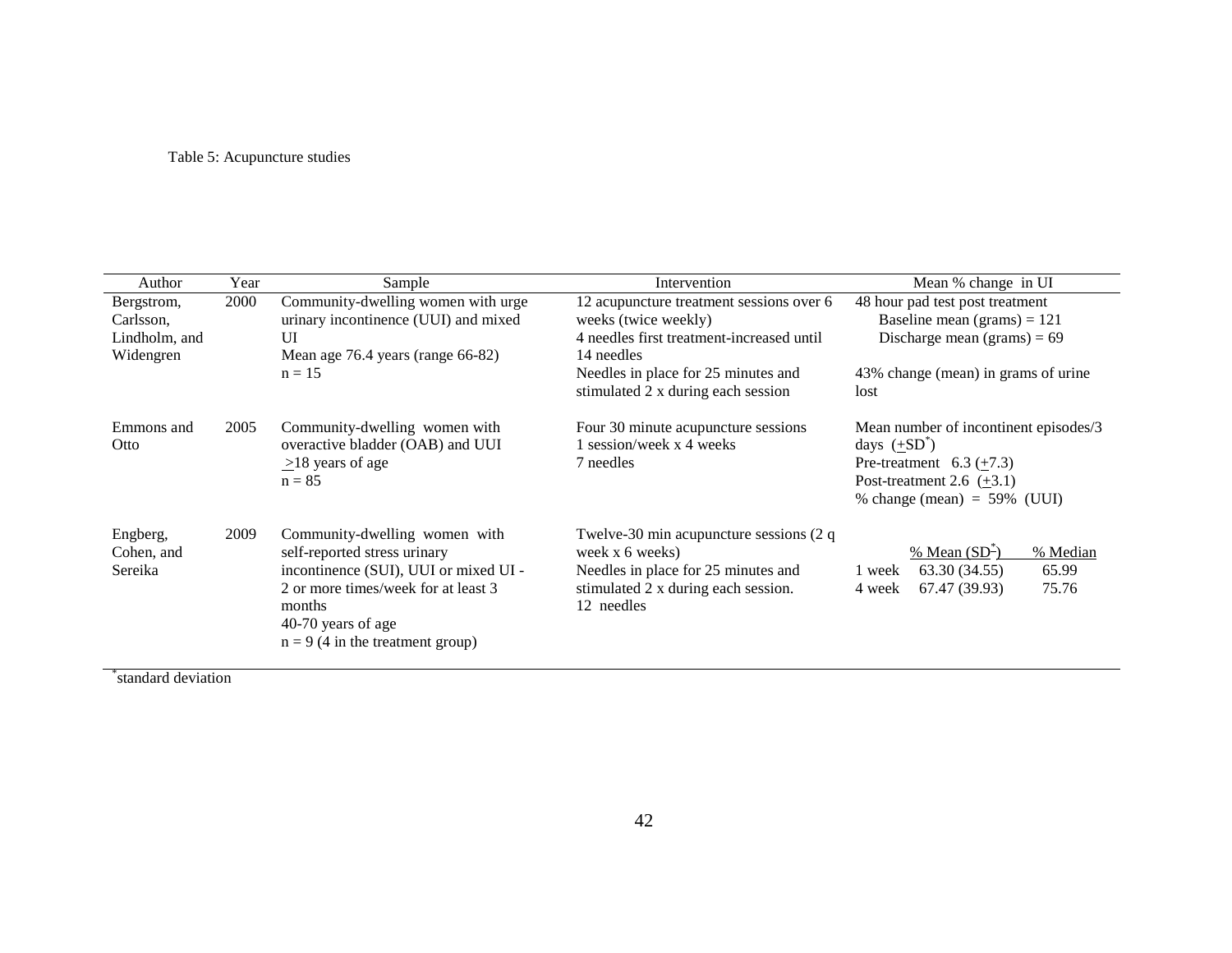Table 5: Acupuncture studies

| Author | Year | Sample | Intervention | Mean % change in UI |
|---|---|---|---|---|
| Bergstrom, Carlsson, Lindholm, and Widengren | 2000 | Community-dwelling women with urge urinary incontinence (UUI) and mixed UI<br>Mean age 76.4 years (range 66-82)<br>n = 15 | 12 acupuncture treatment sessions over 6 weeks (twice weekly)<br>4 needles first treatment-increased until 14 needles<br>Needles in place for 25 minutes and stimulated 2 x during each session | 48 hour pad test post treatment<br>Baseline mean (grams) = 121<br>Discharge mean (grams) = 69<br><br>43% change (mean) in grams of urine lost |
| Emmons and Otto | 2005 | Community-dwelling women with overactive bladder (OAB) and UUI<br>≥18 years of age<br>n = 85 | Four 30 minute acupuncture sessions<br>1 session/week x 4 weeks<br>7 needles | Mean number of incontinent episodes/3 days (±SD*)<br>Pre-treatment 6.3 (±7.3)<br>Post-treatment 2.6 (±3.1)<br>% change (mean) = 59% (UUI) |
| Engberg, Cohen, and Sereika | 2009 | Community-dwelling women with self-reported stress urinary incontinence (SUI), UUI or mixed UI - 2 or more times/week for at least 3 months<br>40-70 years of age<br>n = 9 (4 in the treatment group) | Twelve-30 min acupuncture sessions (2 q week x 6 weeks)<br>Needles in place for 25 minutes and stimulated 2 x during each session.<br>12 needles | % Mean (SD*) / % Median<br>1 week: 63.30 (34.55) / 65.99<br>4 week: 67.47 (39.93) / 75.76 |

*standard deviation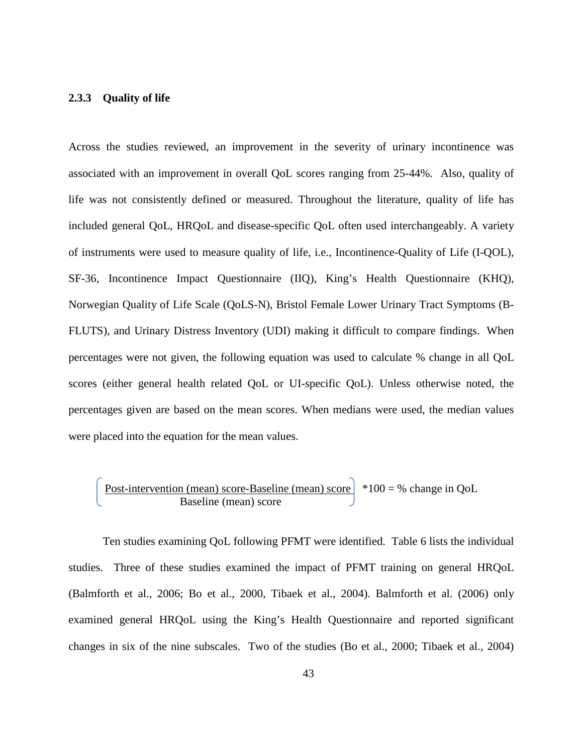### 2.3.3 Quality of life

Across the studies reviewed, an improvement in the severity of urinary incontinence was associated with an improvement in overall QoL scores ranging from 25-44%. Also, quality of life was not consistently defined or measured. Throughout the literature, quality of life has included general QoL, HRQoL and disease-specific QoL often used interchangeably. A variety of instruments were used to measure quality of life, i.e., Incontinence-Quality of Life (I-QOL), SF-36, Incontinence Impact Questionnaire (IIQ), King's Health Questionnaire (KHQ), Norwegian Quality of Life Scale (QoLS-N), Bristol Female Lower Urinary Tract Symptoms (B-FLUTS), and Urinary Distress Inventory (UDI) making it difficult to compare findings. When percentages were not given, the following equation was used to calculate % change in all QoL scores (either general health related QoL or UI-specific QoL). Unless otherwise noted, the percentages given are based on the mean scores. When medians were used, the median values were placed into the equation for the mean values.

$$\left( \frac{\text{Post-intervention (mean) score} - \text{Baseline (mean) score}}{\text{Baseline (mean) score}} \right) * 100 = \% \text{ change in QoL}$$

Ten studies examining QoL following PFMT were identified. Table 6 lists the individual studies. Three of these studies examined the impact of PFMT training on general HRQoL (Balmforth et al., 2006; Bo et al., 2000, Tibaek et al., 2004). Balmforth et al. (2006) only examined general HRQoL using the King's Health Questionnaire and reported significant changes in six of the nine subscales. Two of the studies (Bo et al., 2000; Tibaek et al., 2004)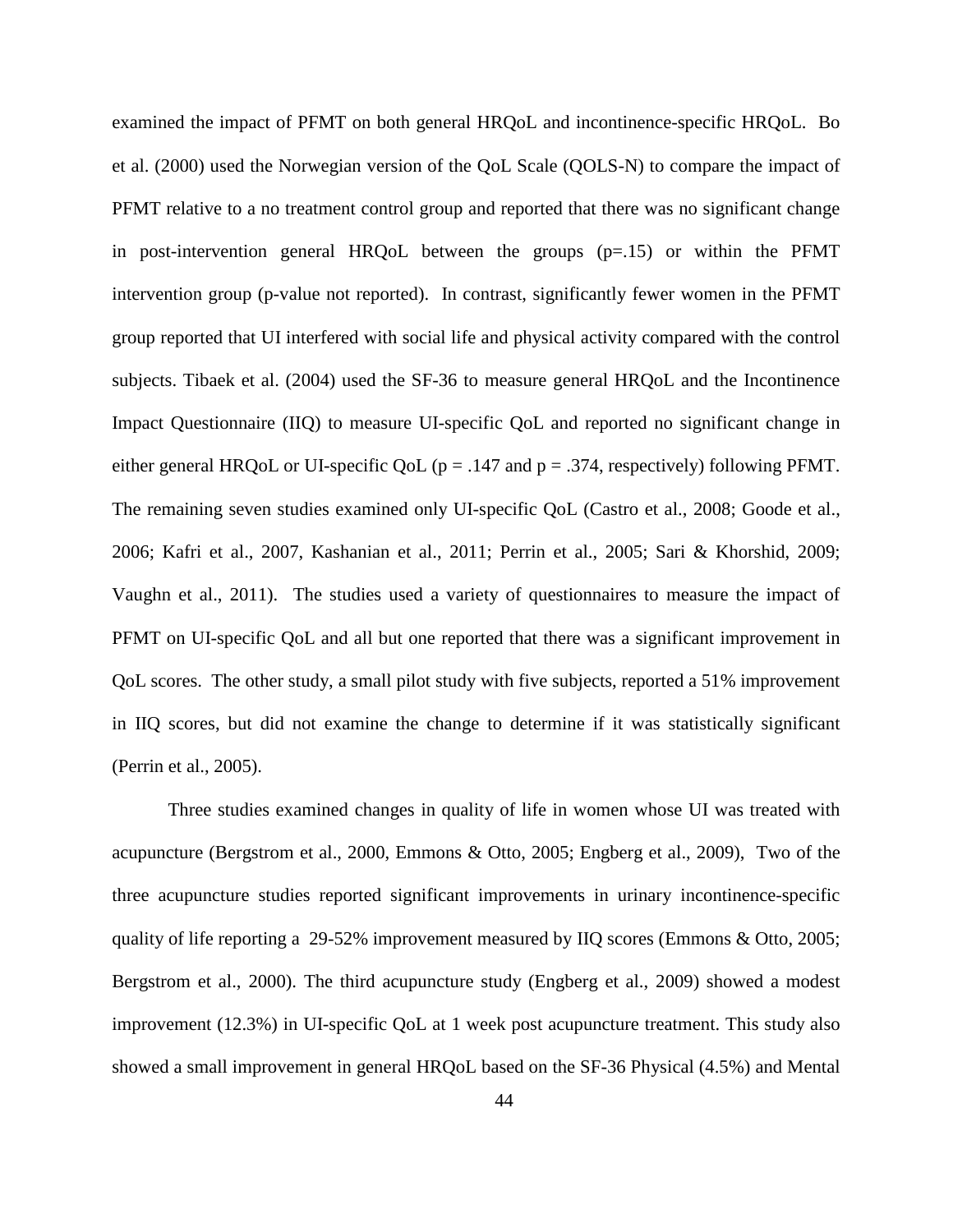examined the impact of PFMT on both general HRQoL and incontinence-specific HRQoL. Bo et al. (2000) used the Norwegian version of the QoL Scale (QOLS-N) to compare the impact of PFMT relative to a no treatment control group and reported that there was no significant change in post-intervention general HRQoL between the groups ($p=.15$) or within the PFMT intervention group (p-value not reported). In contrast, significantly fewer women in the PFMT group reported that UI interfered with social life and physical activity compared with the control subjects. Tibaek et al. (2004) used the SF-36 to measure general HRQoL and the Incontinence Impact Questionnaire (IIQ) to measure UI-specific QoL and reported no significant change in either general HRQoL or UI-specific QoL ($p = .147$ and $p = .374$, respectively) following PFMT. The remaining seven studies examined only UI-specific QoL (Castro et al., 2008; Goode et al., 2006; Kafri et al., 2007, Kashanian et al., 2011; Perrin et al., 2005; Sari & Khorshid, 2009; Vaughn et al., 2011). The studies used a variety of questionnaires to measure the impact of PFMT on UI-specific QoL and all but one reported that there was a significant improvement in QoL scores. The other study, a small pilot study with five subjects, reported a 51% improvement in IIQ scores, but did not examine the change to determine if it was statistically significant (Perrin et al., 2005).

Three studies examined changes in quality of life in women whose UI was treated with acupuncture (Bergstrom et al., 2000, Emmons & Otto, 2005; Engberg et al., 2009), Two of the three acupuncture studies reported significant improvements in urinary incontinence-specific quality of life reporting a 29-52% improvement measured by IIQ scores (Emmons & Otto, 2005; Bergstrom et al., 2000). The third acupuncture study (Engberg et al., 2009) showed a modest improvement (12.3%) in UI-specific QoL at 1 week post acupuncture treatment. This study also showed a small improvement in general HRQoL based on the SF-36 Physical (4.5%) and Mental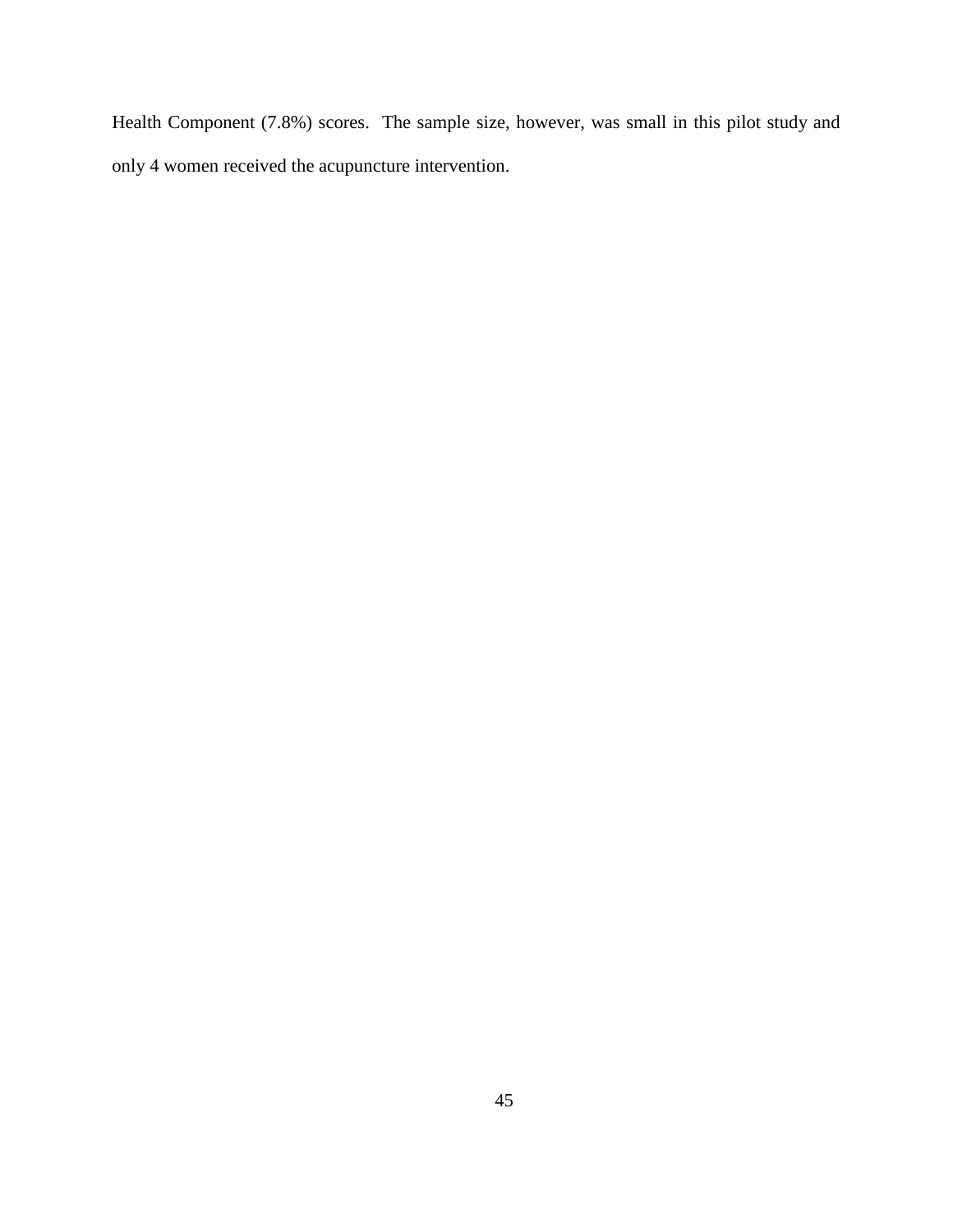Health Component (7.8%) scores. The sample size, however, was small in this pilot study and only 4 women received the acupuncture intervention.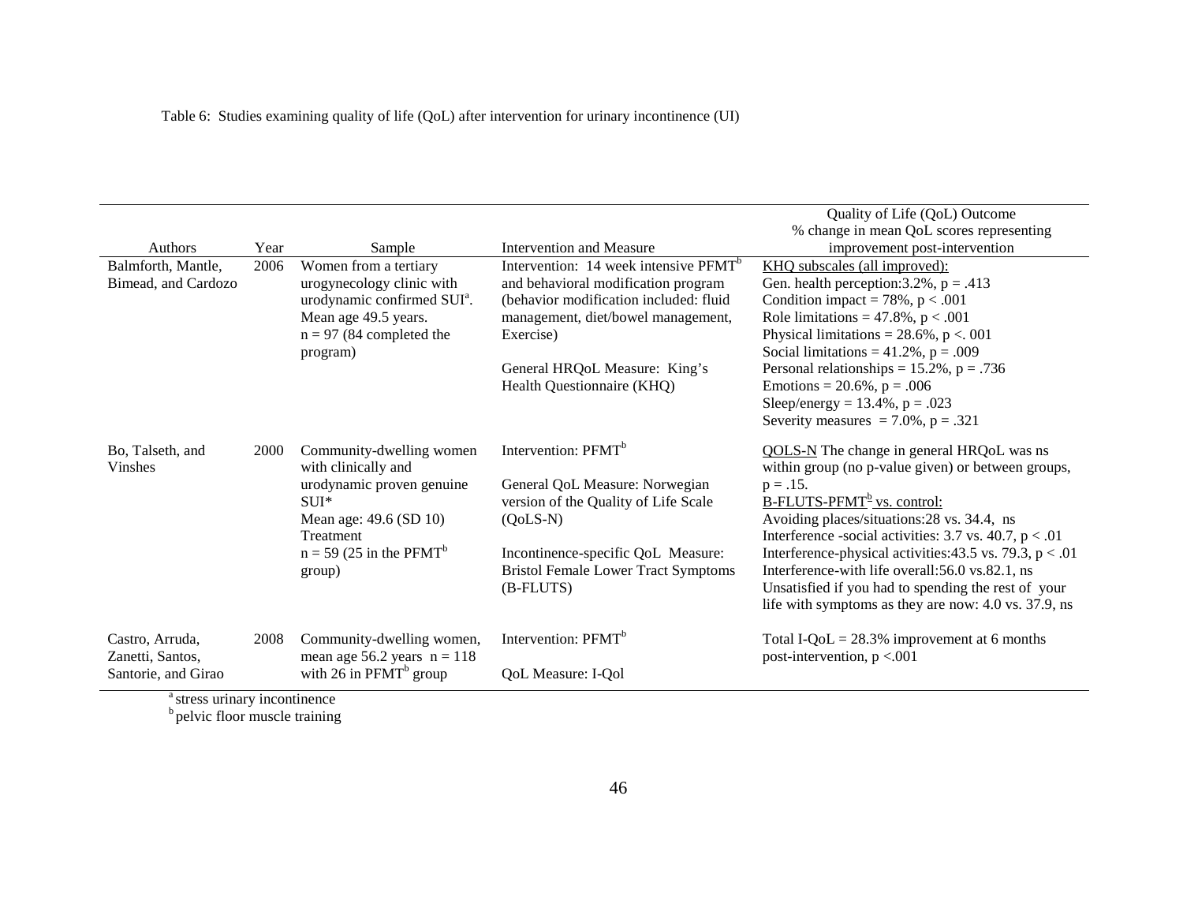Table 6: Studies examining quality of life (QoL) after intervention for urinary incontinence (UI)

| Authors | Year | Sample | Intervention and Measure | Quality of Life (QoL) Outcome % change in mean QoL scores representing improvement post-intervention |
|---|---|---|---|---|
| Balmforth, Mantle, Bimead, and Cardozo | 2006 | Women from a tertiary urogynecology clinic with urodynamic confirmed SUI[a]. Mean age 49.5 years. n = 97 (84 completed the program) | Intervention: 14 week intensive PFMT[b] and behavioral modification program (behavior modification included: fluid management, diet/bowel management, Exercise)<br><br>General HRQoL Measure: King's Health Questionnaire (KHQ) | KHQ subscales (all improved):<br>Gen. health perception:3.2%, $p = .413$<br>Condition impact = 78%, $p < .001$<br>Role limitations = 47.8%, $p < .001$<br>Physical limitations = 28.6%, $p <. 001$<br>Social limitations = 41.2%, $p = .009$<br>Personal relationships = 15.2%, $p = .736$<br>Emotions = 20.6%, $p = .006$<br>Sleep/energy = 13.4%, $p = .023$<br>Severity measures = 7.0%, $p = .321$ |
| Bo, Talseth, and Vinshes | 2000 | Community-dwelling women with clinically and urodynamic proven genuine SUI*<br>Mean age: 49.6 (SD 10)<br>Treatment<br>n = 59 (25 in the PFMT[b] group) | Intervention: PFMT[b]<br><br>General QoL Measure: Norwegian version of the Quality of Life Scale (QoLS-N)<br><br>Incontinence-specific QoL Measure: Bristol Female Lower Tract Symptoms (B-FLUTS) | QOLS-N The change in general HRQoL was ns within group (no p-value given) or between groups, $p = .15$.<br>B-FLUTS-PFMT[b] vs. control:<br>Avoiding places/situations:28 vs. 34.4, ns<br>Interference -social activities: 3.7 vs. 40.7, $p < .01$<br>Interference-physical activities:43.5 vs. 79.3, $p < .01$<br>Interference-with life overall:56.0 vs.82.1, ns<br>Unsatisfied if you had to spending the rest of your life with symptoms as they are now: 4.0 vs. 37.9, ns |
| Castro, Arruda, Zanetti, Santos, Santorie, and Girao | 2008 | Community-dwelling women, mean age 56.2 years n = 118 with 26 in PFMT[b] group | Intervention: PFMT[b]<br><br>QoL Measure: I-Qol | Total I-QoL = 28.3% improvement at 6 months post-intervention, $p <.001$ |

[a] stress urinary incontinence
[b] pelvic floor muscle training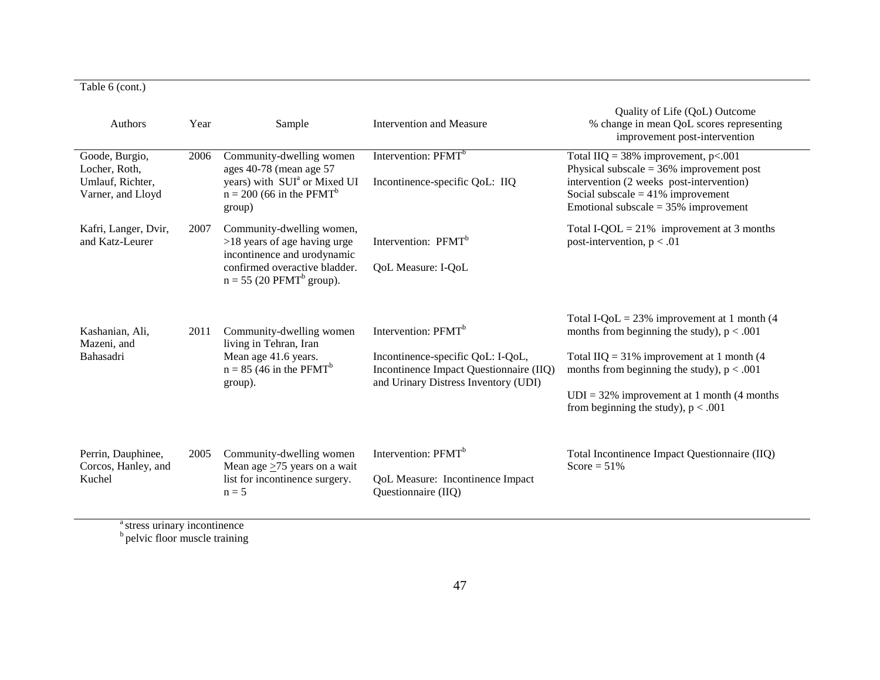Table 6 (cont.)

| Authors | Year | Sample | Intervention and Measure | Quality of Life (QoL) Outcome % change in mean QoL scores representing improvement post-intervention |
|---|---|---|---|---|
| Goode, Burgio, Locher, Roth, Umlauf, Richter, Varner, and Lloyd | 2006 | Community-dwelling women ages 40-78 (mean age 57 years) with SUI[a] or Mixed UI n = 200 (66 in the PFMT[b] group) | Intervention: PFMT[b]<br><br>Incontinence-specific QoL: IIQ | Total IIQ = 38% improvement, $p<.001$<br>Physical subscale = 36% improvement post intervention (2 weeks post-intervention)<br>Social subscale = 41% improvement<br>Emotional subscale = 35% improvement |
| Kafri, Langer, Dvir, and Katz-Leurer | 2007 | Community-dwelling women, >18 years of age having urge incontinence and urodynamic confirmed overactive bladder. n = 55 (20 PFMT[b] group). | Intervention: PFMT[b]<br><br>QoL Measure: I-QoL | Total I-QOL = 21% improvement at 3 months post-intervention, $p < .01$ |
| Kashanian, Ali, Mazeni, and Bahasadri | 2011 | Community-dwelling women living in Tehran, Iran Mean age 41.6 years. n = 85 (46 in the PFMT[b] group). | Intervention: PFMT[b]<br><br>Incontinence-specific QoL: I-QoL, Incontinence Impact Questionnaire (IIQ) and Urinary Distress Inventory (UDI) | Total I-QoL = 23% improvement at 1 month (4 months from beginning the study), $p < .001$<br><br>Total IIQ = 31% improvement at 1 month (4 months from beginning the study), $p < .001$<br><br>UDI = 32% improvement at 1 month (4 months from beginning the study), $p < .001$ |
| Perrin, Dauphinee, Corcos, Hanley, and Kuchel | 2005 | Community-dwelling women Mean age ≥75 years on a wait list for incontinence surgery. n = 5 | Intervention: PFMT[b]<br><br>QoL Measure: Incontinence Impact Questionnaire (IIQ) | Total Incontinence Impact Questionnaire (IIQ) Score = 51% |

[a] stress urinary incontinence
[b] pelvic floor muscle training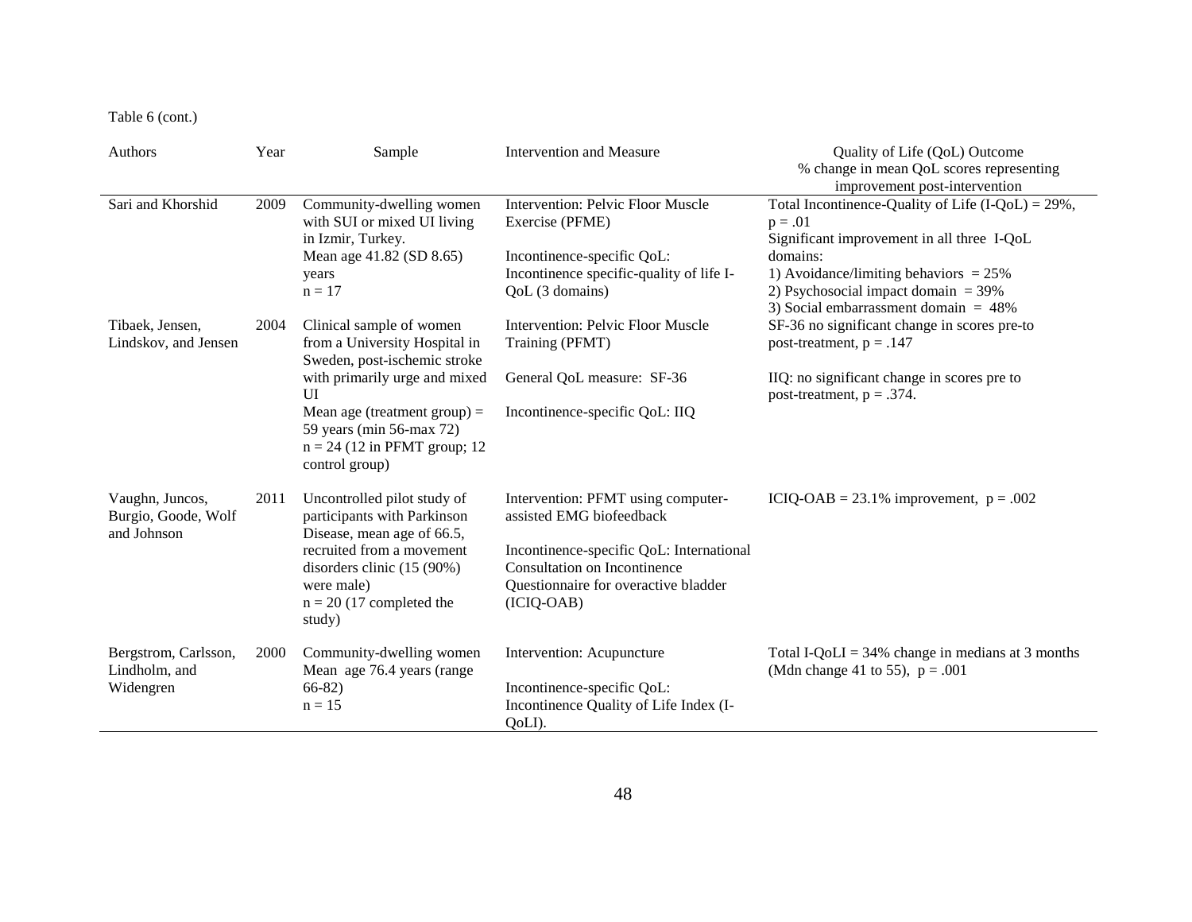Table 6 (cont.)

| Authors | Year | Sample | Intervention and Measure | Quality of Life (QoL) Outcome % change in mean QoL scores representing improvement post-intervention |
|---|---|---|---|---|
| Sari and Khorshid | 2009 | Community-dwelling women with SUI or mixed UI living in Izmir, Turkey. Mean age 41.82 (SD 8.65) years n = 17 | Intervention: Pelvic Floor Muscle Exercise (PFME)<br><br>Incontinence-specific QoL: Incontinence specific-quality of life I-QoL (3 domains) | Total Incontinence-Quality of Life (I-QoL) = 29%, p = .01<br>Significant improvement in all three I-QoL domains:<br>1) Avoidance/limiting behaviors = 25%<br>2) Psychosocial impact domain = 39%<br>3) Social embarrassment domain = 48% |
| Tibaek, Jensen, Lindskov, and Jensen | 2004 | Clinical sample of women from a University Hospital in Sweden, post-ischemic stroke with primarily urge and mixed UI<br>Mean age (treatment group) = 59 years (min 56-max 72)<br>n = 24 (12 in PFMT group; 12 control group) | Intervention: Pelvic Floor Muscle Training (PFMT)<br><br>General QoL measure: SF-36<br><br>Incontinence-specific QoL: IIQ | SF-36 no significant change in scores pre-to post-treatment, p = .147<br><br>IIQ: no significant change in scores pre to post-treatment, p = .374. |
| Vaughn, Juncos, Burgio, Goode, Wolf and Johnson | 2011 | Uncontrolled pilot study of participants with Parkinson Disease, mean age of 66.5, recruited from a movement disorders clinic (15 (90%) were male)<br>n = 20 (17 completed the study) | Intervention: PFMT using computer-assisted EMG biofeedback<br><br>Incontinence-specific QoL: International Consultation on Incontinence Questionnaire for overactive bladder (ICIQ-OAB) | ICIQ-OAB = 23.1% improvement, p = .002 |
| Bergstrom, Carlsson, Lindholm, and Widengren | 2000 | Community-dwelling women Mean age 76.4 years (range 66-82)<br>n = 15 | Intervention: Acupuncture<br><br>Incontinence-specific QoL: Incontinence Quality of Life Index (I-QoLI). | Total I-QoLI = 34% change in medians at 3 months (Mdn change 41 to 55), p = .001 |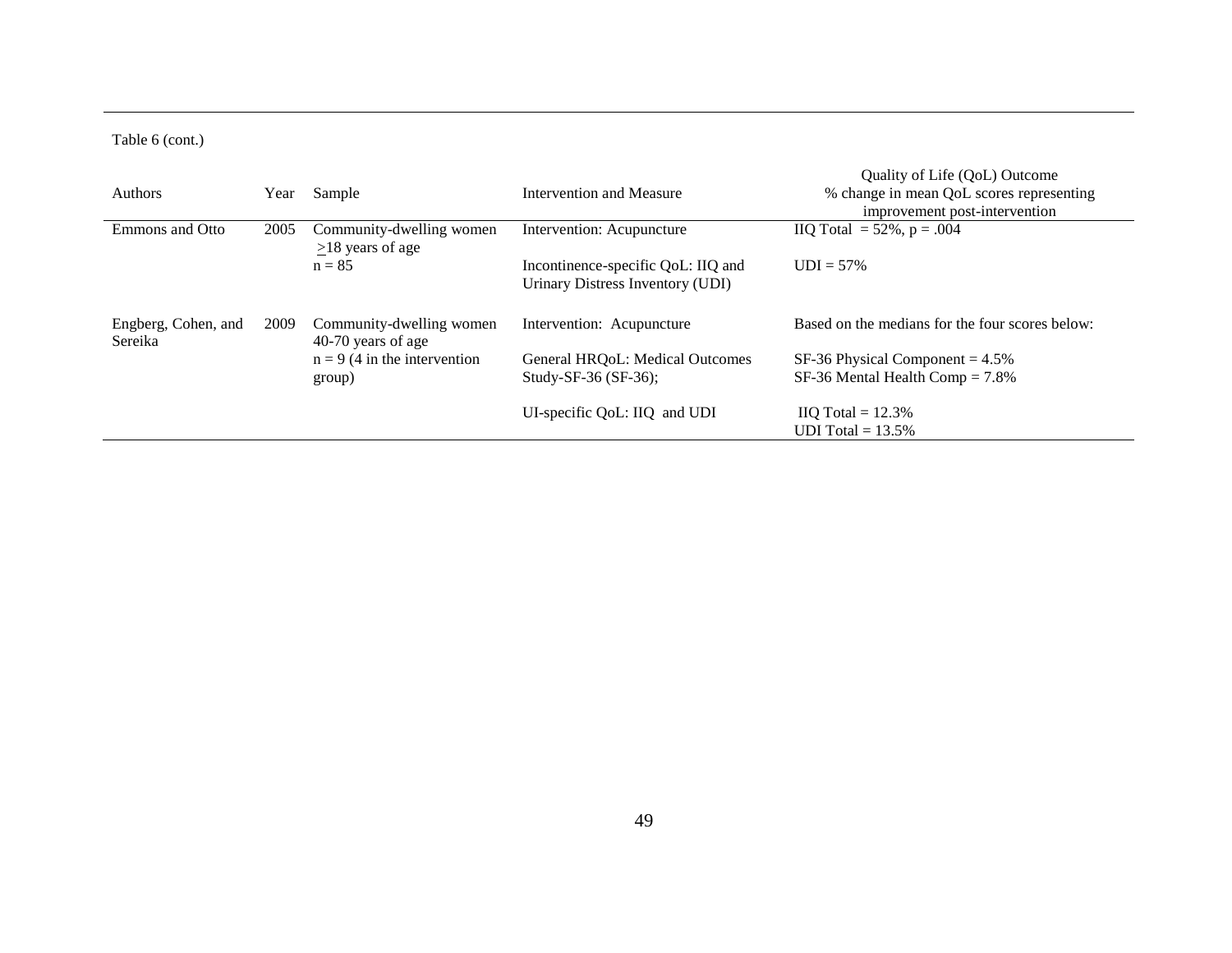Table 6 (cont.)

| Authors | Year | Sample | Intervention and Measure | Quality of Life (QoL) Outcome % change in mean QoL scores representing improvement post-intervention |
|---|---|---|---|---|
| Emmons and Otto | 2005 | Community-dwelling women ≥18 years of age | Intervention: Acupuncture | IIQ Total = 52%, p = .004 |
| | | n = 85 | Incontinence-specific QoL: IIQ and Urinary Distress Inventory (UDI) | UDI = 57% |
| Engberg, Cohen, and Sereika | 2009 | Community-dwelling women 40-70 years of age | Intervention: Acupuncture | Based on the medians for the four scores below: |
| | | n = 9 (4 in the intervention group) | General HRQoL: Medical Outcomes Study-SF-36 (SF-36); | SF-36 Physical Component = 4.5% SF-36 Mental Health Comp = 7.8% |
| | | | UI-specific QoL: IIQ and UDI | IIQ Total = 12.3% UDI Total = 13.5% |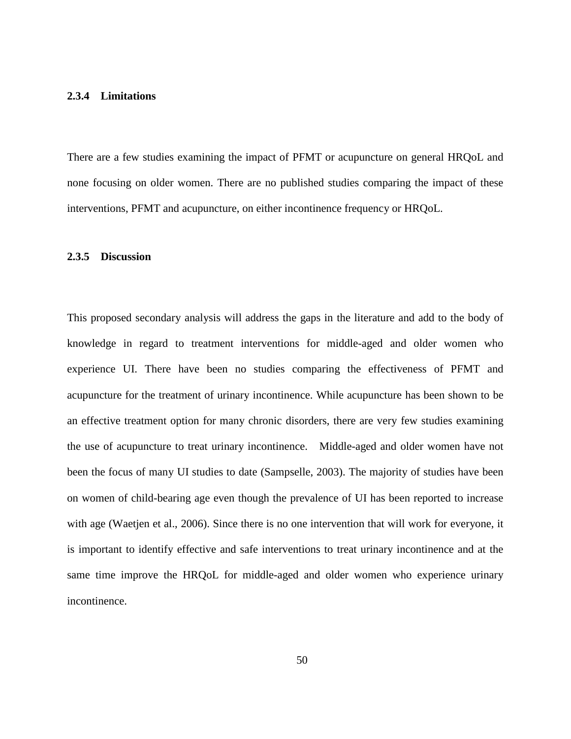### 2.3.4 Limitations

There are a few studies examining the impact of PFMT or acupuncture on general HRQoL and none focusing on older women. There are no published studies comparing the impact of these interventions, PFMT and acupuncture, on either incontinence frequency or HRQoL.

### 2.3.5 Discussion

This proposed secondary analysis will address the gaps in the literature and add to the body of knowledge in regard to treatment interventions for middle-aged and older women who experience UI. There have been no studies comparing the effectiveness of PFMT and acupuncture for the treatment of urinary incontinence. While acupuncture has been shown to be an effective treatment option for many chronic disorders, there are very few studies examining the use of acupuncture to treat urinary incontinence. Middle-aged and older women have not been the focus of many UI studies to date (Sampselle, 2003). The majority of studies have been on women of child-bearing age even though the prevalence of UI has been reported to increase with age (Waetjen et al., 2006). Since there is no one intervention that will work for everyone, it is important to identify effective and safe interventions to treat urinary incontinence and at the same time improve the HRQoL for middle-aged and older women who experience urinary incontinence.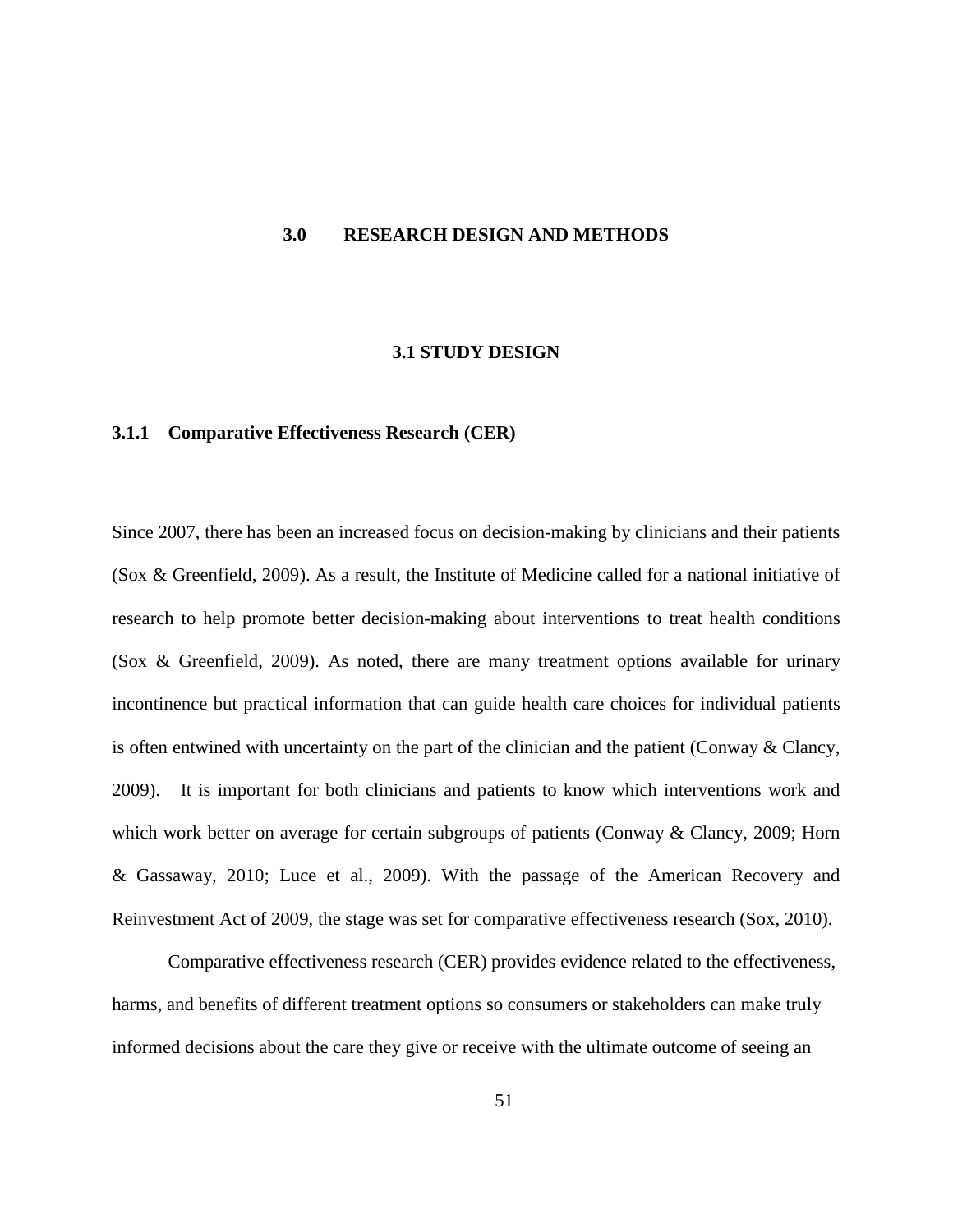# 3.0 RESEARCH DESIGN AND METHODS

## 3.1 STUDY DESIGN

### 3.1.1 Comparative Effectiveness Research (CER)

Since 2007, there has been an increased focus on decision-making by clinicians and their patients (Sox & Greenfield, 2009). As a result, the Institute of Medicine called for a national initiative of research to help promote better decision-making about interventions to treat health conditions (Sox & Greenfield, 2009). As noted, there are many treatment options available for urinary incontinence but practical information that can guide health care choices for individual patients is often entwined with uncertainty on the part of the clinician and the patient (Conway & Clancy, 2009). It is important for both clinicians and patients to know which interventions work and which work better on average for certain subgroups of patients (Conway & Clancy, 2009; Horn & Gassaway, 2010; Luce et al., 2009). With the passage of the American Recovery and Reinvestment Act of 2009, the stage was set for comparative effectiveness research (Sox, 2010).

Comparative effectiveness research (CER) provides evidence related to the effectiveness, harms, and benefits of different treatment options so consumers or stakeholders can make truly informed decisions about the care they give or receive with the ultimate outcome of seeing an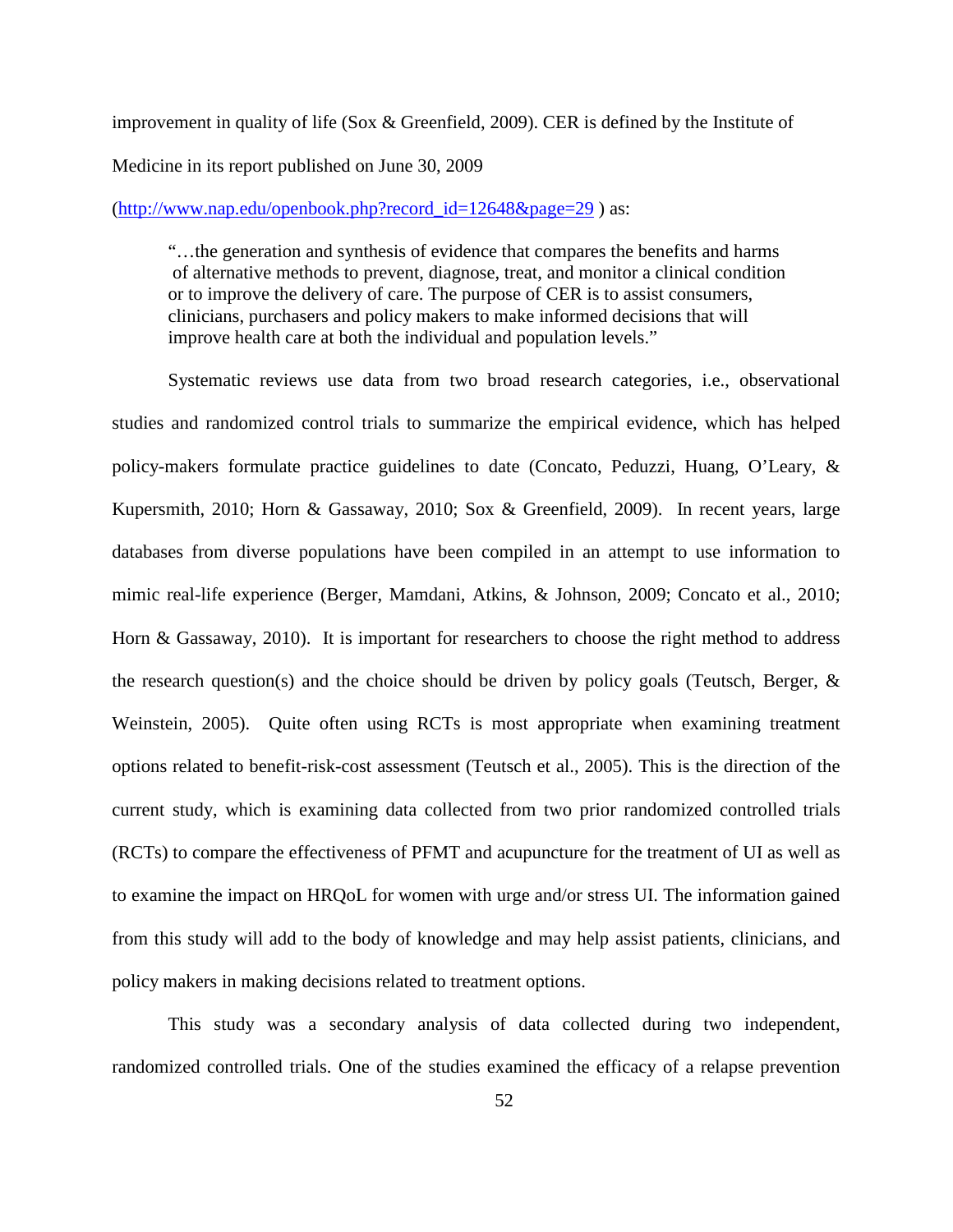improvement in quality of life (Sox & Greenfield, 2009). CER is defined by the Institute of Medicine in its report published on June 30, 2009 (http://www.nap.edu/openbook.php?record_id=12648&page=29 ) as:

> "…the generation and synthesis of evidence that compares the benefits and harms of alternative methods to prevent, diagnose, treat, and monitor a clinical condition or to improve the delivery of care. The purpose of CER is to assist consumers, clinicians, purchasers and policy makers to make informed decisions that will improve health care at both the individual and population levels."

Systematic reviews use data from two broad research categories, i.e., observational studies and randomized control trials to summarize the empirical evidence, which has helped policy-makers formulate practice guidelines to date (Concato, Peduzzi, Huang, O'Leary, & Kupersmith, 2010; Horn & Gassaway, 2010; Sox & Greenfield, 2009). In recent years, large databases from diverse populations have been compiled in an attempt to use information to mimic real-life experience (Berger, Mamdani, Atkins, & Johnson, 2009; Concato et al., 2010; Horn & Gassaway, 2010). It is important for researchers to choose the right method to address the research question(s) and the choice should be driven by policy goals (Teutsch, Berger, & Weinstein, 2005). Quite often using RCTs is most appropriate when examining treatment options related to benefit-risk-cost assessment (Teutsch et al., 2005). This is the direction of the current study, which is examining data collected from two prior randomized controlled trials (RCTs) to compare the effectiveness of PFMT and acupuncture for the treatment of UI as well as to examine the impact on HRQoL for women with urge and/or stress UI. The information gained from this study will add to the body of knowledge and may help assist patients, clinicians, and policy makers in making decisions related to treatment options.

This study was a secondary analysis of data collected during two independent, randomized controlled trials. One of the studies examined the efficacy of a relapse prevention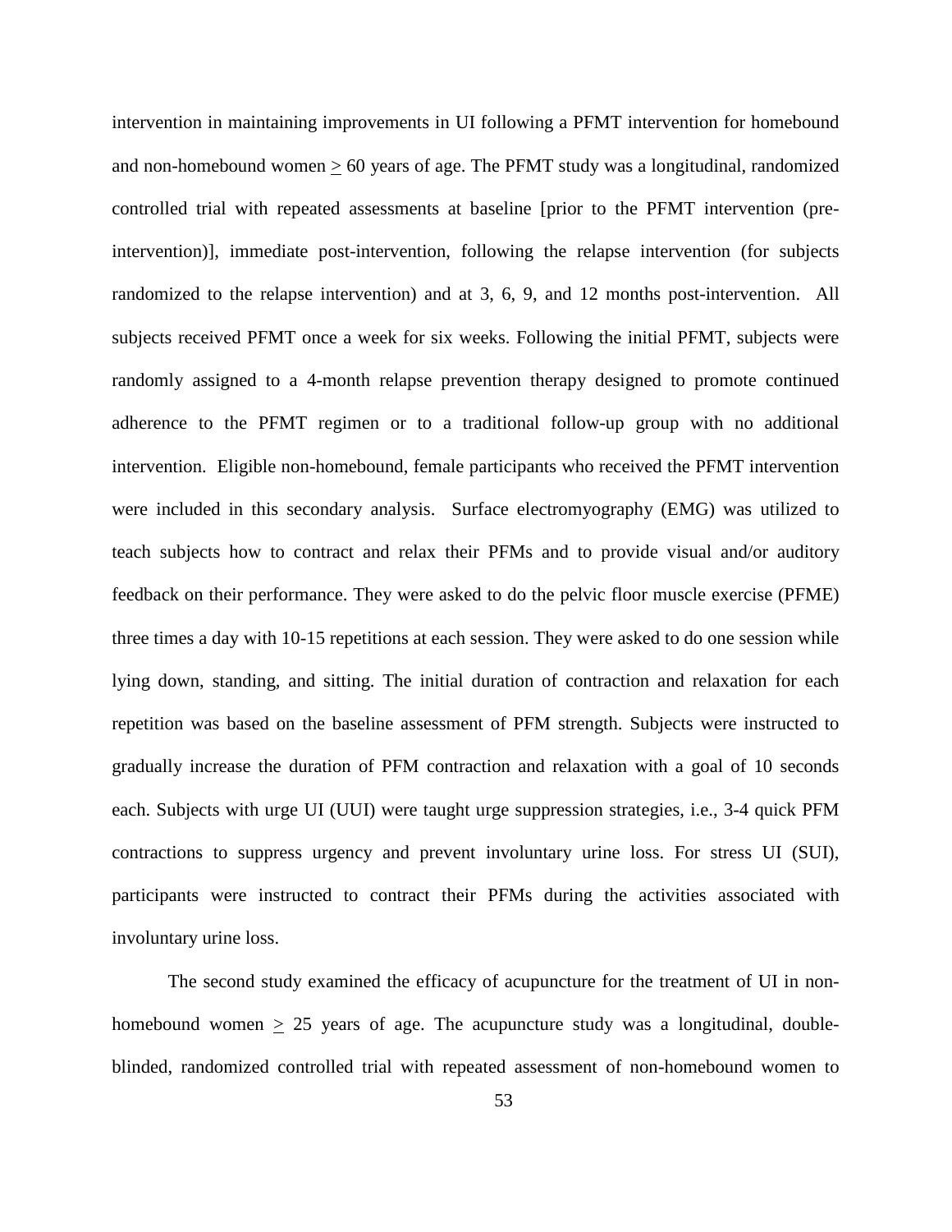intervention in maintaining improvements in UI following a PFMT intervention for homebound and non-homebound women $\geq$ 60 years of age. The PFMT study was a longitudinal, randomized controlled trial with repeated assessments at baseline [prior to the PFMT intervention (pre-intervention)], immediate post-intervention, following the relapse intervention (for subjects randomized to the relapse intervention) and at 3, 6, 9, and 12 months post-intervention. All subjects received PFMT once a week for six weeks. Following the initial PFMT, subjects were randomly assigned to a 4-month relapse prevention therapy designed to promote continued adherence to the PFMT regimen or to a traditional follow-up group with no additional intervention. Eligible non-homebound, female participants who received the PFMT intervention were included in this secondary analysis. Surface electromyography (EMG) was utilized to teach subjects how to contract and relax their PFMs and to provide visual and/or auditory feedback on their performance. They were asked to do the pelvic floor muscle exercise (PFME) three times a day with 10-15 repetitions at each session. They were asked to do one session while lying down, standing, and sitting. The initial duration of contraction and relaxation for each repetition was based on the baseline assessment of PFM strength. Subjects were instructed to gradually increase the duration of PFM contraction and relaxation with a goal of 10 seconds each. Subjects with urge UI (UUI) were taught urge suppression strategies, i.e., 3-4 quick PFM contractions to suppress urgency and prevent involuntary urine loss. For stress UI (SUI), participants were instructed to contract their PFMs during the activities associated with involuntary urine loss.

The second study examined the efficacy of acupuncture for the treatment of UI in non-homebound women $\geq$ 25 years of age. The acupuncture study was a longitudinal, double-blinded, randomized controlled trial with repeated assessment of non-homebound women to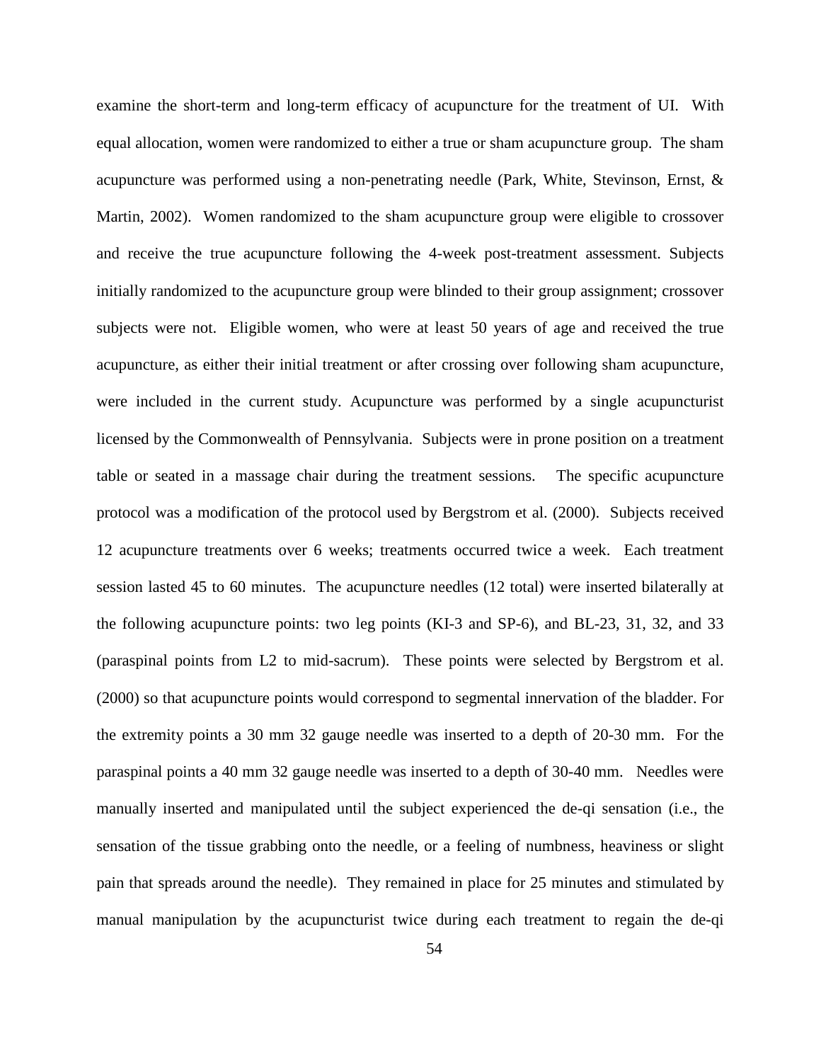examine the short-term and long-term efficacy of acupuncture for the treatment of UI. With equal allocation, women were randomized to either a true or sham acupuncture group. The sham acupuncture was performed using a non-penetrating needle (Park, White, Stevinson, Ernst, & Martin, 2002). Women randomized to the sham acupuncture group were eligible to crossover and receive the true acupuncture following the 4-week post-treatment assessment. Subjects initially randomized to the acupuncture group were blinded to their group assignment; crossover subjects were not. Eligible women, who were at least 50 years of age and received the true acupuncture, as either their initial treatment or after crossing over following sham acupuncture, were included in the current study. Acupuncture was performed by a single acupuncturist licensed by the Commonwealth of Pennsylvania. Subjects were in prone position on a treatment table or seated in a massage chair during the treatment sessions. The specific acupuncture protocol was a modification of the protocol used by Bergstrom et al. (2000). Subjects received 12 acupuncture treatments over 6 weeks; treatments occurred twice a week. Each treatment session lasted 45 to 60 minutes. The acupuncture needles (12 total) were inserted bilaterally at the following acupuncture points: two leg points (KI-3 and SP-6), and BL-23, 31, 32, and 33 (paraspinal points from L2 to mid-sacrum). These points were selected by Bergstrom et al. (2000) so that acupuncture points would correspond to segmental innervation of the bladder. For the extremity points a 30 mm 32 gauge needle was inserted to a depth of 20-30 mm. For the paraspinal points a 40 mm 32 gauge needle was inserted to a depth of 30-40 mm. Needles were manually inserted and manipulated until the subject experienced the de-qi sensation (i.e., the sensation of the tissue grabbing onto the needle, or a feeling of numbness, heaviness or slight pain that spreads around the needle). They remained in place for 25 minutes and stimulated by manual manipulation by the acupuncturist twice during each treatment to regain the de-qi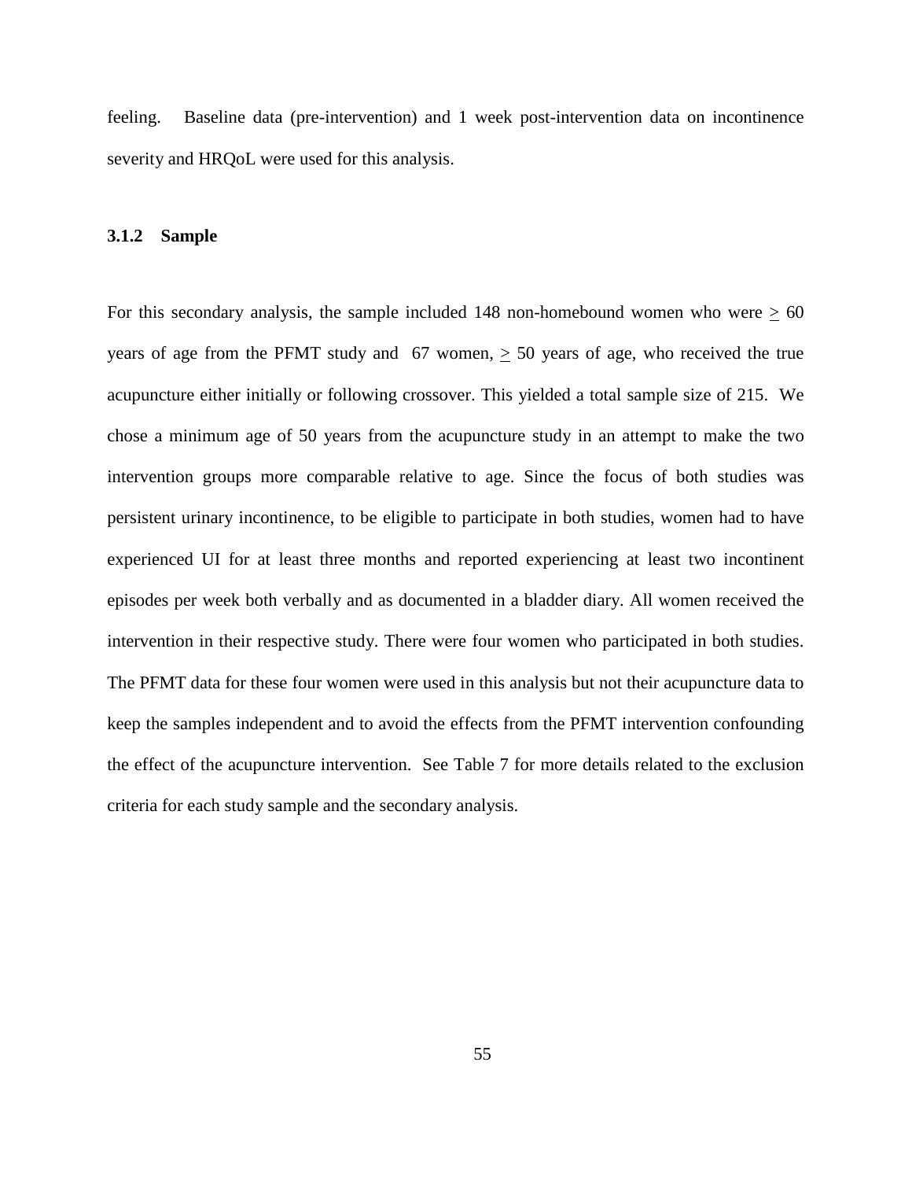feeling. Baseline data (pre-intervention) and 1 week post-intervention data on incontinence severity and HRQoL were used for this analysis.

### 3.1.2 Sample

For this secondary analysis, the sample included 148 non-homebound women who were $\geq$ 60 years of age from the PFMT study and 67 women, $\geq$ 50 years of age, who received the true acupuncture either initially or following crossover. This yielded a total sample size of 215. We chose a minimum age of 50 years from the acupuncture study in an attempt to make the two intervention groups more comparable relative to age. Since the focus of both studies was persistent urinary incontinence, to be eligible to participate in both studies, women had to have experienced UI for at least three months and reported experiencing at least two incontinent episodes per week both verbally and as documented in a bladder diary. All women received the intervention in their respective study. There were four women who participated in both studies. The PFMT data for these four women were used in this analysis but not their acupuncture data to keep the samples independent and to avoid the effects from the PFMT intervention confounding the effect of the acupuncture intervention. See Table 7 for more details related to the exclusion criteria for each study sample and the secondary analysis.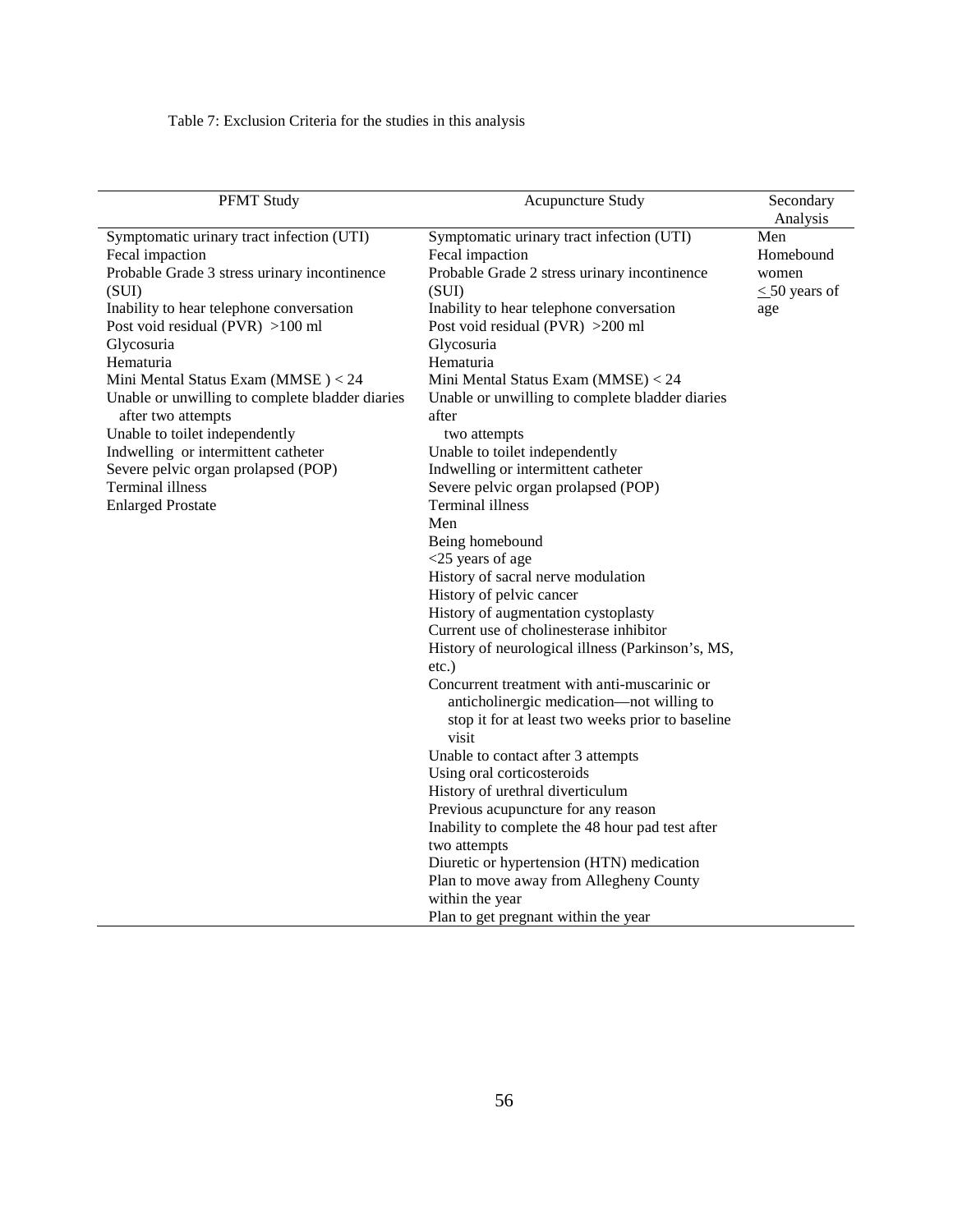Table 7: Exclusion Criteria for the studies in this analysis

| PFMT Study | Acupuncture Study | Secondary Analysis |
|---|---|---|
| Symptomatic urinary tract infection (UTI) | Symptomatic urinary tract infection (UTI) | Men |
| Fecal impaction | Fecal impaction | Homebound women |
| Probable Grade 3 stress urinary incontinence (SUI) | Probable Grade 2 stress urinary incontinence (SUI) | $\leq$ 50 years of age |
| Inability to hear telephone conversation | Inability to hear telephone conversation | |
| Post void residual (PVR) >100 ml | Post void residual (PVR) >200 ml | |
| Glycosuria | Glycosuria | |
| Hematuria | Hematuria | |
| Mini Mental Status Exam (MMSE ) < 24 | Mini Mental Status Exam (MMSE) < 24 | |
| Unable or unwilling to complete bladder diaries after two attempts | Unable or unwilling to complete bladder diaries after two attempts | |
| Unable to toilet independently | Unable to toilet independently | |
| Indwelling or intermittent catheter | Indwelling or intermittent catheter | |
| Severe pelvic organ prolapsed (POP) | Severe pelvic organ prolapsed (POP) | |
| Terminal illness | Terminal illness | |
| Enlarged Prostate | Men | |
| | Being homebound | |
| | <25 years of age | |
| | History of sacral nerve modulation | |
| | History of pelvic cancer | |
| | History of augmentation cystoplasty | |
| | Current use of cholinesterase inhibitor | |
| | History of neurological illness (Parkinson's, MS, etc.) | |
| | Concurrent treatment with anti-muscarinic or anticholinergic medication—not willing to stop it for at least two weeks prior to baseline visit | |
| | Unable to contact after 3 attempts | |
| | Using oral corticosteroids | |
| | History of urethral diverticulum | |
| | Previous acupuncture for any reason | |
| | Inability to complete the 48 hour pad test after two attempts | |
| | Diuretic or hypertension (HTN) medication | |
| | Plan to move away from Allegheny County within the year | |
| | Plan to get pregnant within the year | |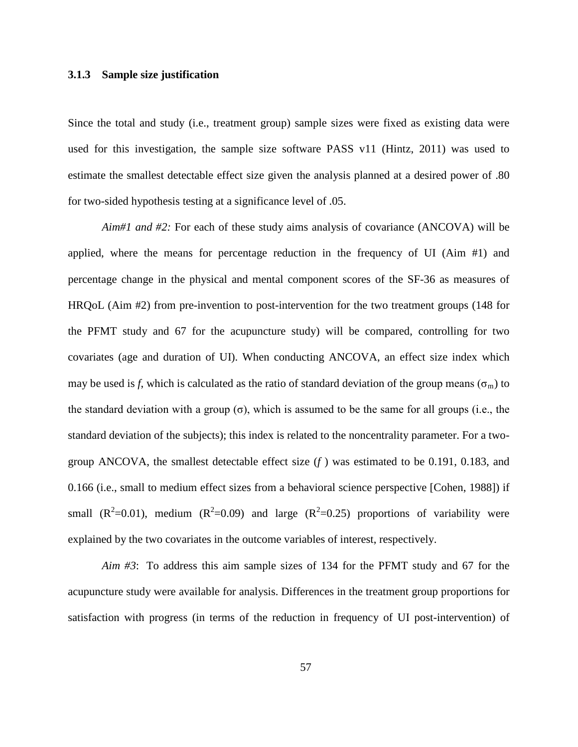### 3.1.3 Sample size justification

Since the total and study (i.e., treatment group) sample sizes were fixed as existing data were used for this investigation, the sample size software PASS v11 (Hintz, 2011) was used to estimate the smallest detectable effect size given the analysis planned at a desired power of .80 for two-sided hypothesis testing at a significance level of .05.

*Aim#1 and #2:* For each of these study aims analysis of covariance (ANCOVA) will be applied, where the means for percentage reduction in the frequency of UI (Aim #1) and percentage change in the physical and mental component scores of the SF-36 as measures of HRQoL (Aim #2) from pre-invention to post-intervention for the two treatment groups (148 for the PFMT study and 67 for the acupuncture study) will be compared, controlling for two covariates (age and duration of UI). When conducting ANCOVA, an effect size index which may be used is *f*, which is calculated as the ratio of standard deviation of the group means ($\sigma_m$) to the standard deviation with a group ($\sigma$), which is assumed to be the same for all groups (i.e., the standard deviation of the subjects); this index is related to the noncentrality parameter. For a two-group ANCOVA, the smallest detectable effect size (*f* ) was estimated to be 0.191, 0.183, and 0.166 (i.e., small to medium effect sizes from a behavioral science perspective [Cohen, 1988]) if small ($R^2$=0.01), medium ($R^2$=0.09) and large ($R^2$=0.25) proportions of variability were explained by the two covariates in the outcome variables of interest, respectively.

*Aim #3*: To address this aim sample sizes of 134 for the PFMT study and 67 for the acupuncture study were available for analysis. Differences in the treatment group proportions for satisfaction with progress (in terms of the reduction in frequency of UI post-intervention) of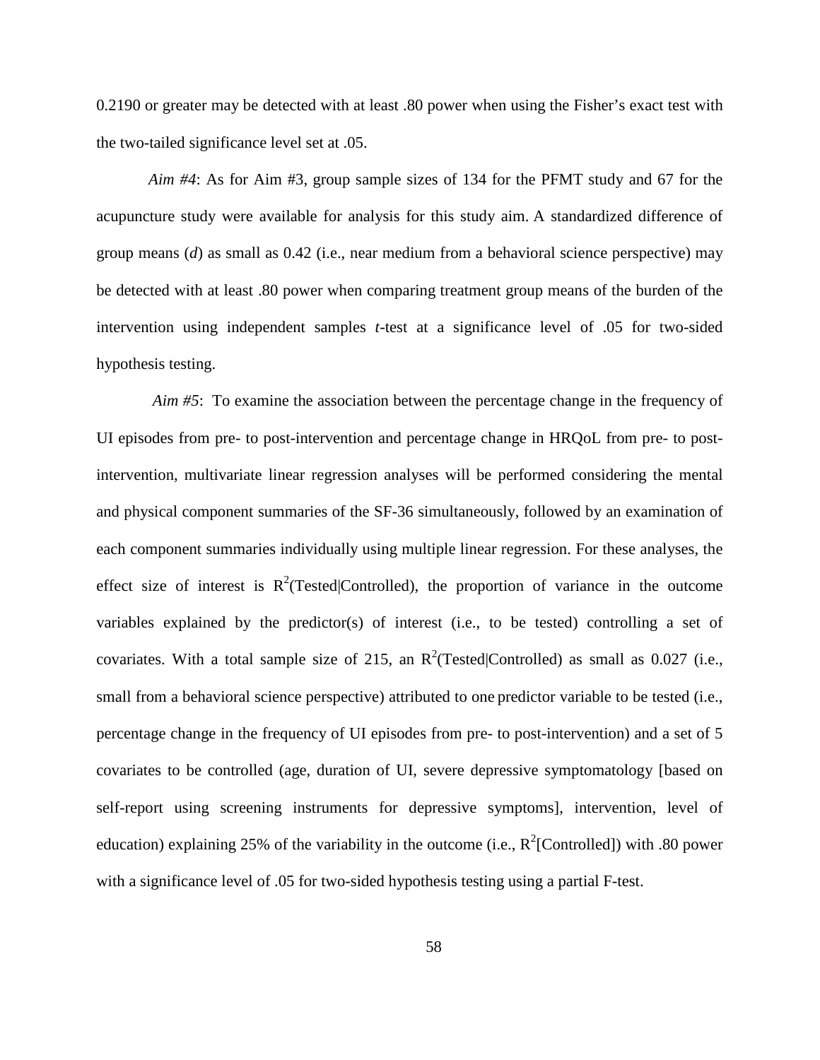0.2190 or greater may be detected with at least .80 power when using the Fisher's exact test with the two-tailed significance level set at .05.

*Aim #4*: As for Aim #3, group sample sizes of 134 for the PFMT study and 67 for the acupuncture study were available for analysis for this study aim. A standardized difference of group means (*d*) as small as 0.42 (i.e., near medium from a behavioral science perspective) may be detected with at least .80 power when comparing treatment group means of the burden of the intervention using independent samples *t*-test at a significance level of .05 for two-sided hypothesis testing.

*Aim #5*: To examine the association between the percentage change in the frequency of UI episodes from pre- to post-intervention and percentage change in HRQoL from pre- to post-intervention, multivariate linear regression analyses will be performed considering the mental and physical component summaries of the SF-36 simultaneously, followed by an examination of each component summaries individually using multiple linear regression. For these analyses, the effect size of interest is $R^2$(Tested|Controlled), the proportion of variance in the outcome variables explained by the predictor(s) of interest (i.e., to be tested) controlling a set of covariates. With a total sample size of 215, an $R^2$(Tested|Controlled) as small as 0.027 (i.e., small from a behavioral science perspective) attributed to one predictor variable to be tested (i.e., percentage change in the frequency of UI episodes from pre- to post-intervention) and a set of 5 covariates to be controlled (age, duration of UI, severe depressive symptomatology [based on self-report using screening instruments for depressive symptoms], intervention, level of education) explaining 25% of the variability in the outcome (i.e., $R^2$[Controlled]) with .80 power with a significance level of .05 for two-sided hypothesis testing using a partial F-test.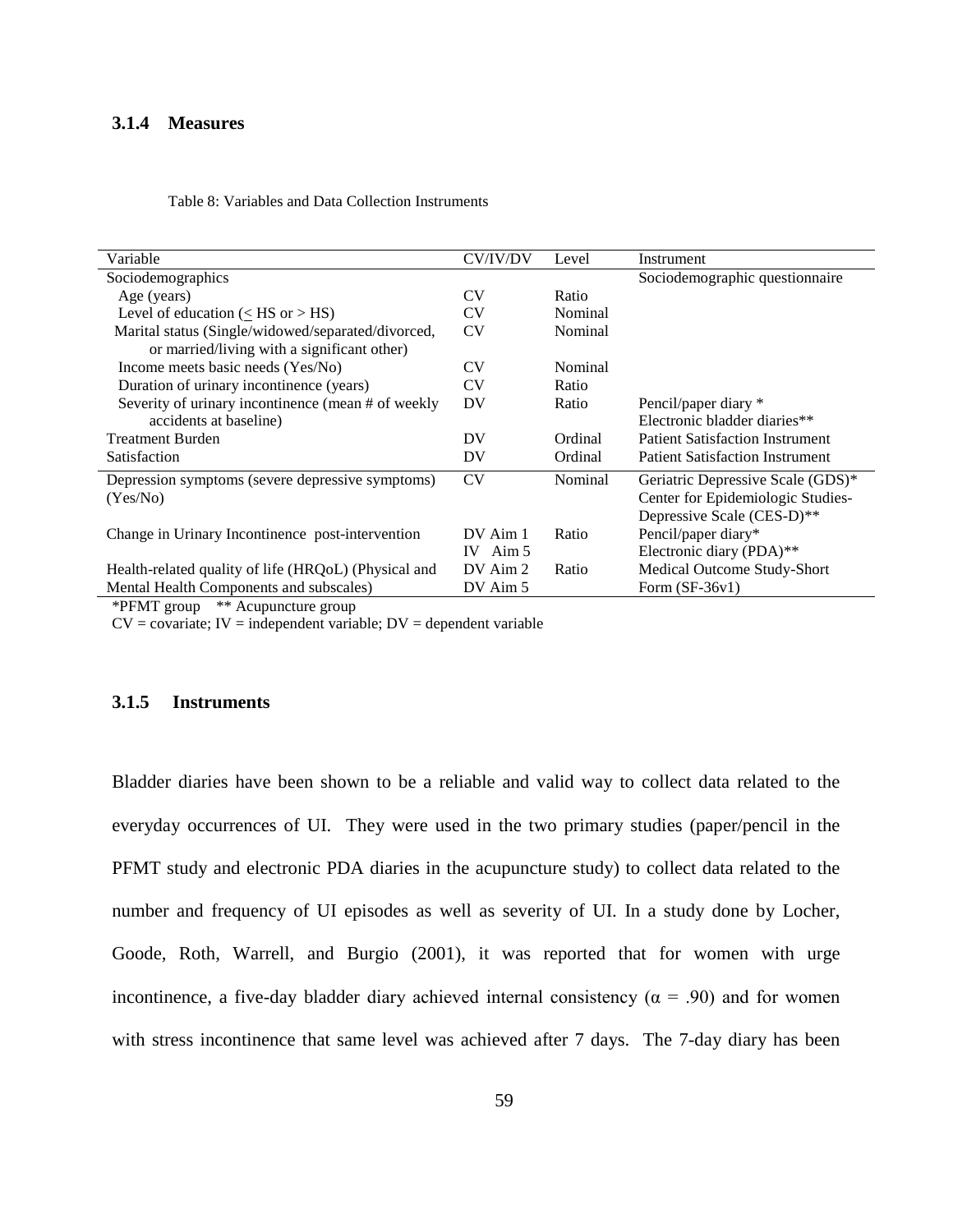### 3.1.4 Measures

Table 8: Variables and Data Collection Instruments

| Variable | CV/IV/DV | Level | Instrument |
|---|---|---|---|
| Sociodemographics | | | Sociodemographic questionnaire |
| Age (years) | CV | Ratio | |
| Level of education (≤ HS or > HS) | CV | Nominal | |
| Marital status (Single/widowed/separated/divorced, or married/living with a significant other) | CV | Nominal | |
| Income meets basic needs (Yes/No) | CV | Nominal | |
| Duration of urinary incontinence (years) | CV | Ratio | |
| Severity of urinary incontinence (mean # of weekly accidents at baseline) | DV | Ratio | Pencil/paper diary * Electronic bladder diaries** |
| Treatment Burden | DV | Ordinal | Patient Satisfaction Instrument |
| Satisfaction | DV | Ordinal | Patient Satisfaction Instrument |
| Depression symptoms (severe depressive symptoms) (Yes/No) | CV | Nominal | Geriatric Depressive Scale (GDS)* Center for Epidemiologic Studies-Depressive Scale (CES-D)** |
| Change in Urinary Incontinence post-intervention | DV Aim 1 IV Aim 5 | Ratio | Pencil/paper diary* Electronic diary (PDA)** |
| Health-related quality of life (HRQoL) (Physical and Mental Health Components and subscales) | DV Aim 2 DV Aim 5 | Ratio | Medical Outcome Study-Short Form (SF-36v1) |

*PFMT group ** Acupuncture group

CV = covariate; IV = independent variable; DV = dependent variable

### 3.1.5 Instruments

Bladder diaries have been shown to be a reliable and valid way to collect data related to the everyday occurrences of UI. They were used in the two primary studies (paper/pencil in the PFMT study and electronic PDA diaries in the acupuncture study) to collect data related to the number and frequency of UI episodes as well as severity of UI. In a study done by Locher, Goode, Roth, Warrell, and Burgio (2001), it was reported that for women with urge incontinence, a five-day bladder diary achieved internal consistency ($\alpha = .90$) and for women with stress incontinence that same level was achieved after 7 days. The 7-day diary has been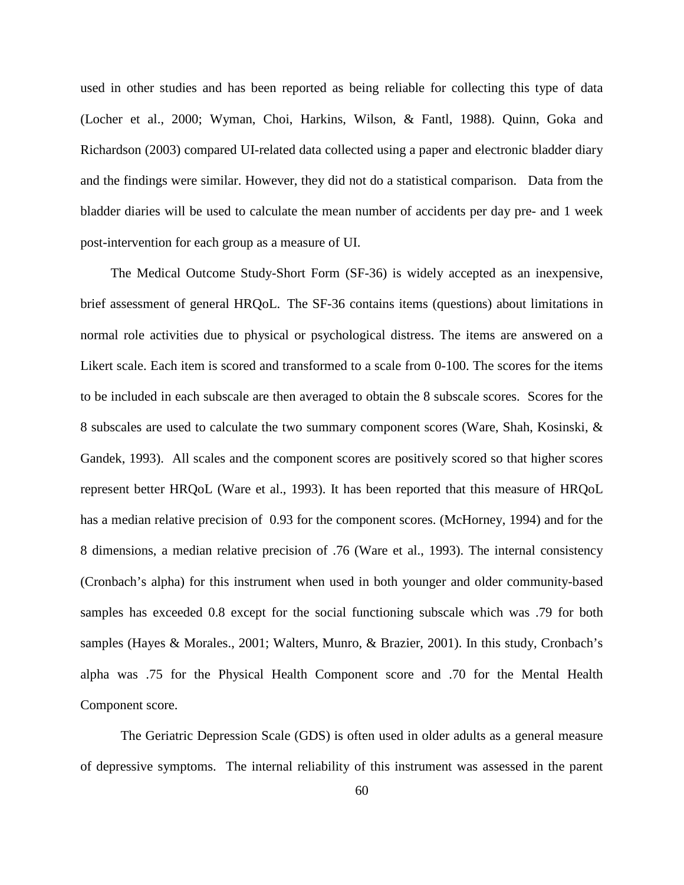used in other studies and has been reported as being reliable for collecting this type of data (Locher et al., 2000; Wyman, Choi, Harkins, Wilson, & Fantl, 1988). Quinn, Goka and Richardson (2003) compared UI-related data collected using a paper and electronic bladder diary and the findings were similar. However, they did not do a statistical comparison. Data from the bladder diaries will be used to calculate the mean number of accidents per day pre- and 1 week post-intervention for each group as a measure of UI.

The Medical Outcome Study-Short Form (SF-36) is widely accepted as an inexpensive, brief assessment of general HRQoL. The SF-36 contains items (questions) about limitations in normal role activities due to physical or psychological distress. The items are answered on a Likert scale. Each item is scored and transformed to a scale from 0-100. The scores for the items to be included in each subscale are then averaged to obtain the 8 subscale scores. Scores for the 8 subscales are used to calculate the two summary component scores (Ware, Shah, Kosinski, & Gandek, 1993). All scales and the component scores are positively scored so that higher scores represent better HRQoL (Ware et al., 1993). It has been reported that this measure of HRQoL has a median relative precision of 0.93 for the component scores. (McHorney, 1994) and for the 8 dimensions, a median relative precision of .76 (Ware et al., 1993). The internal consistency (Cronbach's alpha) for this instrument when used in both younger and older community-based samples has exceeded 0.8 except for the social functioning subscale which was .79 for both samples (Hayes & Morales., 2001; Walters, Munro, & Brazier, 2001). In this study, Cronbach's alpha was .75 for the Physical Health Component score and .70 for the Mental Health Component score.

The Geriatric Depression Scale (GDS) is often used in older adults as a general measure of depressive symptoms. The internal reliability of this instrument was assessed in the parent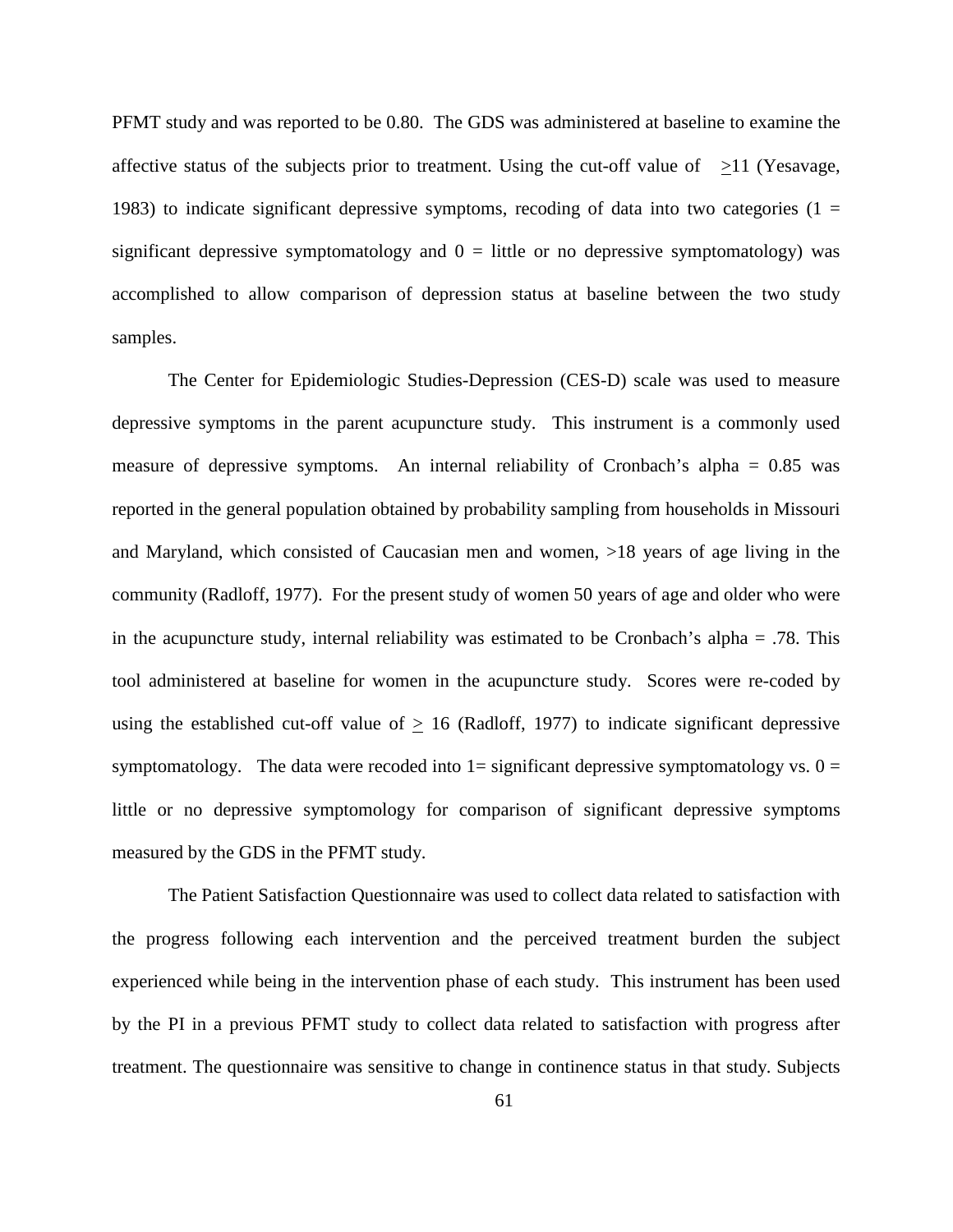PFMT study and was reported to be 0.80. The GDS was administered at baseline to examine the affective status of the subjects prior to treatment. Using the cut-off value of $\geq$11 (Yesavage, 1983) to indicate significant depressive symptoms, recoding of data into two categories (1 = significant depressive symptomatology and 0 = little or no depressive symptomatology) was accomplished to allow comparison of depression status at baseline between the two study samples.

The Center for Epidemiologic Studies-Depression (CES-D) scale was used to measure depressive symptoms in the parent acupuncture study. This instrument is a commonly used measure of depressive symptoms. An internal reliability of Cronbach's alpha = 0.85 was reported in the general population obtained by probability sampling from households in Missouri and Maryland, which consisted of Caucasian men and women, >18 years of age living in the community (Radloff, 1977). For the present study of women 50 years of age and older who were in the acupuncture study, internal reliability was estimated to be Cronbach's alpha = .78. This tool administered at baseline for women in the acupuncture study. Scores were re-coded by using the established cut-off value of $\geq$ 16 (Radloff, 1977) to indicate significant depressive symptomatology. The data were recoded into 1= significant depressive symptomatology vs. 0 = little or no depressive symptomology for comparison of significant depressive symptoms measured by the GDS in the PFMT study.

The Patient Satisfaction Questionnaire was used to collect data related to satisfaction with the progress following each intervention and the perceived treatment burden the subject experienced while being in the intervention phase of each study. This instrument has been used by the PI in a previous PFMT study to collect data related to satisfaction with progress after treatment. The questionnaire was sensitive to change in continence status in that study. Subjects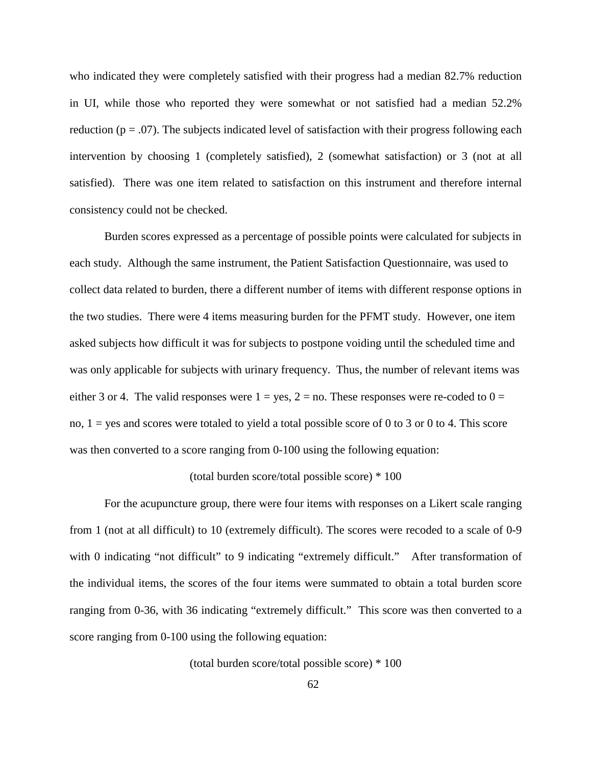who indicated they were completely satisfied with their progress had a median 82.7% reduction in UI, while those who reported they were somewhat or not satisfied had a median 52.2% reduction ($p = .07$). The subjects indicated level of satisfaction with their progress following each intervention by choosing 1 (completely satisfied), 2 (somewhat satisfaction) or 3 (not at all satisfied). There was one item related to satisfaction on this instrument and therefore internal consistency could not be checked.

Burden scores expressed as a percentage of possible points were calculated for subjects in each study. Although the same instrument, the Patient Satisfaction Questionnaire, was used to collect data related to burden, there a different number of items with different response options in the two studies. There were 4 items measuring burden for the PFMT study. However, one item asked subjects how difficult it was for subjects to postpone voiding until the scheduled time and was only applicable for subjects with urinary frequency. Thus, the number of relevant items was either 3 or 4. The valid responses were 1 = yes, 2 = no. These responses were re-coded to 0 = no, 1 = yes and scores were totaled to yield a total possible score of 0 to 3 or 0 to 4. This score was then converted to a score ranging from 0-100 using the following equation:

$$(\text{total burden score}/\text{total possible score}) * 100$$

For the acupuncture group, there were four items with responses on a Likert scale ranging from 1 (not at all difficult) to 10 (extremely difficult). The scores were recoded to a scale of 0-9 with 0 indicating "not difficult" to 9 indicating "extremely difficult." After transformation of the individual items, the scores of the four items were summated to obtain a total burden score ranging from 0-36, with 36 indicating "extremely difficult." This score was then converted to a score ranging from 0-100 using the following equation:

$$(\text{total burden score}/\text{total possible score}) * 100$$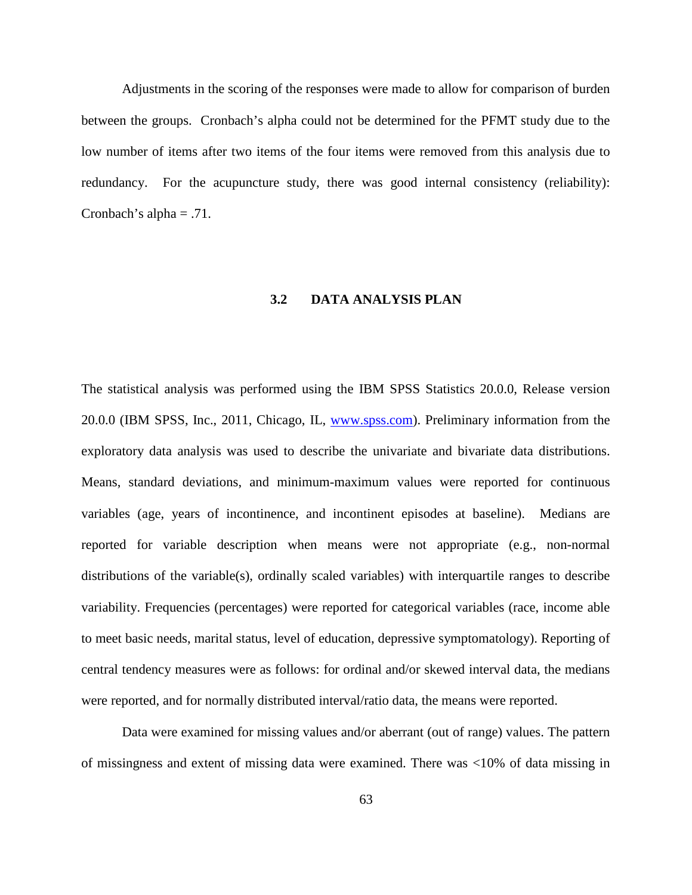Adjustments in the scoring of the responses were made to allow for comparison of burden between the groups. Cronbach's alpha could not be determined for the PFMT study due to the low number of items after two items of the four items were removed from this analysis due to redundancy. For the acupuncture study, there was good internal consistency (reliability): Cronbach's alpha = .71.

## 3.2 DATA ANALYSIS PLAN

The statistical analysis was performed using the IBM SPSS Statistics 20.0.0, Release version 20.0.0 (IBM SPSS, Inc., 2011, Chicago, IL, www.spss.com). Preliminary information from the exploratory data analysis was used to describe the univariate and bivariate data distributions. Means, standard deviations, and minimum-maximum values were reported for continuous variables (age, years of incontinence, and incontinent episodes at baseline). Medians are reported for variable description when means were not appropriate (e.g., non-normal distributions of the variable(s), ordinally scaled variables) with interquartile ranges to describe variability. Frequencies (percentages) were reported for categorical variables (race, income able to meet basic needs, marital status, level of education, depressive symptomatology). Reporting of central tendency measures were as follows: for ordinal and/or skewed interval data, the medians were reported, and for normally distributed interval/ratio data, the means were reported.

Data were examined for missing values and/or aberrant (out of range) values. The pattern of missingness and extent of missing data were examined. There was <10% of data missing in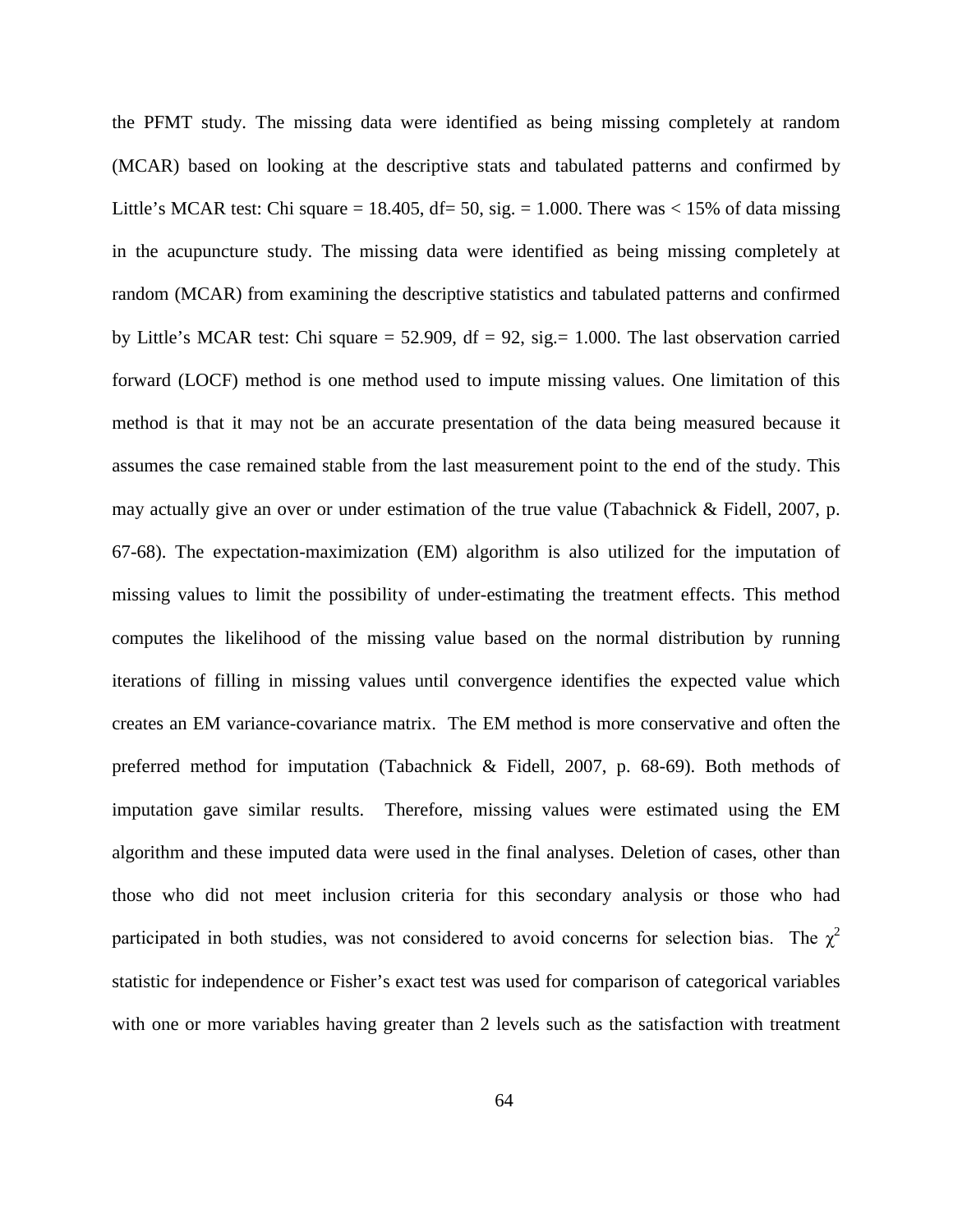the PFMT study. The missing data were identified as being missing completely at random (MCAR) based on looking at the descriptive stats and tabulated patterns and confirmed by Little's MCAR test: Chi square = 18.405, df= 50, sig. = 1.000. There was < 15% of data missing in the acupuncture study. The missing data were identified as being missing completely at random (MCAR) from examining the descriptive statistics and tabulated patterns and confirmed by Little's MCAR test: Chi square = 52.909, df = 92, sig.= 1.000. The last observation carried forward (LOCF) method is one method used to impute missing values. One limitation of this method is that it may not be an accurate presentation of the data being measured because it assumes the case remained stable from the last measurement point to the end of the study. This may actually give an over or under estimation of the true value (Tabachnick & Fidell, 2007, p. 67-68). The expectation-maximization (EM) algorithm is also utilized for the imputation of missing values to limit the possibility of under-estimating the treatment effects. This method computes the likelihood of the missing value based on the normal distribution by running iterations of filling in missing values until convergence identifies the expected value which creates an EM variance-covariance matrix. The EM method is more conservative and often the preferred method for imputation (Tabachnick & Fidell, 2007, p. 68-69). Both methods of imputation gave similar results. Therefore, missing values were estimated using the EM algorithm and these imputed data were used in the final analyses. Deletion of cases, other than those who did not meet inclusion criteria for this secondary analysis or those who had participated in both studies, was not considered to avoid concerns for selection bias. The $\chi^2$ statistic for independence or Fisher's exact test was used for comparison of categorical variables with one or more variables having greater than 2 levels such as the satisfaction with treatment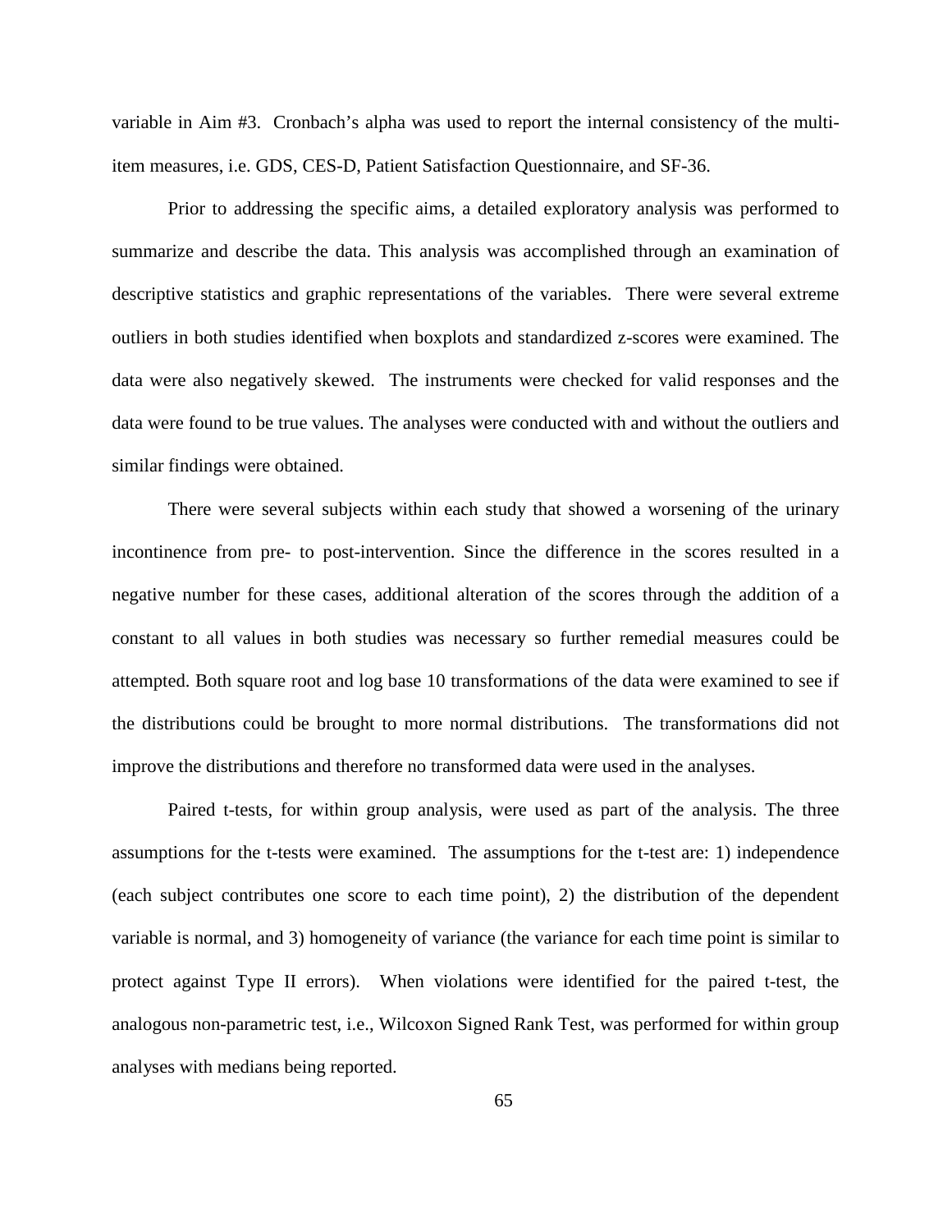variable in Aim #3. Cronbach's alpha was used to report the internal consistency of the multi-item measures, i.e. GDS, CES-D, Patient Satisfaction Questionnaire, and SF-36.

Prior to addressing the specific aims, a detailed exploratory analysis was performed to summarize and describe the data. This analysis was accomplished through an examination of descriptive statistics and graphic representations of the variables. There were several extreme outliers in both studies identified when boxplots and standardized z-scores were examined. The data were also negatively skewed. The instruments were checked for valid responses and the data were found to be true values. The analyses were conducted with and without the outliers and similar findings were obtained.

There were several subjects within each study that showed a worsening of the urinary incontinence from pre- to post-intervention. Since the difference in the scores resulted in a negative number for these cases, additional alteration of the scores through the addition of a constant to all values in both studies was necessary so further remedial measures could be attempted. Both square root and log base 10 transformations of the data were examined to see if the distributions could be brought to more normal distributions. The transformations did not improve the distributions and therefore no transformed data were used in the analyses.

Paired t-tests, for within group analysis, were used as part of the analysis. The three assumptions for the t-tests were examined. The assumptions for the t-test are: 1) independence (each subject contributes one score to each time point), 2) the distribution of the dependent variable is normal, and 3) homogeneity of variance (the variance for each time point is similar to protect against Type II errors). When violations were identified for the paired t-test, the analogous non-parametric test, i.e., Wilcoxon Signed Rank Test, was performed for within group analyses with medians being reported.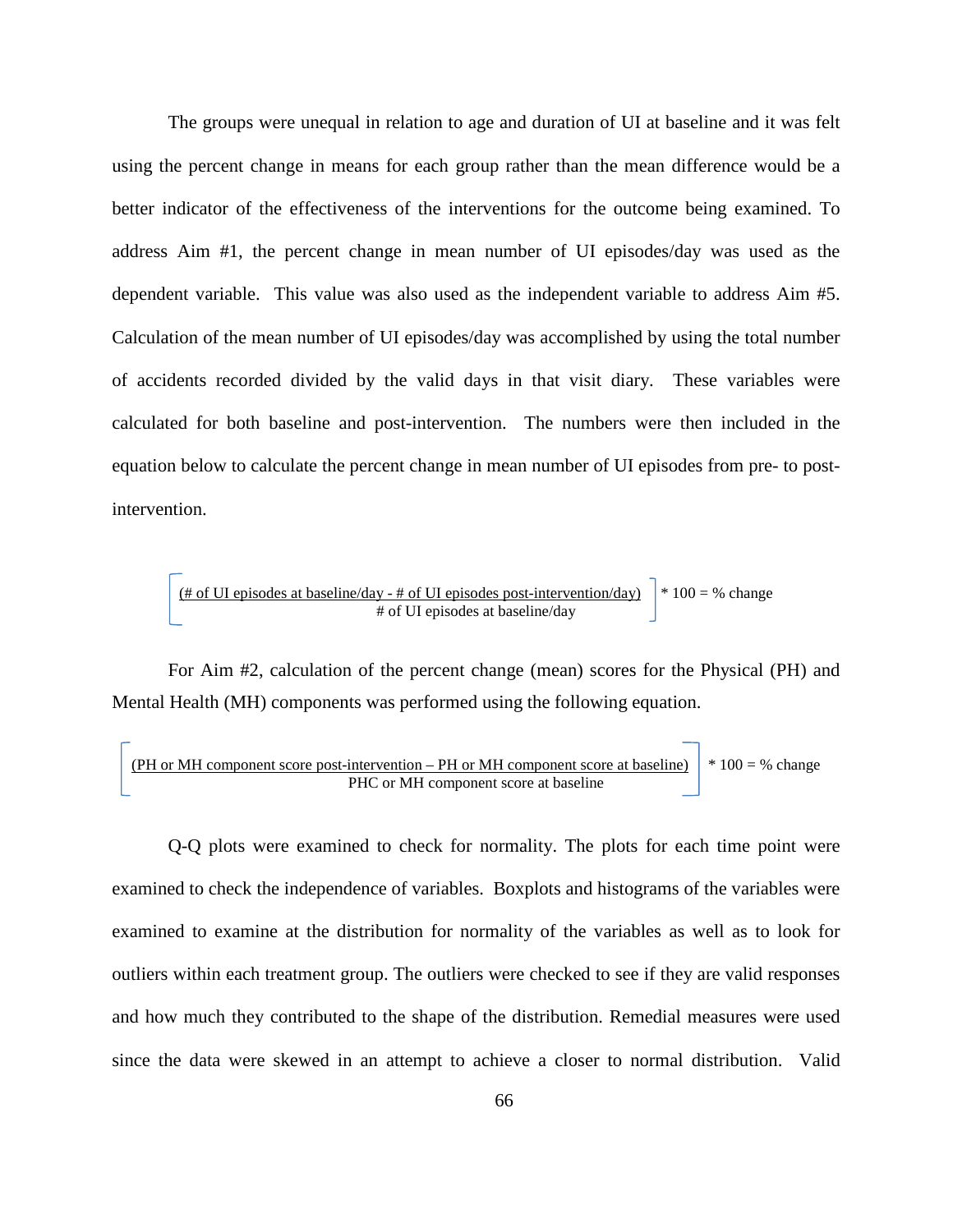The groups were unequal in relation to age and duration of UI at baseline and it was felt using the percent change in means for each group rather than the mean difference would be a better indicator of the effectiveness of the interventions for the outcome being examined. To address Aim #1, the percent change in mean number of UI episodes/day was used as the dependent variable. This value was also used as the independent variable to address Aim #5. Calculation of the mean number of UI episodes/day was accomplished by using the total number of accidents recorded divided by the valid days in that visit diary. These variables were calculated for both baseline and post-intervention. The numbers were then included in the equation below to calculate the percent change in mean number of UI episodes from pre- to post-intervention.

$$\left[\frac{\text{(\# of UI episodes at baseline/day - \# of UI episodes post-intervention/day)}}{\text{\# of UI episodes at baseline/day}}\right] * 100 = \text{\% change}$$

For Aim #2, calculation of the percent change (mean) scores for the Physical (PH) and Mental Health (MH) components was performed using the following equation.

$$\left[\frac{\text{(PH or MH component score post-intervention – PH or MH component score at baseline)}}{\text{PHC or MH component score at baseline}}\right] * 100 = \text{\% change}$$

Q-Q plots were examined to check for normality. The plots for each time point were examined to check the independence of variables. Boxplots and histograms of the variables were examined to examine at the distribution for normality of the variables as well as to look for outliers within each treatment group. The outliers were checked to see if they are valid responses and how much they contributed to the shape of the distribution. Remedial measures were used since the data were skewed in an attempt to achieve a closer to normal distribution. Valid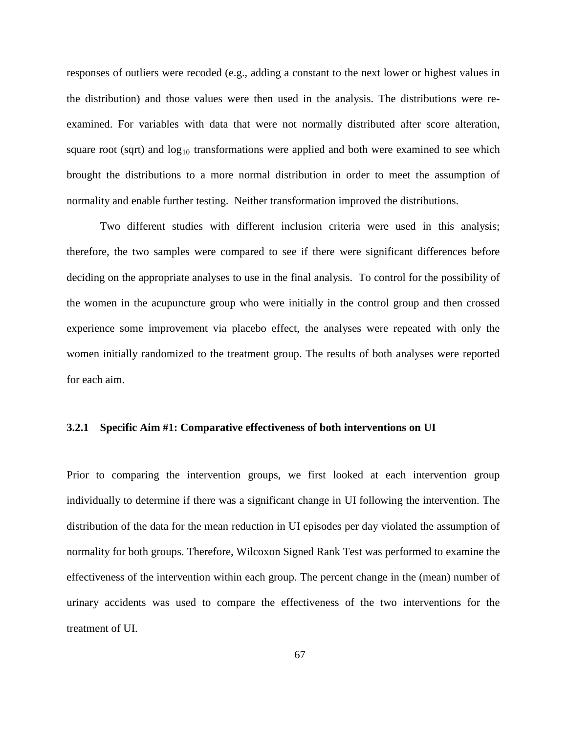responses of outliers were recoded (e.g., adding a constant to the next lower or highest values in the distribution) and those values were then used in the analysis. The distributions were re-examined. For variables with data that were not normally distributed after score alteration, square root (sqrt) and $\log_{10}$ transformations were applied and both were examined to see which brought the distributions to a more normal distribution in order to meet the assumption of normality and enable further testing. Neither transformation improved the distributions.

Two different studies with different inclusion criteria were used in this analysis; therefore, the two samples were compared to see if there were significant differences before deciding on the appropriate analyses to use in the final analysis. To control for the possibility of the women in the acupuncture group who were initially in the control group and then crossed experience some improvement via placebo effect, the analyses were repeated with only the women initially randomized to the treatment group. The results of both analyses were reported for each aim.

### 3.2.1 Specific Aim #1: Comparative effectiveness of both interventions on UI

Prior to comparing the intervention groups, we first looked at each intervention group individually to determine if there was a significant change in UI following the intervention. The distribution of the data for the mean reduction in UI episodes per day violated the assumption of normality for both groups. Therefore, Wilcoxon Signed Rank Test was performed to examine the effectiveness of the intervention within each group. The percent change in the (mean) number of urinary accidents was used to compare the effectiveness of the two interventions for the treatment of UI.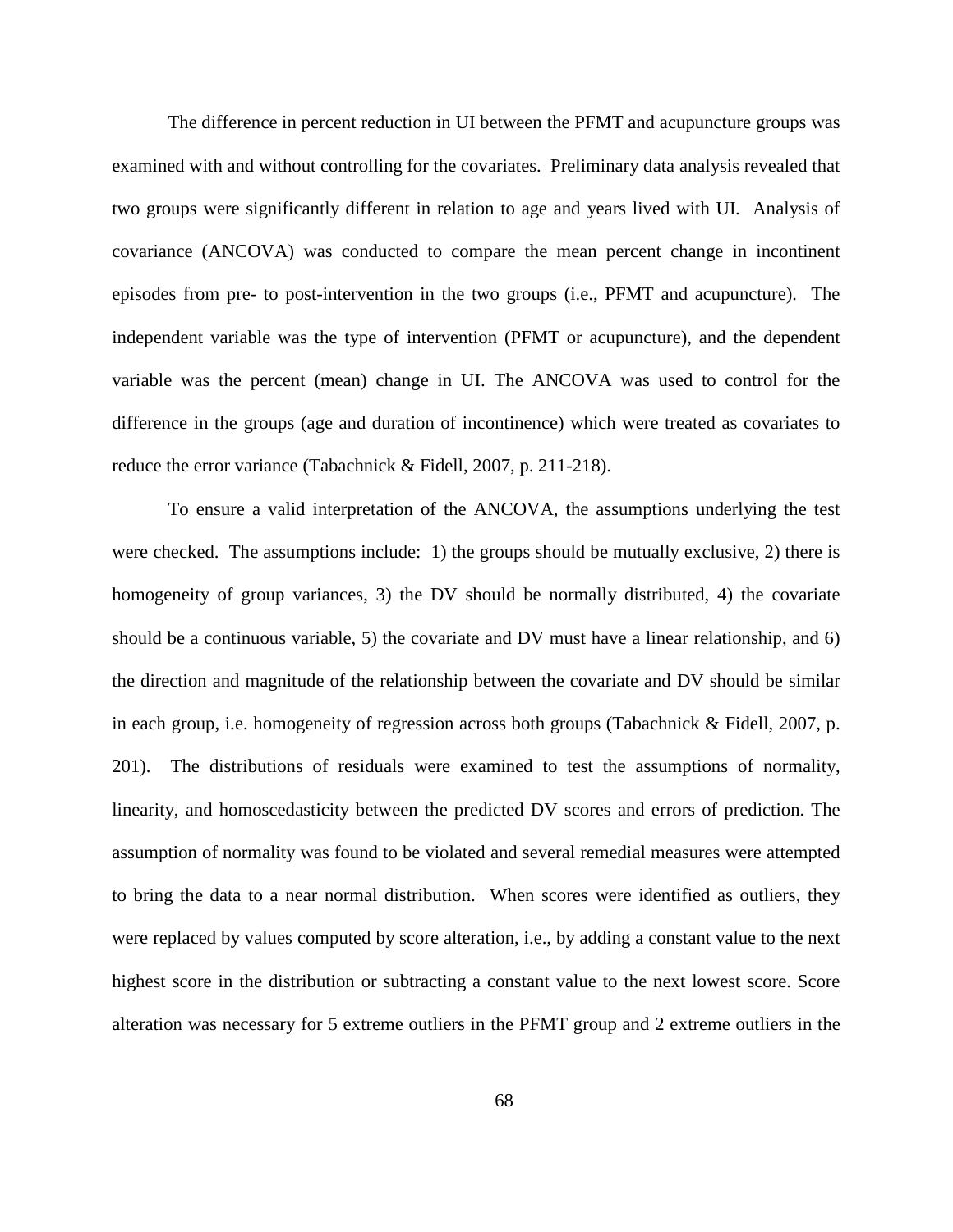The difference in percent reduction in UI between the PFMT and acupuncture groups was examined with and without controlling for the covariates. Preliminary data analysis revealed that two groups were significantly different in relation to age and years lived with UI. Analysis of covariance (ANCOVA) was conducted to compare the mean percent change in incontinent episodes from pre- to post-intervention in the two groups (i.e., PFMT and acupuncture). The independent variable was the type of intervention (PFMT or acupuncture), and the dependent variable was the percent (mean) change in UI. The ANCOVA was used to control for the difference in the groups (age and duration of incontinence) which were treated as covariates to reduce the error variance (Tabachnick & Fidell, 2007, p. 211-218).

To ensure a valid interpretation of the ANCOVA, the assumptions underlying the test were checked. The assumptions include: 1) the groups should be mutually exclusive, 2) there is homogeneity of group variances, 3) the DV should be normally distributed, 4) the covariate should be a continuous variable, 5) the covariate and DV must have a linear relationship, and 6) the direction and magnitude of the relationship between the covariate and DV should be similar in each group, i.e. homogeneity of regression across both groups (Tabachnick & Fidell, 2007, p. 201). The distributions of residuals were examined to test the assumptions of normality, linearity, and homoscedasticity between the predicted DV scores and errors of prediction. The assumption of normality was found to be violated and several remedial measures were attempted to bring the data to a near normal distribution. When scores were identified as outliers, they were replaced by values computed by score alteration, i.e., by adding a constant value to the next highest score in the distribution or subtracting a constant value to the next lowest score. Score alteration was necessary for 5 extreme outliers in the PFMT group and 2 extreme outliers in the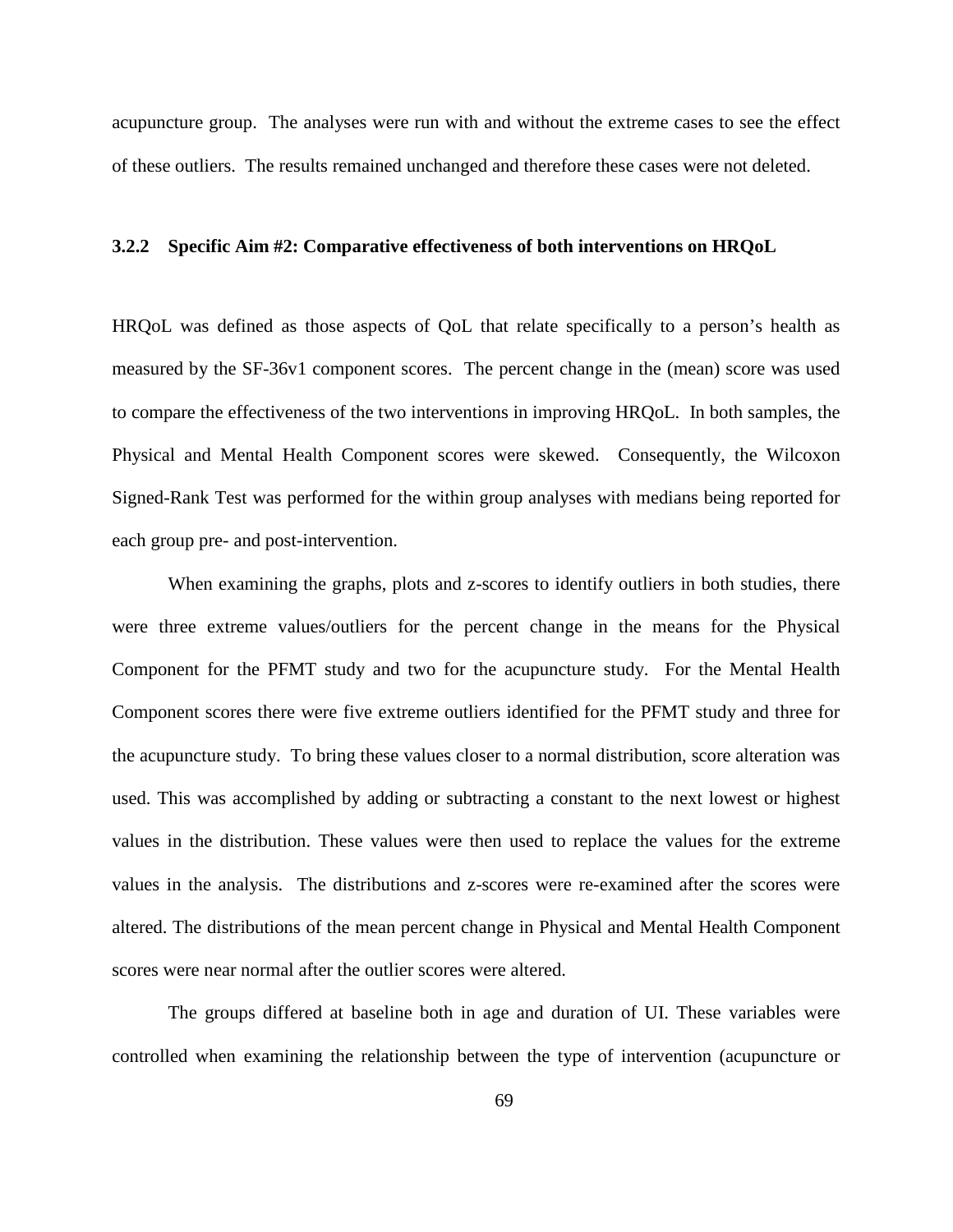acupuncture group. The analyses were run with and without the extreme cases to see the effect of these outliers. The results remained unchanged and therefore these cases were not deleted.

### 3.2.2 Specific Aim #2: Comparative effectiveness of both interventions on HRQoL

HRQoL was defined as those aspects of QoL that relate specifically to a person's health as measured by the SF-36v1 component scores. The percent change in the (mean) score was used to compare the effectiveness of the two interventions in improving HRQoL. In both samples, the Physical and Mental Health Component scores were skewed. Consequently, the Wilcoxon Signed-Rank Test was performed for the within group analyses with medians being reported for each group pre- and post-intervention.

When examining the graphs, plots and z-scores to identify outliers in both studies, there were three extreme values/outliers for the percent change in the means for the Physical Component for the PFMT study and two for the acupuncture study. For the Mental Health Component scores there were five extreme outliers identified for the PFMT study and three for the acupuncture study. To bring these values closer to a normal distribution, score alteration was used. This was accomplished by adding or subtracting a constant to the next lowest or highest values in the distribution. These values were then used to replace the values for the extreme values in the analysis. The distributions and z-scores were re-examined after the scores were altered. The distributions of the mean percent change in Physical and Mental Health Component scores were near normal after the outlier scores were altered.

The groups differed at baseline both in age and duration of UI. These variables were controlled when examining the relationship between the type of intervention (acupuncture or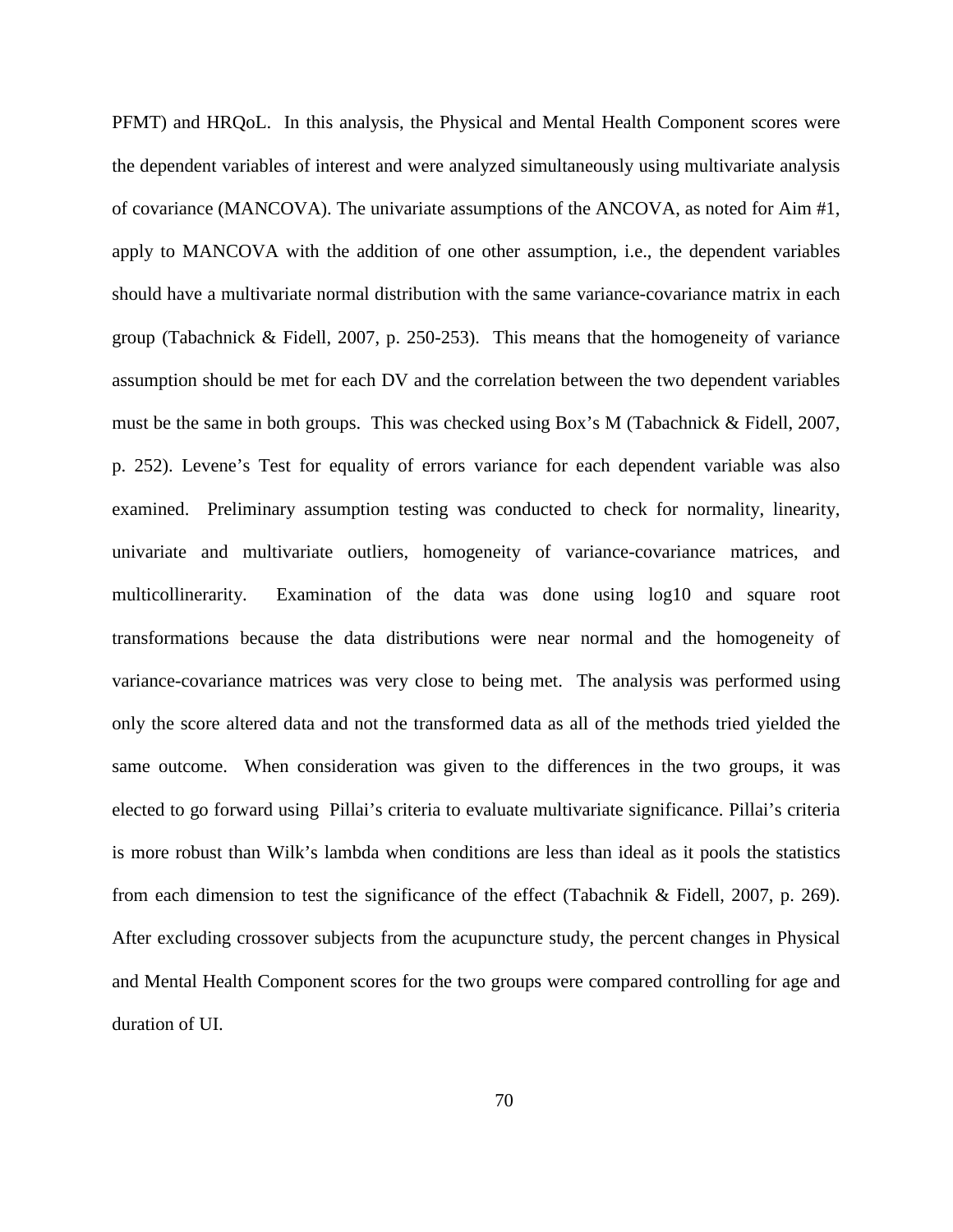PFMT) and HRQoL. In this analysis, the Physical and Mental Health Component scores were the dependent variables of interest and were analyzed simultaneously using multivariate analysis of covariance (MANCOVA). The univariate assumptions of the ANCOVA, as noted for Aim #1, apply to MANCOVA with the addition of one other assumption, i.e., the dependent variables should have a multivariate normal distribution with the same variance-covariance matrix in each group (Tabachnick & Fidell, 2007, p. 250-253). This means that the homogeneity of variance assumption should be met for each DV and the correlation between the two dependent variables must be the same in both groups. This was checked using Box's M (Tabachnick & Fidell, 2007, p. 252). Levene's Test for equality of errors variance for each dependent variable was also examined. Preliminary assumption testing was conducted to check for normality, linearity, univariate and multivariate outliers, homogeneity of variance-covariance matrices, and multicollinerarity. Examination of the data was done using log10 and square root transformations because the data distributions were near normal and the homogeneity of variance-covariance matrices was very close to being met. The analysis was performed using only the score altered data and not the transformed data as all of the methods tried yielded the same outcome. When consideration was given to the differences in the two groups, it was elected to go forward using Pillai's criteria to evaluate multivariate significance. Pillai's criteria is more robust than Wilk's lambda when conditions are less than ideal as it pools the statistics from each dimension to test the significance of the effect (Tabachnik & Fidell, 2007, p. 269). After excluding crossover subjects from the acupuncture study, the percent changes in Physical and Mental Health Component scores for the two groups were compared controlling for age and duration of UI.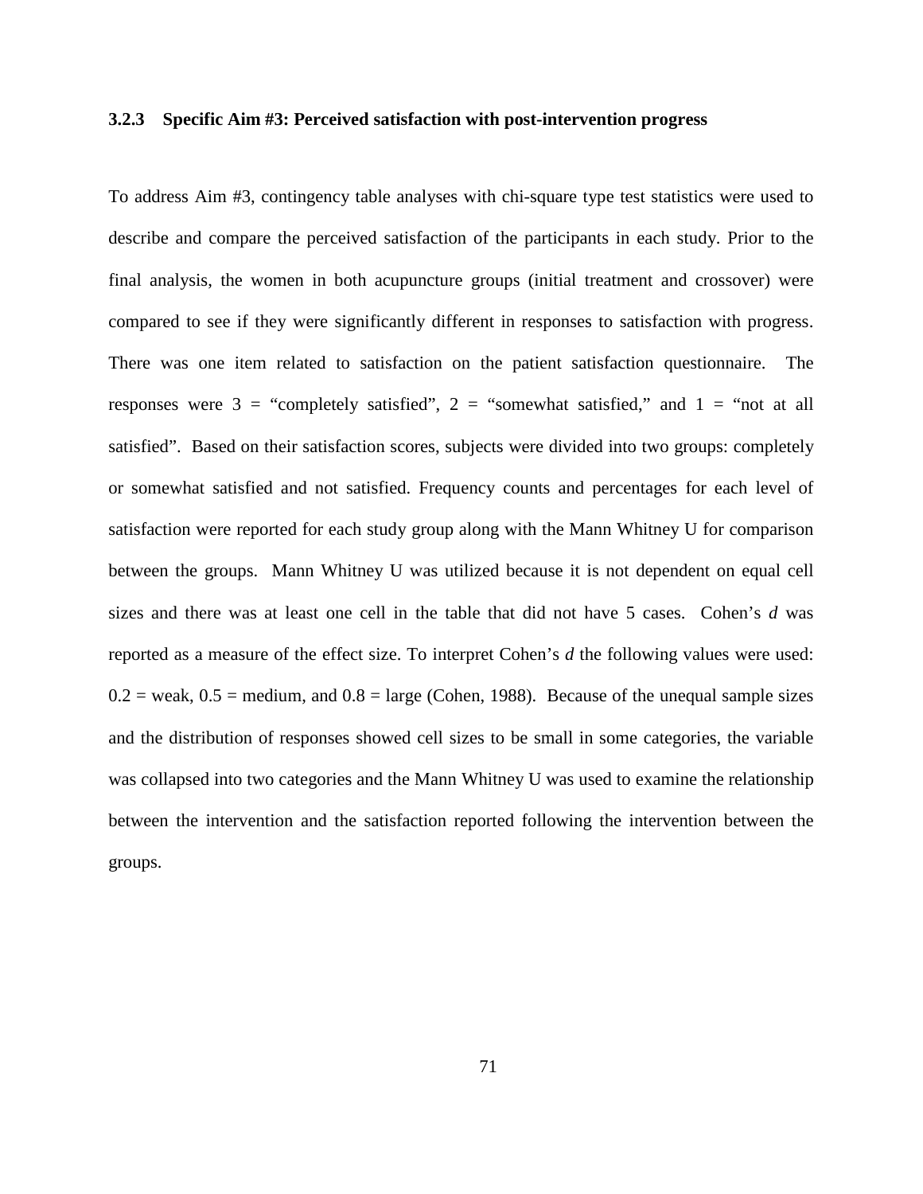### 3.2.3 Specific Aim #3: Perceived satisfaction with post-intervention progress

To address Aim #3, contingency table analyses with chi-square type test statistics were used to describe and compare the perceived satisfaction of the participants in each study. Prior to the final analysis, the women in both acupuncture groups (initial treatment and crossover) were compared to see if they were significantly different in responses to satisfaction with progress. There was one item related to satisfaction on the patient satisfaction questionnaire. The responses were 3 = "completely satisfied", 2 = "somewhat satisfied," and 1 = "not at all satisfied". Based on their satisfaction scores, subjects were divided into two groups: completely or somewhat satisfied and not satisfied. Frequency counts and percentages for each level of satisfaction were reported for each study group along with the Mann Whitney U for comparison between the groups. Mann Whitney U was utilized because it is not dependent on equal cell sizes and there was at least one cell in the table that did not have 5 cases. Cohen's *d* was reported as a measure of the effect size. To interpret Cohen's *d* the following values were used: 0.2 = weak, 0.5 = medium, and 0.8 = large (Cohen, 1988). Because of the unequal sample sizes and the distribution of responses showed cell sizes to be small in some categories, the variable was collapsed into two categories and the Mann Whitney U was used to examine the relationship between the intervention and the satisfaction reported following the intervention between the groups.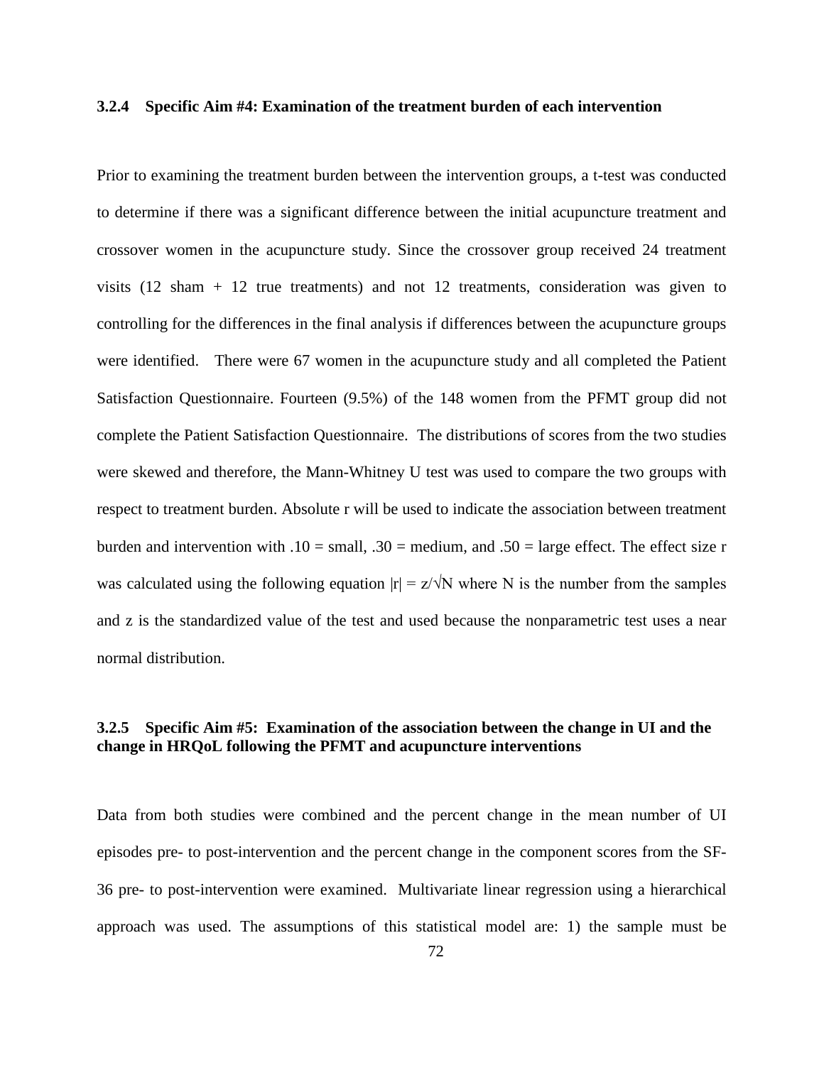### 3.2.4 Specific Aim #4: Examination of the treatment burden of each intervention

Prior to examining the treatment burden between the intervention groups, a t-test was conducted to determine if there was a significant difference between the initial acupuncture treatment and crossover women in the acupuncture study. Since the crossover group received 24 treatment visits (12 sham + 12 true treatments) and not 12 treatments, consideration was given to controlling for the differences in the final analysis if differences between the acupuncture groups were identified. There were 67 women in the acupuncture study and all completed the Patient Satisfaction Questionnaire. Fourteen (9.5%) of the 148 women from the PFMT group did not complete the Patient Satisfaction Questionnaire. The distributions of scores from the two studies were skewed and therefore, the Mann-Whitney U test was used to compare the two groups with respect to treatment burden. Absolute r will be used to indicate the association between treatment burden and intervention with .10 = small, .30 = medium, and .50 = large effect. The effect size r was calculated using the following equation $|r| = z/\sqrt{N}$ where N is the number from the samples and z is the standardized value of the test and used because the nonparametric test uses a near normal distribution.

### 3.2.5 Specific Aim #5: Examination of the association between the change in UI and the change in HRQoL following the PFMT and acupuncture interventions

Data from both studies were combined and the percent change in the mean number of UI episodes pre- to post-intervention and the percent change in the component scores from the SF-36 pre- to post-intervention were examined. Multivariate linear regression using a hierarchical approach was used. The assumptions of this statistical model are: 1) the sample must be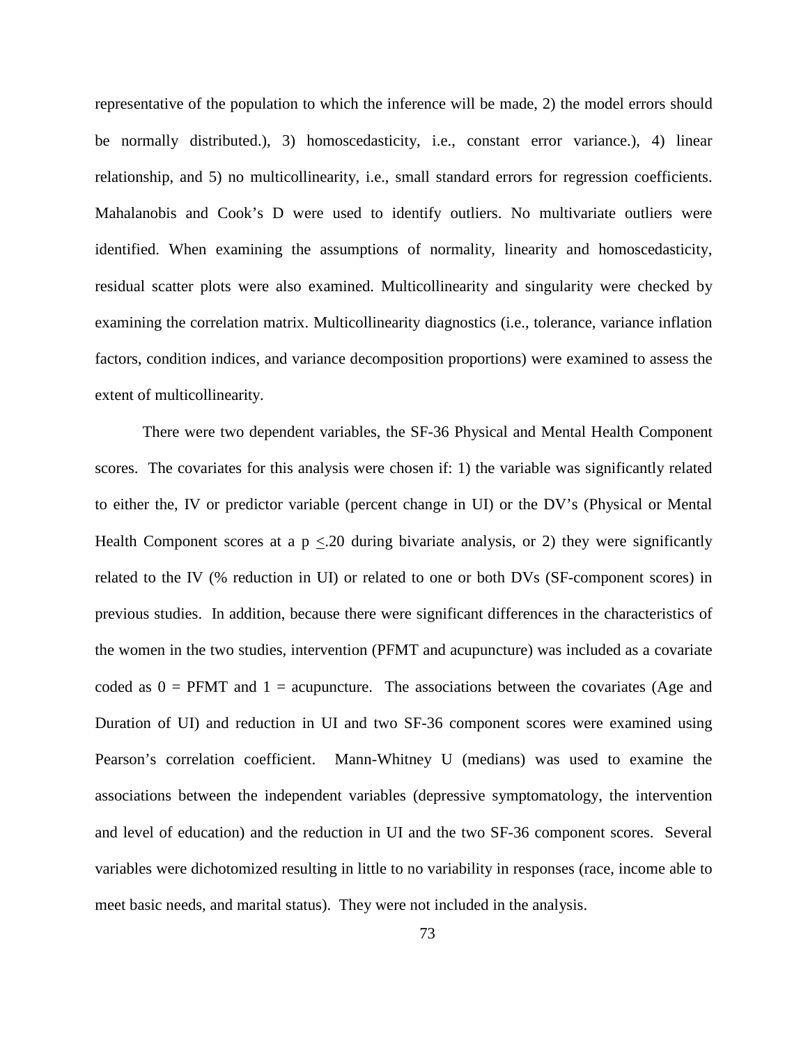representative of the population to which the inference will be made, 2) the model errors should be normally distributed.), 3) homoscedasticity, i.e., constant error variance.), 4) linear relationship, and 5) no multicollinearity, i.e., small standard errors for regression coefficients. Mahalanobis and Cook's D were used to identify outliers. No multivariate outliers were identified. When examining the assumptions of normality, linearity and homoscedasticity, residual scatter plots were also examined. Multicollinearity and singularity were checked by examining the correlation matrix. Multicollinearity diagnostics (i.e., tolerance, variance inflation factors, condition indices, and variance decomposition proportions) were examined to assess the extent of multicollinearity.

There were two dependent variables, the SF-36 Physical and Mental Health Component scores. The covariates for this analysis were chosen if: 1) the variable was significantly related to either the, IV or predictor variable (percent change in UI) or the DV's (Physical or Mental Health Component scores at a $p \leq .20$ during bivariate analysis, or 2) they were significantly related to the IV (% reduction in UI) or related to one or both DVs (SF-component scores) in previous studies. In addition, because there were significant differences in the characteristics of the women in the two studies, intervention (PFMT and acupuncture) was included as a covariate coded as 0 = PFMT and 1 = acupuncture. The associations between the covariates (Age and Duration of UI) and reduction in UI and two SF-36 component scores were examined using Pearson's correlation coefficient. Mann-Whitney U (medians) was used to examine the associations between the independent variables (depressive symptomatology, the intervention and level of education) and the reduction in UI and the two SF-36 component scores. Several variables were dichotomized resulting in little to no variability in responses (race, income able to meet basic needs, and marital status). They were not included in the analysis.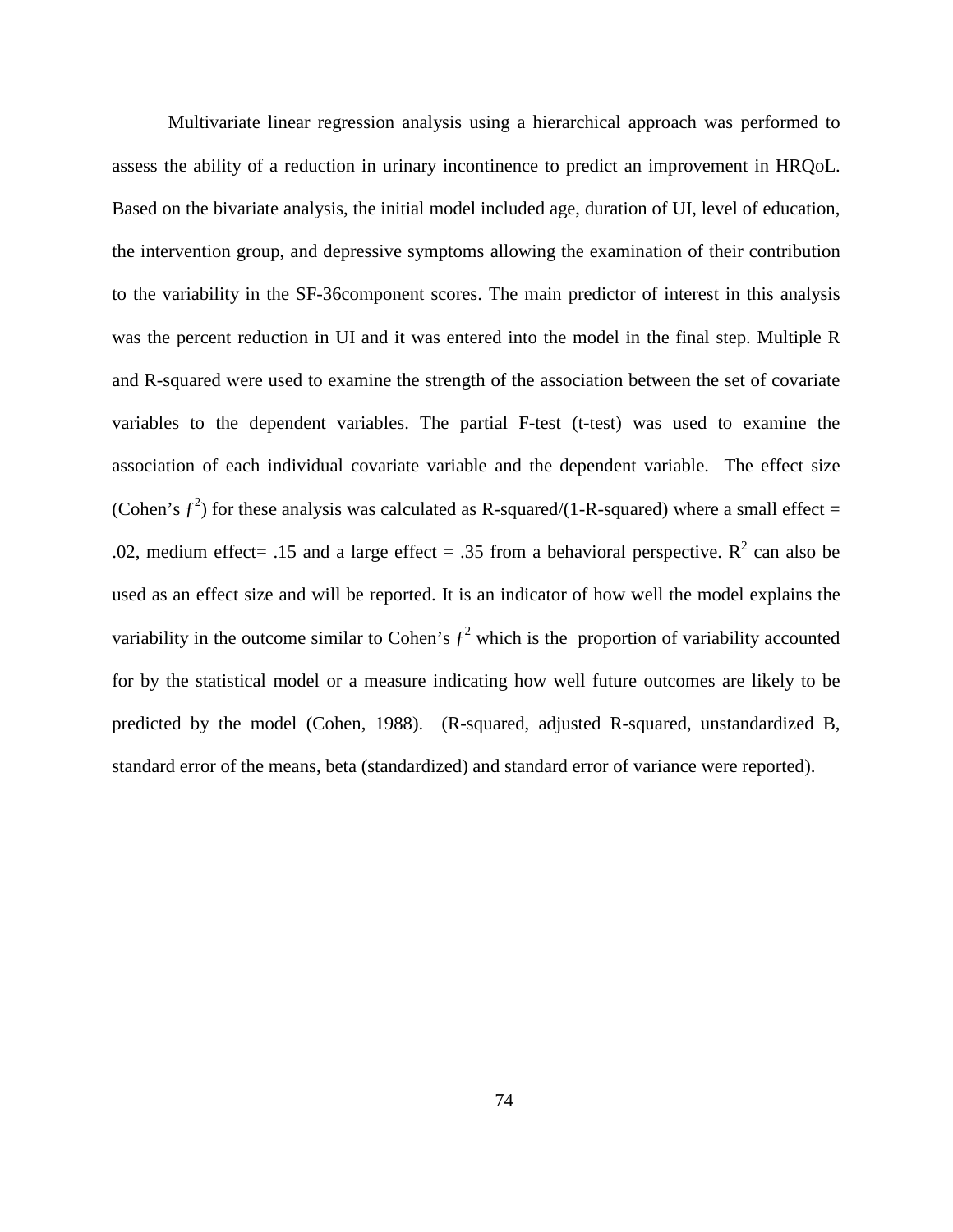Multivariate linear regression analysis using a hierarchical approach was performed to assess the ability of a reduction in urinary incontinence to predict an improvement in HRQoL. Based on the bivariate analysis, the initial model included age, duration of UI, level of education, the intervention group, and depressive symptoms allowing the examination of their contribution to the variability in the SF-36component scores. The main predictor of interest in this analysis was the percent reduction in UI and it was entered into the model in the final step. Multiple R and R-squared were used to examine the strength of the association between the set of covariate variables to the dependent variables. The partial F-test (t-test) was used to examine the association of each individual covariate variable and the dependent variable. The effect size (Cohen's $f^2$) for these analysis was calculated as R-squared/(1-R-squared) where a small effect = .02, medium effect= .15 and a large effect = .35 from a behavioral perspective. $R^2$ can also be used as an effect size and will be reported. It is an indicator of how well the model explains the variability in the outcome similar to Cohen's $f^2$ which is the proportion of variability accounted for by the statistical model or a measure indicating how well future outcomes are likely to be predicted by the model (Cohen, 1988). (R-squared, adjusted R-squared, unstandardized B, standard error of the means, beta (standardized) and standard error of variance were reported).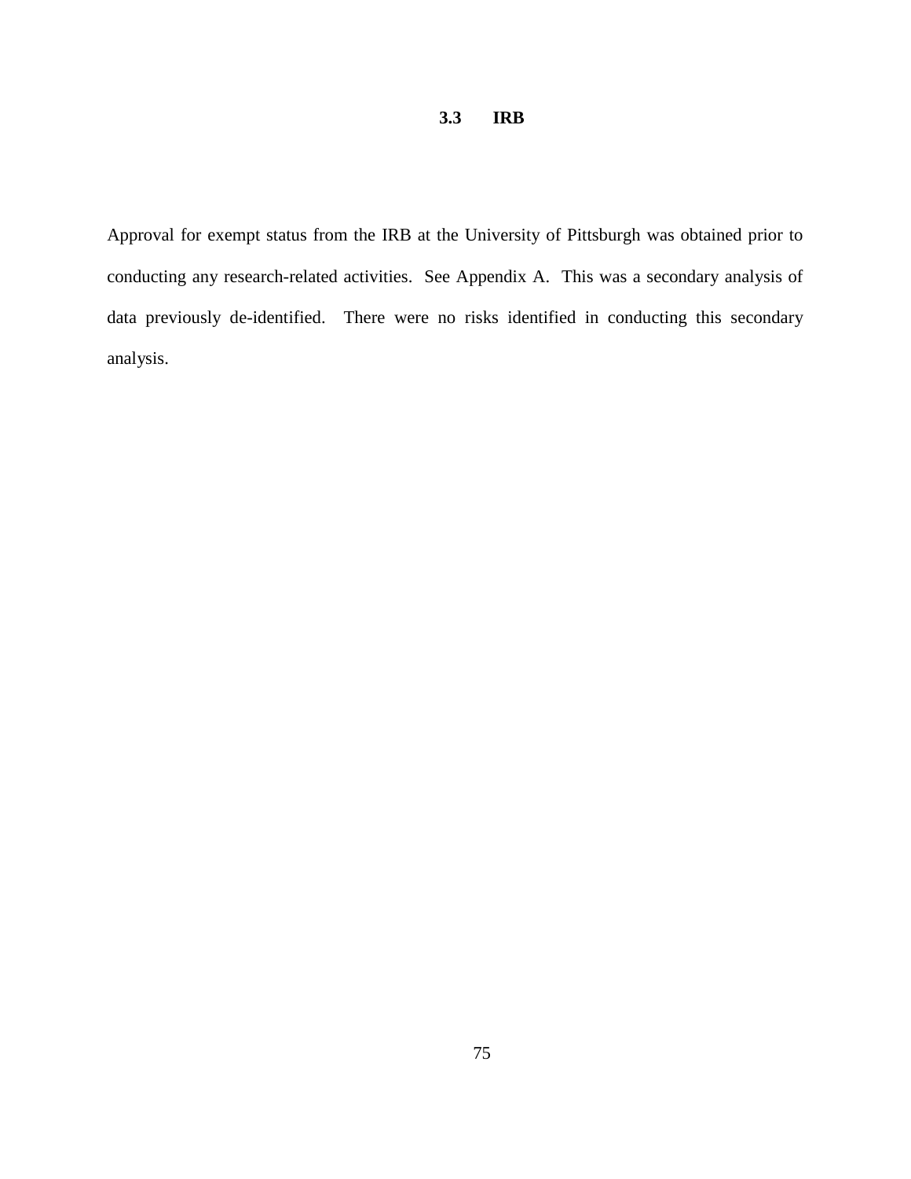## 3.3 IRB

Approval for exempt status from the IRB at the University of Pittsburgh was obtained prior to conducting any research-related activities. See Appendix A. This was a secondary analysis of data previously de-identified. There were no risks identified in conducting this secondary analysis.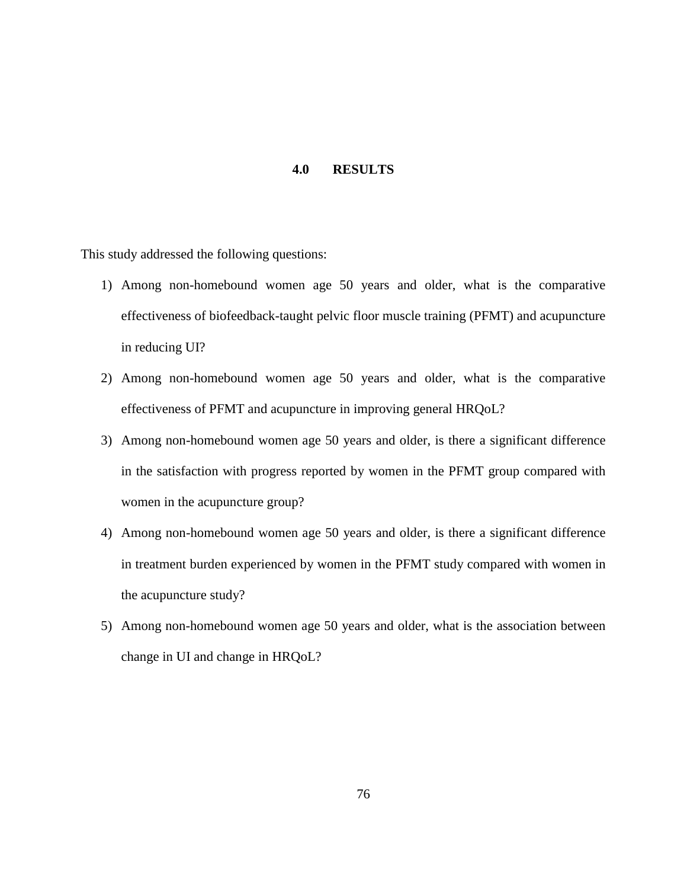# 4.0 RESULTS

This study addressed the following questions:

1) Among non-homebound women age 50 years and older, what is the comparative effectiveness of biofeedback-taught pelvic floor muscle training (PFMT) and acupuncture in reducing UI?
2) Among non-homebound women age 50 years and older, what is the comparative effectiveness of PFMT and acupuncture in improving general HRQoL?
3) Among non-homebound women age 50 years and older, is there a significant difference in the satisfaction with progress reported by women in the PFMT group compared with women in the acupuncture group?
4) Among non-homebound women age 50 years and older, is there a significant difference in treatment burden experienced by women in the PFMT study compared with women in the acupuncture study?
5) Among non-homebound women age 50 years and older, what is the association between change in UI and change in HRQoL?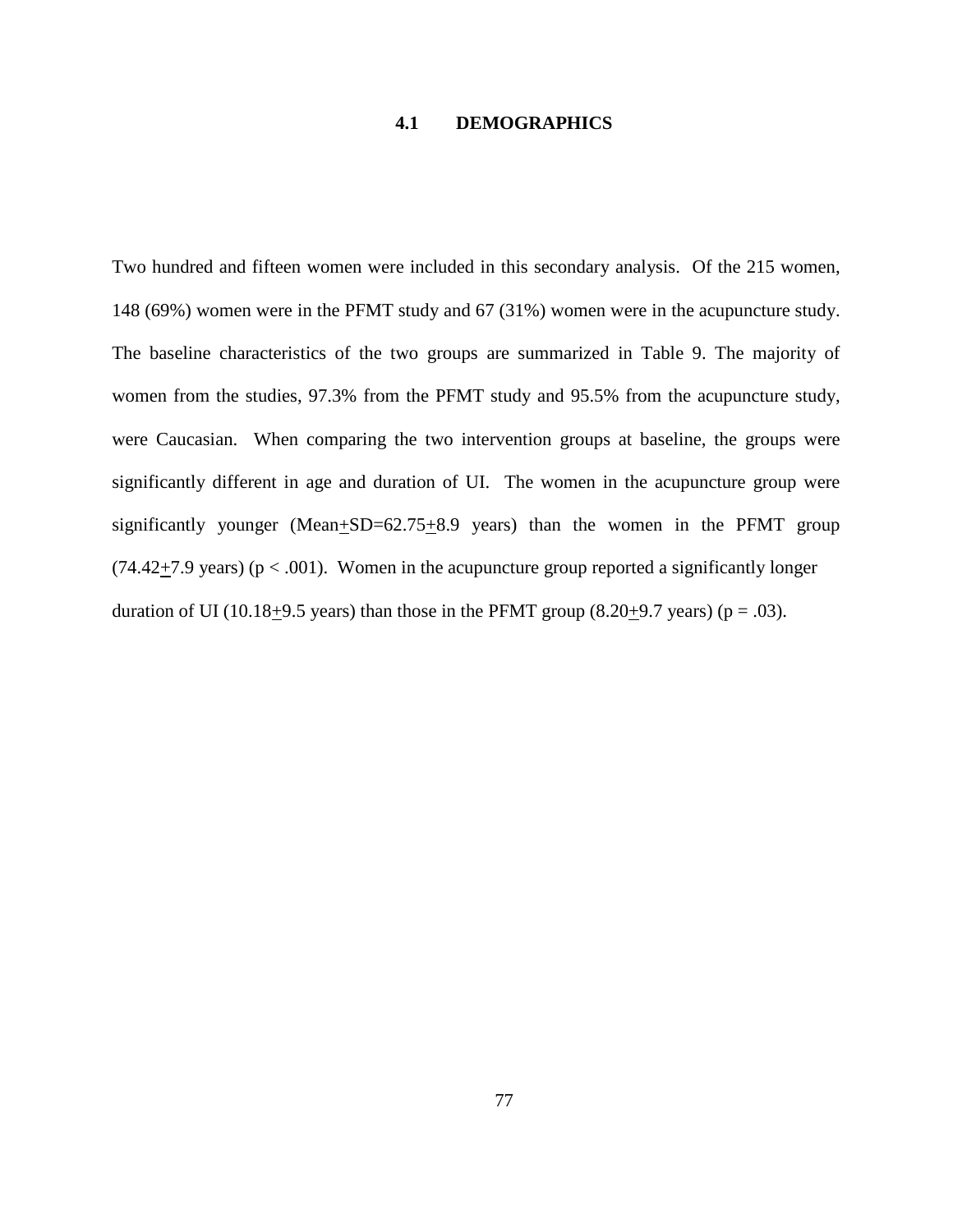## 4.1 DEMOGRAPHICS

Two hundred and fifteen women were included in this secondary analysis. Of the 215 women, 148 (69%) women were in the PFMT study and 67 (31%) women were in the acupuncture study. The baseline characteristics of the two groups are summarized in Table 9. The majority of women from the studies, 97.3% from the PFMT study and 95.5% from the acupuncture study, were Caucasian. When comparing the two intervention groups at baseline, the groups were significantly different in age and duration of UI. The women in the acupuncture group were significantly younger (Mean±SD=62.75±8.9 years) than the women in the PFMT group (74.42±7.9 years) ($p < .001$). Women in the acupuncture group reported a significantly longer duration of UI (10.18±9.5 years) than those in the PFMT group (8.20±9.7 years) ($p = .03$).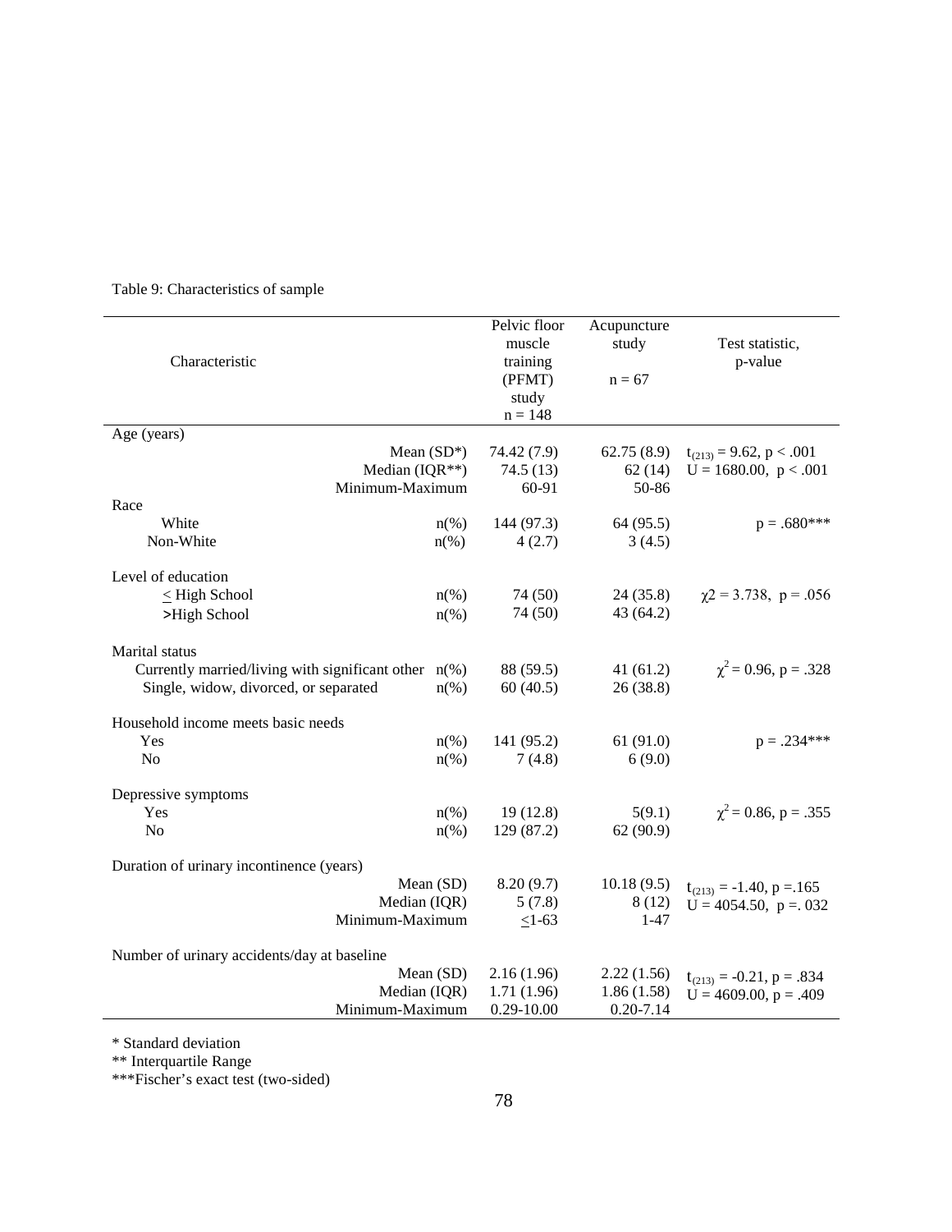Table 9: Characteristics of sample

| Characteristic | | Pelvic floor muscle training (PFMT) study n = 148 | Acupuncture study n = 67 | Test statistic, p-value |
|---|---|---|---|---|
| Age (years) | | | | |
| | Mean (SD*) | 74.42 (7.9) | 62.75 (8.9) | $t_{(213)} = 9.62$, $p < .001$ |
| | Median (IQR**) | 74.5 (13) | 62 (14) | U = 1680.00, $p < .001$ |
| | Minimum-Maximum | 60-91 | 50-86 | |
| Race | | | | |
| White | n(%) | 144 (97.3) | 64 (95.5) | p = .680*** |
| Non-White | n(%) | 4 (2.7) | 3 (4.5) | |
| Level of education | | | | |
| $\leq$ High School | n(%) | 74 (50) | 24 (35.8) | $\chi 2 = 3.738$, p = .056 |
| >High School | n(%) | 74 (50) | 43 (64.2) | |
| Marital status | | | | |
| Currently married/living with significant other | n(%) | 88 (59.5) | 41 (61.2) | $\chi^2 = 0.96$, p = .328 |
| Single, widow, divorced, or separated | n(%) | 60 (40.5) | 26 (38.8) | |
| Household income meets basic needs | | | | |
| Yes | n(%) | 141 (95.2) | 61 (91.0) | p = .234*** |
| No | n(%) | 7 (4.8) | 6 (9.0) | |
| Depressive symptoms | | | | |
| Yes | n(%) | 19 (12.8) | 5(9.1) | $\chi^2 = 0.86$, p = .355 |
| No | n(%) | 129 (87.2) | 62 (90.9) | |
| Duration of urinary incontinence (years) | | | | |
| | Mean (SD) | 8.20 (9.7) | 10.18 (9.5) | $t_{(213)} = -1.40$, p =.165 |
| | Median (IQR) | 5 (7.8) | 8 (12) | U = 4054.50, p =. 032 |
| | Minimum-Maximum | $\leq$1-63 | 1-47 | |
| Number of urinary accidents/day at baseline | | | | |
| | Mean (SD) | 2.16 (1.96) | 2.22 (1.56) | $t_{(213)} = -0.21$, p = .834 |
| | Median (IQR) | 1.71 (1.96) | 1.86 (1.58) | U = 4609.00, p = .409 |
| | Minimum-Maximum | 0.29-10.00 | 0.20-7.14 | |

* Standard deviation
** Interquartile Range
***Fischer's exact test (two-sided)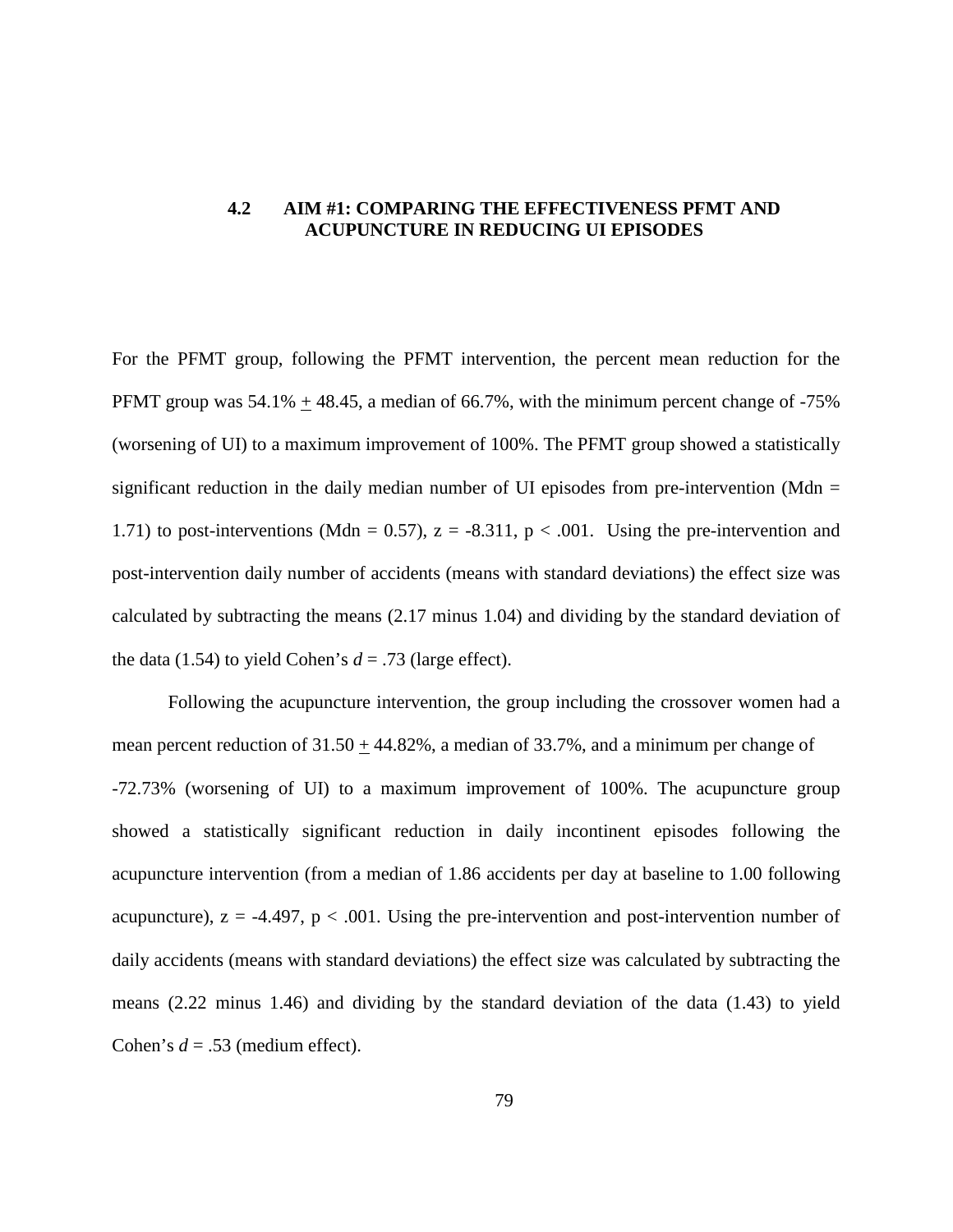## 4.2 AIM #1: COMPARING THE EFFECTIVENESS PFMT AND ACUPUNCTURE IN REDUCING UI EPISODES

For the PFMT group, following the PFMT intervention, the percent mean reduction for the PFMT group was 54.1% $\pm$ 48.45, a median of 66.7%, with the minimum percent change of -75% (worsening of UI) to a maximum improvement of 100%. The PFMT group showed a statistically significant reduction in the daily median number of UI episodes from pre-intervention (Mdn = 1.71) to post-interventions (Mdn = 0.57), $z = -8.311$, $p < .001$. Using the pre-intervention and post-intervention daily number of accidents (means with standard deviations) the effect size was calculated by subtracting the means (2.17 minus 1.04) and dividing by the standard deviation of the data (1.54) to yield Cohen's $d = .73$ (large effect).

Following the acupuncture intervention, the group including the crossover women had a mean percent reduction of 31.50 $\pm$ 44.82%, a median of 33.7%, and a minimum per change of -72.73% (worsening of UI) to a maximum improvement of 100%. The acupuncture group showed a statistically significant reduction in daily incontinent episodes following the acupuncture intervention (from a median of 1.86 accidents per day at baseline to 1.00 following acupuncture), $z = -4.497$, $p < .001$. Using the pre-intervention and post-intervention number of daily accidents (means with standard deviations) the effect size was calculated by subtracting the means (2.22 minus 1.46) and dividing by the standard deviation of the data (1.43) to yield Cohen's $d = .53$ (medium effect).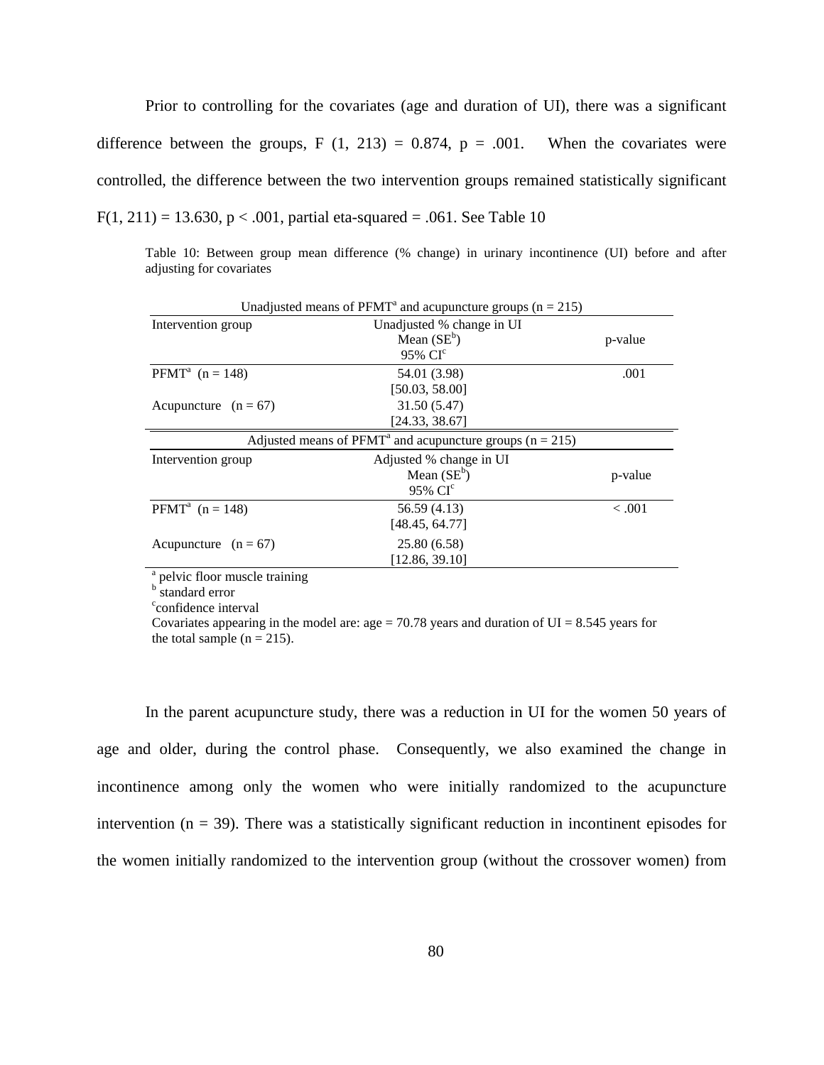Prior to controlling for the covariates (age and duration of UI), there was a significant difference between the groups, $F(1, 213) = 0.874$, $p = .001$. When the covariates were controlled, the difference between the two intervention groups remained statistically significant $F(1, 211) = 13.630$, $p < .001$, partial eta-squared = .061. See Table 10

Table 10: Between group mean difference (% change) in urinary incontinence (UI) before and after adjusting for covariates

| Unadjusted means of PFMT[a] and acupuncture groups (n = 215) | | |
|---|---|---|
| Intervention group | Unadjusted % change in UI Mean (SE[b]) 95% CI[c] | p-value |
| PFMT[a] (n = 148) | 54.01 (3.98) [50.03, 58.00] | .001 |
| Acupuncture (n = 67) | 31.50 (5.47) [24.33, 38.67] | |
| **Adjusted means of PFMT[a] and acupuncture groups (n = 215)** | | |
| Intervention group | Adjusted % change in UI Mean (SE[b]) 95% CI[c] | p-value |
| PFMT[a] (n = 148) | 56.59 (4.13) [48.45, 64.77] | < .001 |
| Acupuncture (n = 67) | 25.80 (6.58) [12.86, 39.10] | |

[a] pelvic floor muscle training
[b] standard error
[c] confidence interval
Covariates appearing in the model are: age = 70.78 years and duration of UI = 8.545 years for the total sample (n = 215).

In the parent acupuncture study, there was a reduction in UI for the women 50 years of age and older, during the control phase. Consequently, we also examined the change in incontinence among only the women who were initially randomized to the acupuncture intervention (n = 39). There was a statistically significant reduction in incontinent episodes for the women initially randomized to the intervention group (without the crossover women) from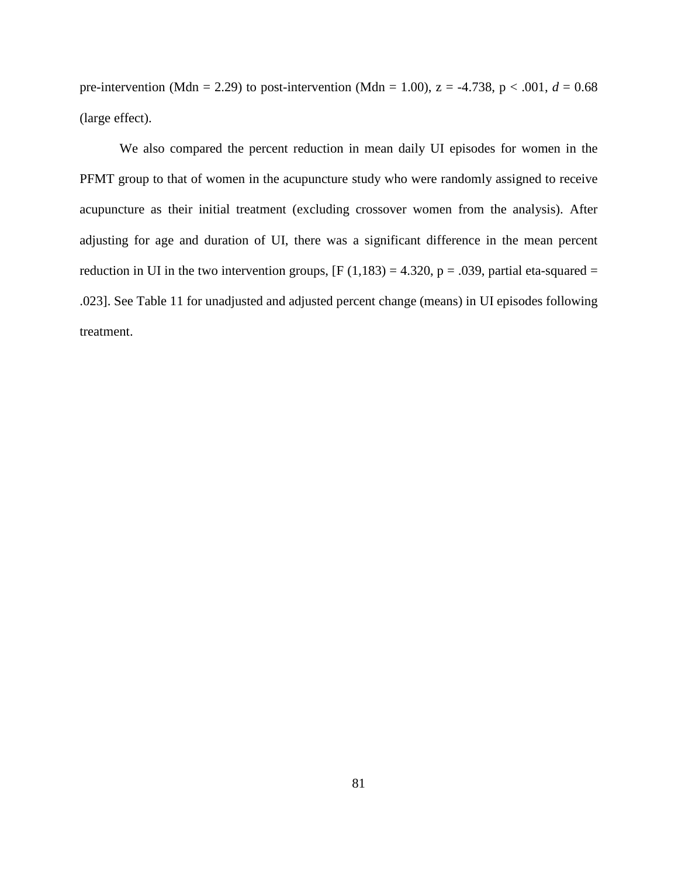pre-intervention (Mdn = 2.29) to post-intervention (Mdn = 1.00), $z = -4.738$, $p < .001$, $d = 0.68$ (large effect).

We also compared the percent reduction in mean daily UI episodes for women in the PFMT group to that of women in the acupuncture study who were randomly assigned to receive acupuncture as their initial treatment (excluding crossover women from the analysis). After adjusting for age and duration of UI, there was a significant difference in the mean percent reduction in UI in the two intervention groups, [$F(1,183) = 4.320$, $p = .039$, partial eta-squared = .023]. See Table 11 for unadjusted and adjusted percent change (means) in UI episodes following treatment.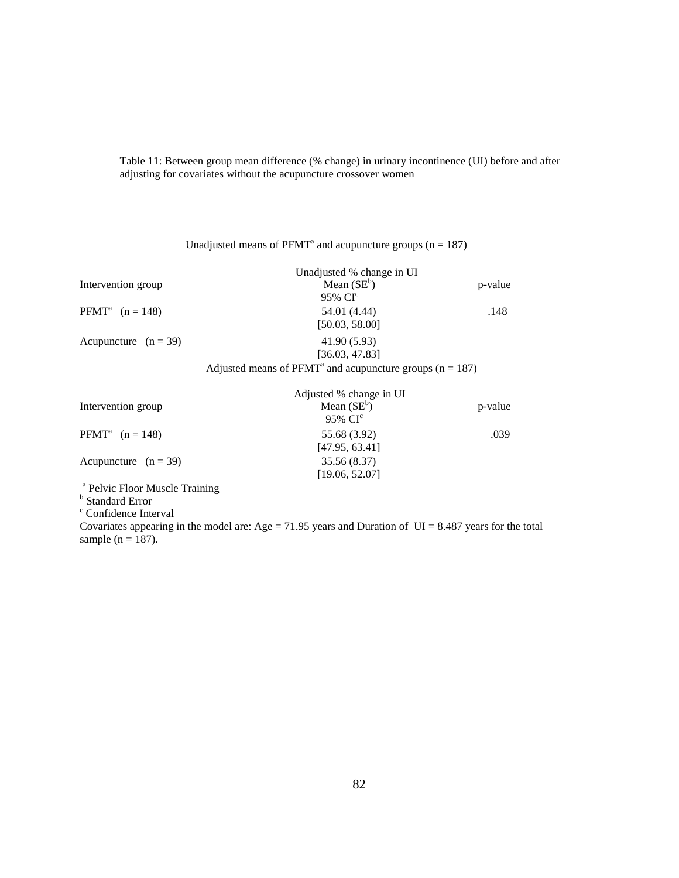Table 11: Between group mean difference (% change) in urinary incontinence (UI) before and after adjusting for covariates without the acupuncture crossover women

| Unadjusted means of PFMT[a] and acupuncture groups (n = 187) | | |
|---|---|---|
| Intervention group | Unadjusted % change in UI<br>Mean (SE[b])<br>95% CI[c] | p-value |
| PFMT[a] (n = 148) | 54.01 (4.44)<br>[50.03, 58.00] | .148 |
| Acupuncture (n = 39) | 41.90 (5.93)<br>[36.03, 47.83] | |
| **Adjusted means of PFMT[a] and acupuncture groups (n = 187)** | | |
| Intervention group | Adjusted % change in UI<br>Mean (SE[b])<br>95% CI[c] | p-value |
| PFMT[a] (n = 148) | 55.68 (3.92)<br>[47.95, 63.41] | .039 |
| Acupuncture (n = 39) | 35.56 (8.37)<br>[19.06, 52.07] | |

[a] Pelvic Floor Muscle Training
[b] Standard Error
[c] Confidence Interval
Covariates appearing in the model are: Age = 71.95 years and Duration of UI = 8.487 years for the total sample (n = 187).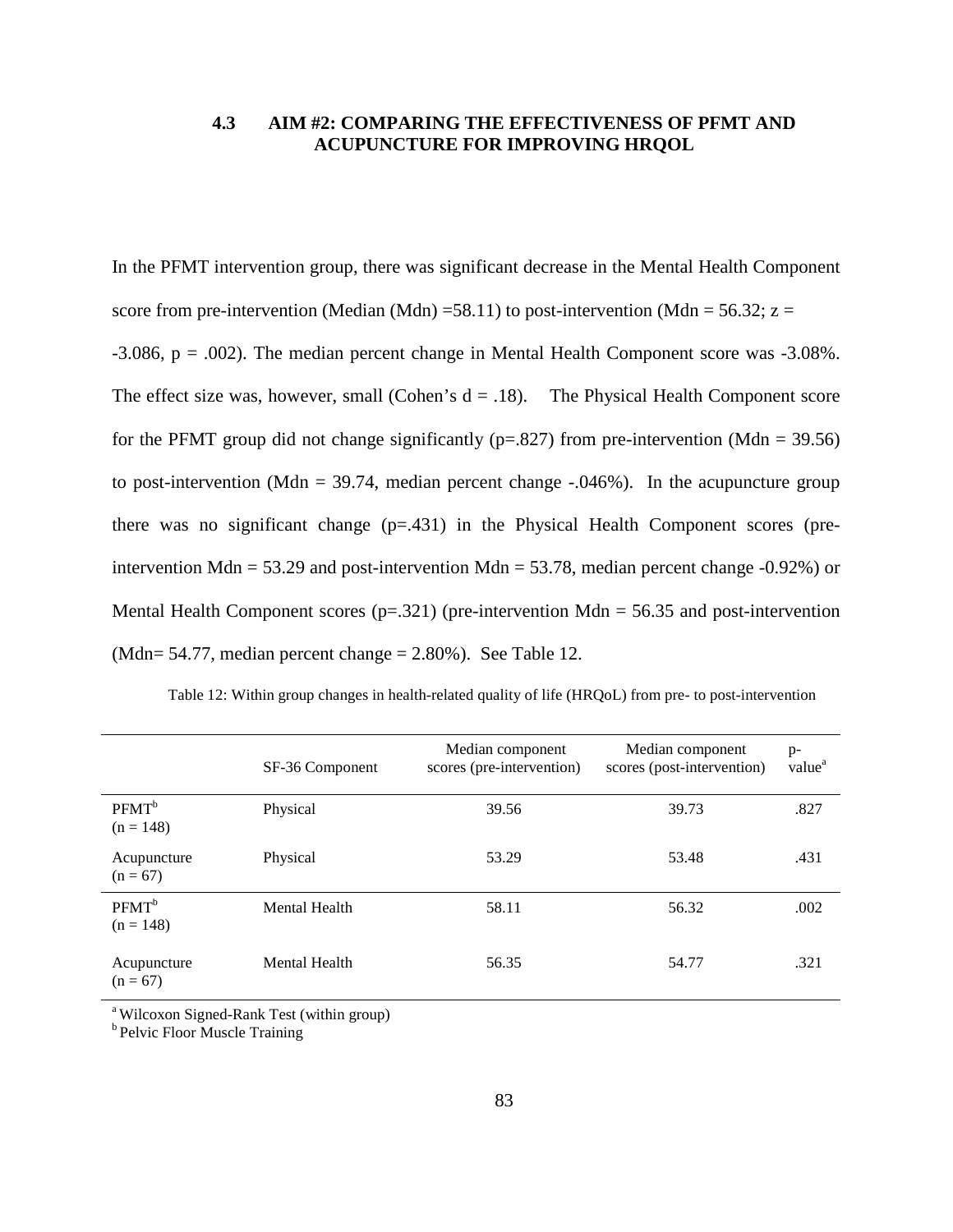### 4.3 AIM #2: COMPARING THE EFFECTIVENESS OF PFMT AND ACUPUNCTURE FOR IMPROVING HRQOL

In the PFMT intervention group, there was significant decrease in the Mental Health Component score from pre-intervention (Median (Mdn) =58.11) to post-intervention (Mdn = 56.32; z = -3.086, p = .002). The median percent change in Mental Health Component score was -3.08%. The effect size was, however, small (Cohen's d = .18). The Physical Health Component score for the PFMT group did not change significantly (p=.827) from pre-intervention (Mdn = 39.56) to post-intervention (Mdn = 39.74, median percent change -.046%). In the acupuncture group there was no significant change (p=.431) in the Physical Health Component scores (pre-intervention Mdn = 53.29 and post-intervention Mdn = 53.78, median percent change -0.92%) or Mental Health Component scores (p=.321) (pre-intervention Mdn = 56.35 and post-intervention (Mdn= 54.77, median percent change = 2.80%). See Table 12.

Table 12: Within group changes in health-related quality of life (HRQoL) from pre- to post-intervention

| | SF-36 Component | Median component scores (pre-intervention) | Median component scores (post-intervention) | p-value[a] |
|---|---|---|---|---|
| PFMT[b] (n = 148) | Physical | 39.56 | 39.73 | .827 |
| Acupuncture (n = 67) | Physical | 53.29 | 53.48 | .431 |
| PFMT[b] (n = 148) | Mental Health | 58.11 | 56.32 | .002 |
| Acupuncture (n = 67) | Mental Health | 56.35 | 54.77 | .321 |

[a] Wilcoxon Signed-Rank Test (within group)
[b] Pelvic Floor Muscle Training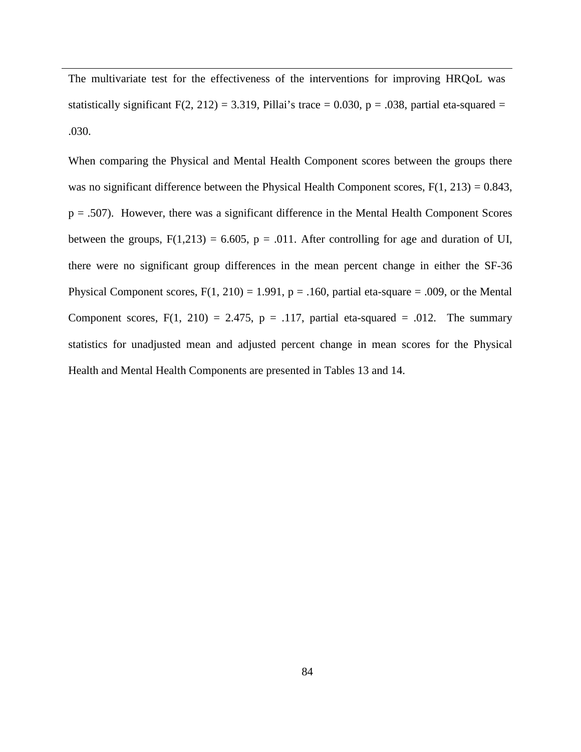The multivariate test for the effectiveness of the interventions for improving HRQoL was statistically significant $F(2, 212) = 3.319$, Pillai's trace = 0.030, $p = .038$, partial eta-squared = .030.

When comparing the Physical and Mental Health Component scores between the groups there was no significant difference between the Physical Health Component scores, $F(1, 213) = 0.843$, $p = .507$). However, there was a significant difference in the Mental Health Component Scores between the groups, $F(1,213) = 6.605$, $p = .011$. After controlling for age and duration of UI, there were no significant group differences in the mean percent change in either the SF-36 Physical Component scores, $F(1, 210) = 1.991$, $p = .160$, partial eta-square = .009, or the Mental Component scores, $F(1, 210) = 2.475$, $p = .117$, partial eta-squared = .012. The summary statistics for unadjusted mean and adjusted percent change in mean scores for the Physical Health and Mental Health Components are presented in Tables 13 and 14.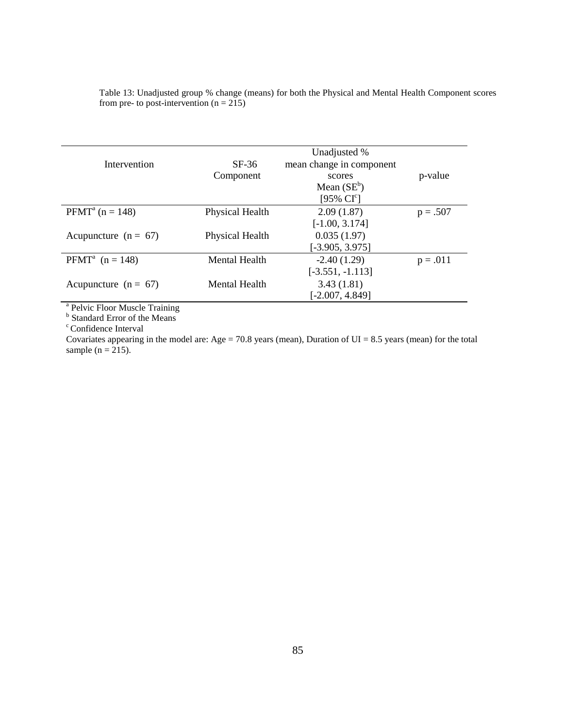Table 13: Unadjusted group % change (means) for both the Physical and Mental Health Component scores from pre- to post-intervention (n = 215)

| Intervention | SF-36 Component | Unadjusted % mean change in component scores Mean (SE[b]) [95% CI[c]] | p-value |
|---|---|---|---|
| PFMT[a] (n = 148) | Physical Health | 2.09 (1.87) [-1.00, 3.174] | p = .507 |
| Acupuncture (n = 67) | Physical Health | 0.035 (1.97) [-3.905, 3.975] | |
| PFMT[a] (n = 148) | Mental Health | -2.40 (1.29) [-3.551, -1.113] | p = .011 |
| Acupuncture (n = 67) | Mental Health | 3.43 (1.81) [-2.007, 4.849] | |

[a] Pelvic Floor Muscle Training
[b] Standard Error of the Means
[c] Confidence Interval
Covariates appearing in the model are: Age = 70.8 years (mean), Duration of UI = 8.5 years (mean) for the total sample (n = 215).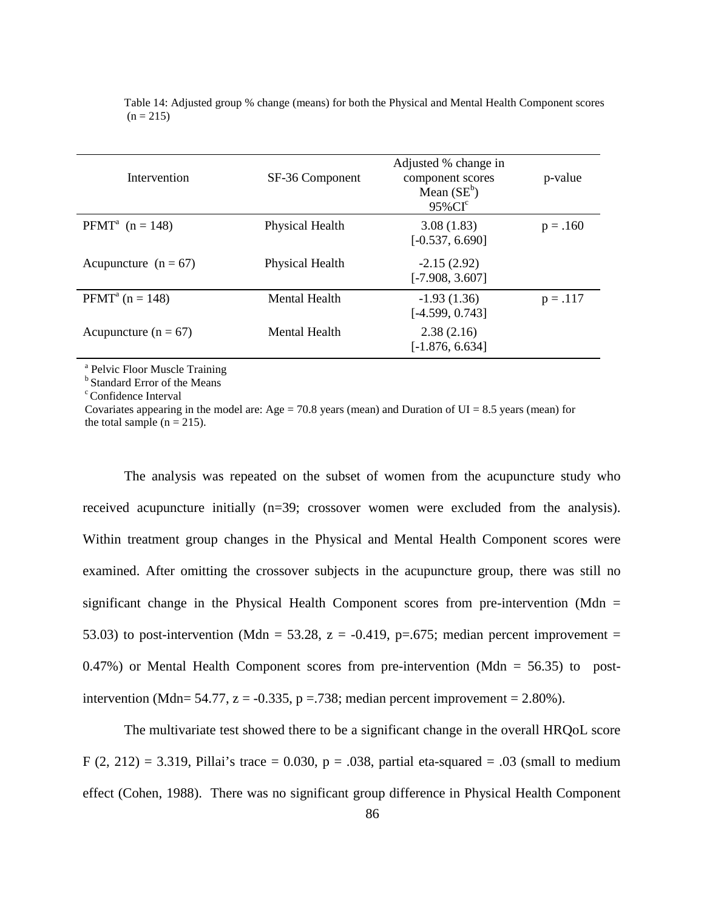Table 14: Adjusted group % change (means) for both the Physical and Mental Health Component scores (n = 215)

| Intervention | SF-36 Component | Adjusted % change in component scores Mean (SE[b]) 95%CI[c] | p-value |
|---|---|---|---|
| PFMT[a] (n = 148) | Physical Health | 3.08 (1.83) [-0.537, 6.690] | p = .160 |
| Acupuncture (n = 67) | Physical Health | -2.15 (2.92) [-7.908, 3.607] | |
| PFMT[a] (n = 148) | Mental Health | -1.93 (1.36) [-4.599, 0.743] | p = .117 |
| Acupuncture (n = 67) | Mental Health | 2.38 (2.16) [-1.876, 6.634] | |

[a] Pelvic Floor Muscle Training
[b] Standard Error of the Means
[c] Confidence Interval
Covariates appearing in the model are: Age = 70.8 years (mean) and Duration of UI = 8.5 years (mean) for the total sample (n = 215).

The analysis was repeated on the subset of women from the acupuncture study who received acupuncture initially (n=39; crossover women were excluded from the analysis). Within treatment group changes in the Physical and Mental Health Component scores were examined. After omitting the crossover subjects in the acupuncture group, there was still no significant change in the Physical Health Component scores from pre-intervention (Mdn = 53.03) to post-intervention (Mdn = 53.28, $z = -0.419$, $p=.675$; median percent improvement = 0.47%) or Mental Health Component scores from pre-intervention (Mdn = 56.35) to post-intervention (Mdn= 54.77, $z = -0.335$, $p = .738$; median percent improvement = 2.80%).

The multivariate test showed there to be a significant change in the overall HRQoL score $F\ (2, 212) = 3.319$, Pillai's trace = 0.030, $p = .038$, partial eta-squared = .03 (small to medium effect (Cohen, 1988). There was no significant group difference in Physical Health Component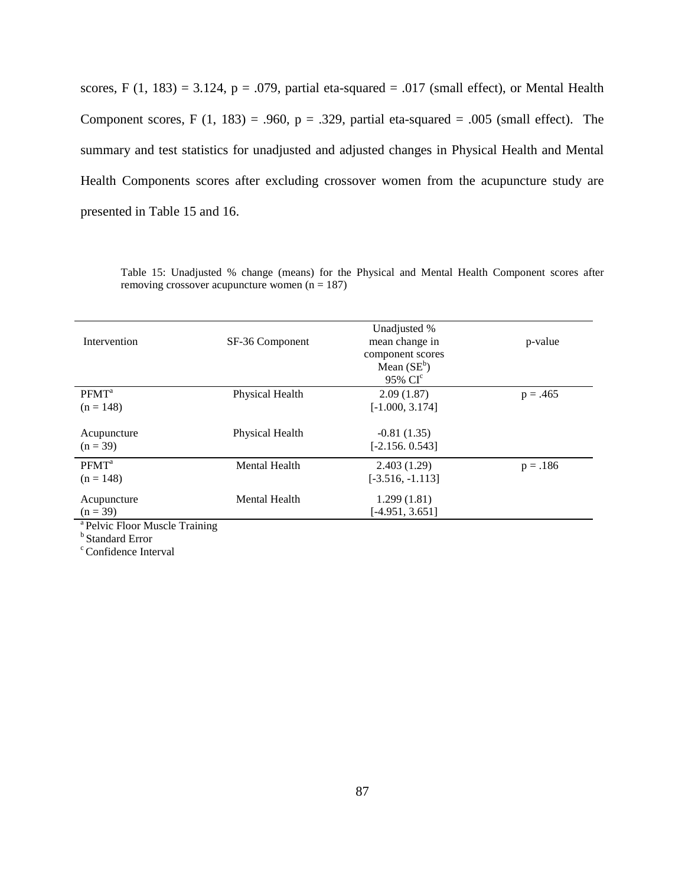scores, F (1, 183) = 3.124, p = .079, partial eta-squared = .017 (small effect), or Mental Health Component scores, F (1, 183) = .960, p = .329, partial eta-squared = .005 (small effect). The summary and test statistics for unadjusted and adjusted changes in Physical Health and Mental Health Components scores after excluding crossover women from the acupuncture study are presented in Table 15 and 16.

Table 15: Unadjusted % change (means) for the Physical and Mental Health Component scores after removing crossover acupuncture women (n = 187)

| Intervention | SF-36 Component | Unadjusted % mean change in component scores Mean (SE[b]) 95% CI[c] | p-value |
|---|---|---|---|
| PFMT[a] (n = 148) | Physical Health | 2.09 (1.87) [-1.000, 3.174] | p = .465 |
| Acupuncture (n = 39) | Physical Health | -0.81 (1.35) [-2.156. 0.543] | |
| PFMT[a] (n = 148) | Mental Health | 2.403 (1.29) [-3.516, -1.113] | p = .186 |
| Acupuncture (n = 39) | Mental Health | 1.299 (1.81) [-4.951, 3.651] | |

[a] Pelvic Floor Muscle Training
[b] Standard Error
[c] Confidence Interval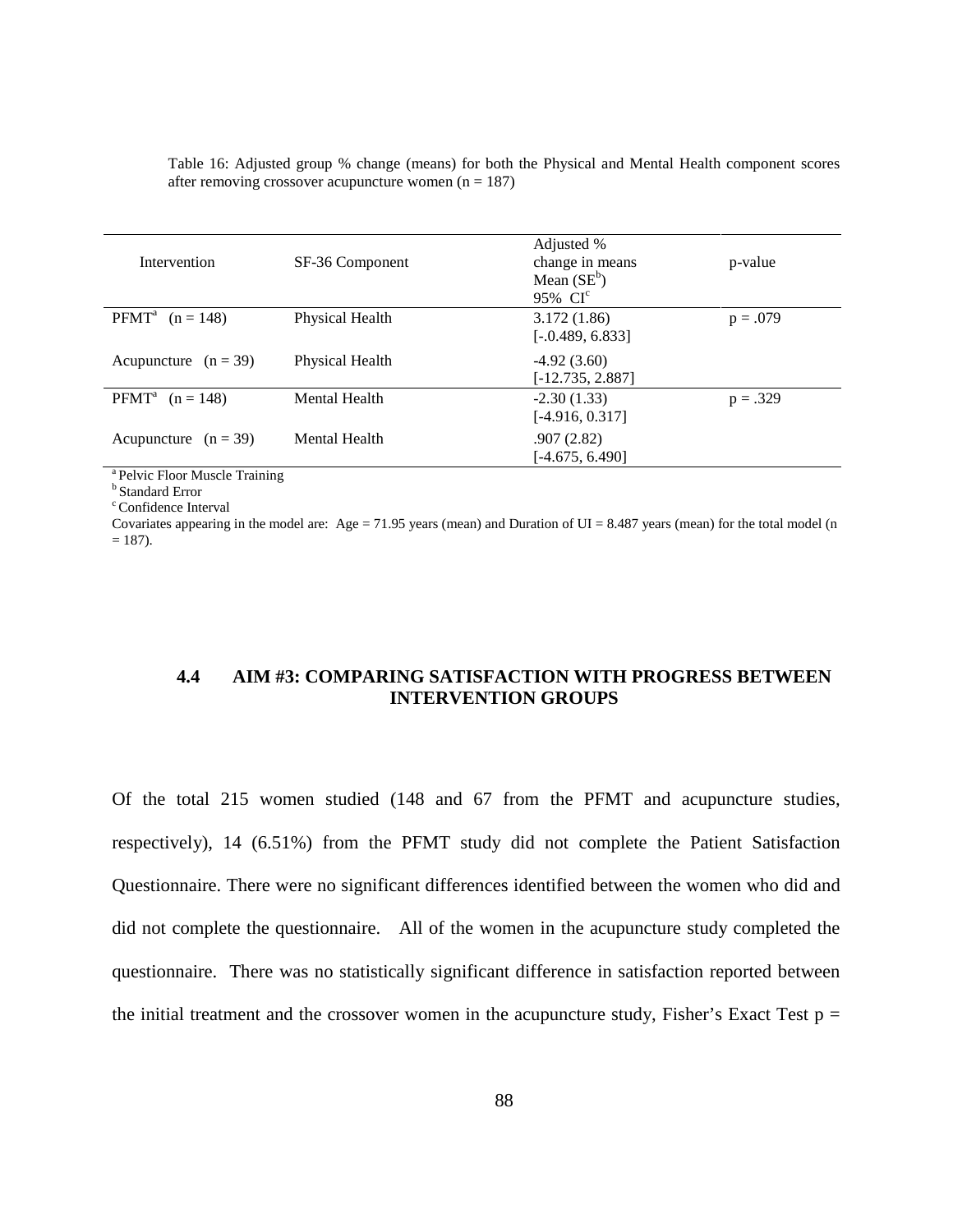Table 16: Adjusted group % change (means) for both the Physical and Mental Health component scores after removing crossover acupuncture women (n = 187)

| Intervention | SF-36 Component | Adjusted % change in means Mean (SE[b]) 95% CI[c] | p-value |
|---|---|---|---|
| PFMT[a] (n = 148) | Physical Health | 3.172 (1.86) [-.0.489, 6.833] | p = .079 |
| Acupuncture (n = 39) | Physical Health | -4.92 (3.60) [-12.735, 2.887] | |
| PFMT[a] (n = 148) | Mental Health | -2.30 (1.33) [-4.916, 0.317] | p = .329 |
| Acupuncture (n = 39) | Mental Health | .907 (2.82) [-4.675, 6.490] | |

[a] Pelvic Floor Muscle Training
[b] Standard Error
[c] Confidence Interval
Covariates appearing in the model are: Age = 71.95 years (mean) and Duration of UI = 8.487 years (mean) for the total model (n = 187).

## 4.4 AIM #3: COMPARING SATISFACTION WITH PROGRESS BETWEEN INTERVENTION GROUPS

Of the total 215 women studied (148 and 67 from the PFMT and acupuncture studies, respectively), 14 (6.51%) from the PFMT study did not complete the Patient Satisfaction Questionnaire. There were no significant differences identified between the women who did and did not complete the questionnaire. All of the women in the acupuncture study completed the questionnaire. There was no statistically significant difference in satisfaction reported between the initial treatment and the crossover women in the acupuncture study, Fisher's Exact Test p =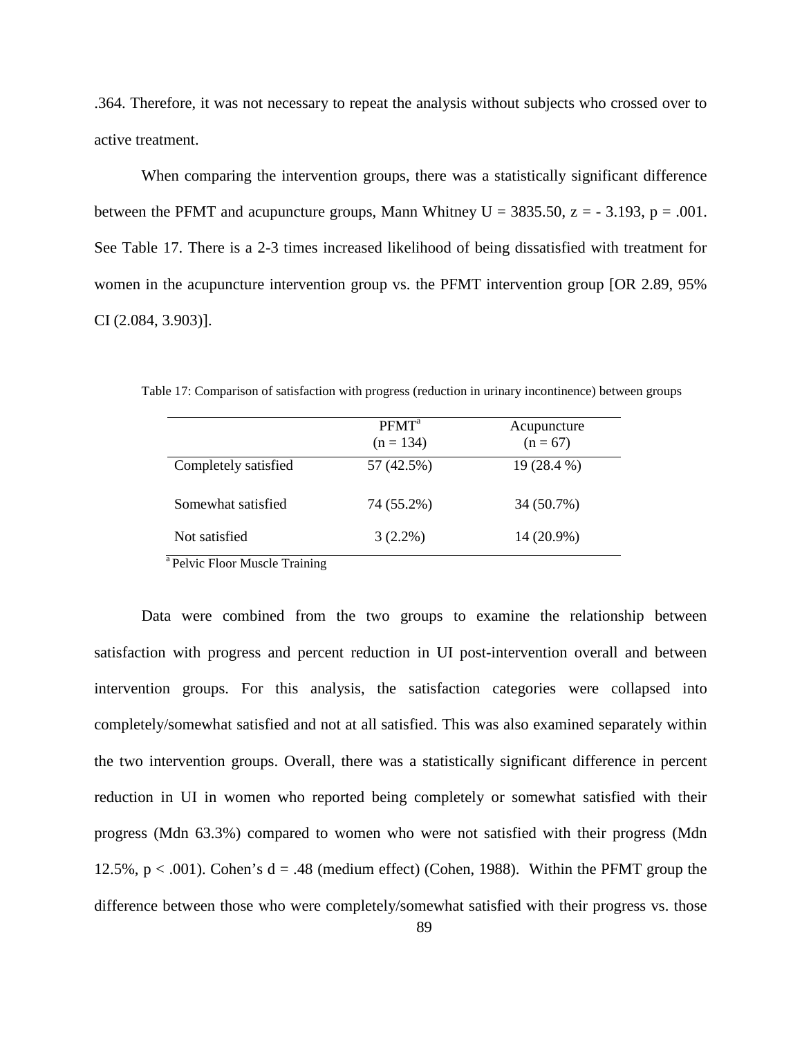.364. Therefore, it was not necessary to repeat the analysis without subjects who crossed over to active treatment.

When comparing the intervention groups, there was a statistically significant difference between the PFMT and acupuncture groups, Mann Whitney $U = 3835.50$, $z = -3.193$, $p = .001$. See Table 17. There is a 2-3 times increased likelihood of being dissatisfied with treatment for women in the acupuncture intervention group vs. the PFMT intervention group [OR 2.89, 95% CI (2.084, 3.903)].

Table 17: Comparison of satisfaction with progress (reduction in urinary incontinence) between groups

| | PFMT[a] (n = 134) | Acupuncture (n = 67) |
|---|---|---|
| Completely satisfied | 57 (42.5%) | 19 (28.4 %) |
| Somewhat satisfied | 74 (55.2%) | 34 (50.7%) |
| Not satisfied | 3 (2.2%) | 14 (20.9%) |

[a] Pelvic Floor Muscle Training

Data were combined from the two groups to examine the relationship between satisfaction with progress and percent reduction in UI post-intervention overall and between intervention groups. For this analysis, the satisfaction categories were collapsed into completely/somewhat satisfied and not at all satisfied. This was also examined separately within the two intervention groups. Overall, there was a statistically significant difference in percent reduction in UI in women who reported being completely or somewhat satisfied with their progress (Mdn 63.3%) compared to women who were not satisfied with their progress (Mdn 12.5%, $p < .001$). Cohen's $d = .48$ (medium effect) (Cohen, 1988). Within the PFMT group the difference between those who were completely/somewhat satisfied with their progress vs. those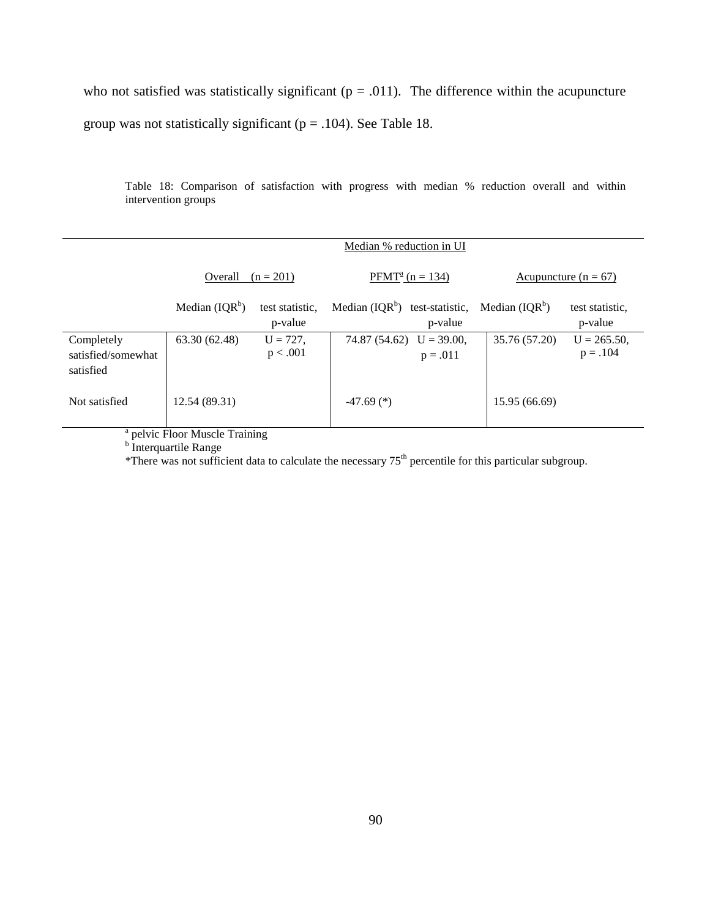who not satisfied was statistically significant ($p = .011$). The difference within the acupuncture group was not statistically significant ($p = .104$). See Table 18.

Table 18: Comparison of satisfaction with progress with median % reduction overall and within intervention groups

| | Median % reduction in UI | | | | | |
|---|---|---|---|---|---|---|
| | Overall (n = 201) | | PFMT[a] (n = 134) | | Acupuncture (n = 67) | |
| | Median (IQR[b]) | test statistic, p-value | Median (IQR[b]) | test-statistic, p-value | Median (IQR[b]) | test statistic, p-value |
| Completely satisfied/somewhat satisfied | 63.30 (62.48) | $U = 727$, $p < .001$ | 74.87 (54.62) | $U = 39.00$, $p = .011$ | 35.76 (57.20) | $U = 265.50$, $p = .104$ |
| Not satisfied | 12.54 (89.31) | | -47.69 (*) | | 15.95 (66.69) | |

[a] pelvic Floor Muscle Training
[b] Interquartile Range
*There was not sufficient data to calculate the necessary 75th percentile for this particular subgroup.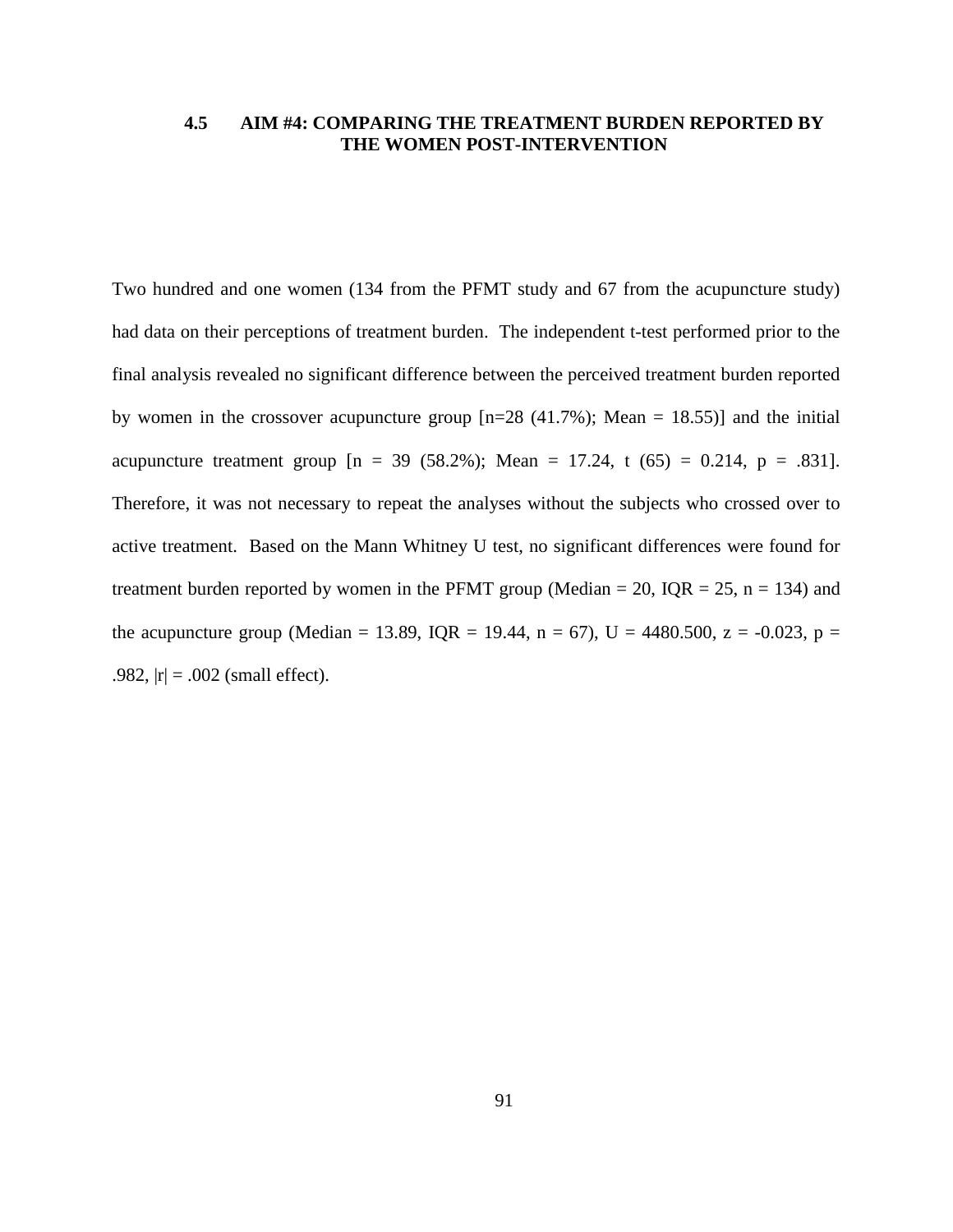## 4.5 AIM #4: COMPARING THE TREATMENT BURDEN REPORTED BY THE WOMEN POST-INTERVENTION

Two hundred and one women (134 from the PFMT study and 67 from the acupuncture study) had data on their perceptions of treatment burden. The independent t-test performed prior to the final analysis revealed no significant difference between the perceived treatment burden reported by women in the crossover acupuncture group [n=28 (41.7%); Mean = 18.55)] and the initial acupuncture treatment group [n = 39 (58.2%); Mean = 17.24, t (65) = 0.214, p = .831]. Therefore, it was not necessary to repeat the analyses without the subjects who crossed over to active treatment. Based on the Mann Whitney U test, no significant differences were found for treatment burden reported by women in the PFMT group (Median = 20, IQR = 25, n = 134) and the acupuncture group (Median = 13.89, IQR = 19.44, n = 67), U = 4480.500, z = -0.023, p = .982, |r| = .002 (small effect).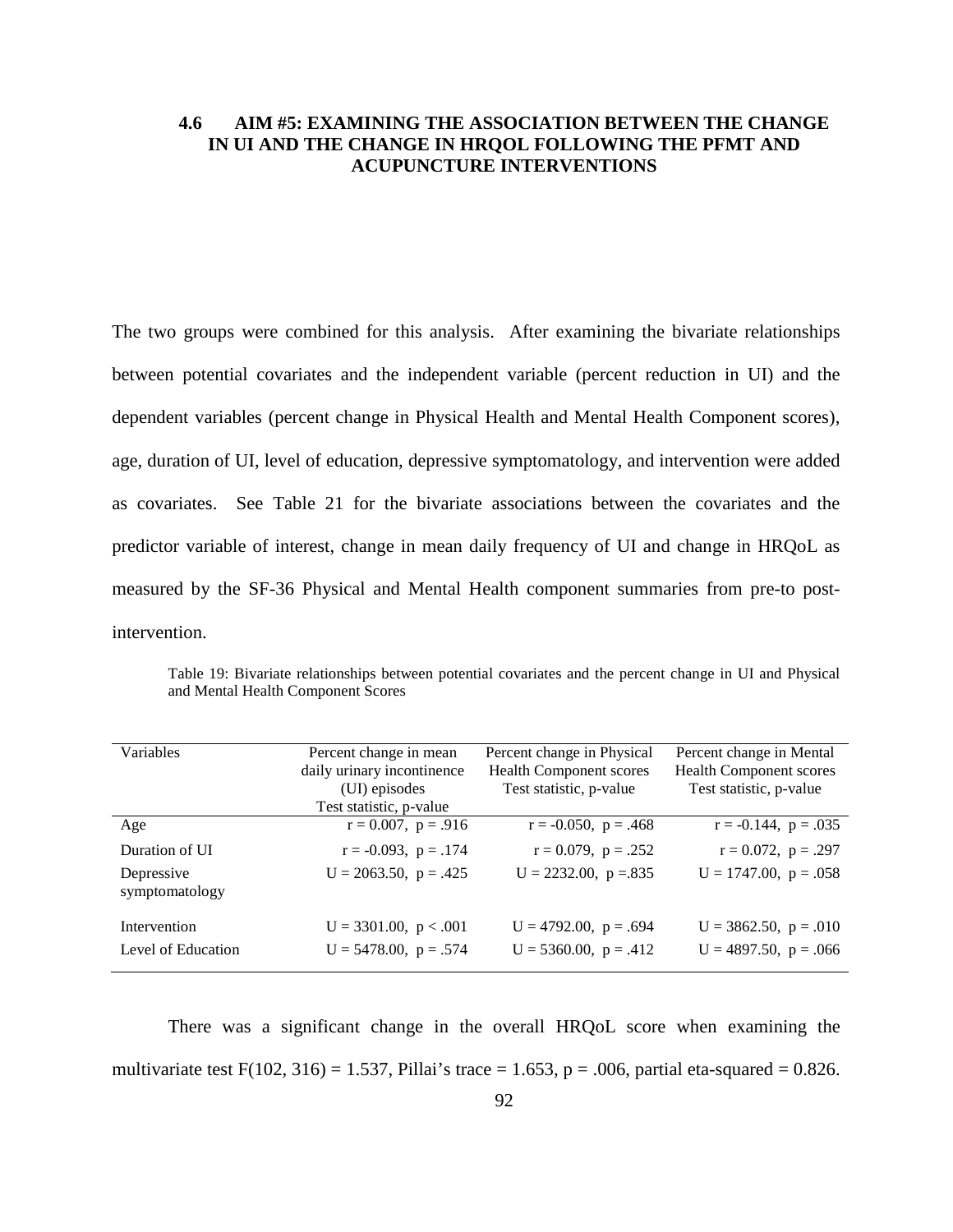### 4.6 AIM #5: EXAMINING THE ASSOCIATION BETWEEN THE CHANGE IN UI AND THE CHANGE IN HRQOL FOLLOWING THE PFMT AND ACUPUNCTURE INTERVENTIONS

The two groups were combined for this analysis. After examining the bivariate relationships between potential covariates and the independent variable (percent reduction in UI) and the dependent variables (percent change in Physical Health and Mental Health Component scores), age, duration of UI, level of education, depressive symptomatology, and intervention were added as covariates. See Table 21 for the bivariate associations between the covariates and the predictor variable of interest, change in mean daily frequency of UI and change in HRQoL as measured by the SF-36 Physical and Mental Health component summaries from pre-to post-intervention.

Table 19: Bivariate relationships between potential covariates and the percent change in UI and Physical and Mental Health Component Scores

| Variables | Percent change in mean daily urinary incontinence (UI) episodes Test statistic, p-value | Percent change in Physical Health Component scores Test statistic, p-value | Percent change in Mental Health Component scores Test statistic, p-value |
|---|---|---|---|
| Age | r = 0.007, p = .916 | r = -0.050, p = .468 | r = -0.144, p = .035 |
| Duration of UI | r = -0.093, p = .174 | r = 0.079, p = .252 | r = 0.072, p = .297 |
| Depressive symptomatology | U = 2063.50, p = .425 | U = 2232.00, p =.835 | U = 1747.00, p = .058 |
| Intervention | U = 3301.00, p < .001 | U = 4792.00, p = .694 | U = 3862.50, p = .010 |
| Level of Education | U = 5478.00, p = .574 | U = 5360.00, p = .412 | U = 4897.50, p = .066 |

There was a significant change in the overall HRQoL score when examining the multivariate test $F(102, 316) = 1.537$, Pillai's trace = 1.653, $p = .006$, partial eta-squared = 0.826.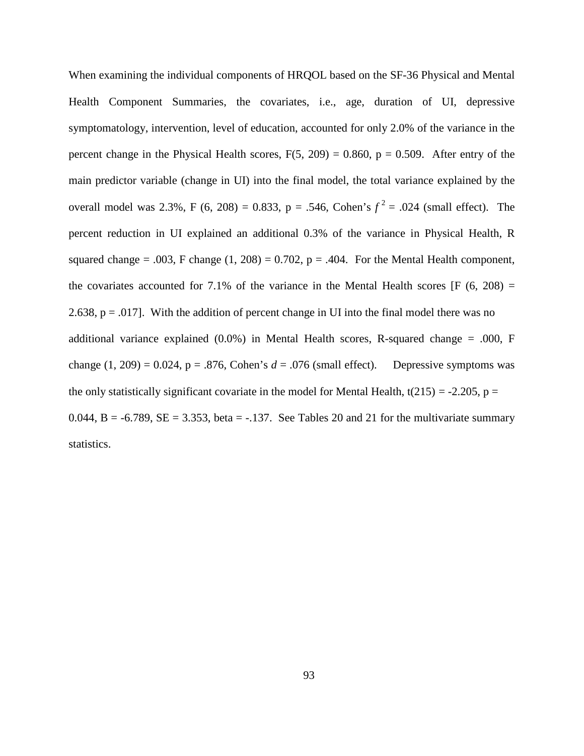When examining the individual components of HRQOL based on the SF-36 Physical and Mental Health Component Summaries, the covariates, i.e., age, duration of UI, depressive symptomatology, intervention, level of education, accounted for only 2.0% of the variance in the percent change in the Physical Health scores, $F(5, 209) = 0.860$, $p = 0.509$. After entry of the main predictor variable (change in UI) into the final model, the total variance explained by the overall model was 2.3%, $F(6, 208) = 0.833$, $p = .546$, Cohen's $f^2 = .024$ (small effect). The percent reduction in UI explained an additional 0.3% of the variance in Physical Health, R squared change = .003, F change $(1, 208) = 0.702$, $p = .404$. For the Mental Health component, the covariates accounted for 7.1% of the variance in the Mental Health scores [$F(6, 208) = 2.638$, $p = .017$]. With the addition of percent change in UI into the final model there was no additional variance explained (0.0%) in Mental Health scores, R-squared change = .000, F change $(1, 209) = 0.024$, $p = .876$, Cohen's $d = .076$ (small effect). Depressive symptoms was the only statistically significant covariate in the model for Mental Health, $t(215) = -2.205$, $p = 0.044$, $B = -6.789$, $SE = 3.353$, beta = -.137. See Tables 20 and 21 for the multivariate summary statistics.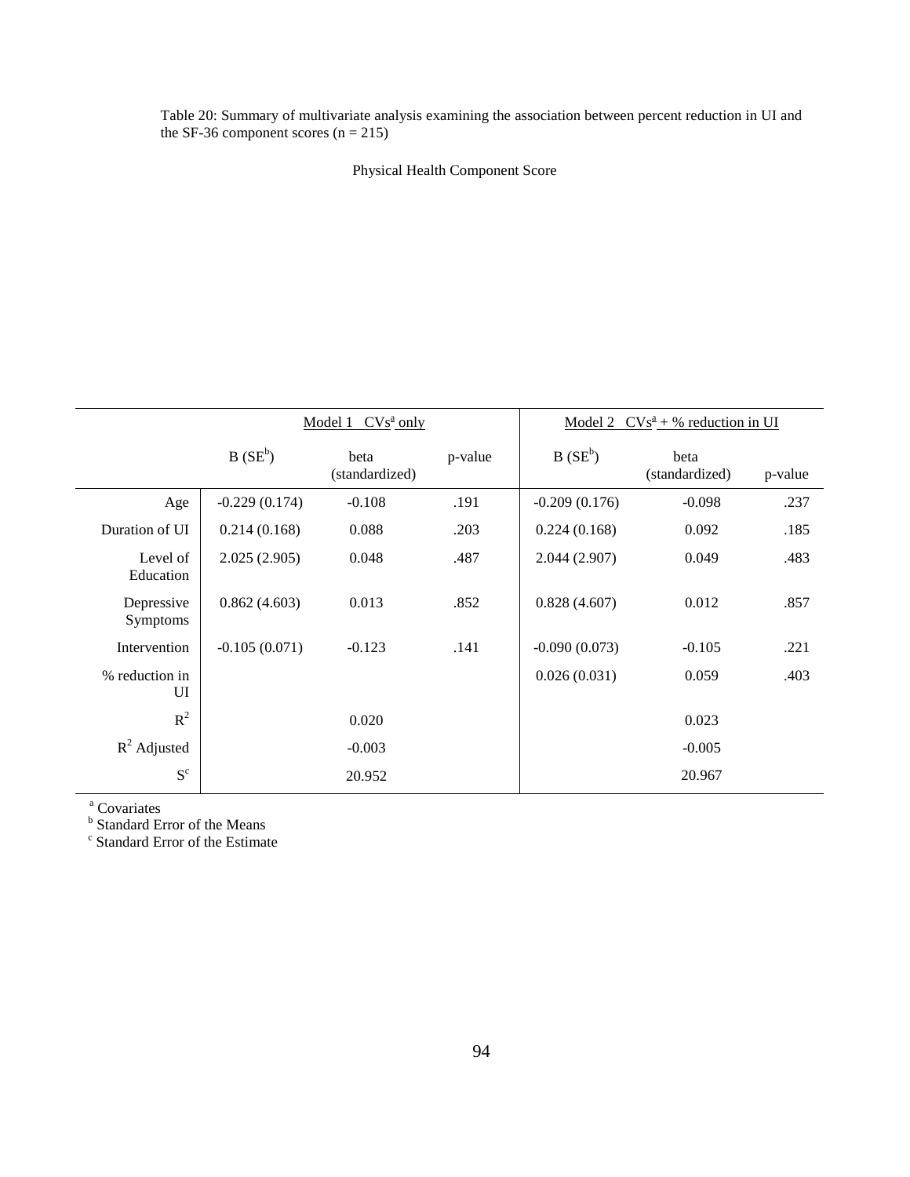Table 20: Summary of multivariate analysis examining the association between percent reduction in UI and the SF-36 component scores (n = 215)

Physical Health Component Score

| | Model 1 CVs[a] only | | | Model 2 CVs[a] + % reduction in UI | | |
|---|---|---|---|---|---|---|
| | B (SE[b]) | beta (standardized) | p-value | B (SE[b]) | beta (standardized) | p-value |
| Age | -0.229 (0.174) | -0.108 | .191 | -0.209 (0.176) | -0.098 | .237 |
| Duration of UI | 0.214 (0.168) | 0.088 | .203 | 0.224 (0.168) | 0.092 | .185 |
| Level of Education | 2.025 (2.905) | 0.048 | .487 | 2.044 (2.907) | 0.049 | .483 |
| Depressive Symptoms | 0.862 (4.603) | 0.013 | .852 | 0.828 (4.607) | 0.012 | .857 |
| Intervention | -0.105 (0.071) | -0.123 | .141 | -0.090 (0.073) | -0.105 | .221 |
| % reduction in UI | | | | 0.026 (0.031) | 0.059 | .403 |
| $R^2$ | | 0.020 | | | 0.023 | |
| $R^2$ Adjusted | | -0.003 | | | -0.005 | |
| S[c] | | 20.952 | | | 20.967 | |

[a] Covariates
[b] Standard Error of the Means
[c] Standard Error of the Estimate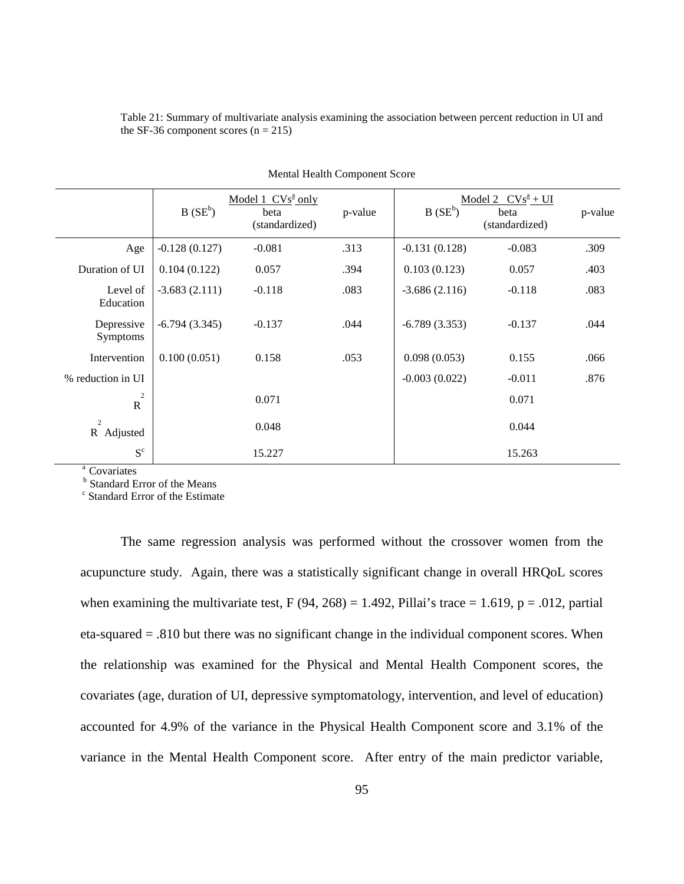Table 21: Summary of multivariate analysis examining the association between percent reduction in UI and the SF-36 component scores (n = 215)

Mental Health Component Score

| | Model 1 CVs[a] only | | | Model 2 CVs[a] + UI | | |
|---|---|---|---|---|---|---|
| | B (SE[b]) | beta (standardized) | p-value | B (SE[b]) | beta (standardized) | p-value |
| Age | -0.128 (0.127) | -0.081 | .313 | -0.131 (0.128) | -0.083 | .309 |
| Duration of UI | 0.104 (0.122) | 0.057 | .394 | 0.103 (0.123) | 0.057 | .403 |
| Level of Education | -3.683 (2.111) | -0.118 | .083 | -3.686 (2.116) | -0.118 | .083 |
| Depressive Symptoms | -6.794 (3.345) | -0.137 | .044 | -6.789 (3.353) | -0.137 | .044 |
| Intervention | 0.100 (0.051) | 0.158 | .053 | 0.098 (0.053) | 0.155 | .066 |
| % reduction in UI | | | | -0.003 (0.022) | -0.011 | .876 |
| $R^2$ | | 0.071 | | | 0.071 | |
| $R^2$ Adjusted | | 0.048 | | | 0.044 | |
| S[c] | | 15.227 | | | 15.263 | |

[a] Covariates
[b] Standard Error of the Means
[c] Standard Error of the Estimate

The same regression analysis was performed without the crossover women from the acupuncture study. Again, there was a statistically significant change in overall HRQoL scores when examining the multivariate test, $F(94, 268) = 1.492$, Pillai's trace = 1.619, $p = .012$, partial eta-squared = .810 but there was no significant change in the individual component scores. When the relationship was examined for the Physical and Mental Health Component scores, the covariates (age, duration of UI, depressive symptomatology, intervention, and level of education) accounted for 4.9% of the variance in the Physical Health Component score and 3.1% of the variance in the Mental Health Component score. After entry of the main predictor variable,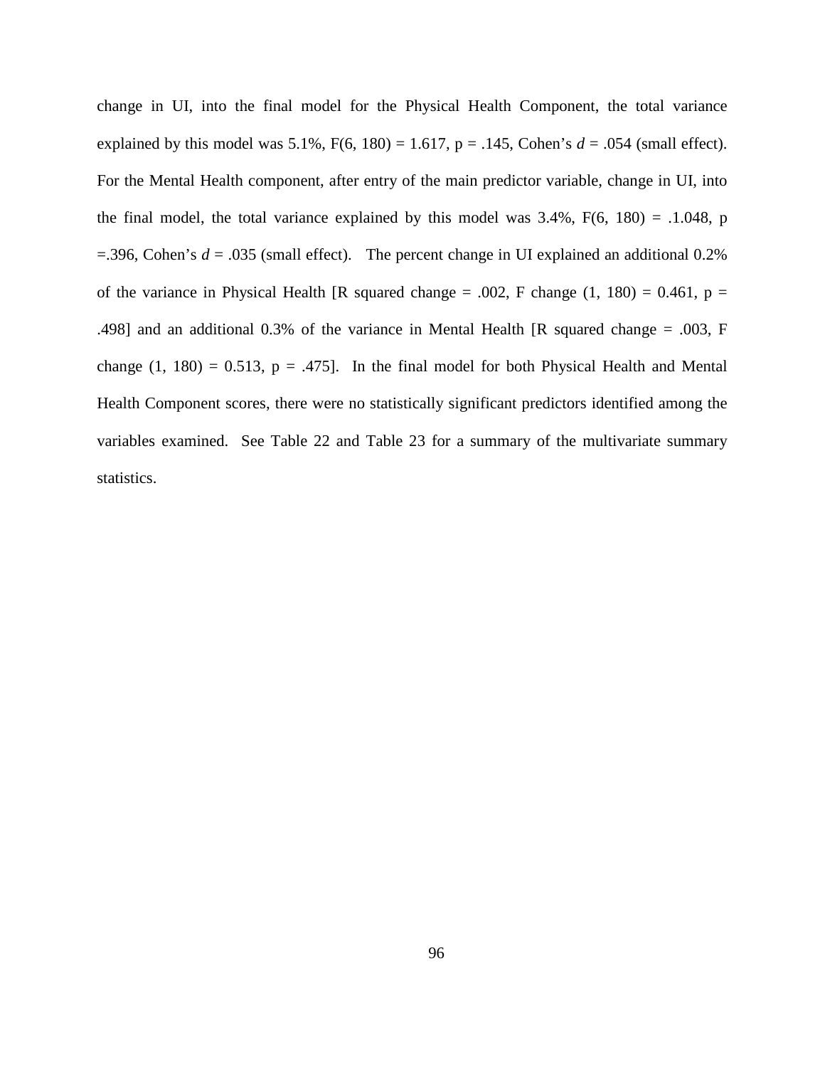change in UI, into the final model for the Physical Health Component, the total variance explained by this model was 5.1%, $F(6, 180) = 1.617$, $p = .145$, Cohen's *d* = .054 (small effect). For the Mental Health component, after entry of the main predictor variable, change in UI, into the final model, the total variance explained by this model was 3.4%, F(6, 180) = .1.048, p =.396, Cohen's *d* = .035 (small effect). The percent change in UI explained an additional 0.2% of the variance in Physical Health [R squared change = .002, F change (1, 180) = 0.461, p = .498] and an additional 0.3% of the variance in Mental Health [R squared change = .003, F change (1, 180) = 0.513, p = .475]. In the final model for both Physical Health and Mental Health Component scores, there were no statistically significant predictors identified among the variables examined. See Table 22 and Table 23 for a summary of the multivariate summary statistics.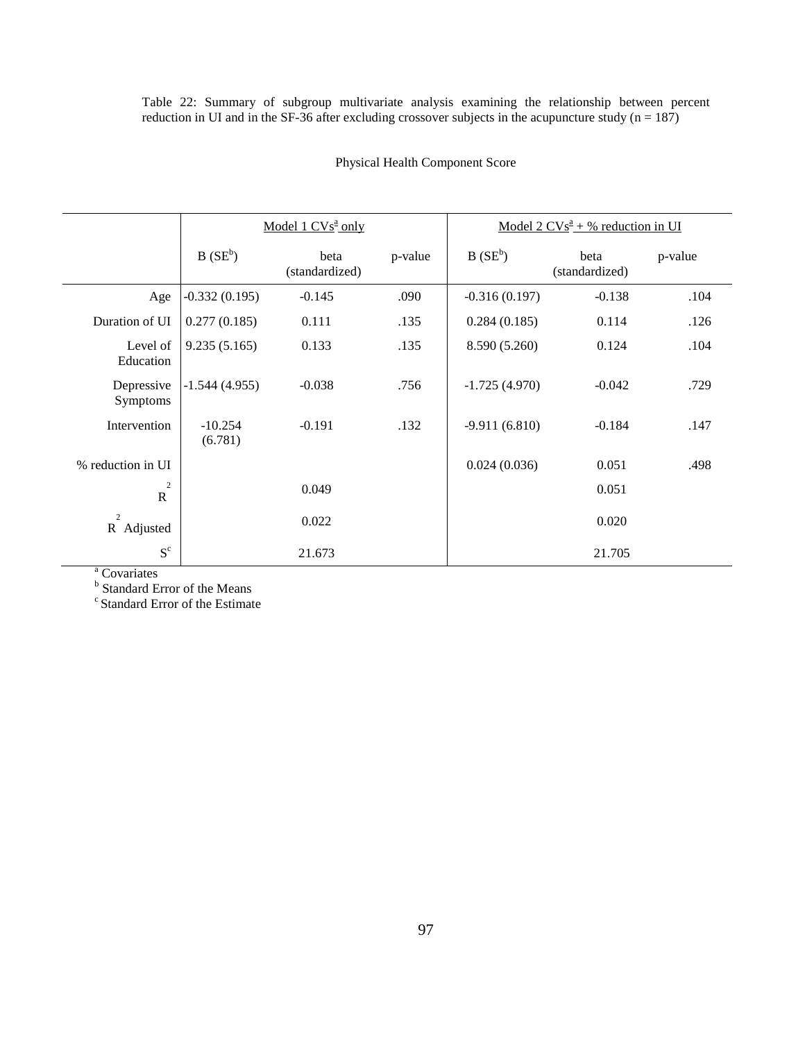Table 22: Summary of subgroup multivariate analysis examining the relationship between percent reduction in UI and in the SF-36 after excluding crossover subjects in the acupuncture study (n = 187)

Physical Health Component Score

| | Model 1 CVs[a] only | | | Model 2 CVs[a] + % reduction in UI | | |
|---|---|---|---|---|---|---|
| | B (SE[b]) | beta (standardized) | p-value | B (SE[b]) | beta (standardized) | p-value |
| Age | -0.332 (0.195) | -0.145 | .090 | -0.316 (0.197) | -0.138 | .104 |
| Duration of UI | 0.277 (0.185) | 0.111 | .135 | 0.284 (0.185) | 0.114 | .126 |
| Level of Education | 9.235 (5.165) | 0.133 | .135 | 8.590 (5.260) | 0.124 | .104 |
| Depressive Symptoms | -1.544 (4.955) | -0.038 | .756 | -1.725 (4.970) | -0.042 | .729 |
| Intervention | -10.254 (6.781) | -0.191 | .132 | -9.911 (6.810) | -0.184 | .147 |
| % reduction in UI | | | | 0.024 (0.036) | 0.051 | .498 |
| $R^2$ | | 0.049 | | | 0.051 | |
| $R^2$ Adjusted | | 0.022 | | | 0.020 | |
| S[c] | | 21.673 | | | 21.705 | |

[a] Covariates
[b] Standard Error of the Means
[c] Standard Error of the Estimate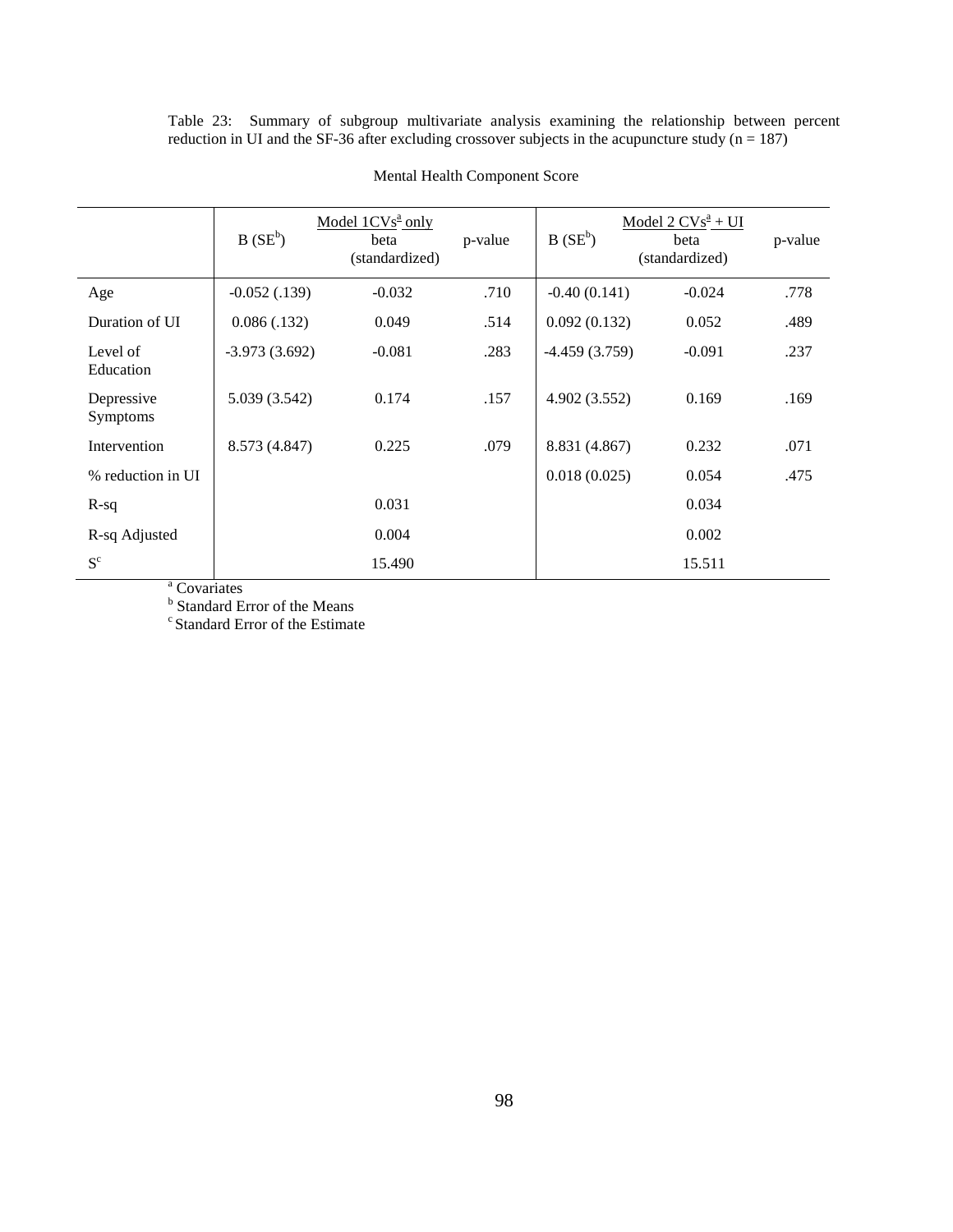Table 23: Summary of subgroup multivariate analysis examining the relationship between percent reduction in UI and the SF-36 after excluding crossover subjects in the acupuncture study (n = 187)

Mental Health Component Score

| | Model 1CVs[a] only | | | Model 2 CVs[a] + UI | | |
|---|---|---|---|---|---|---|
| | B (SE[b]) | beta (standardized) | p-value | B (SE[b]) | beta (standardized) | p-value |
| Age | -0.052 (.139) | -0.032 | .710 | -0.40 (0.141) | -0.024 | .778 |
| Duration of UI | 0.086 (.132) | 0.049 | .514 | 0.092 (0.132) | 0.052 | .489 |
| Level of Education | -3.973 (3.692) | -0.081 | .283 | -4.459 (3.759) | -0.091 | .237 |
| Depressive Symptoms | 5.039 (3.542) | 0.174 | .157 | 4.902 (3.552) | 0.169 | .169 |
| Intervention | 8.573 (4.847) | 0.225 | .079 | 8.831 (4.867) | 0.232 | .071 |
| % reduction in UI | | | | 0.018 (0.025) | 0.054 | .475 |
| R-sq | | 0.031 | | | 0.034 | |
| R-sq Adjusted | | 0.004 | | | 0.002 | |
| S[c] | | 15.490 | | | 15.511 | |

[a] Covariates
[b] Standard Error of the Means
[c] Standard Error of the Estimate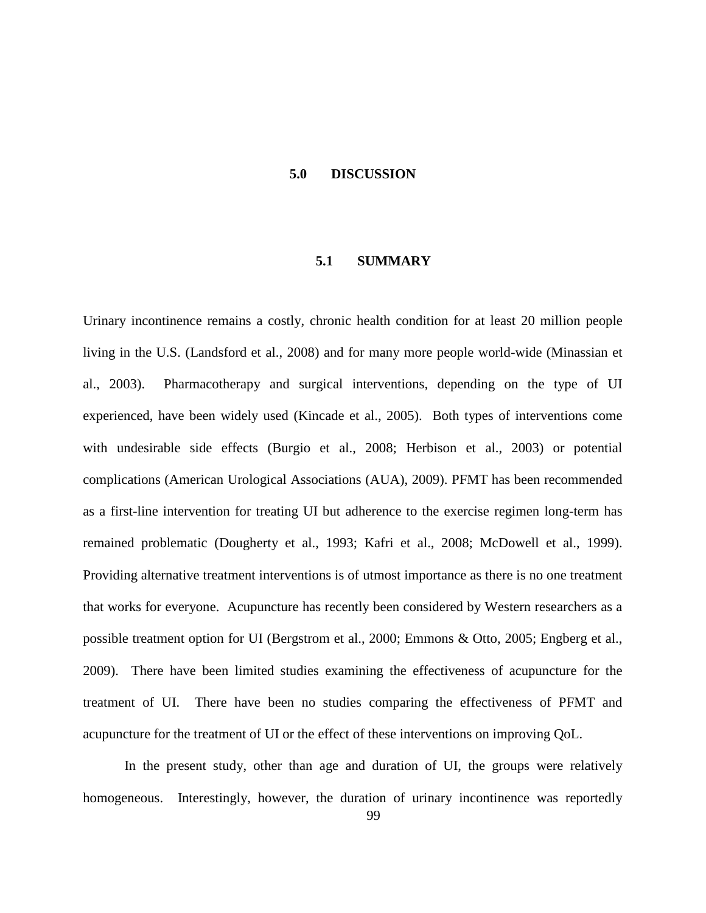# 5.0 DISCUSSION

## 5.1 SUMMARY

Urinary incontinence remains a costly, chronic health condition for at least 20 million people living in the U.S. (Landsford et al., 2008) and for many more people world-wide (Minassian et al., 2003). Pharmacotherapy and surgical interventions, depending on the type of UI experienced, have been widely used (Kincade et al., 2005). Both types of interventions come with undesirable side effects (Burgio et al., 2008; Herbison et al., 2003) or potential complications (American Urological Associations (AUA), 2009). PFMT has been recommended as a first-line intervention for treating UI but adherence to the exercise regimen long-term has remained problematic (Dougherty et al., 1993; Kafri et al., 2008; McDowell et al., 1999). Providing alternative treatment interventions is of utmost importance as there is no one treatment that works for everyone. Acupuncture has recently been considered by Western researchers as a possible treatment option for UI (Bergstrom et al., 2000; Emmons & Otto, 2005; Engberg et al., 2009). There have been limited studies examining the effectiveness of acupuncture for the treatment of UI. There have been no studies comparing the effectiveness of PFMT and acupuncture for the treatment of UI or the effect of these interventions on improving QoL.

In the present study, other than age and duration of UI, the groups were relatively homogeneous. Interestingly, however, the duration of urinary incontinence was reportedly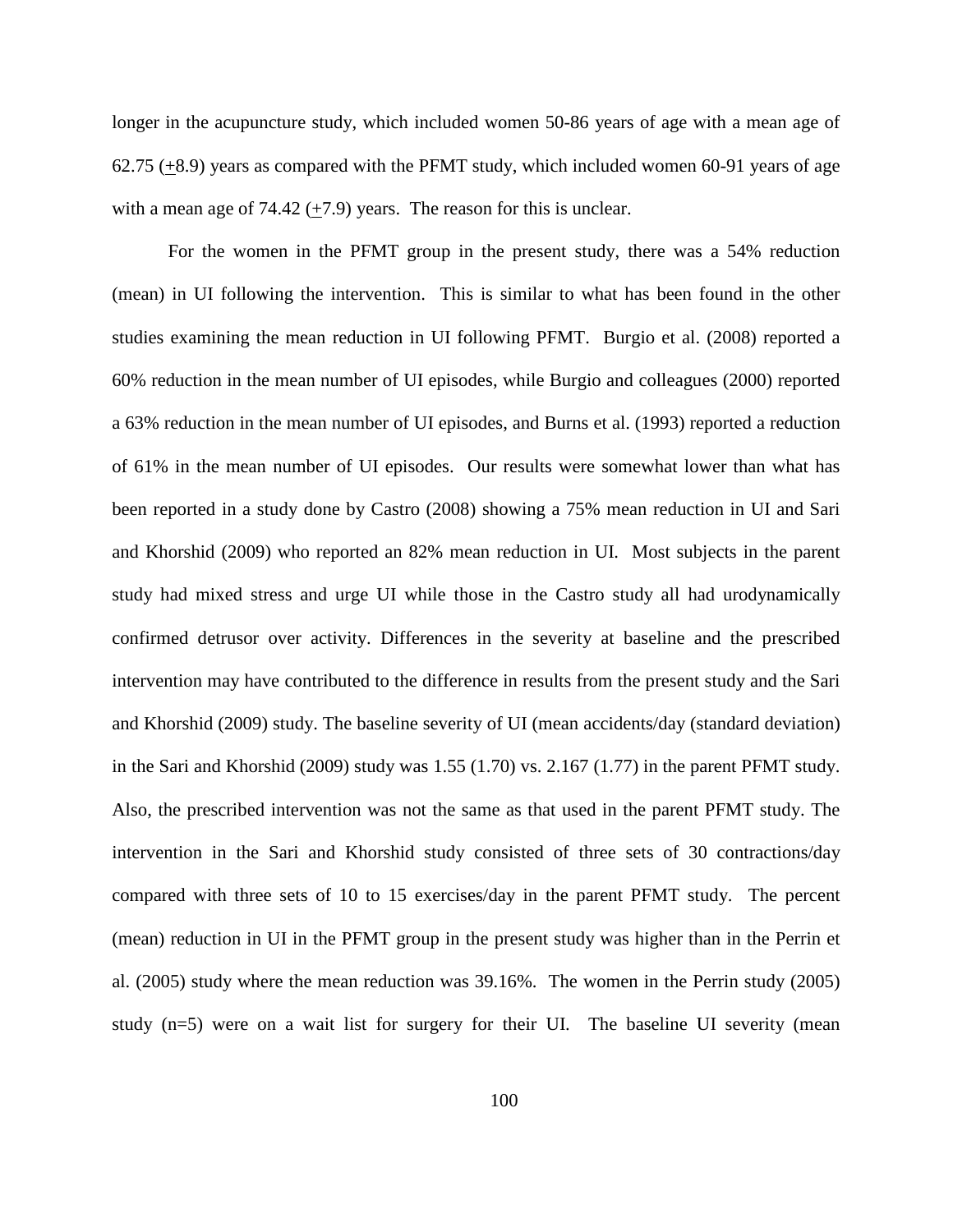longer in the acupuncture study, which included women 50-86 years of age with a mean age of 62.75 (+8.9) years as compared with the PFMT study, which included women 60-91 years of age with a mean age of 74.42 (+7.9) years. The reason for this is unclear.

For the women in the PFMT group in the present study, there was a 54% reduction (mean) in UI following the intervention. This is similar to what has been found in the other studies examining the mean reduction in UI following PFMT. Burgio et al. (2008) reported a 60% reduction in the mean number of UI episodes, while Burgio and colleagues (2000) reported a 63% reduction in the mean number of UI episodes, and Burns et al. (1993) reported a reduction of 61% in the mean number of UI episodes. Our results were somewhat lower than what has been reported in a study done by Castro (2008) showing a 75% mean reduction in UI and Sari and Khorshid (2009) who reported an 82% mean reduction in UI. Most subjects in the parent study had mixed stress and urge UI while those in the Castro study all had urodynamically confirmed detrusor over activity. Differences in the severity at baseline and the prescribed intervention may have contributed to the difference in results from the present study and the Sari and Khorshid (2009) study. The baseline severity of UI (mean accidents/day (standard deviation) in the Sari and Khorshid (2009) study was 1.55 (1.70) vs. 2.167 (1.77) in the parent PFMT study. Also, the prescribed intervention was not the same as that used in the parent PFMT study. The intervention in the Sari and Khorshid study consisted of three sets of 30 contractions/day compared with three sets of 10 to 15 exercises/day in the parent PFMT study. The percent (mean) reduction in UI in the PFMT group in the present study was higher than in the Perrin et al. (2005) study where the mean reduction was 39.16%. The women in the Perrin study (2005) study (n=5) were on a wait list for surgery for their UI. The baseline UI severity (mean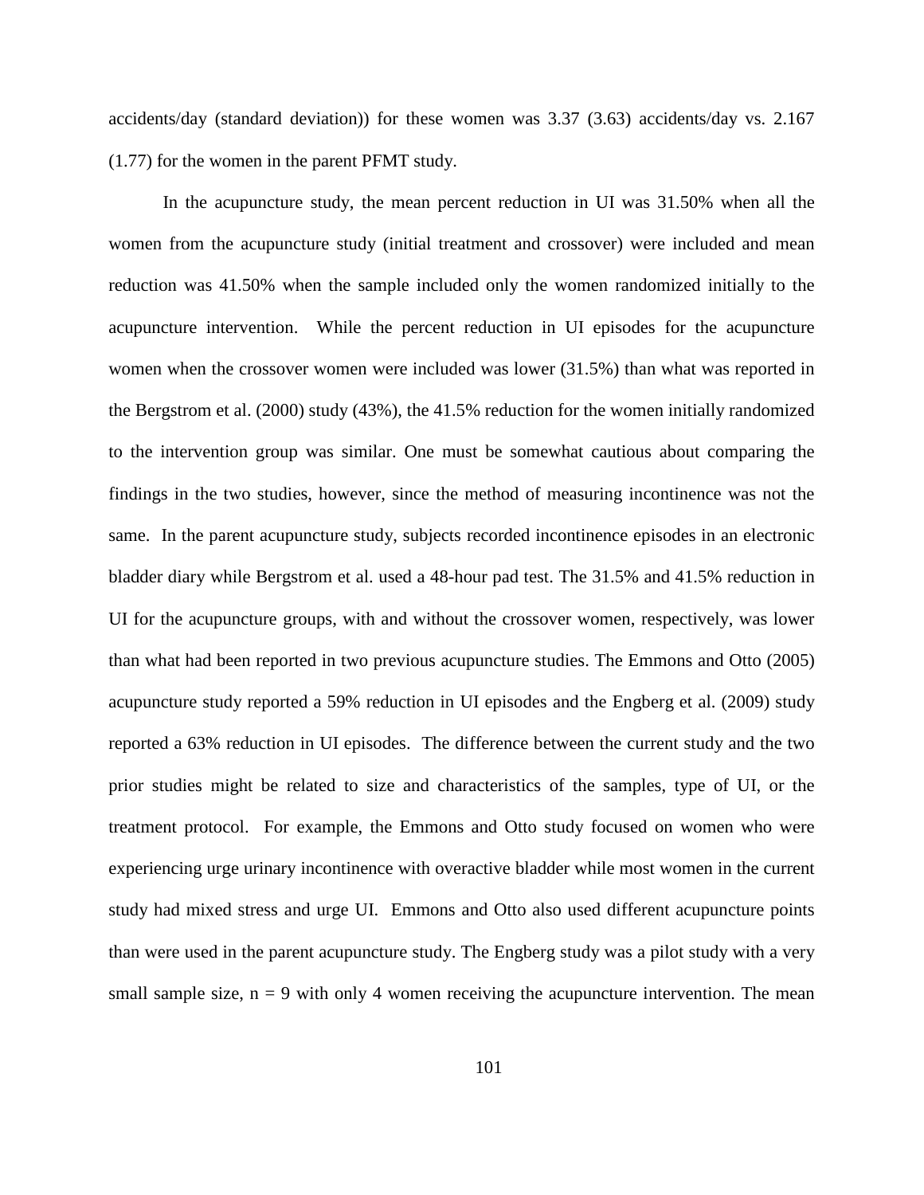accidents/day (standard deviation)) for these women was 3.37 (3.63) accidents/day vs. 2.167 (1.77) for the women in the parent PFMT study.

In the acupuncture study, the mean percent reduction in UI was 31.50% when all the women from the acupuncture study (initial treatment and crossover) were included and mean reduction was 41.50% when the sample included only the women randomized initially to the acupuncture intervention. While the percent reduction in UI episodes for the acupuncture women when the crossover women were included was lower (31.5%) than what was reported in the Bergstrom et al. (2000) study (43%), the 41.5% reduction for the women initially randomized to the intervention group was similar. One must be somewhat cautious about comparing the findings in the two studies, however, since the method of measuring incontinence was not the same. In the parent acupuncture study, subjects recorded incontinence episodes in an electronic bladder diary while Bergstrom et al. used a 48-hour pad test. The 31.5% and 41.5% reduction in UI for the acupuncture groups, with and without the crossover women, respectively, was lower than what had been reported in two previous acupuncture studies. The Emmons and Otto (2005) acupuncture study reported a 59% reduction in UI episodes and the Engberg et al. (2009) study reported a 63% reduction in UI episodes. The difference between the current study and the two prior studies might be related to size and characteristics of the samples, type of UI, or the treatment protocol. For example, the Emmons and Otto study focused on women who were experiencing urge urinary incontinence with overactive bladder while most women in the current study had mixed stress and urge UI. Emmons and Otto also used different acupuncture points than were used in the parent acupuncture study. The Engberg study was a pilot study with a very small sample size, n = 9 with only 4 women receiving the acupuncture intervention. The mean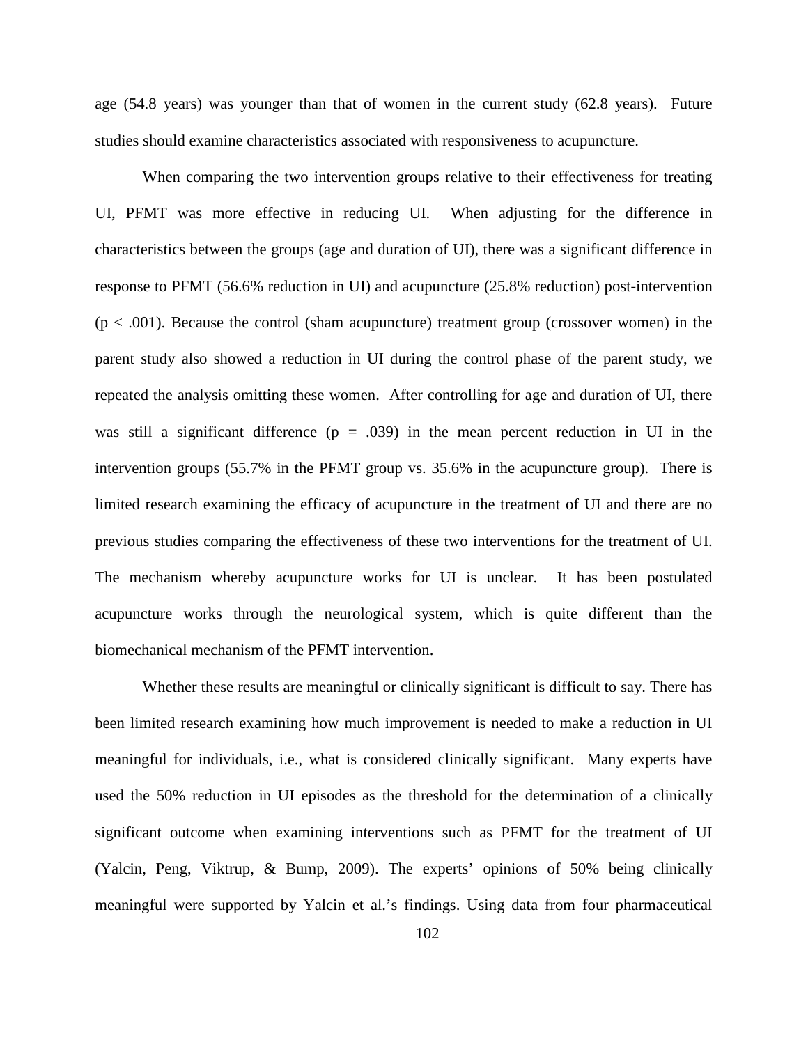age (54.8 years) was younger than that of women in the current study (62.8 years). Future studies should examine characteristics associated with responsiveness to acupuncture.

When comparing the two intervention groups relative to their effectiveness for treating UI, PFMT was more effective in reducing UI. When adjusting for the difference in characteristics between the groups (age and duration of UI), there was a significant difference in response to PFMT (56.6% reduction in UI) and acupuncture (25.8% reduction) post-intervention ($p < .001$). Because the control (sham acupuncture) treatment group (crossover women) in the parent study also showed a reduction in UI during the control phase of the parent study, we repeated the analysis omitting these women. After controlling for age and duration of UI, there was still a significant difference ($p = .039$) in the mean percent reduction in UI in the intervention groups (55.7% in the PFMT group vs. 35.6% in the acupuncture group). There is limited research examining the efficacy of acupuncture in the treatment of UI and there are no previous studies comparing the effectiveness of these two interventions for the treatment of UI. The mechanism whereby acupuncture works for UI is unclear. It has been postulated acupuncture works through the neurological system, which is quite different than the biomechanical mechanism of the PFMT intervention.

Whether these results are meaningful or clinically significant is difficult to say. There has been limited research examining how much improvement is needed to make a reduction in UI meaningful for individuals, i.e., what is considered clinically significant. Many experts have used the 50% reduction in UI episodes as the threshold for the determination of a clinically significant outcome when examining interventions such as PFMT for the treatment of UI (Yalcin, Peng, Viktrup, & Bump, 2009). The experts' opinions of 50% being clinically meaningful were supported by Yalcin et al.'s findings. Using data from four pharmaceutical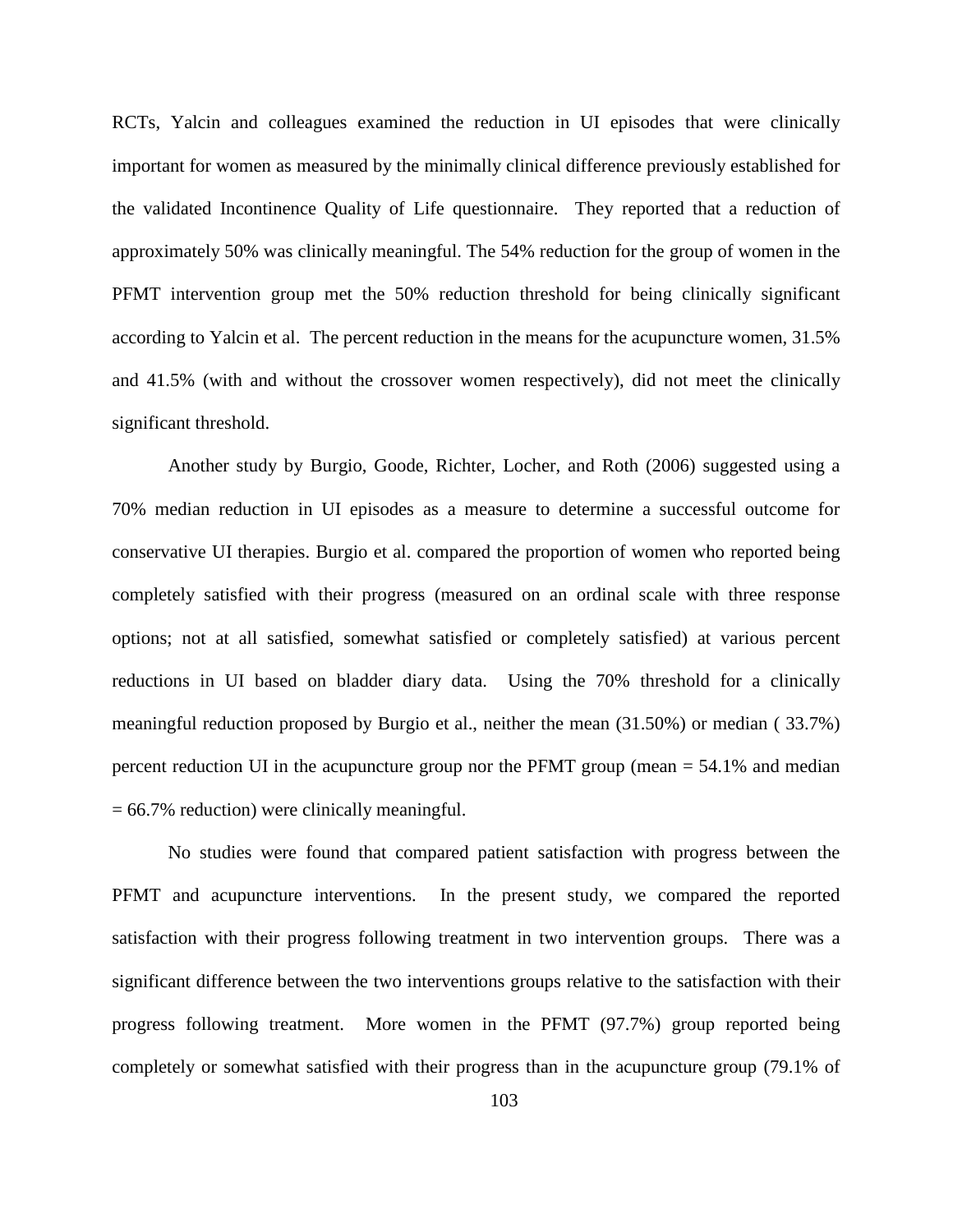RCTs, Yalcin and colleagues examined the reduction in UI episodes that were clinically important for women as measured by the minimally clinical difference previously established for the validated Incontinence Quality of Life questionnaire. They reported that a reduction of approximately 50% was clinically meaningful. The 54% reduction for the group of women in the PFMT intervention group met the 50% reduction threshold for being clinically significant according to Yalcin et al. The percent reduction in the means for the acupuncture women, 31.5% and 41.5% (with and without the crossover women respectively), did not meet the clinically significant threshold.

Another study by Burgio, Goode, Richter, Locher, and Roth (2006) suggested using a 70% median reduction in UI episodes as a measure to determine a successful outcome for conservative UI therapies. Burgio et al. compared the proportion of women who reported being completely satisfied with their progress (measured on an ordinal scale with three response options; not at all satisfied, somewhat satisfied or completely satisfied) at various percent reductions in UI based on bladder diary data. Using the 70% threshold for a clinically meaningful reduction proposed by Burgio et al., neither the mean (31.50%) or median ( 33.7%) percent reduction UI in the acupuncture group nor the PFMT group (mean = 54.1% and median = 66.7% reduction) were clinically meaningful.

No studies were found that compared patient satisfaction with progress between the PFMT and acupuncture interventions. In the present study, we compared the reported satisfaction with their progress following treatment in two intervention groups. There was a significant difference between the two interventions groups relative to the satisfaction with their progress following treatment. More women in the PFMT (97.7%) group reported being completely or somewhat satisfied with their progress than in the acupuncture group (79.1% of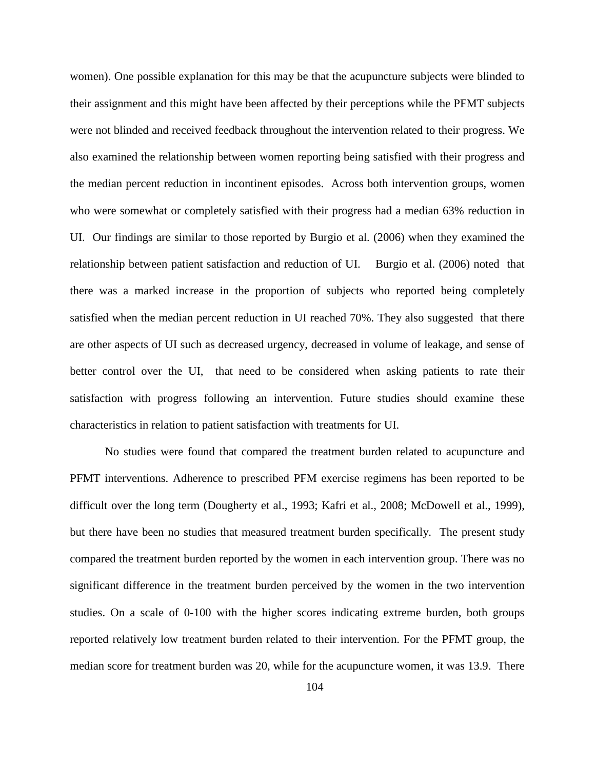women). One possible explanation for this may be that the acupuncture subjects were blinded to their assignment and this might have been affected by their perceptions while the PFMT subjects were not blinded and received feedback throughout the intervention related to their progress. We also examined the relationship between women reporting being satisfied with their progress and the median percent reduction in incontinent episodes. Across both intervention groups, women who were somewhat or completely satisfied with their progress had a median 63% reduction in UI. Our findings are similar to those reported by Burgio et al. (2006) when they examined the relationship between patient satisfaction and reduction of UI. Burgio et al. (2006) noted that there was a marked increase in the proportion of subjects who reported being completely satisfied when the median percent reduction in UI reached 70%. They also suggested that there are other aspects of UI such as decreased urgency, decreased in volume of leakage, and sense of better control over the UI, that need to be considered when asking patients to rate their satisfaction with progress following an intervention. Future studies should examine these characteristics in relation to patient satisfaction with treatments for UI.

No studies were found that compared the treatment burden related to acupuncture and PFMT interventions. Adherence to prescribed PFM exercise regimens has been reported to be difficult over the long term (Dougherty et al., 1993; Kafri et al., 2008; McDowell et al., 1999), but there have been no studies that measured treatment burden specifically. The present study compared the treatment burden reported by the women in each intervention group. There was no significant difference in the treatment burden perceived by the women in the two intervention studies. On a scale of 0-100 with the higher scores indicating extreme burden, both groups reported relatively low treatment burden related to their intervention. For the PFMT group, the median score for treatment burden was 20, while for the acupuncture women, it was 13.9. There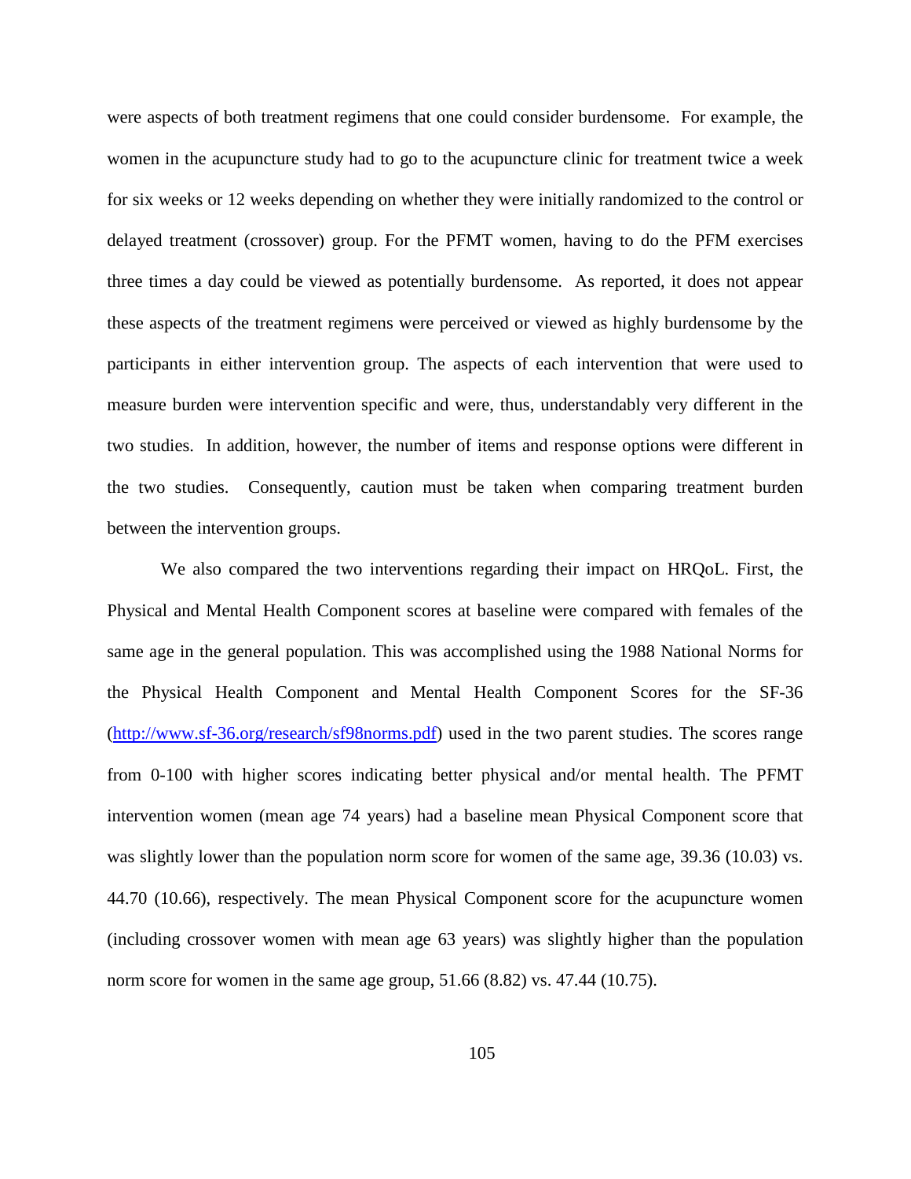were aspects of both treatment regimens that one could consider burdensome. For example, the women in the acupuncture study had to go to the acupuncture clinic for treatment twice a week for six weeks or 12 weeks depending on whether they were initially randomized to the control or delayed treatment (crossover) group. For the PFMT women, having to do the PFM exercises three times a day could be viewed as potentially burdensome. As reported, it does not appear these aspects of the treatment regimens were perceived or viewed as highly burdensome by the participants in either intervention group. The aspects of each intervention that were used to measure burden were intervention specific and were, thus, understandably very different in the two studies. In addition, however, the number of items and response options were different in the two studies. Consequently, caution must be taken when comparing treatment burden between the intervention groups.

We also compared the two interventions regarding their impact on HRQoL. First, the Physical and Mental Health Component scores at baseline were compared with females of the same age in the general population. This was accomplished using the 1988 National Norms for the Physical Health Component and Mental Health Component Scores for the SF-36 ([http://www.sf-36.org/research/sf98norms.pdf](http://www.sf-36.org/research/sf98norms.pdf)) used in the two parent studies. The scores range from 0-100 with higher scores indicating better physical and/or mental health. The PFMT intervention women (mean age 74 years) had a baseline mean Physical Component score that was slightly lower than the population norm score for women of the same age, 39.36 (10.03) vs. 44.70 (10.66), respectively. The mean Physical Component score for the acupuncture women (including crossover women with mean age 63 years) was slightly higher than the population norm score for women in the same age group, 51.66 (8.82) vs. 47.44 (10.75).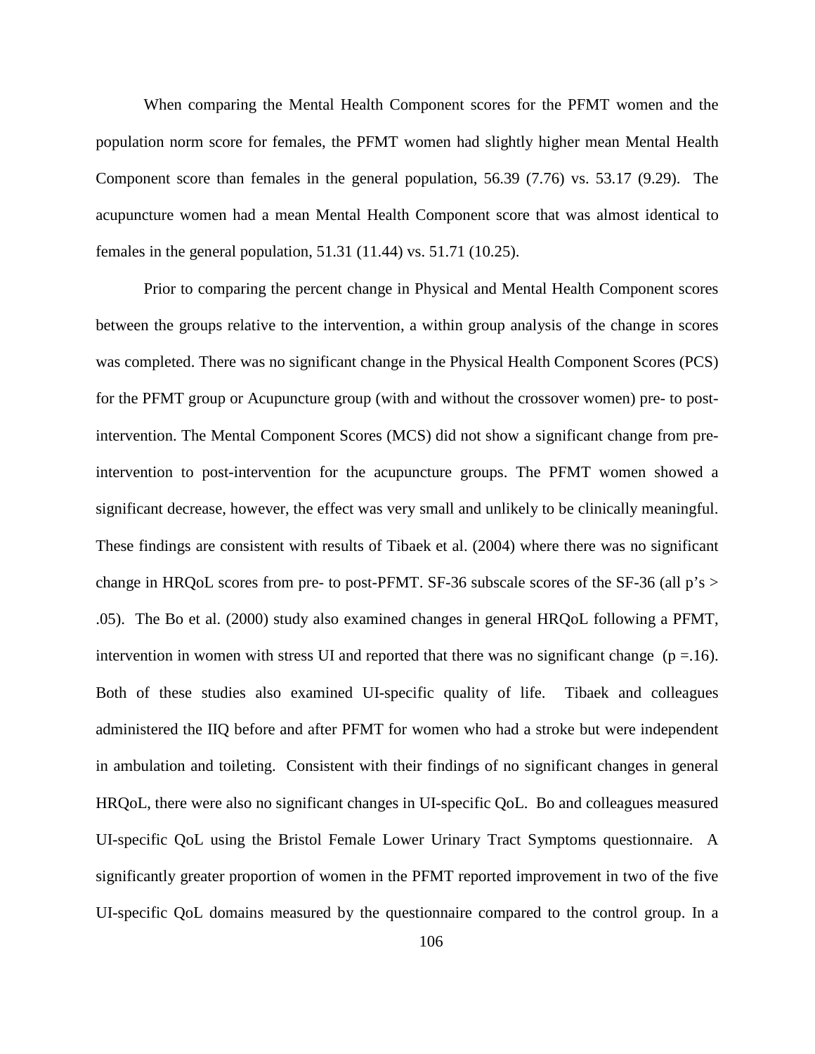When comparing the Mental Health Component scores for the PFMT women and the population norm score for females, the PFMT women had slightly higher mean Mental Health Component score than females in the general population, 56.39 (7.76) vs. 53.17 (9.29). The acupuncture women had a mean Mental Health Component score that was almost identical to females in the general population, 51.31 (11.44) vs. 51.71 (10.25).

Prior to comparing the percent change in Physical and Mental Health Component scores between the groups relative to the intervention, a within group analysis of the change in scores was completed. There was no significant change in the Physical Health Component Scores (PCS) for the PFMT group or Acupuncture group (with and without the crossover women) pre- to post-intervention. The Mental Component Scores (MCS) did not show a significant change from pre-intervention to post-intervention for the acupuncture groups. The PFMT women showed a significant decrease, however, the effect was very small and unlikely to be clinically meaningful. These findings are consistent with results of Tibaek et al. (2004) where there was no significant change in HRQoL scores from pre- to post-PFMT. SF-36 subscale scores of the SF-36 (all p's > .05). The Bo et al. (2000) study also examined changes in general HRQoL following a PFMT, intervention in women with stress UI and reported that there was no significant change ($p = .16$). Both of these studies also examined UI-specific quality of life. Tibaek and colleagues administered the IIQ before and after PFMT for women who had a stroke but were independent in ambulation and toileting. Consistent with their findings of no significant changes in general HRQoL, there were also no significant changes in UI-specific QoL. Bo and colleagues measured UI-specific QoL using the Bristol Female Lower Urinary Tract Symptoms questionnaire. A significantly greater proportion of women in the PFMT reported improvement in two of the five UI-specific QoL domains measured by the questionnaire compared to the control group. In a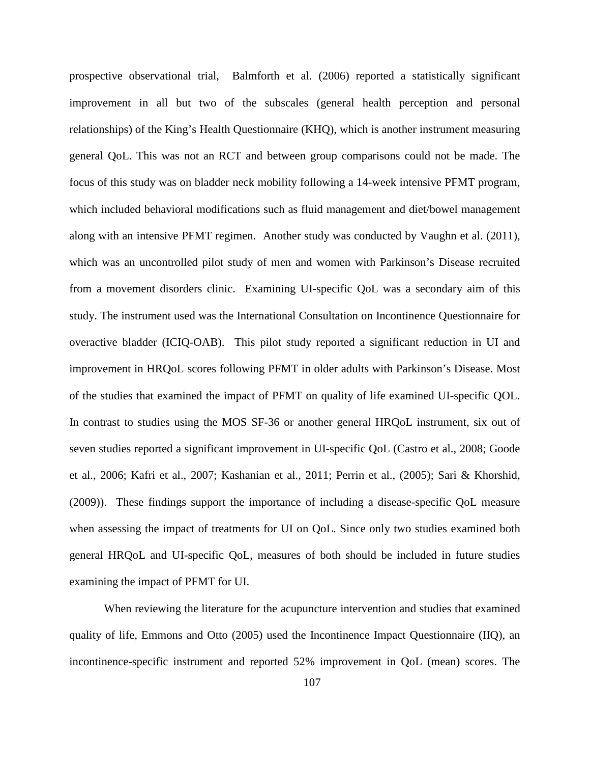prospective observational trial, Balmforth et al. (2006) reported a statistically significant improvement in all but two of the subscales (general health perception and personal relationships) of the King's Health Questionnaire (KHQ), which is another instrument measuring general QoL. This was not an RCT and between group comparisons could not be made. The focus of this study was on bladder neck mobility following a 14-week intensive PFMT program, which included behavioral modifications such as fluid management and diet/bowel management along with an intensive PFMT regimen. Another study was conducted by Vaughn et al. (2011), which was an uncontrolled pilot study of men and women with Parkinson's Disease recruited from a movement disorders clinic. Examining UI-specific QoL was a secondary aim of this study. The instrument used was the International Consultation on Incontinence Questionnaire for overactive bladder (ICIQ-OAB). This pilot study reported a significant reduction in UI and improvement in HRQoL scores following PFMT in older adults with Parkinson's Disease. Most of the studies that examined the impact of PFMT on quality of life examined UI-specific QOL. In contrast to studies using the MOS SF-36 or another general HRQoL instrument, six out of seven studies reported a significant improvement in UI-specific QoL (Castro et al., 2008; Goode et al., 2006; Kafri et al., 2007; Kashanian et al., 2011; Perrin et al., (2005); Sari & Khorshid, (2009)). These findings support the importance of including a disease-specific QoL measure when assessing the impact of treatments for UI on QoL. Since only two studies examined both general HRQoL and UI-specific QoL, measures of both should be included in future studies examining the impact of PFMT for UI.

When reviewing the literature for the acupuncture intervention and studies that examined quality of life, Emmons and Otto (2005) used the Incontinence Impact Questionnaire (IIQ), an incontinence-specific instrument and reported 52% improvement in QoL (mean) scores. The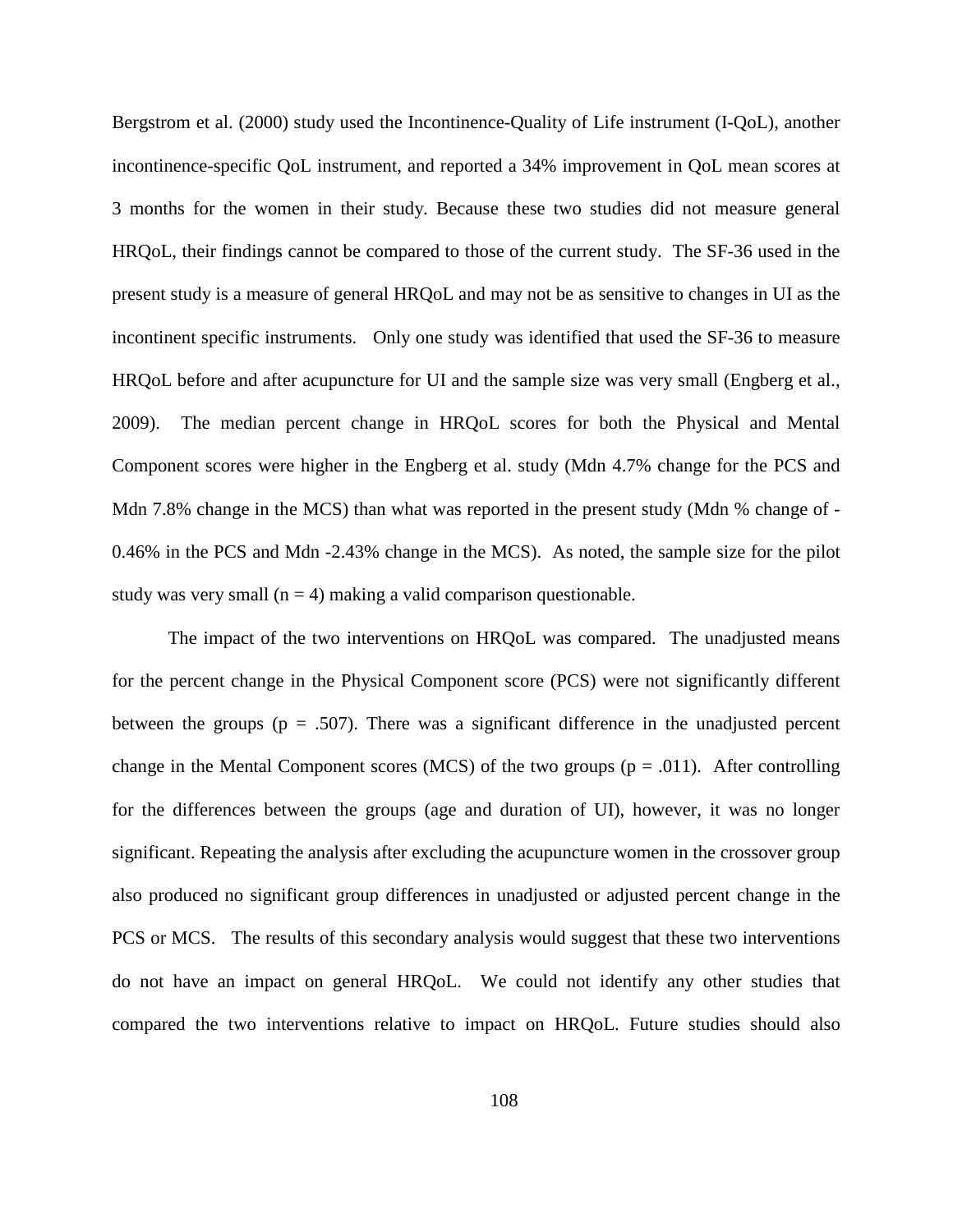Bergstrom et al. (2000) study used the Incontinence-Quality of Life instrument (I-QoL), another incontinence-specific QoL instrument, and reported a 34% improvement in QoL mean scores at 3 months for the women in their study. Because these two studies did not measure general HRQoL, their findings cannot be compared to those of the current study. The SF-36 used in the present study is a measure of general HRQoL and may not be as sensitive to changes in UI as the incontinent specific instruments. Only one study was identified that used the SF-36 to measure HRQoL before and after acupuncture for UI and the sample size was very small (Engberg et al., 2009). The median percent change in HRQoL scores for both the Physical and Mental Component scores were higher in the Engberg et al. study (Mdn 4.7% change for the PCS and Mdn 7.8% change in the MCS) than what was reported in the present study (Mdn % change of -0.46% in the PCS and Mdn -2.43% change in the MCS). As noted, the sample size for the pilot study was very small ($n = 4$) making a valid comparison questionable.

The impact of the two interventions on HRQoL was compared. The unadjusted means for the percent change in the Physical Component score (PCS) were not significantly different between the groups ($p = .507$). There was a significant difference in the unadjusted percent change in the Mental Component scores (MCS) of the two groups ($p = .011$). After controlling for the differences between the groups (age and duration of UI), however, it was no longer significant. Repeating the analysis after excluding the acupuncture women in the crossover group also produced no significant group differences in unadjusted or adjusted percent change in the PCS or MCS. The results of this secondary analysis would suggest that these two interventions do not have an impact on general HRQoL. We could not identify any other studies that compared the two interventions relative to impact on HRQoL. Future studies should also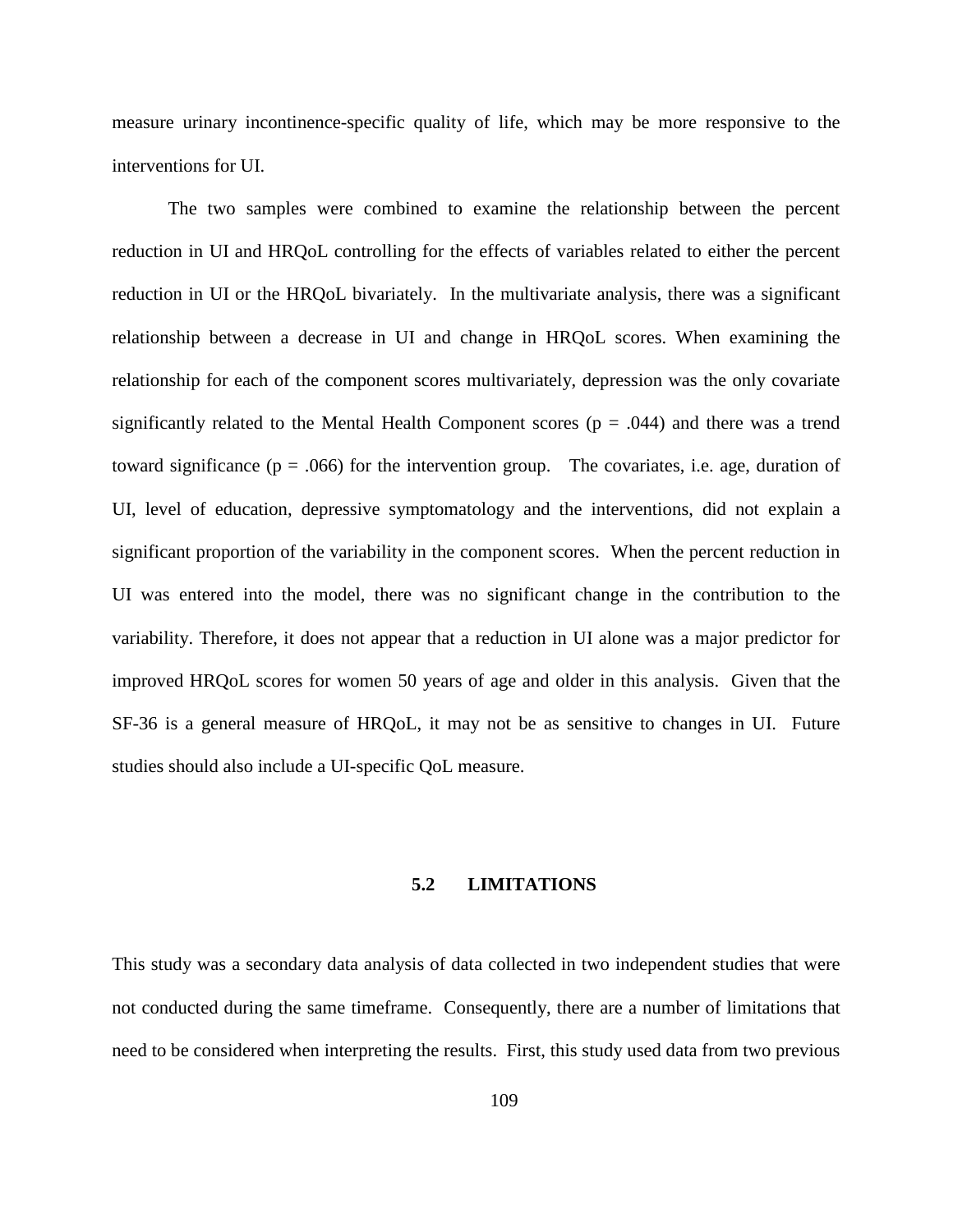measure urinary incontinence-specific quality of life, which may be more responsive to the interventions for UI.

The two samples were combined to examine the relationship between the percent reduction in UI and HRQoL controlling for the effects of variables related to either the percent reduction in UI or the HRQoL bivariately. In the multivariate analysis, there was a significant relationship between a decrease in UI and change in HRQoL scores. When examining the relationship for each of the component scores multivariately, depression was the only covariate significantly related to the Mental Health Component scores ($p = .044$) and there was a trend toward significance ($p = .066$) for the intervention group. The covariates, i.e. age, duration of UI, level of education, depressive symptomatology and the interventions, did not explain a significant proportion of the variability in the component scores. When the percent reduction in UI was entered into the model, there was no significant change in the contribution to the variability. Therefore, it does not appear that a reduction in UI alone was a major predictor for improved HRQoL scores for women 50 years of age and older in this analysis. Given that the SF-36 is a general measure of HRQoL, it may not be as sensitive to changes in UI. Future studies should also include a UI-specific QoL measure.

## 5.2 LIMITATIONS

This study was a secondary data analysis of data collected in two independent studies that were not conducted during the same timeframe. Consequently, there are a number of limitations that need to be considered when interpreting the results. First, this study used data from two previous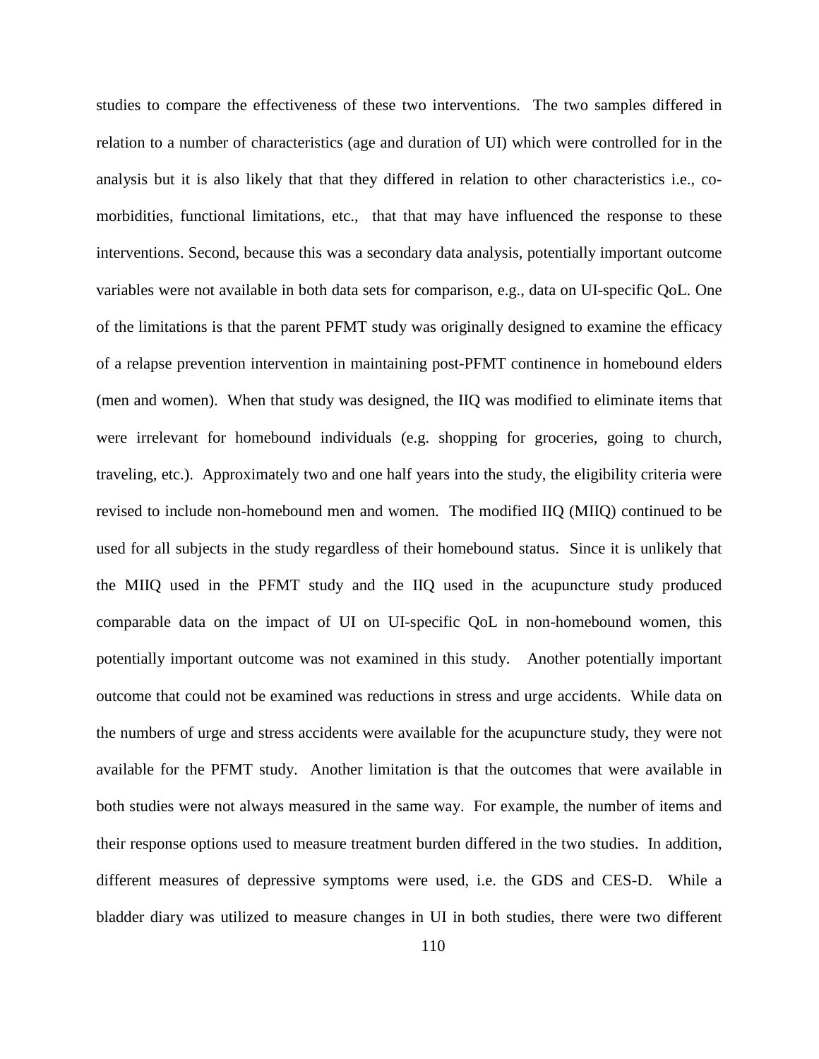studies to compare the effectiveness of these two interventions. The two samples differed in relation to a number of characteristics (age and duration of UI) which were controlled for in the analysis but it is also likely that that they differed in relation to other characteristics i.e., co-morbidities, functional limitations, etc., that that may have influenced the response to these interventions. Second, because this was a secondary data analysis, potentially important outcome variables were not available in both data sets for comparison, e.g., data on UI-specific QoL. One of the limitations is that the parent PFMT study was originally designed to examine the efficacy of a relapse prevention intervention in maintaining post-PFMT continence in homebound elders (men and women). When that study was designed, the IIQ was modified to eliminate items that were irrelevant for homebound individuals (e.g. shopping for groceries, going to church, traveling, etc.). Approximately two and one half years into the study, the eligibility criteria were revised to include non-homebound men and women. The modified IIQ (MIIQ) continued to be used for all subjects in the study regardless of their homebound status. Since it is unlikely that the MIIQ used in the PFMT study and the IIQ used in the acupuncture study produced comparable data on the impact of UI on UI-specific QoL in non-homebound women, this potentially important outcome was not examined in this study. Another potentially important outcome that could not be examined was reductions in stress and urge accidents. While data on the numbers of urge and stress accidents were available for the acupuncture study, they were not available for the PFMT study. Another limitation is that the outcomes that were available in both studies were not always measured in the same way. For example, the number of items and their response options used to measure treatment burden differed in the two studies. In addition, different measures of depressive symptoms were used, i.e. the GDS and CES-D. While a bladder diary was utilized to measure changes in UI in both studies, there were two different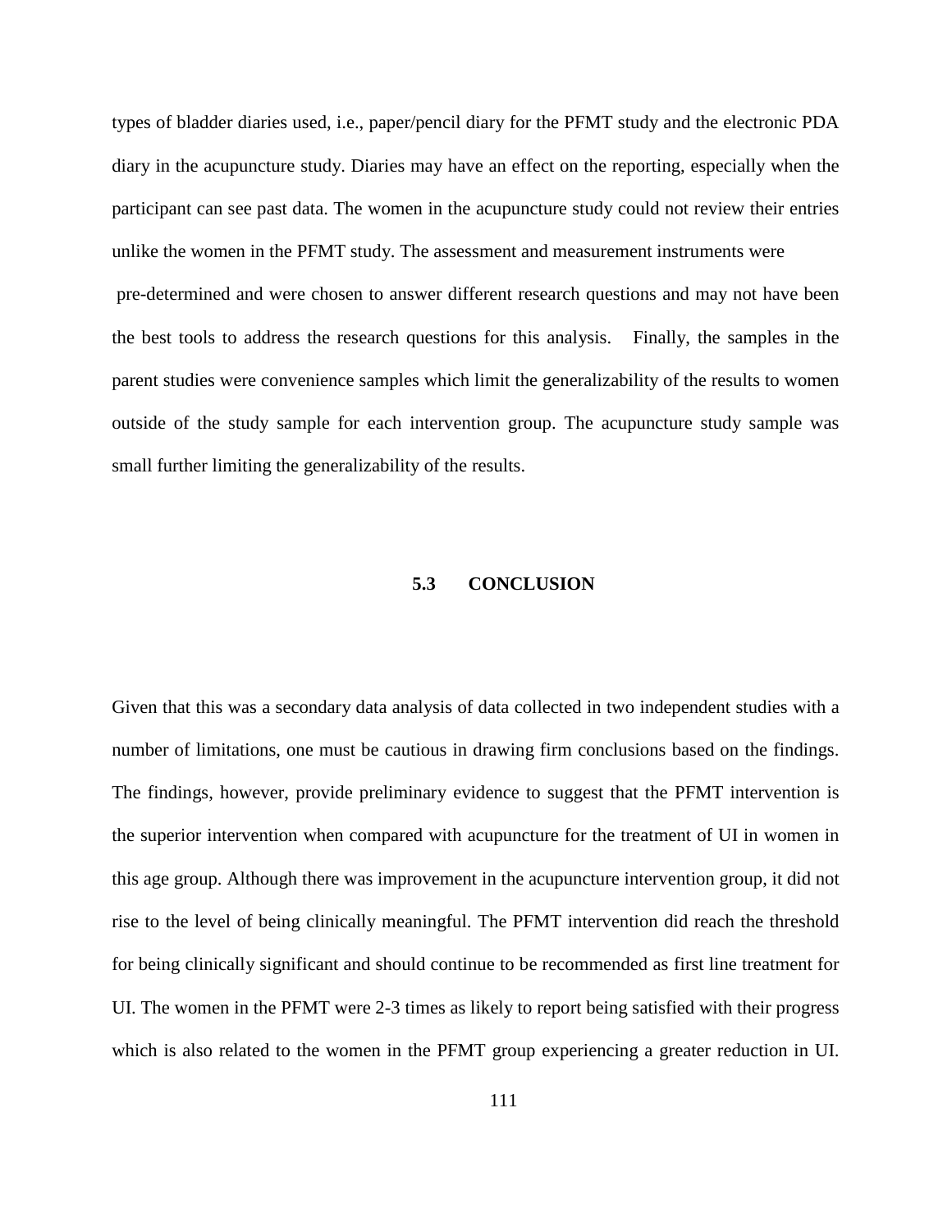types of bladder diaries used, i.e., paper/pencil diary for the PFMT study and the electronic PDA diary in the acupuncture study. Diaries may have an effect on the reporting, especially when the participant can see past data. The women in the acupuncture study could not review their entries unlike the women in the PFMT study. The assessment and measurement instruments were pre-determined and were chosen to answer different research questions and may not have been the best tools to address the research questions for this analysis. Finally, the samples in the parent studies were convenience samples which limit the generalizability of the results to women outside of the study sample for each intervention group. The acupuncture study sample was small further limiting the generalizability of the results.

## 5.3 CONCLUSION

Given that this was a secondary data analysis of data collected in two independent studies with a number of limitations, one must be cautious in drawing firm conclusions based on the findings. The findings, however, provide preliminary evidence to suggest that the PFMT intervention is the superior intervention when compared with acupuncture for the treatment of UI in women in this age group. Although there was improvement in the acupuncture intervention group, it did not rise to the level of being clinically meaningful. The PFMT intervention did reach the threshold for being clinically significant and should continue to be recommended as first line treatment for UI. The women in the PFMT were 2-3 times as likely to report being satisfied with their progress which is also related to the women in the PFMT group experiencing a greater reduction in UI.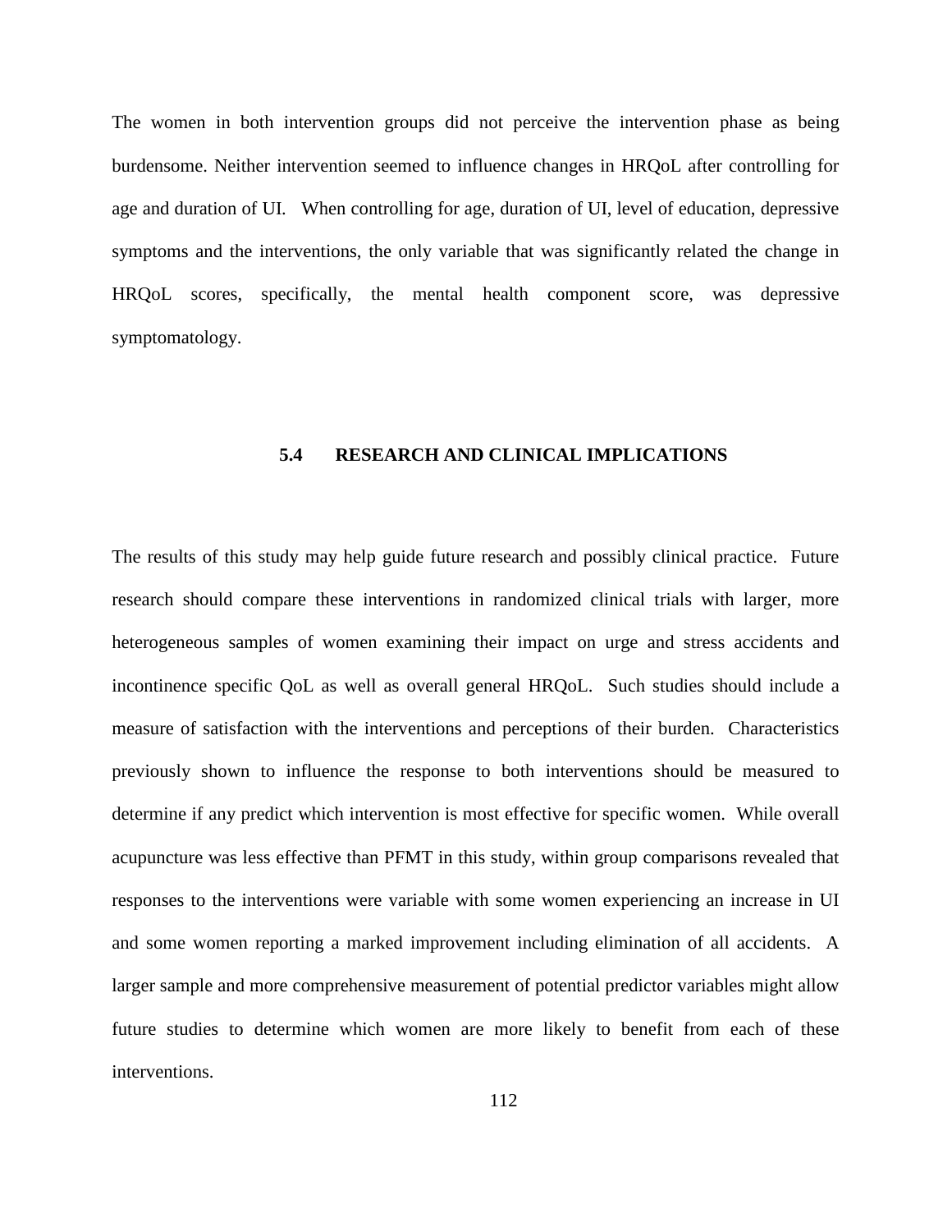The women in both intervention groups did not perceive the intervention phase as being burdensome. Neither intervention seemed to influence changes in HRQoL after controlling for age and duration of UI. When controlling for age, duration of UI, level of education, depressive symptoms and the interventions, the only variable that was significantly related the change in HRQoL scores, specifically, the mental health component score, was depressive symptomatology.

## 5.4 RESEARCH AND CLINICAL IMPLICATIONS

The results of this study may help guide future research and possibly clinical practice. Future research should compare these interventions in randomized clinical trials with larger, more heterogeneous samples of women examining their impact on urge and stress accidents and incontinence specific QoL as well as overall general HRQoL. Such studies should include a measure of satisfaction with the interventions and perceptions of their burden. Characteristics previously shown to influence the response to both interventions should be measured to determine if any predict which intervention is most effective for specific women. While overall acupuncture was less effective than PFMT in this study, within group comparisons revealed that responses to the interventions were variable with some women experiencing an increase in UI and some women reporting a marked improvement including elimination of all accidents. A larger sample and more comprehensive measurement of potential predictor variables might allow future studies to determine which women are more likely to benefit from each of these interventions.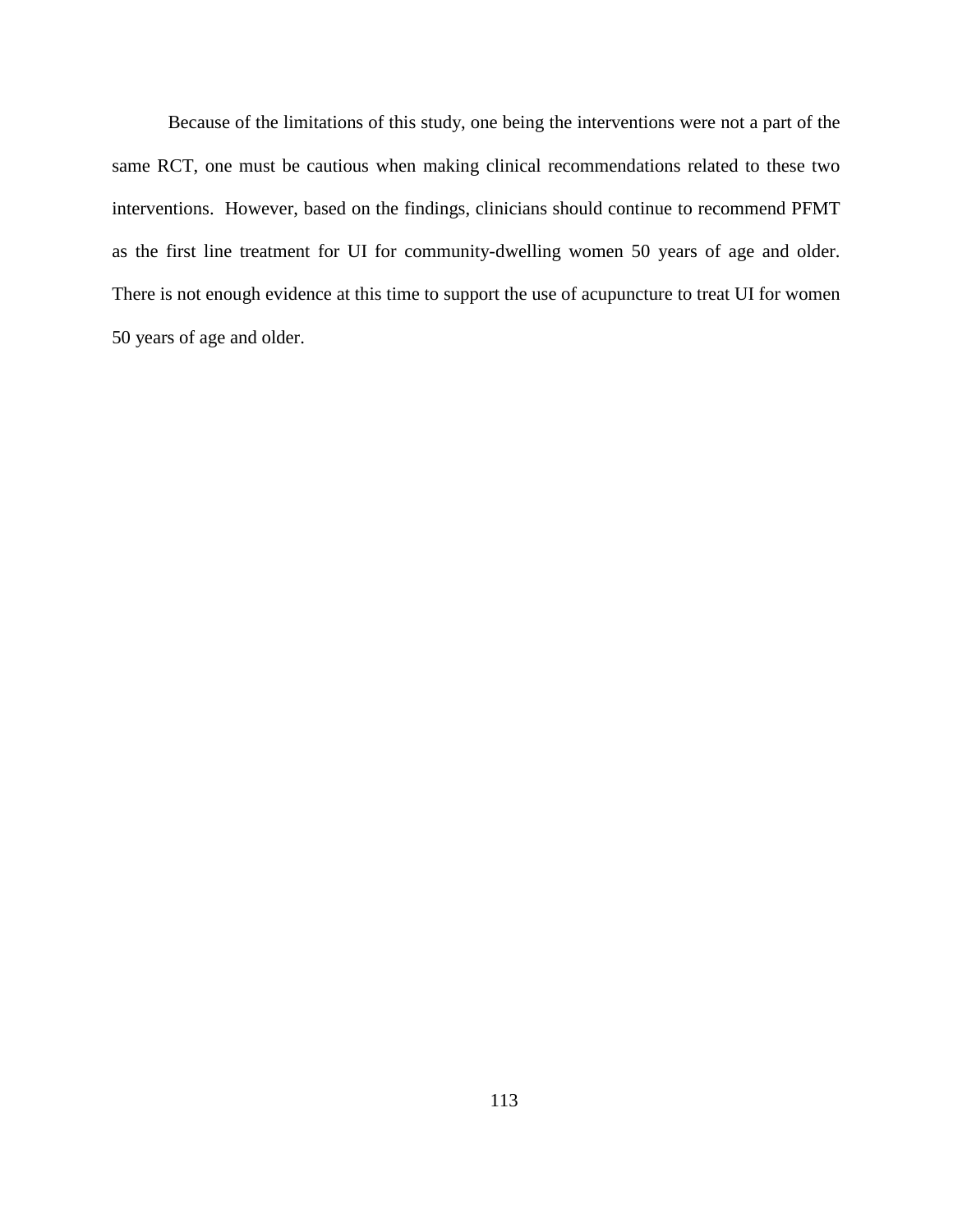Because of the limitations of this study, one being the interventions were not a part of the same RCT, one must be cautious when making clinical recommendations related to these two interventions. However, based on the findings, clinicians should continue to recommend PFMT as the first line treatment for UI for community-dwelling women 50 years of age and older. There is not enough evidence at this time to support the use of acupuncture to treat UI for women 50 years of age and older.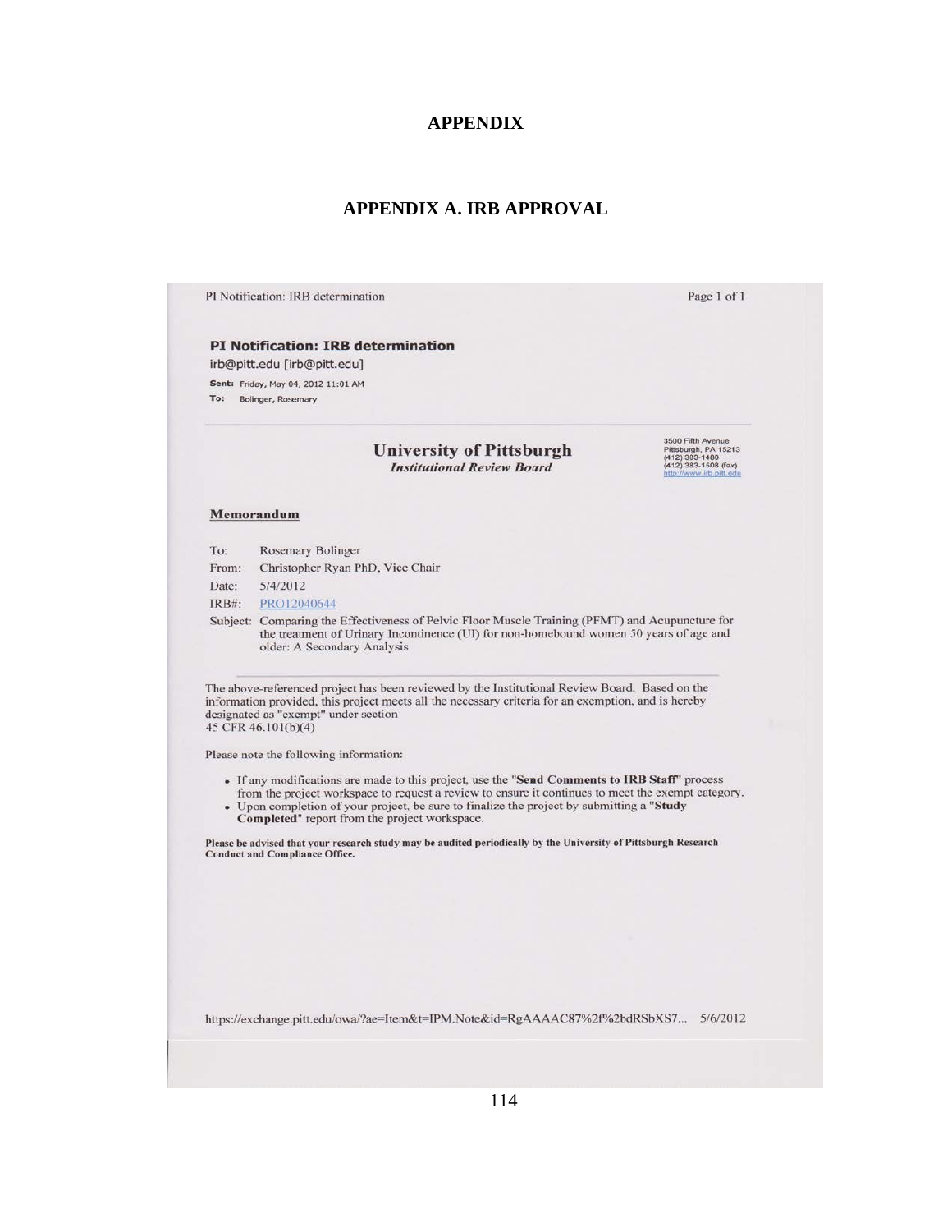# APPENDIX

## APPENDIX A. IRB APPROVAL

PI Notification: IRB determination

Page 1 of 1

**PI Notification: IRB determination**

irb@pitt.edu [irb@pitt.edu]

**Sent:** Friday, May 04, 2012 11:01 AM

**To:** Bolinger, Rosemary

**University of Pittsburgh**
***Institutional Review Board***

3500 Fifth Avenue
Pittsburgh, PA 15213
(412) 383-1480
(412) 383-1508 (fax)
http://www.irb.pitt.edu

**Memorandum**

To: Rosemary Bolinger
From: Christopher Ryan PhD, Vice Chair
Date: 5/4/2012
IRB#: PRO12040644
Subject: Comparing the Effectiveness of Pelvic Floor Muscle Training (PFMT) and Acupuncture for the treatment of Urinary Incontinence (UI) for non-homebound women 50 years of age and older: A Secondary Analysis

The above-referenced project has been reviewed by the Institutional Review Board. Based on the information provided, this project meets all the necessary criteria for an exemption, and is hereby designated as "exempt" under section
45 CFR 46.101(b)(4)

Please note the following information:

- If any modifications are made to this project, use the "**Send Comments to IRB Staff**" process from the project workspace to request a review to ensure it continues to meet the exempt category.
- Upon completion of your project, be sure to finalize the project by submitting a "**Study Completed**" report from the project workspace.

**Please be advised that your research study may be audited periodically by the University of Pittsburgh Research Conduct and Compliance Office.**

https://exchange.pitt.edu/owa/?ae=Item&t=IPM.Note&id=RgAAAAC87%2f%2bdRSbXS7... 5/6/2012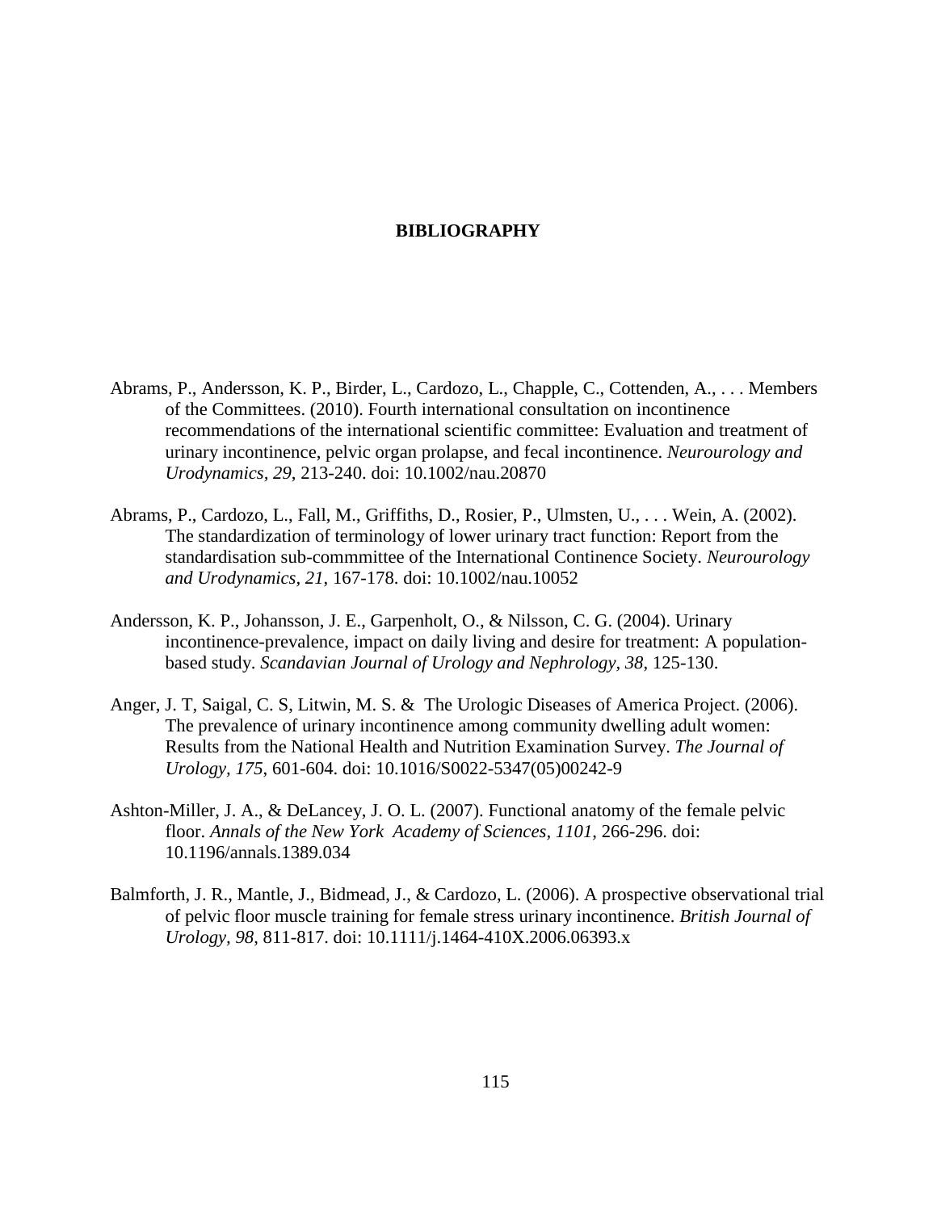# BIBLIOGRAPHY

Abrams, P., Andersson, K. P., Birder, L., Cardozo, L., Chapple, C., Cottenden, A., . . . Members of the Committees. (2010). Fourth international consultation on incontinence recommendations of the international scientific committee: Evaluation and treatment of urinary incontinence, pelvic organ prolapse, and fecal incontinence. *Neurourology and Urodynamics, 29*, 213-240. doi: 10.1002/nau.20870

Abrams, P., Cardozo, L., Fall, M., Griffiths, D., Rosier, P., Ulmsten, U., . . . Wein, A. (2002). The standardization of terminology of lower urinary tract function: Report from the standardisation sub-commmittee of the International Continence Society. *Neurourology and Urodynamics, 21*, 167-178. doi: 10.1002/nau.10052

Andersson, K. P., Johansson, J. E., Garpenholt, O., & Nilsson, C. G. (2004). Urinary incontinence-prevalence, impact on daily living and desire for treatment: A population-based study. *Scandavian Journal of Urology and Nephrology, 38*, 125-130.

Anger, J. T, Saigal, C. S, Litwin, M. S. & The Urologic Diseases of America Project. (2006). The prevalence of urinary incontinence among community dwelling adult women: Results from the National Health and Nutrition Examination Survey. *The Journal of Urology, 175*, 601-604. doi: 10.1016/S0022-5347(05)00242-9

Ashton-Miller, J. A., & DeLancey, J. O. L. (2007). Functional anatomy of the female pelvic floor. *Annals of the New York Academy of Sciences, 1101*, 266-296. doi: 10.1196/annals.1389.034

Balmforth, J. R., Mantle, J., Bidmead, J., & Cardozo, L. (2006). A prospective observational trial of pelvic floor muscle training for female stress urinary incontinence. *British Journal of Urology, 98*, 811-817. doi: 10.1111/j.1464-410X.2006.06393.x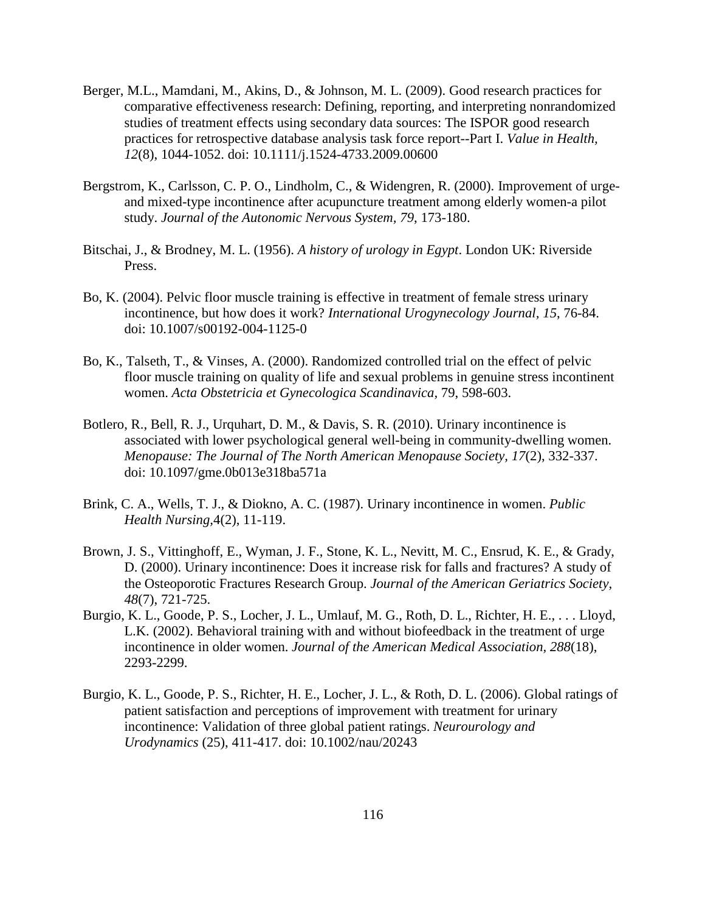Berger, M.L., Mamdani, M., Akins, D., & Johnson, M. L. (2009). Good research practices for comparative effectiveness research: Defining, reporting, and interpreting nonrandomized studies of treatment effects using secondary data sources: The ISPOR good research practices for retrospective database analysis task force report--Part I. *Value in Health, 12*(8), 1044-1052. doi: 10.1111/j.1524-4733.2009.00600

Bergstrom, K., Carlsson, C. P. O., Lindholm, C., & Widengren, R. (2000). Improvement of urge- and mixed-type incontinence after acupuncture treatment among elderly women-a pilot study. *Journal of the Autonomic Nervous System, 79*, 173-180.

Bitschai, J., & Brodney, M. L. (1956). *A history of urology in Egypt*. London UK: Riverside Press.

Bo, K. (2004). Pelvic floor muscle training is effective in treatment of female stress urinary incontinence, but how does it work? *International Urogynecology Journal, 15*, 76-84. doi: 10.1007/s00192-004-1125-0

Bo, K., Talseth, T., & Vinses, A. (2000). Randomized controlled trial on the effect of pelvic floor muscle training on quality of life and sexual problems in genuine stress incontinent women. *Acta Obstetricia et Gynecologica Scandinavica*, 79, 598-603.

Botlero, R., Bell, R. J., Urquhart, D. M., & Davis, S. R. (2010). Urinary incontinence is associated with lower psychological general well-being in community-dwelling women. *Menopause: The Journal of The North American Menopause Society, 17*(2), 332-337. doi: 10.1097/gme.0b013e318ba571a

Brink, C. A., Wells, T. J., & Diokno, A. C. (1987). Urinary incontinence in women. *Public Health Nursing*,4(2), 11-119.

Brown, J. S., Vittinghoff, E., Wyman, J. F., Stone, K. L., Nevitt, M. C., Ensrud, K. E., & Grady, D. (2000). Urinary incontinence: Does it increase risk for falls and fractures? A study of the Osteoporotic Fractures Research Group. *Journal of the American Geriatrics Society, 48*(7), 721-725.

Burgio, K. L., Goode, P. S., Locher, J. L., Umlauf, M. G., Roth, D. L., Richter, H. E., . . . Lloyd, L.K. (2002). Behavioral training with and without biofeedback in the treatment of urge incontinence in older women. *Journal of the American Medical Association, 288*(18), 2293-2299.

Burgio, K. L., Goode, P. S., Richter, H. E., Locher, J. L., & Roth, D. L. (2006). Global ratings of patient satisfaction and perceptions of improvement with treatment for urinary incontinence: Validation of three global patient ratings. *Neurourology and Urodynamics* (25), 411-417. doi: 10.1002/nau/20243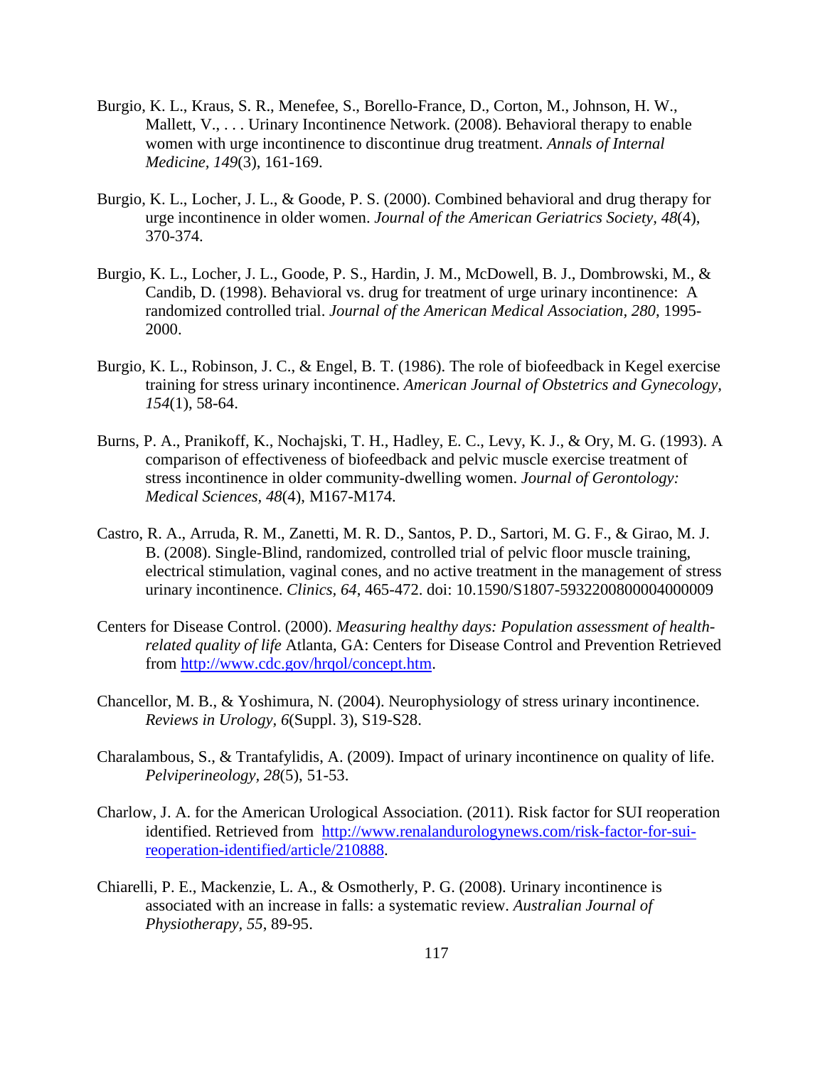Burgio, K. L., Kraus, S. R., Menefee, S., Borello-France, D., Corton, M., Johnson, H. W., Mallett, V., . . . Urinary Incontinence Network. (2008). Behavioral therapy to enable women with urge incontinence to discontinue drug treatment. *Annals of Internal Medicine, 149*(3), 161-169.

Burgio, K. L., Locher, J. L., & Goode, P. S. (2000). Combined behavioral and drug therapy for urge incontinence in older women. *Journal of the American Geriatrics Society, 48*(4), 370-374.

Burgio, K. L., Locher, J. L., Goode, P. S., Hardin, J. M., McDowell, B. J., Dombrowski, M., & Candib, D. (1998). Behavioral vs. drug for treatment of urge urinary incontinence: A randomized controlled trial. *Journal of the American Medical Association, 280*, 1995-2000.

Burgio, K. L., Robinson, J. C., & Engel, B. T. (1986). The role of biofeedback in Kegel exercise training for stress urinary incontinence. *American Journal of Obstetrics and Gynecology, 154*(1), 58-64.

Burns, P. A., Pranikoff, K., Nochajski, T. H., Hadley, E. C., Levy, K. J., & Ory, M. G. (1993). A comparison of effectiveness of biofeedback and pelvic muscle exercise treatment of stress incontinence in older community-dwelling women. *Journal of Gerontology: Medical Sciences, 48*(4), M167-M174.

Castro, R. A., Arruda, R. M., Zanetti, M. R. D., Santos, P. D., Sartori, M. G. F., & Girao, M. J. B. (2008). Single-Blind, randomized, controlled trial of pelvic floor muscle training, electrical stimulation, vaginal cones, and no active treatment in the management of stress urinary incontinence. *Clinics, 64*, 465-472. doi: 10.1590/S1807-59322008000004000009

Centers for Disease Control. (2000). *Measuring healthy days: Population assessment of health-related quality of life* Atlanta, GA: Centers for Disease Control and Prevention Retrieved from http://www.cdc.gov/hrqol/concept.htm.

Chancellor, M. B., & Yoshimura, N. (2004). Neurophysiology of stress urinary incontinence. *Reviews in Urology, 6*(Suppl. 3), S19-S28.

Charalambous, S., & Trantafylidis, A. (2009). Impact of urinary incontinence on quality of life. *Pelviperineology, 28*(5), 51-53.

Charlow, J. A. for the American Urological Association. (2011). Risk factor for SUI reoperation identified. Retrieved from http://www.renalandurologynews.com/risk-factor-for-sui-reoperation-identified/article/210888.

Chiarelli, P. E., Mackenzie, L. A., & Osmotherly, P. G. (2008). Urinary incontinence is associated with an increase in falls: a systematic review. *Australian Journal of Physiotherapy, 55*, 89-95.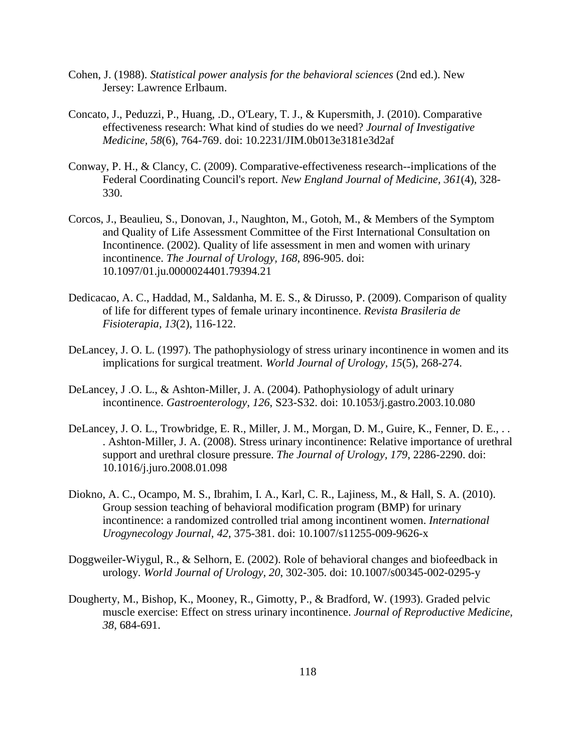Cohen, J. (1988). *Statistical power analysis for the behavioral sciences* (2nd ed.). New Jersey: Lawrence Erlbaum.

Concato, J., Peduzzi, P., Huang, .D., O'Leary, T. J., & Kupersmith, J. (2010). Comparative effectiveness research: What kind of studies do we need? *Journal of Investigative Medicine, 58*(6), 764-769. doi: 10.2231/JIM.0b013e3181e3d2af

Conway, P. H., & Clancy, C. (2009). Comparative-effectiveness research--implications of the Federal Coordinating Council's report. *New England Journal of Medicine, 361*(4), 328-330.

Corcos, J., Beaulieu, S., Donovan, J., Naughton, M., Gotoh, M., & Members of the Symptom and Quality of Life Assessment Committee of the First International Consultation on Incontinence. (2002). Quality of life assessment in men and women with urinary incontinence. *The Journal of Urology, 168*, 896-905. doi: 10.1097/01.ju.0000024401.79394.21

Dedicacao, A. C., Haddad, M., Saldanha, M. E. S., & Dirusso, P. (2009). Comparison of quality of life for different types of female urinary incontinence. *Revista Brasileria de Fisioterapia, 13*(2), 116-122.

DeLancey, J. O. L. (1997). The pathophysiology of stress urinary incontinence in women and its implications for surgical treatment. *World Journal of Urology, 15*(5), 268-274.

DeLancey, J .O. L., & Ashton-Miller, J. A. (2004). Pathophysiology of adult urinary incontinence. *Gastroenterology, 126*, S23-S32. doi: 10.1053/j.gastro.2003.10.080

DeLancey, J. O. L., Trowbridge, E. R., Miller, J. M., Morgan, D. M., Guire, K., Fenner, D. E., . . . Ashton-Miller, J. A. (2008). Stress urinary incontinence: Relative importance of urethral support and urethral closure pressure. *The Journal of Urology, 179*, 2286-2290. doi: 10.1016/j.juro.2008.01.098

Diokno, A. C., Ocampo, M. S., Ibrahim, I. A., Karl, C. R., Lajiness, M., & Hall, S. A. (2010). Group session teaching of behavioral modification program (BMP) for urinary incontinence: a randomized controlled trial among incontinent women. *International Urogynecology Journal, 42*, 375-381. doi: 10.1007/s11255-009-9626-x

Doggweiler-Wiygul, R., & Selhorn, E. (2002). Role of behavioral changes and biofeedback in urology. *World Journal of Urology, 20*, 302-305. doi: 10.1007/s00345-002-0295-y

Dougherty, M., Bishop, K., Mooney, R., Gimotty, P., & Bradford, W. (1993). Graded pelvic muscle exercise: Effect on stress urinary incontinence. *Journal of Reproductive Medicine, 38*, 684-691.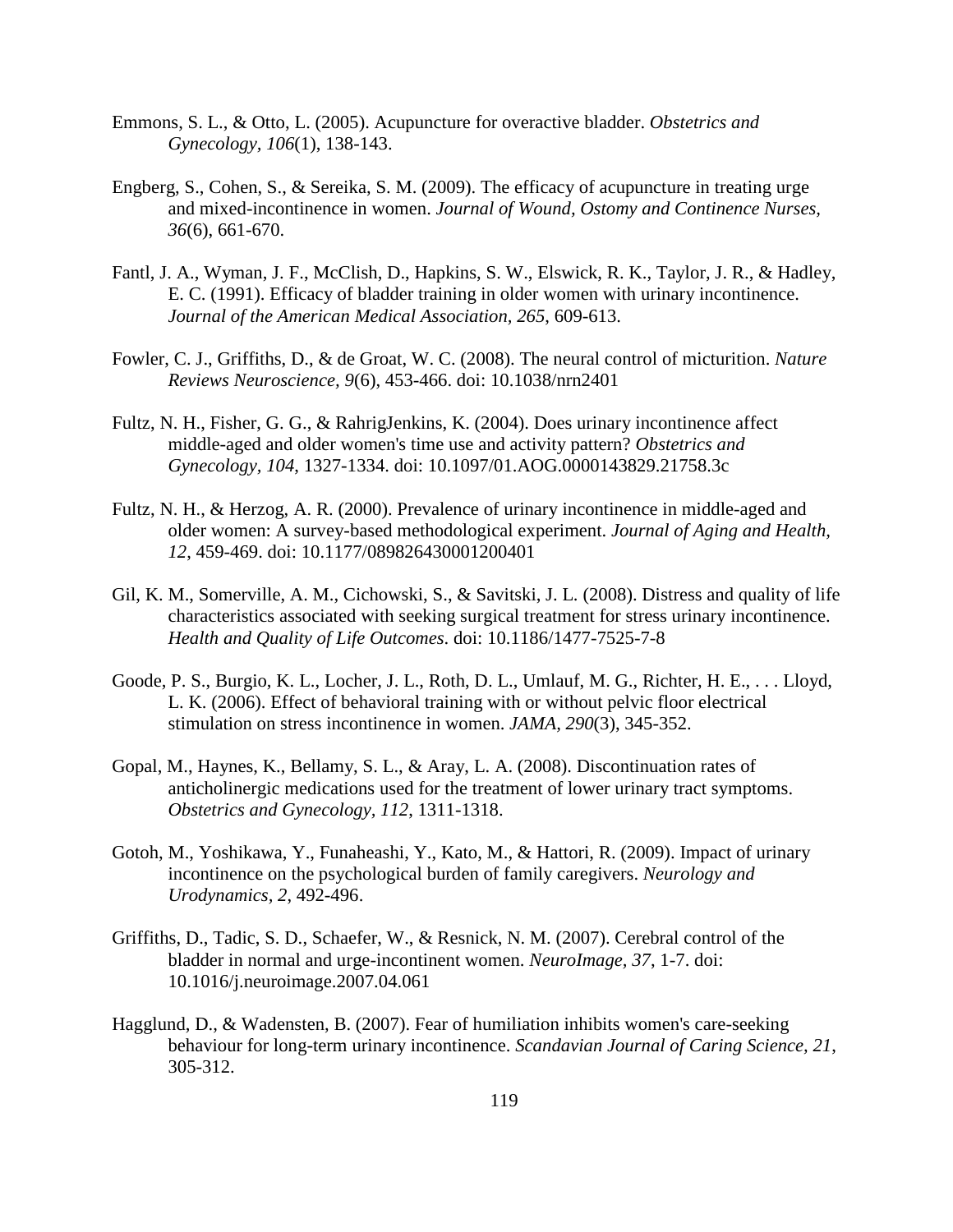Emmons, S. L., & Otto, L. (2005). Acupuncture for overactive bladder. *Obstetrics and Gynecology, 106*(1), 138-143.

Engberg, S., Cohen, S., & Sereika, S. M. (2009). The efficacy of acupuncture in treating urge and mixed-incontinence in women. *Journal of Wound, Ostomy and Continence Nurses, 36*(6), 661-670.

Fantl, J. A., Wyman, J. F., McClish, D., Hapkins, S. W., Elswick, R. K., Taylor, J. R., & Hadley, E. C. (1991). Efficacy of bladder training in older women with urinary incontinence. *Journal of the American Medical Association, 265*, 609-613.

Fowler, C. J., Griffiths, D., & de Groat, W. C. (2008). The neural control of micturition. *Nature Reviews Neuroscience, 9*(6), 453-466. doi: 10.1038/nrn2401

Fultz, N. H., Fisher, G. G., & RahrigJenkins, K. (2004). Does urinary incontinence affect middle-aged and older women's time use and activity pattern? *Obstetrics and Gynecology, 104*, 1327-1334. doi: 10.1097/01.AOG.0000143829.21758.3c

Fultz, N. H., & Herzog, A. R. (2000). Prevalence of urinary incontinence in middle-aged and older women: A survey-based methodological experiment. *Journal of Aging and Health, 12*, 459-469. doi: 10.1177/089826430001200401

Gil, K. M., Somerville, A. M., Cichowski, S., & Savitski, J. L. (2008). Distress and quality of life characteristics associated with seeking surgical treatment for stress urinary incontinence. *Health and Quality of Life Outcomes*. doi: 10.1186/1477-7525-7-8

Goode, P. S., Burgio, K. L., Locher, J. L., Roth, D. L., Umlauf, M. G., Richter, H. E., . . . Lloyd, L. K. (2006). Effect of behavioral training with or without pelvic floor electrical stimulation on stress incontinence in women. *JAMA, 290*(3), 345-352.

Gopal, M., Haynes, K., Bellamy, S. L., & Aray, L. A. (2008). Discontinuation rates of anticholinergic medications used for the treatment of lower urinary tract symptoms. *Obstetrics and Gynecology, 112*, 1311-1318.

Gotoh, M., Yoshikawa, Y., Funaheashi, Y., Kato, M., & Hattori, R. (2009). Impact of urinary incontinence on the psychological burden of family caregivers. *Neurology and Urodynamics, 2*, 492-496.

Griffiths, D., Tadic, S. D., Schaefer, W., & Resnick, N. M. (2007). Cerebral control of the bladder in normal and urge-incontinent women. *NeuroImage, 37*, 1-7. doi: 10.1016/j.neuroimage.2007.04.061

Hagglund, D., & Wadensten, B. (2007). Fear of humiliation inhibits women's care-seeking behaviour for long-term urinary incontinence. *Scandavian Journal of Caring Science, 21*, 305-312.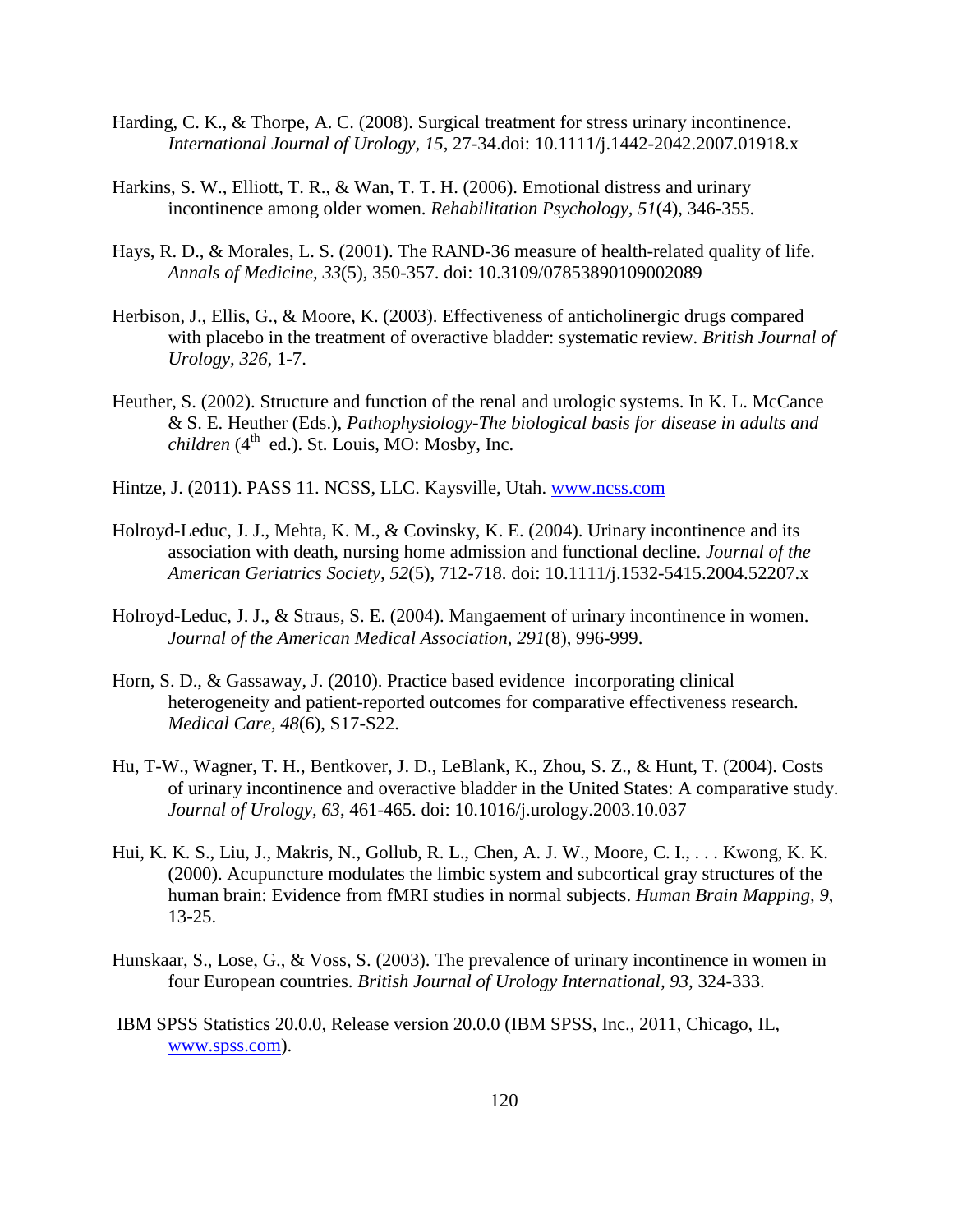Harding, C. K., & Thorpe, A. C. (2008). Surgical treatment for stress urinary incontinence. *International Journal of Urology, 15*, 27-34.doi: 10.1111/j.1442-2042.2007.01918.x

Harkins, S. W., Elliott, T. R., & Wan, T. T. H. (2006). Emotional distress and urinary incontinence among older women. *Rehabilitation Psychology, 51*(4), 346-355.

Hays, R. D., & Morales, L. S. (2001). The RAND-36 measure of health-related quality of life. *Annals of Medicine, 33*(5), 350-357. doi: 10.3109/07853890109002089

Herbison, J., Ellis, G., & Moore, K. (2003). Effectiveness of anticholinergic drugs compared with placebo in the treatment of overactive bladder: systematic review. *British Journal of Urology, 326*, 1-7.

Heuther, S. (2002). Structure and function of the renal and urologic systems. In K. L. McCance & S. E. Heuther (Eds.), *Pathophysiology-The biological basis for disease in adults and children* (4th ed.). St. Louis, MO: Mosby, Inc.

Hintze, J. (2011). PASS 11. NCSS, LLC. Kaysville, Utah. www.ncss.com

Holroyd-Leduc, J. J., Mehta, K. M., & Covinsky, K. E. (2004). Urinary incontinence and its association with death, nursing home admission and functional decline. *Journal of the American Geriatrics Society, 52*(5), 712-718. doi: 10.1111/j.1532-5415.2004.52207.x

Holroyd-Leduc, J. J., & Straus, S. E. (2004). Mangaement of urinary incontinence in women. *Journal of the American Medical Association, 291*(8), 996-999.

Horn, S. D., & Gassaway, J. (2010). Practice based evidence incorporating clinical heterogeneity and patient-reported outcomes for comparative effectiveness research. *Medical Care, 48*(6), S17-S22.

Hu, T-W., Wagner, T. H., Bentkover, J. D., LeBlank, K., Zhou, S. Z., & Hunt, T. (2004). Costs of urinary incontinence and overactive bladder in the United States: A comparative study. *Journal of Urology, 63*, 461-465. doi: 10.1016/j.urology.2003.10.037

Hui, K. K. S., Liu, J., Makris, N., Gollub, R. L., Chen, A. J. W., Moore, C. I., . . . Kwong, K. K. (2000). Acupuncture modulates the limbic system and subcortical gray structures of the human brain: Evidence from fMRI studies in normal subjects. *Human Brain Mapping, 9*, 13-25.

Hunskaar, S., Lose, G., & Voss, S. (2003). The prevalence of urinary incontinence in women in four European countries. *British Journal of Urology International, 93*, 324-333.

IBM SPSS Statistics 20.0.0, Release version 20.0.0 (IBM SPSS, Inc., 2011, Chicago, IL, www.spss.com).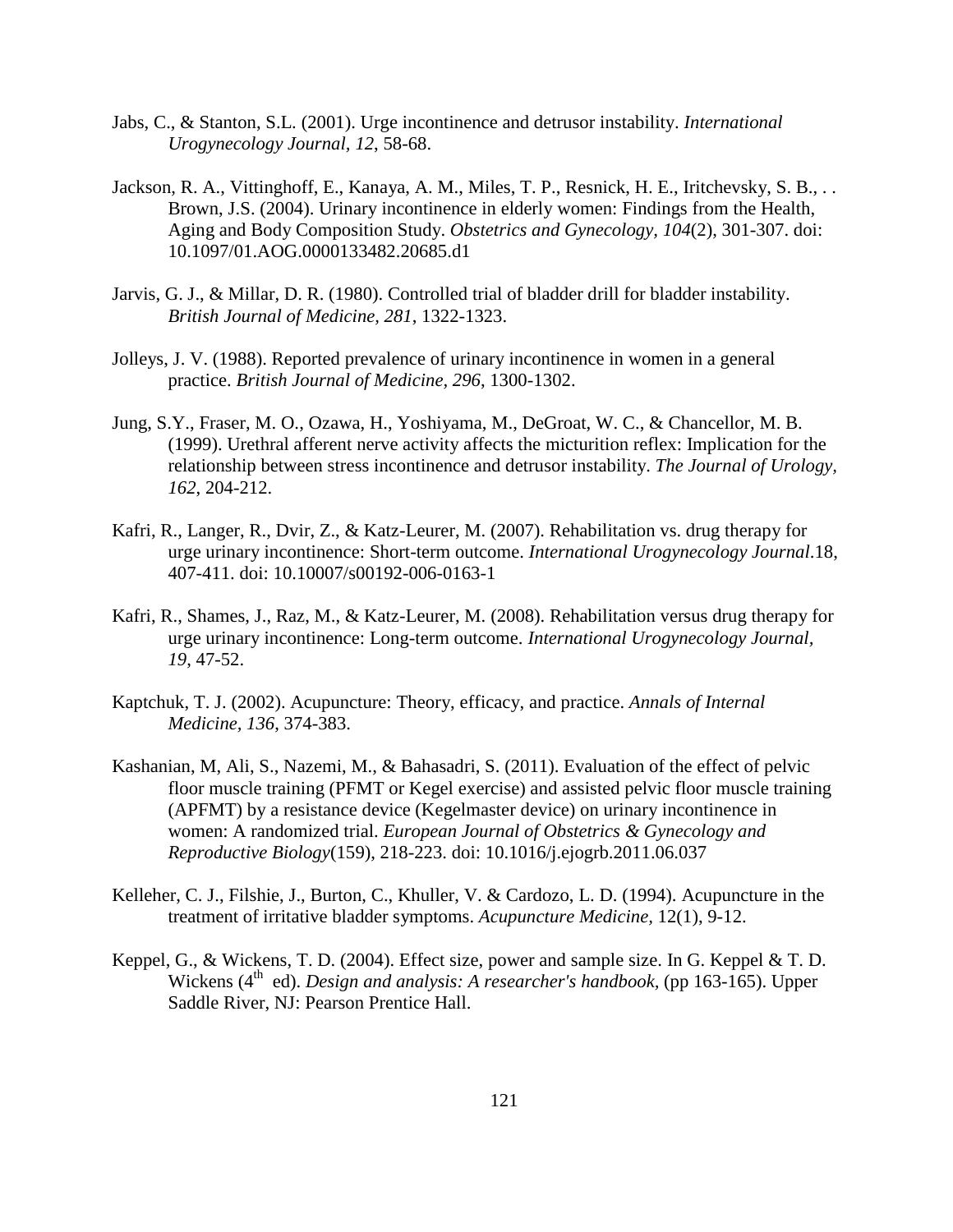Jabs, C., & Stanton, S.L. (2001). Urge incontinence and detrusor instability. *International Urogynecology Journal, 12,* 58-68.

Jackson, R. A., Vittinghoff, E., Kanaya, A. M., Miles, T. P., Resnick, H. E., Iritchevsky, S. B., . . Brown, J.S. (2004). Urinary incontinence in elderly women: Findings from the Health, Aging and Body Composition Study. *Obstetrics and Gynecology, 104*(2), 301-307. doi: 10.1097/01.AOG.0000133482.20685.d1

Jarvis, G. J., & Millar, D. R. (1980). Controlled trial of bladder drill for bladder instability. *British Journal of Medicine, 281,* 1322-1323.

Jolleys, J. V. (1988). Reported prevalence of urinary incontinence in women in a general practice. *British Journal of Medicine, 296,* 1300-1302.

Jung, S.Y., Fraser, M. O., Ozawa, H., Yoshiyama, M., DeGroat, W. C., & Chancellor, M. B. (1999). Urethral afferent nerve activity affects the micturition reflex: Implication for the relationship between stress incontinence and detrusor instability. *The Journal of Urology, 162,* 204-212.

Kafri, R., Langer, R., Dvir, Z., & Katz-Leurer, M. (2007). Rehabilitation vs. drug therapy for urge urinary incontinence: Short-term outcome. *International Urogynecology Journal*.18, 407-411. doi: 10.10007/s00192-006-0163-1

Kafri, R., Shames, J., Raz, M., & Katz-Leurer, M. (2008). Rehabilitation versus drug therapy for urge urinary incontinence: Long-term outcome. *International Urogynecology Journal, 19,* 47-52.

Kaptchuk, T. J. (2002). Acupuncture: Theory, efficacy, and practice. *Annals of Internal Medicine, 136,* 374-383.

Kashanian, M, Ali, S., Nazemi, M., & Bahasadri, S. (2011). Evaluation of the effect of pelvic floor muscle training (PFMT or Kegel exercise) and assisted pelvic floor muscle training (APFMT) by a resistance device (Kegelmaster device) on urinary incontinence in women: A randomized trial. *European Journal of Obstetrics & Gynecology and Reproductive Biology*(159), 218-223. doi: 10.1016/j.ejogrb.2011.06.037

Kelleher, C. J., Filshie, J., Burton, C., Khuller, V. & Cardozo, L. D. (1994). Acupuncture in the treatment of irritative bladder symptoms. *Acupuncture Medicine,* 12(1), 9-12.

Keppel, G., & Wickens, T. D. (2004). Effect size, power and sample size. In G. Keppel & T. D. Wickens (4th ed). *Design and analysis: A researcher's handbook,* (pp 163-165). Upper Saddle River, NJ: Pearson Prentice Hall.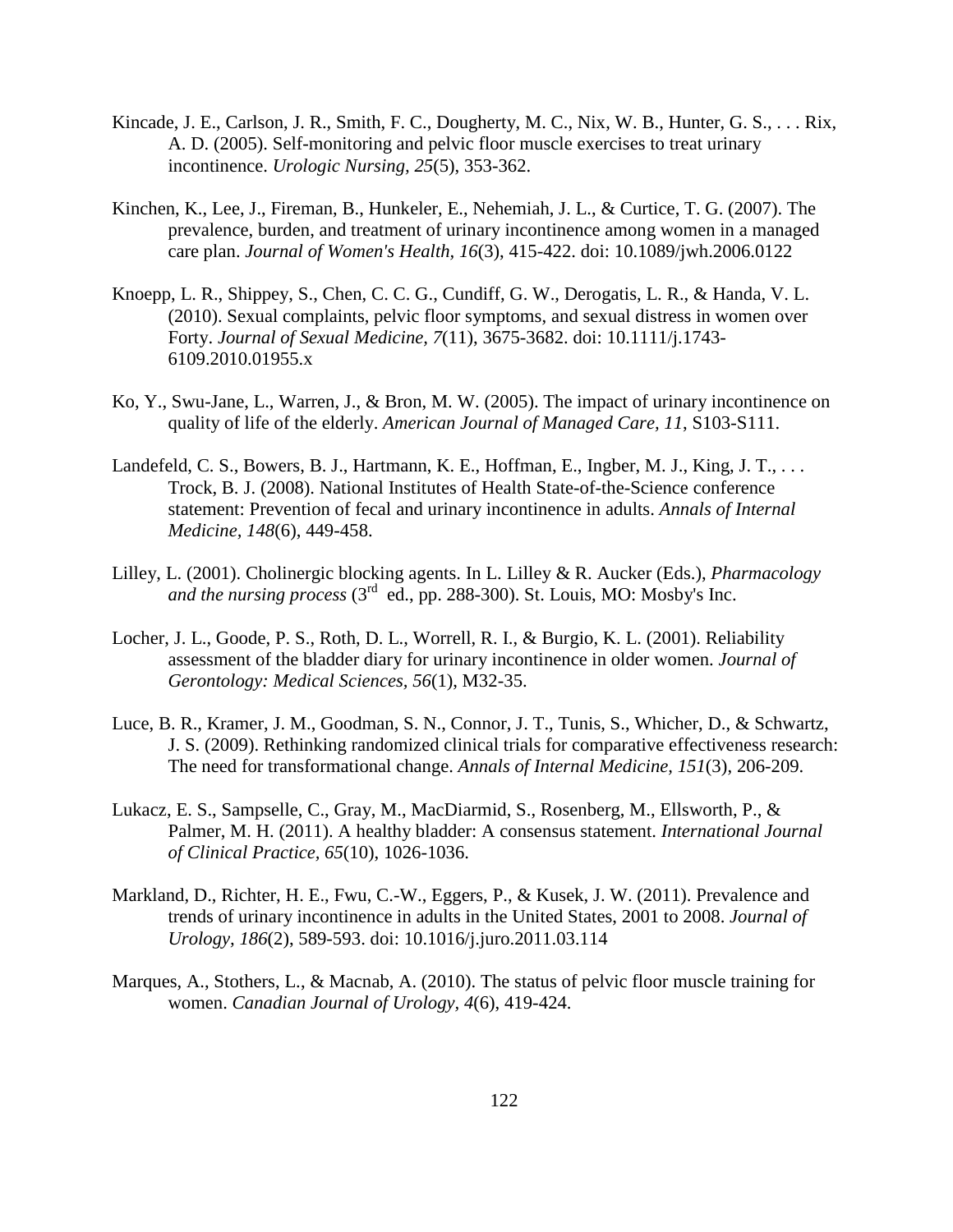Kincade, J. E., Carlson, J. R., Smith, F. C., Dougherty, M. C., Nix, W. B., Hunter, G. S., . . . Rix, A. D. (2005). Self-monitoring and pelvic floor muscle exercises to treat urinary incontinence. *Urologic Nursing, 25*(5), 353-362.

Kinchen, K., Lee, J., Fireman, B., Hunkeler, E., Nehemiah, J. L., & Curtice, T. G. (2007). The prevalence, burden, and treatment of urinary incontinence among women in a managed care plan. *Journal of Women's Health, 16*(3), 415-422. doi: 10.1089/jwh.2006.0122

Knoepp, L. R., Shippey, S., Chen, C. C. G., Cundiff, G. W., Derogatis, L. R., & Handa, V. L. (2010). Sexual complaints, pelvic floor symptoms, and sexual distress in women over Forty. *Journal of Sexual Medicine, 7*(11), 3675-3682. doi: 10.1111/j.1743-6109.2010.01955.x

Ko, Y., Swu-Jane, L., Warren, J., & Bron, M. W. (2005). The impact of urinary incontinence on quality of life of the elderly. *American Journal of Managed Care, 11*, S103-S111.

Landefeld, C. S., Bowers, B. J., Hartmann, K. E., Hoffman, E., Ingber, M. J., King, J. T., . . . Trock, B. J. (2008). National Institutes of Health State-of-the-Science conference statement: Prevention of fecal and urinary incontinence in adults. *Annals of Internal Medicine, 148*(6), 449-458.

Lilley, L. (2001). Cholinergic blocking agents. In L. Lilley & R. Aucker (Eds.), *Pharmacology and the nursing process* (3rd ed., pp. 288-300). St. Louis, MO: Mosby's Inc.

Locher, J. L., Goode, P. S., Roth, D. L., Worrell, R. I., & Burgio, K. L. (2001). Reliability assessment of the bladder diary for urinary incontinence in older women. *Journal of Gerontology: Medical Sciences, 56*(1), M32-35.

Luce, B. R., Kramer, J. M., Goodman, S. N., Connor, J. T., Tunis, S., Whicher, D., & Schwartz, J. S. (2009). Rethinking randomized clinical trials for comparative effectiveness research: The need for transformational change. *Annals of Internal Medicine, 151*(3), 206-209.

Lukacz, E. S., Sampselle, C., Gray, M., MacDiarmid, S., Rosenberg, M., Ellsworth, P., & Palmer, M. H. (2011). A healthy bladder: A consensus statement. *International Journal of Clinical Practice, 65*(10), 1026-1036.

Markland, D., Richter, H. E., Fwu, C.-W., Eggers, P., & Kusek, J. W. (2011). Prevalence and trends of urinary incontinence in adults in the United States, 2001 to 2008. *Journal of Urology, 186*(2), 589-593. doi: 10.1016/j.juro.2011.03.114

Marques, A., Stothers, L., & Macnab, A. (2010). The status of pelvic floor muscle training for women. *Canadian Journal of Urology, 4*(6), 419-424.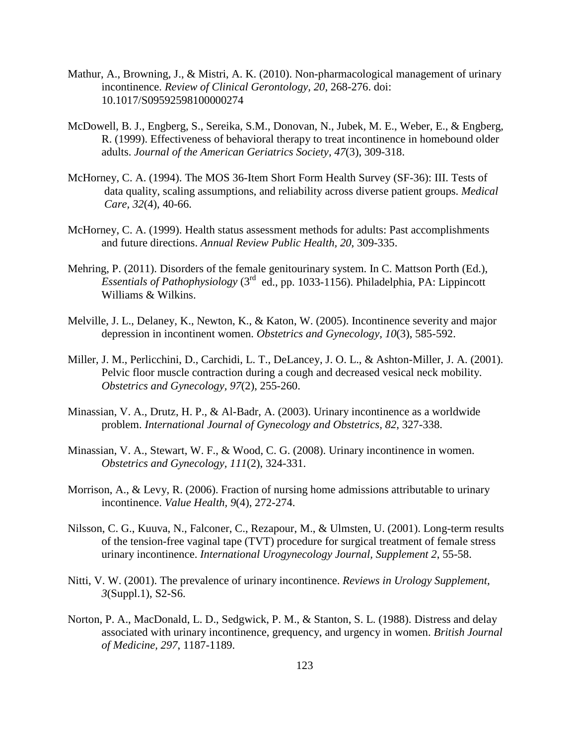Mathur, A., Browning, J., & Mistri, A. K. (2010). Non-pharmacological management of urinary incontinence. *Review of Clinical Gerontology, 20*, 268-276. doi: 10.1017/S09592598100000274

McDowell, B. J., Engberg, S., Sereika, S.M., Donovan, N., Jubek, M. E., Weber, E., & Engberg, R. (1999). Effectiveness of behavioral therapy to treat incontinence in homebound older adults. *Journal of the American Geriatrics Society, 47*(3), 309-318.

McHorney, C. A. (1994). The MOS 36-Item Short Form Health Survey (SF-36): III. Tests of data quality, scaling assumptions, and reliability across diverse patient groups. *Medical Care, 32*(4), 40-66.

McHorney, C. A. (1999). Health status assessment methods for adults: Past accomplishments and future directions. *Annual Review Public Health, 20*, 309-335.

Mehring, P. (2011). Disorders of the female genitourinary system. In C. Mattson Porth (Ed.), *Essentials of Pathophysiology* (3rd ed., pp. 1033-1156). Philadelphia, PA: Lippincott Williams & Wilkins.

Melville, J. L., Delaney, K., Newton, K., & Katon, W. (2005). Incontinence severity and major depression in incontinent women. *Obstetrics and Gynecology, 10*(3), 585-592.

Miller, J. M., Perlicchini, D., Carchidi, L. T., DeLancey, J. O. L., & Ashton-Miller, J. A. (2001). Pelvic floor muscle contraction during a cough and decreased vesical neck mobility. *Obstetrics and Gynecology, 97*(2), 255-260.

Minassian, V. A., Drutz, H. P., & Al-Badr, A. (2003). Urinary incontinence as a worldwide problem. *International Journal of Gynecology and Obstetrics, 82*, 327-338.

Minassian, V. A., Stewart, W. F., & Wood, C. G. (2008). Urinary incontinence in women. *Obstetrics and Gynecology, 111*(2), 324-331.

Morrison, A., & Levy, R. (2006). Fraction of nursing home admissions attributable to urinary incontinence. *Value Health, 9*(4), 272-274.

Nilsson, C. G., Kuuva, N., Falconer, C., Rezapour, M., & Ulmsten, U. (2001). Long-term results of the tension-free vaginal tape (TVT) procedure for surgical treatment of female stress urinary incontinence. *International Urogynecology Journal, Supplement 2*, 55-58.

Nitti, V. W. (2001). The prevalence of urinary incontinence. *Reviews in Urology Supplement, 3*(Suppl.1), S2-S6.

Norton, P. A., MacDonald, L. D., Sedgwick, P. M., & Stanton, S. L. (1988). Distress and delay associated with urinary incontinence, grequency, and urgency in women. *British Journal of Medicine, 297*, 1187-1189.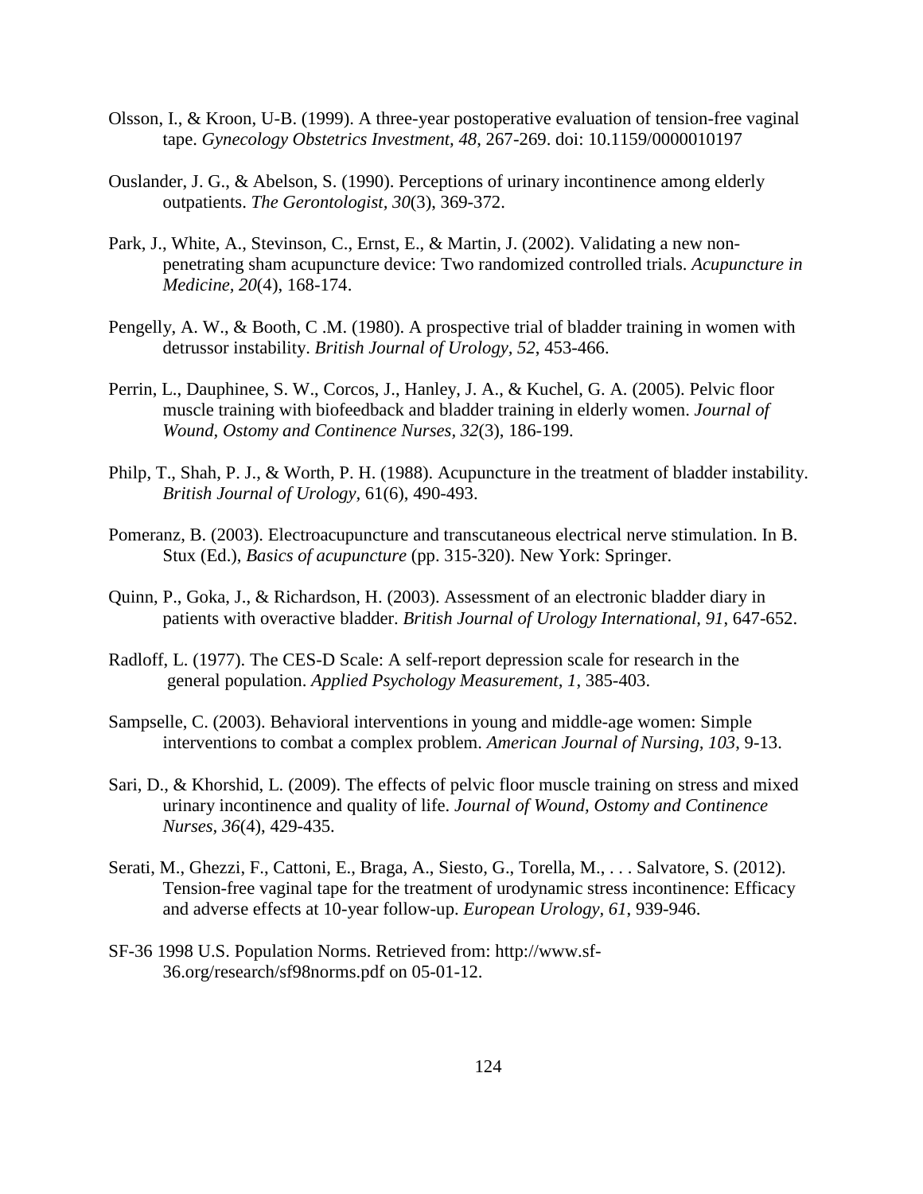Olsson, I., & Kroon, U-B. (1999). A three-year postoperative evaluation of tension-free vaginal tape. *Gynecology Obstetrics Investment, 48*, 267-269. doi: 10.1159/0000010197

Ouslander, J. G., & Abelson, S. (1990). Perceptions of urinary incontinence among elderly outpatients. *The Gerontologist*, *30*(3), 369-372.

Park, J., White, A., Stevinson, C., Ernst, E., & Martin, J. (2002). Validating a new non-penetrating sham acupuncture device: Two randomized controlled trials. *Acupuncture in Medicine*, *20*(4), 168-174.

Pengelly, A. W., & Booth, C .M. (1980). A prospective trial of bladder training in women with detrussor instability. *British Journal of Urology, 52*, 453-466.

Perrin, L., Dauphinee, S. W., Corcos, J., Hanley, J. A., & Kuchel, G. A. (2005). Pelvic floor muscle training with biofeedback and bladder training in elderly women. *Journal of Wound, Ostomy and Continence Nurses*, *32*(3), 186-199.

Philp, T., Shah, P. J., & Worth, P. H. (1988). Acupuncture in the treatment of bladder instability. *British Journal of Urology*, 61(6), 490-493.

Pomeranz, B. (2003). Electroacupuncture and transcutaneous electrical nerve stimulation. In B. Stux (Ed.), *Basics of acupuncture* (pp. 315-320). New York: Springer.

Quinn, P., Goka, J., & Richardson, H. (2003). Assessment of an electronic bladder diary in patients with overactive bladder. *British Journal of Urology International, 91*, 647-652.

Radloff, L. (1977). The CES-D Scale: A self-report depression scale for research in the general population. *Applied Psychology Measurement, 1*, 385-403.

Sampselle, C. (2003). Behavioral interventions in young and middle-age women: Simple interventions to combat a complex problem. *American Journal of Nursing, 103*, 9-13.

Sari, D., & Khorshid, L. (2009). The effects of pelvic floor muscle training on stress and mixed urinary incontinence and quality of life. *Journal of Wound, Ostomy and Continence Nurses*, *36*(4), 429-435.

Serati, M., Ghezzi, F., Cattoni, E., Braga, A., Siesto, G., Torella, M., . . . Salvatore, S. (2012). Tension-free vaginal tape for the treatment of urodynamic stress incontinence: Efficacy and adverse effects at 10-year follow-up. *European Urology, 61*, 939-946.

SF-36 1998 U.S. Population Norms. Retrieved from: http://www.sf-36.org/research/sf98norms.pdf on 05-01-12.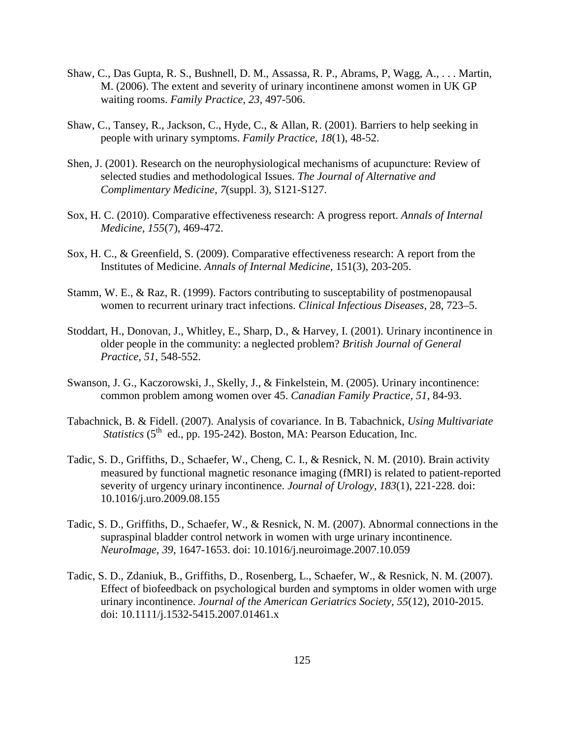Shaw, C., Das Gupta, R. S., Bushnell, D. M., Assassa, R. P., Abrams, P, Wagg, A., . . . Martin, M. (2006). The extent and severity of urinary incontinene amonst women in UK GP waiting rooms. *Family Practice, 23*, 497-506.

Shaw, C., Tansey, R., Jackson, C., Hyde, C., & Allan, R. (2001). Barriers to help seeking in people with urinary symptoms. *Family Practice, 18*(1), 48-52.

Shen, J. (2001). Research on the neurophysiological mechanisms of acupuncture: Review of selected studies and methodological Issues. *The Journal of Alternative and Complimentary Medicine, 7*(suppl. 3), S121-S127.

Sox, H. C. (2010). Comparative effectiveness research: A progress report. *Annals of Internal Medicine, 155*(7), 469-472.

Sox, H. C., & Greenfield, S. (2009). Comparative effectiveness research: A report from the Institutes of Medicine. *Annals of Internal Medicine*, 151(3), 203-205.

Stamm, W. E., & Raz, R. (1999). Factors contributing to susceptability of postmenopausal women to recurrent urinary tract infections. *Clinical Infectious Diseases*, 28, 723–5.

Stoddart, H., Donovan, J., Whitley, E., Sharp, D., & Harvey, I. (2001). Urinary incontinence in older people in the community: a neglected problem? *British Journal of General Practice, 51*, 548-552.

Swanson, J. G., Kaczorowski, J., Skelly, J., & Finkelstein, M. (2005). Urinary incontinence: common problem among women over 45. *Canadian Family Practice, 51*, 84-93.

Tabachnick, B. & Fidell. (2007). Analysis of covariance. In B. Tabachnick, *Using Multivariate Statistics* (5th ed., pp. 195-242). Boston, MA: Pearson Education, Inc.

Tadic, S. D., Griffiths, D., Schaefer, W., Cheng, C. I., & Resnick, N. M. (2010). Brain activity measured by functional magnetic resonance imaging (fMRI) is related to patient-reported severity of urgency urinary incontinence. *Journal of Urology, 183*(1), 221-228. doi: 10.1016/j.uro.2009.08.155

Tadic, S. D., Griffiths, D., Schaefer, W., & Resnick, N. M. (2007). Abnormal connections in the supraspinal bladder control network in women with urge urinary incontinence. *NeuroImage, 39*, 1647-1653. doi: 10.1016/j.neuroimage.2007.10.059

Tadic, S. D., Zdaniuk, B., Griffiths, D., Rosenberg, L., Schaefer, W., & Resnick, N. M. (2007). Effect of biofeedback on psychological burden and symptoms in older women with urge urinary incontinence. *Journal of the American Geriatrics Society, 55*(12), 2010-2015. doi: 10.1111/j.1532-5415.2007.01461.x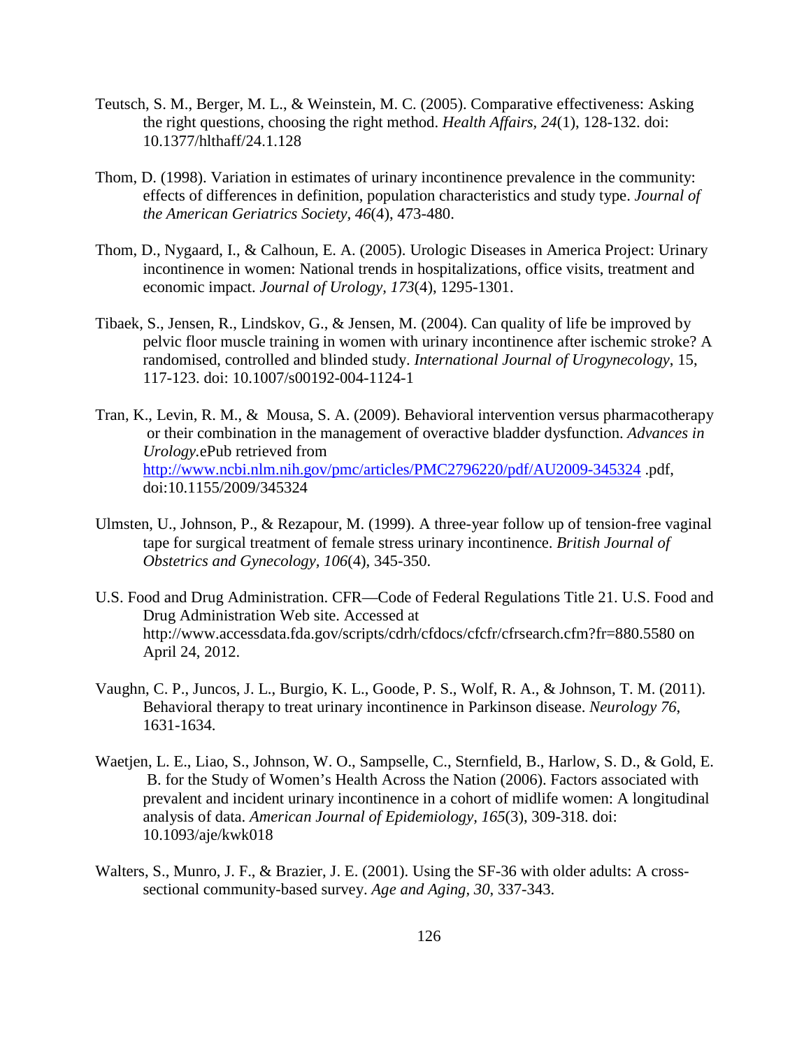Teutsch, S. M., Berger, M. L., & Weinstein, M. C. (2005). Comparative effectiveness: Asking the right questions, choosing the right method. *Health Affairs, 24*(1), 128-132. doi: 10.1377/hlthaff/24.1.128

Thom, D. (1998). Variation in estimates of urinary incontinence prevalence in the community: effects of differences in definition, population characteristics and study type. *Journal of the American Geriatrics Society, 46*(4), 473-480.

Thom, D., Nygaard, I., & Calhoun, E. A. (2005). Urologic Diseases in America Project: Urinary incontinence in women: National trends in hospitalizations, office visits, treatment and economic impact. *Journal of Urology, 173*(4), 1295-1301.

Tibaek, S., Jensen, R., Lindskov, G., & Jensen, M. (2004). Can quality of life be improved by pelvic floor muscle training in women with urinary incontinence after ischemic stroke? A randomised, controlled and blinded study. *International Journal of Urogynecology*, 15, 117-123. doi: 10.1007/s00192-004-1124-1

Tran, K., Levin, R. M., & Mousa, S. A. (2009). Behavioral intervention versus pharmacotherapy or their combination in the management of overactive bladder dysfunction. *Advances in Urology*.ePub retrieved from http://www.ncbi.nlm.nih.gov/pmc/articles/PMC2796220/pdf/AU2009-345324 .pdf, doi:10.1155/2009/345324

Ulmsten, U., Johnson, P., & Rezapour, M. (1999). A three-year follow up of tension-free vaginal tape for surgical treatment of female stress urinary incontinence. *British Journal of Obstetrics and Gynecology, 106*(4), 345-350.

U.S. Food and Drug Administration. CFR—Code of Federal Regulations Title 21. U.S. Food and Drug Administration Web site. Accessed at http://www.accessdata.fda.gov/scripts/cdrh/cfdocs/cfcfr/cfrsearch.cfm?fr=880.5580 on April 24, 2012.

Vaughn, C. P., Juncos, J. L., Burgio, K. L., Goode, P. S., Wolf, R. A., & Johnson, T. M. (2011). Behavioral therapy to treat urinary incontinence in Parkinson disease. *Neurology 76*, 1631-1634.

Waetjen, L. E., Liao, S., Johnson, W. O., Sampselle, C., Sternfield, B., Harlow, S. D., & Gold, E. B. for the Study of Women's Health Across the Nation (2006). Factors associated with prevalent and incident urinary incontinence in a cohort of midlife women: A longitudinal analysis of data. *American Journal of Epidemiology, 165*(3), 309-318. doi: 10.1093/aje/kwk018

Walters, S., Munro, J. F., & Brazier, J. E. (2001). Using the SF-36 with older adults: A cross-sectional community-based survey. *Age and Aging, 30*, 337-343.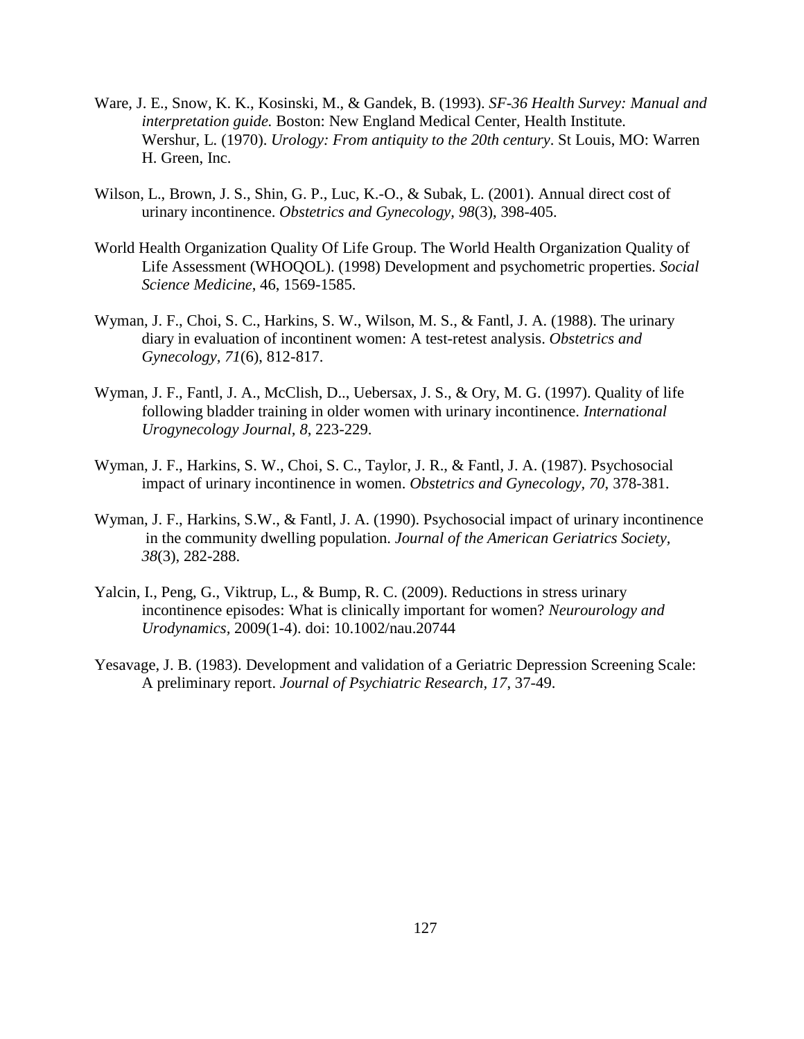Ware, J. E., Snow, K. K., Kosinski, M., & Gandek, B. (1993). *SF-36 Health Survey: Manual and interpretation guide.* Boston: New England Medical Center, Health Institute. Wershur, L. (1970). *Urology: From antiquity to the 20th century*. St Louis, MO: Warren H. Green, Inc.

Wilson, L., Brown, J. S., Shin, G. P., Luc, K.-O., & Subak, L. (2001). Annual direct cost of urinary incontinence. *Obstetrics and Gynecology, 98*(3), 398-405.

World Health Organization Quality Of Life Group. The World Health Organization Quality of Life Assessment (WHOQOL). (1998) Development and psychometric properties. *Social Science Medicine*, 46, 1569-1585.

Wyman, J. F., Choi, S. C., Harkins, S. W., Wilson, M. S., & Fantl, J. A. (1988). The urinary diary in evaluation of incontinent women: A test-retest analysis. *Obstetrics and Gynecology, 71*(6), 812-817.

Wyman, J. F., Fantl, J. A., McClish, D.., Uebersax, J. S., & Ory, M. G. (1997). Quality of life following bladder training in older women with urinary incontinence. *International Urogynecology Journal, 8*, 223-229.

Wyman, J. F., Harkins, S. W., Choi, S. C., Taylor, J. R., & Fantl, J. A. (1987). Psychosocial impact of urinary incontinence in women. *Obstetrics and Gynecology*, *70*, 378-381.

Wyman, J. F., Harkins, S.W., & Fantl, J. A. (1990). Psychosocial impact of urinary incontinence in the community dwelling population. *Journal of the American Geriatrics Society, 38*(3), 282-288.

Yalcin, I., Peng, G., Viktrup, L., & Bump, R. C. (2009). Reductions in stress urinary incontinence episodes: What is clinically important for women? *Neurourology and Urodynamics,* 2009(1-4). doi: 10.1002/nau.20744

Yesavage, J. B. (1983). Development and validation of a Geriatric Depression Screening Scale: A preliminary report. *Journal of Psychiatric Research, 17,* 37-49.